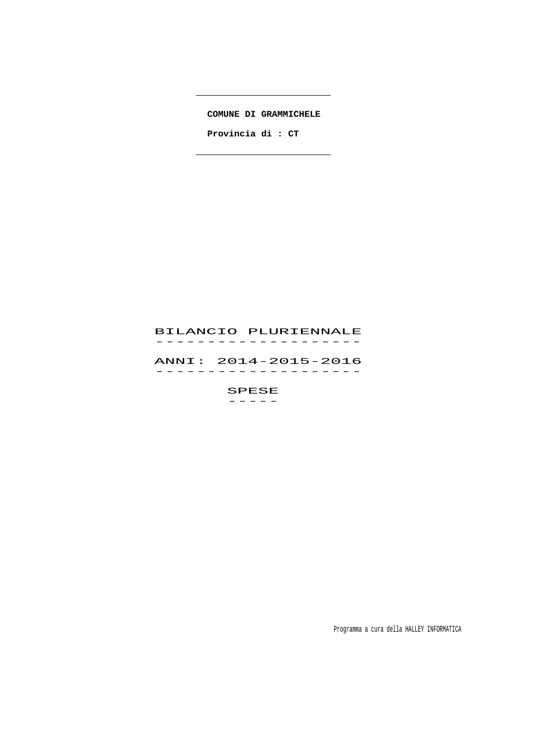**COMUNE DI GRAMMICHELE**

**Provincia di : CT**

# BILANCIO PLURIENNALE

## ANNI: 2014-2015-2016

## SPESE

Programma a cura della HALLEY INFORMATICA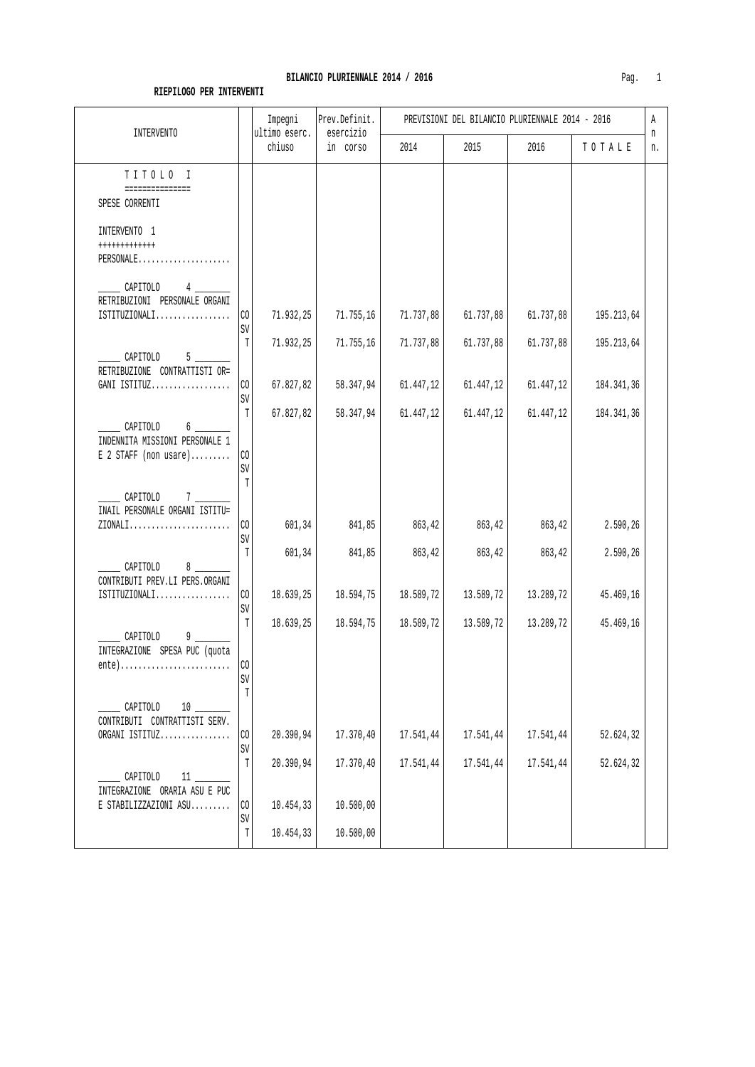**BILANCIO PLURIENNALE 2014 / 2016**

**RIEPILOGO PER INTERVENTI**

| INTERVENTO | | Impegni ultimo eserc. chiuso | Prev.Definit. esercizio in corso | PREVISIONI DEL BILANCIO PLURIENNALE 2014 - 2016 | | | | An n. |
|---|---|---|---|---|---|---|---|---|
| | | | | 2014 | 2015 | 2016 | T O T A L E | |
| T I T O L O I<br>===============<br>SPESE CORRENTI | | | | | | | | |
| INTERVENTO 1<br>+++++++++++++<br>PERSONALE..................... | | | | | | | | |
| ____ CAPITOLO 4 ______<br>RETRIBUZIONI PERSONALE ORGANI ISTITUZIONALI................. | CO | 71.932,25 | 71.755,16 | 71.737,88 | 61.737,88 | 61.737,88 | 195.213,64 | |
| | SV | | | | | | | |
| | T | 71.932,25 | 71.755,16 | 71.737,88 | 61.737,88 | 61.737,88 | 195.213,64 | |
| ____ CAPITOLO 5 ______<br>RETRIBUZIONE CONTRATTISTI OR= GANI ISTITUZ.................. | CO | 67.827,82 | 58.347,94 | 61.447,12 | 61.447,12 | 61.447,12 | 184.341,36 | |
| | SV | | | | | | | |
| | T | 67.827,82 | 58.347,94 | 61.447,12 | 61.447,12 | 61.447,12 | 184.341,36 | |
| ____ CAPITOLO 6 ______<br>INDENNITA MISSIONI PERSONALE 1 E 2 STAFF (non usare)......... | CO | | | | | | | |
| | SV | | | | | | | |
| | T | | | | | | | |
| ____ CAPITOLO 7 ______<br>INAIL PERSONALE ORGANI ISTITU= ZIONALI....................... | CO | 601,34 | 841,85 | 863,42 | 863,42 | 863,42 | 2.590,26 | |
| | SV | | | | | | | |
| | T | 601,34 | 841,85 | 863,42 | 863,42 | 863,42 | 2.590,26 | |
| ____ CAPITOLO 8 ______<br>CONTRIBUTI PREV.LI PERS.ORGANI ISTITUZIONALI................. | CO | 18.639,25 | 18.594,75 | 18.589,72 | 13.589,72 | 13.289,72 | 45.469,16 | |
| | SV | | | | | | | |
| | T | 18.639,25 | 18.594,75 | 18.589,72 | 13.589,72 | 13.289,72 | 45.469,16 | |
| ____ CAPITOLO 9 ______<br>INTEGRAZIONE SPESA PUC (quota ente)......................... | CO | | | | | | | |
| | SV | | | | | | | |
| | T | | | | | | | |
| ____ CAPITOLO 10 ______<br>CONTRIBUTI CONTRATTISTI SERV. ORGANI ISTITUZ................ | CO | 20.390,94 | 17.370,40 | 17.541,44 | 17.541,44 | 17.541,44 | 52.624,32 | |
| | SV | | | | | | | |
| | T | 20.390,94 | 17.370,40 | 17.541,44 | 17.541,44 | 17.541,44 | 52.624,32 | |
| ____ CAPITOLO 11 ______<br>INTEGRAZIONE ORARIA ASU E PUC E STABILIZZAZIONI ASU......... | CO | 10.454,33 | 10.500,00 | | | | | |
| | SV | | | | | | | |
| | T | 10.454,33 | 10.500,00 | | | | | |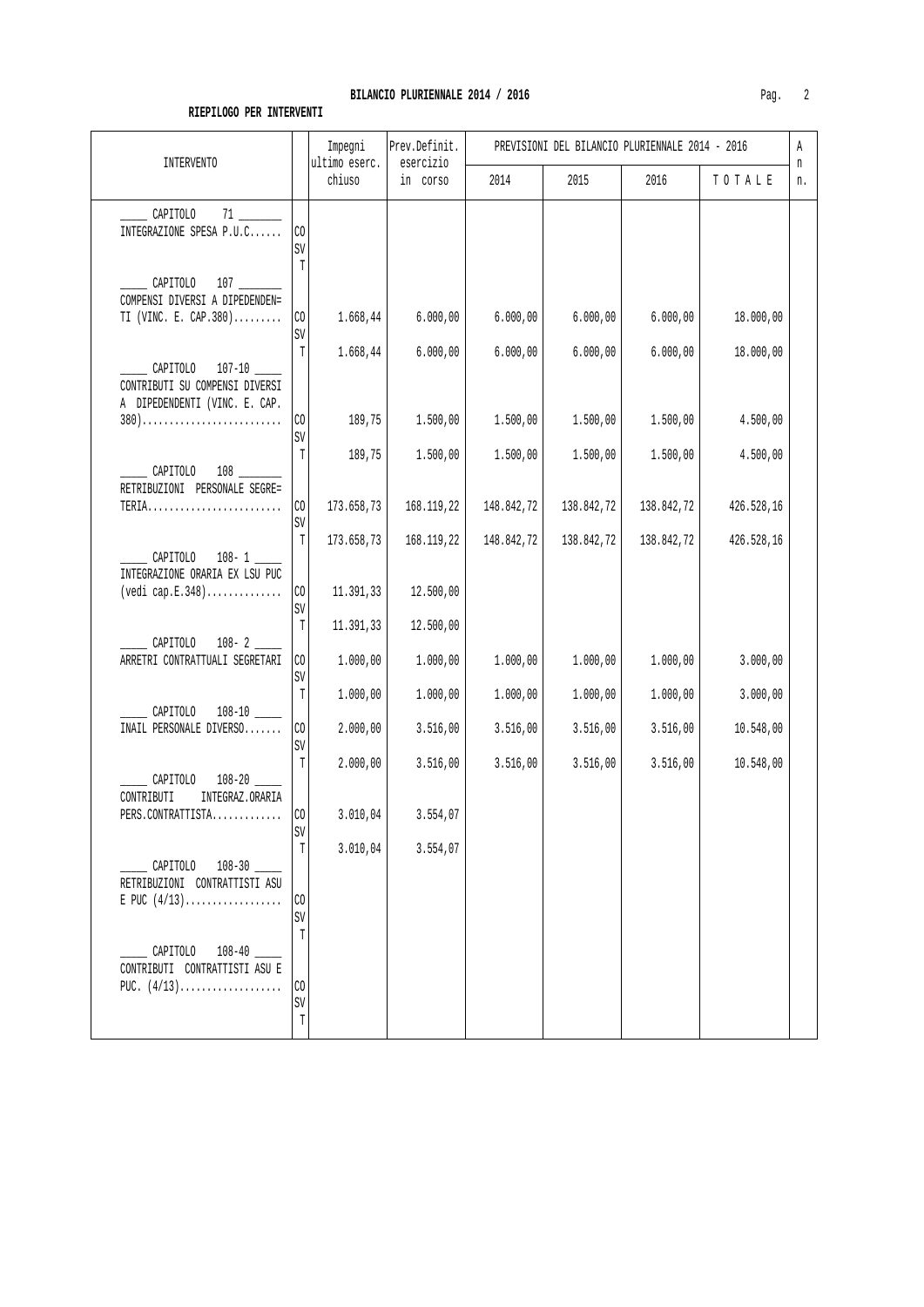**BILANCIO PLURIENNALE 2014 / 2016**

**RIEPILOGO PER INTERVENTI**

| INTERVENTO | | Impegni ultimo eserc. chiuso | Prev.Definit. esercizio in corso | PREVISIONI DEL BILANCIO PLURIENNALE 2014 - 2016 | | | | Ann. |
|---|---|---|---|---|---|---|---|---|
| | | | | 2014 | 2015 | 2016 | TOTALE | |
| _____ CAPITOLO 71 _______ INTEGRAZIONE SPESA P.U.C...... | CO | | | | | | | |
| | SV | | | | | | | |
| | T | | | | | | | |
| _____ CAPITOLO 107 _______ COMPENSI DIVERSI A DIPEDENDEN= TI (VINC. E. CAP.380)......... | CO | 1.668,44 | 6.000,00 | 6.000,00 | 6.000,00 | 6.000,00 | 18.000,00 | |
| | SV | | | | | | | |
| | T | 1.668,44 | 6.000,00 | 6.000,00 | 6.000,00 | 6.000,00 | 18.000,00 | |
| _____ CAPITOLO 107-10 _____ CONTRIBUTI SU COMPENSI DIVERSI A DIPEDENDENTI (VINC. E. CAP. 380).......................... | CO | 189,75 | 1.500,00 | 1.500,00 | 1.500,00 | 1.500,00 | 4.500,00 | |
| | SV | | | | | | | |
| | T | 189,75 | 1.500,00 | 1.500,00 | 1.500,00 | 1.500,00 | 4.500,00 | |
| _____ CAPITOLO 108 _______ RETRIBUZIONI PERSONALE SEGRE= TERIA......................... | CO | 173.658,73 | 168.119,22 | 148.842,72 | 138.842,72 | 138.842,72 | 426.528,16 | |
| | SV | | | | | | | |
| | T | 173.658,73 | 168.119,22 | 148.842,72 | 138.842,72 | 138.842,72 | 426.528,16 | |
| _____ CAPITOLO 108- 1 _____ INTEGRAZIONE ORARIA EX LSU PUC (vedi cap.E.348).............. | CO | 11.391,33 | 12.500,00 | | | | | |
| | SV | | | | | | | |
| | T | 11.391,33 | 12.500,00 | | | | | |
| _____ CAPITOLO 108- 2 _____ ARRETRI CONTRATTUALI SEGRETARI | CO | 1.000,00 | 1.000,00 | 1.000,00 | 1.000,00 | 1.000,00 | 3.000,00 | |
| | SV | | | | | | | |
| | T | 1.000,00 | 1.000,00 | 1.000,00 | 1.000,00 | 1.000,00 | 3.000,00 | |
| _____ CAPITOLO 108-10 _____ INAIL PERSONALE DIVERSO....... | CO | 2.000,00 | 3.516,00 | 3.516,00 | 3.516,00 | 3.516,00 | 10.548,00 | |
| | SV | | | | | | | |
| | T | 2.000,00 | 3.516,00 | 3.516,00 | 3.516,00 | 3.516,00 | 10.548,00 | |
| _____ CAPITOLO 108-20 _____ CONTRIBUTI INTEGRAZ.ORARIA PERS.CONTRATTISTA............. | CO | 3.010,04 | 3.554,07 | | | | | |
| | SV | | | | | | | |
| | T | 3.010,04 | 3.554,07 | | | | | |
| _____ CAPITOLO 108-30 _____ RETRIBUZIONI CONTRATTISTI ASU E PUC (4/13).................. | CO | | | | | | | |
| | SV | | | | | | | |
| | T | | | | | | | |
| _____ CAPITOLO 108-40 _____ CONTRIBUTI CONTRATTISTI ASU E PUC. (4/13)................... | CO | | | | | | | |
| | SV | | | | | | | |
| | T | | | | | | | |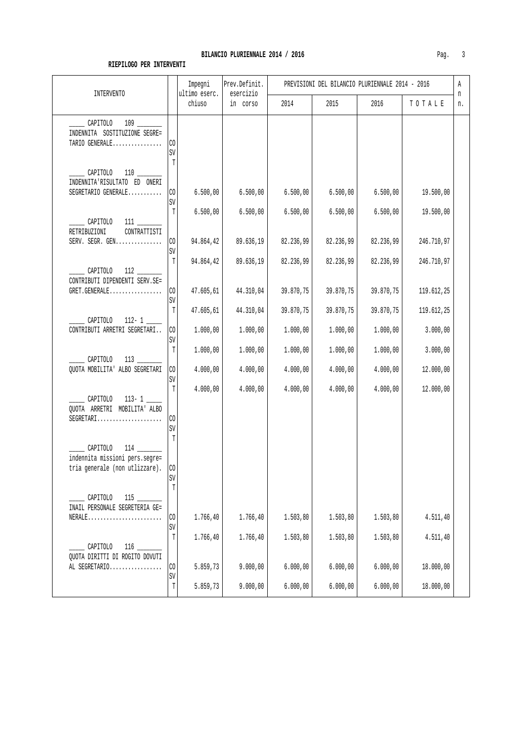**BILANCIO PLURIENNALE 2014 / 2016**

**RIEPILOGO PER INTERVENTI**

| INTERVENTO | | Impegni ultimo eserc. chiuso | Prev.Definit. esercizio in corso | PREVISIONI DEL BILANCIO PLURIENNALE 2014 - 2016 2014 | 2015 | 2016 | T O T A L E | An n. |
|---|---|---|---|---|---|---|---|---|
| _____ CAPITOLO 109 _______ INDENNITA SOSTITUZIONE SEGRE= TARIO GENERALE................ | CO | | | | | | | |
| | SV | | | | | | | |
| | T | | | | | | | |
| _____ CAPITOLO 110 _______ INDENNITA'RISULTATO ED ONERI SEGRETARIO GENERALE........... | CO | 6.500,00 | 6.500,00 | 6.500,00 | 6.500,00 | 6.500,00 | 19.500,00 | |
| | SV | | | | | | | |
| | T | 6.500,00 | 6.500,00 | 6.500,00 | 6.500,00 | 6.500,00 | 19.500,00 | |
| _____ CAPITOLO 111 _______ RETRIBUZIONI CONTRATTISTI SERV. SEGR. GEN............... | CO | 94.864,42 | 89.636,19 | 82.236,99 | 82.236,99 | 82.236,99 | 246.710,97 | |
| | SV | | | | | | | |
| | T | 94.864,42 | 89.636,19 | 82.236,99 | 82.236,99 | 82.236,99 | 246.710,97 | |
| _____ CAPITOLO 112 _______ CONTRIBUTI DIPENDENTI SERV.SE= GRET.GENERALE................. | CO | 47.605,61 | 44.310,04 | 39.870,75 | 39.870,75 | 39.870,75 | 119.612,25 | |
| | SV | | | | | | | |
| | T | 47.605,61 | 44.310,04 | 39.870,75 | 39.870,75 | 39.870,75 | 119.612,25 | |
| _____ CAPITOLO 112- 1 _____ CONTRIBUTI ARRETRI SEGRETARI.. | CO | 1.000,00 | 1.000,00 | 1.000,00 | 1.000,00 | 1.000,00 | 3.000,00 | |
| | SV | | | | | | | |
| | T | 1.000,00 | 1.000,00 | 1.000,00 | 1.000,00 | 1.000,00 | 3.000,00 | |
| _____ CAPITOLO 113 _______ QUOTA MOBILITA' ALBO SEGRETARI | CO | 4.000,00 | 4.000,00 | 4.000,00 | 4.000,00 | 4.000,00 | 12.000,00 | |
| | SV | | | | | | | |
| | T | 4.000,00 | 4.000,00 | 4.000,00 | 4.000,00 | 4.000,00 | 12.000,00 | |
| _____ CAPITOLO 113- 1 _____ QUOTA ARRETRI MOBILITA' ALBO SEGRETARI..................... | CO | | | | | | | |
| | SV | | | | | | | |
| | T | | | | | | | |
| _____ CAPITOLO 114 _______ indennita missioni pers.segre= tria generale (non utlizzare). | CO | | | | | | | |
| | SV | | | | | | | |
| | T | | | | | | | |
| _____ CAPITOLO 115 _______ INAIL PERSONALE SEGRETERIA GE= NERALE........................ | CO | 1.766,40 | 1.766,40 | 1.503,80 | 1.503,80 | 1.503,80 | 4.511,40 | |
| | SV | | | | | | | |
| | T | 1.766,40 | 1.766,40 | 1.503,80 | 1.503,80 | 1.503,80 | 4.511,40 | |
| _____ CAPITOLO 116 _______ QUOTA DIRITTI DI ROGITO DOVUTI AL SEGRETARIO................. | CO | 5.859,73 | 9.000,00 | 6.000,00 | 6.000,00 | 6.000,00 | 18.000,00 | |
| | SV | | | | | | | |
| | T | 5.859,73 | 9.000,00 | 6.000,00 | 6.000,00 | 6.000,00 | 18.000,00 | |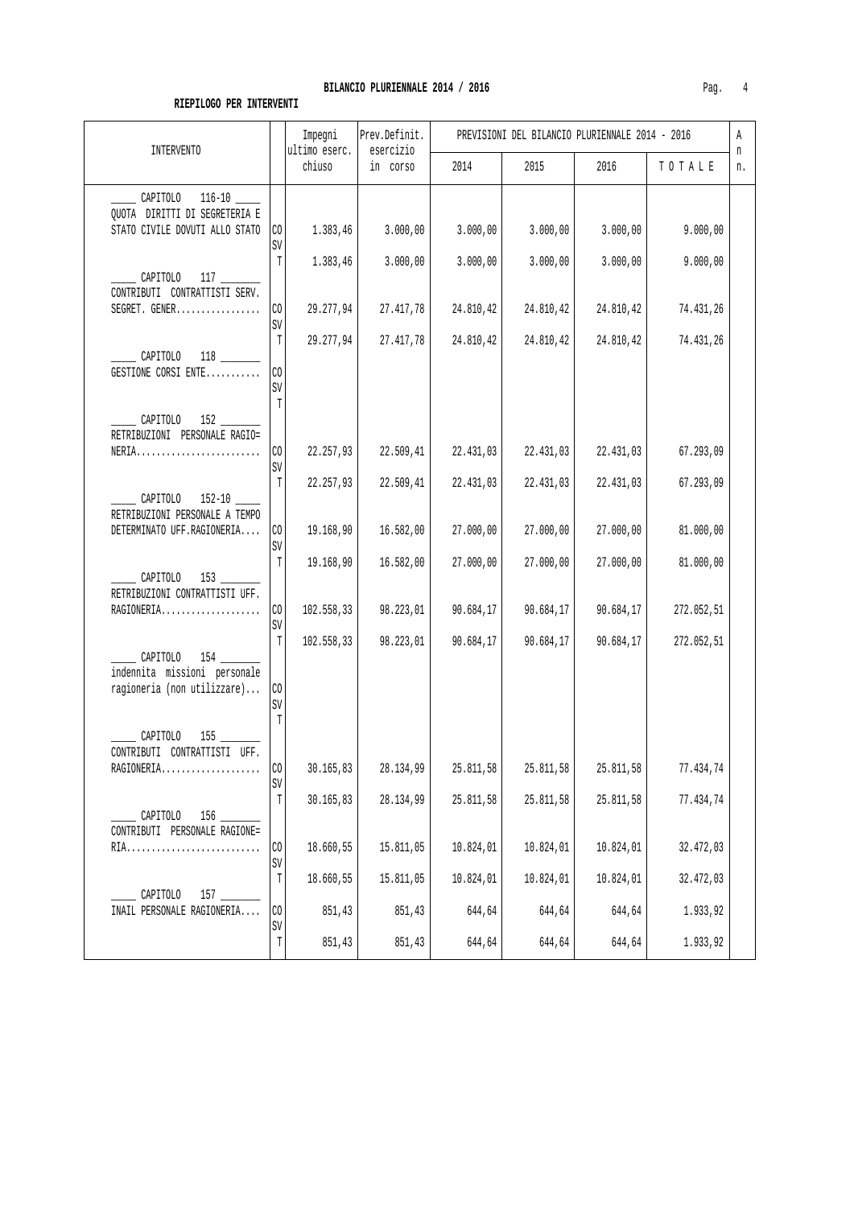## BILANCIO PLURIENNALE 2014 / 2016

**RIEPILOGO PER INTERVENTI**

| INTERVENTO | | Impegni ultimo eserc. chiuso | Prev.Definit. esercizio in corso | PREVISIONI DEL BILANCIO PLURIENNALE 2014 - 2016 | | | | An n. |
|---|---|---|---|---|---|---|---|---|
| | | | | 2014 | 2015 | 2016 | T O T A L E | |
| _____ CAPITOLO 116-10 _____ QUOTA DIRITTI DI SEGRETERIA E STATO CIVILE DOVUTI ALLO STATO | CO | 1.383,46 | 3.000,00 | 3.000,00 | 3.000,00 | 3.000,00 | 9.000,00 | |
| | SV | | | | | | | |
| | T | 1.383,46 | 3.000,00 | 3.000,00 | 3.000,00 | 3.000,00 | 9.000,00 | |
| _____ CAPITOLO 117 _______ CONTRIBUTI CONTRATTISTI SERV. SEGRET. GENER................. | CO | 29.277,94 | 27.417,78 | 24.810,42 | 24.810,42 | 24.810,42 | 74.431,26 | |
| | SV | | | | | | | |
| | T | 29.277,94 | 27.417,78 | 24.810,42 | 24.810,42 | 24.810,42 | 74.431,26 | |
| _____ CAPITOLO 118 _______ GESTIONE CORSI ENTE........... | CO | | | | | | | |
| | SV | | | | | | | |
| | T | | | | | | | |
| _____ CAPITOLO 152 _______ RETRIBUZIONI PERSONALE RAGIO= NERIA......................... | CO | 22.257,93 | 22.509,41 | 22.431,03 | 22.431,03 | 22.431,03 | 67.293,09 | |
| | SV | | | | | | | |
| | T | 22.257,93 | 22.509,41 | 22.431,03 | 22.431,03 | 22.431,03 | 67.293,09 | |
| _____ CAPITOLO 152-10 _____ RETRIBUZIONI PERSONALE A TEMPO DETERMINATO UFF.RAGIONERIA.... | CO | 19.168,90 | 16.582,00 | 27.000,00 | 27.000,00 | 27.000,00 | 81.000,00 | |
| | SV | | | | | | | |
| | T | 19.168,90 | 16.582,00 | 27.000,00 | 27.000,00 | 27.000,00 | 81.000,00 | |
| _____ CAPITOLO 153 _______ RETRIBUZIONI CONTRATTISTI UFF. RAGIONERIA.................... | CO | 102.558,33 | 98.223,01 | 90.684,17 | 90.684,17 | 90.684,17 | 272.052,51 | |
| | SV | | | | | | | |
| | T | 102.558,33 | 98.223,01 | 90.684,17 | 90.684,17 | 90.684,17 | 272.052,51 | |
| _____ CAPITOLO 154 _______ indennita missioni personale ragioneria (non utilizzare)... | CO | | | | | | | |
| | SV | | | | | | | |
| | T | | | | | | | |
| _____ CAPITOLO 155 _______ CONTRIBUTI CONTRATTISTI UFF. RAGIONERIA.................... | CO | 30.165,83 | 28.134,99 | 25.811,58 | 25.811,58 | 25.811,58 | 77.434,74 | |
| | SV | | | | | | | |
| | T | 30.165,83 | 28.134,99 | 25.811,58 | 25.811,58 | 25.811,58 | 77.434,74 | |
| _____ CAPITOLO 156 _______ CONTRIBUTI PERSONALE RAGIONE= RIA........................... | CO | 18.660,55 | 15.811,05 | 10.824,01 | 10.824,01 | 10.824,01 | 32.472,03 | |
| | SV | | | | | | | |
| | T | 18.660,55 | 15.811,05 | 10.824,01 | 10.824,01 | 10.824,01 | 32.472,03 | |
| _____ CAPITOLO 157 _______ INAIL PERSONALE RAGIONERIA.... | CO | 851,43 | 851,43 | 644,64 | 644,64 | 644,64 | 1.933,92 | |
| | SV | | | | | | | |
| | T | 851,43 | 851,43 | 644,64 | 644,64 | 644,64 | 1.933,92 | |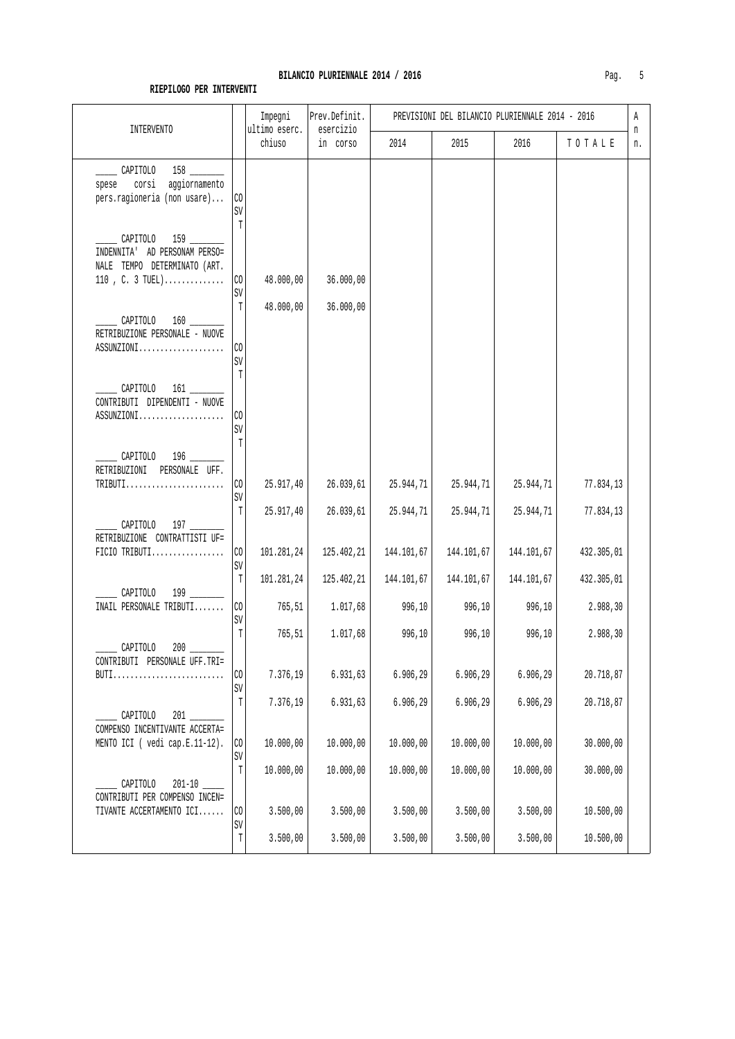# BILANCIO PLURIENNALE 2014 / 2016

**RIEPILOGO PER INTERVENTI**

| INTERVENTO | | Impegni ultimo eserc. chiuso | Prev.Definit. esercizio in corso | PREVISIONI DEL BILANCIO PLURIENNALE 2014 - 2016 2014 | 2015 | 2016 | TOTALE | An n. |
|---|---|---|---|---|---|---|---|---|
| _____ CAPITOLO 158 _______ spese corsi aggiornamento pers.ragioneria (non usare)... | CO | | | | | | | |
| | SV | | | | | | | |
| | T | | | | | | | |
| _____ CAPITOLO 159 _______ INDENNITA' AD PERSONAM PERSO= NALE TEMPO DETERMINATO (ART. 110 , C. 3 TUEL).............. | CO | 48.000,00 | 36.000,00 | | | | | |
| | SV | | | | | | | |
| | T | 48.000,00 | 36.000,00 | | | | | |
| _____ CAPITOLO 160 _______ RETRIBUZIONE PERSONALE - NUOVE ASSUNZIONI.................... | CO | | | | | | | |
| | SV | | | | | | | |
| | T | | | | | | | |
| _____ CAPITOLO 161 _______ CONTRIBUTI DIPENDENTI - NUOVE ASSUNZIONI.................... | CO | | | | | | | |
| | SV | | | | | | | |
| | T | | | | | | | |
| _____ CAPITOLO 196 _______ RETRIBUZIONI PERSONALE UFF. TRIBUTI....................... | CO | 25.917,40 | 26.039,61 | 25.944,71 | 25.944,71 | 25.944,71 | 77.834,13 | |
| | SV | | | | | | | |
| | T | 25.917,40 | 26.039,61 | 25.944,71 | 25.944,71 | 25.944,71 | 77.834,13 | |
| _____ CAPITOLO 197 _______ RETRIBUZIONE CONTRATTISTI UF= FICIO TRIBUTI................. | CO | 101.281,24 | 125.402,21 | 144.101,67 | 144.101,67 | 144.101,67 | 432.305,01 | |
| | SV | | | | | | | |
| | T | 101.281,24 | 125.402,21 | 144.101,67 | 144.101,67 | 144.101,67 | 432.305,01 | |
| _____ CAPITOLO 199 _______ INAIL PERSONALE TRIBUTI....... | CO | 765,51 | 1.017,68 | 996,10 | 996,10 | 996,10 | 2.988,30 | |
| | SV | | | | | | | |
| | T | 765,51 | 1.017,68 | 996,10 | 996,10 | 996,10 | 2.988,30 | |
| _____ CAPITOLO 200 _______ CONTRIBUTI PERSONALE UFF.TRI= BUTI.......................... | CO | 7.376,19 | 6.931,63 | 6.906,29 | 6.906,29 | 6.906,29 | 20.718,87 | |
| | SV | | | | | | | |
| | T | 7.376,19 | 6.931,63 | 6.906,29 | 6.906,29 | 6.906,29 | 20.718,87 | |
| _____ CAPITOLO 201 _______ COMPENSO INCENTIVANTE ACCERTA= MENTO ICI ( vedi cap.E.11-12). | CO | 10.000,00 | 10.000,00 | 10.000,00 | 10.000,00 | 10.000,00 | 30.000,00 | |
| | SV | | | | | | | |
| | T | 10.000,00 | 10.000,00 | 10.000,00 | 10.000,00 | 10.000,00 | 30.000,00 | |
| _____ CAPITOLO 201-10 _____ CONTRIBUTI PER COMPENSO INCEN= TIVANTE ACCERTAMENTO ICI...... | CO | 3.500,00 | 3.500,00 | 3.500,00 | 3.500,00 | 3.500,00 | 10.500,00 | |
| | SV | | | | | | | |
| | T | 3.500,00 | 3.500,00 | 3.500,00 | 3.500,00 | 3.500,00 | 10.500,00 | |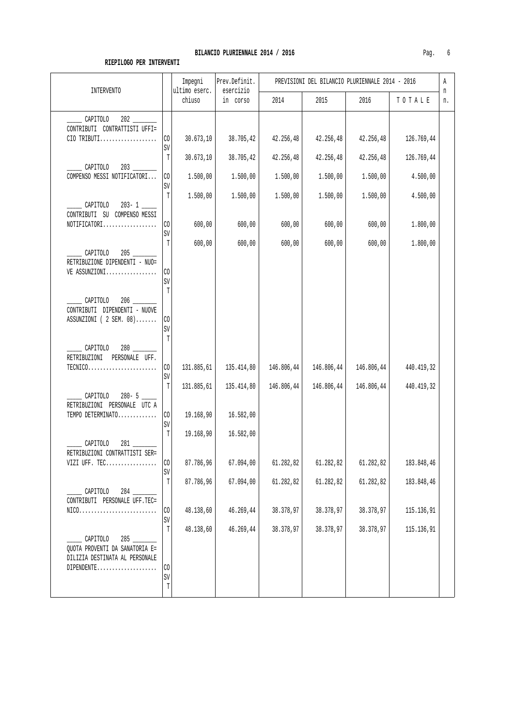## BILANCIO PLURIENNALE 2014 / 2016

**RIEPILOGO PER INTERVENTI**

| INTERVENTO | | Impegni ultimo eserc. chiuso | Prev.Definit. esercizio in corso | PREVISIONI DEL BILANCIO PLURIENNALE 2014 - 2016 2014 | 2015 | 2016 | TOTALE | An n. |
|---|---|---|---|---|---|---|---|---|
| _____ CAPITOLO 202 _______ CONTRIBUTI CONTRATTISTI UFFI= CIO TRIBUTI.................. | CO | 30.673,10 | 38.705,42 | 42.256,48 | 42.256,48 | 42.256,48 | 126.769,44 | |
| | SV | | | | | | | |
| | T | 30.673,10 | 38.705,42 | 42.256,48 | 42.256,48 | 42.256,48 | 126.769,44 | |
| _____ CAPITOLO 203 _______ COMPENSO MESSI NOTIFICATORI... | CO | 1.500,00 | 1.500,00 | 1.500,00 | 1.500,00 | 1.500,00 | 4.500,00 | |
| | SV | | | | | | | |
| | T | 1.500,00 | 1.500,00 | 1.500,00 | 1.500,00 | 1.500,00 | 4.500,00 | |
| _____ CAPITOLO 203- 1 ____ CONTRIBUTI SU COMPENSO MESSI NOTIFICATORI.................. | CO | 600,00 | 600,00 | 600,00 | 600,00 | 600,00 | 1.800,00 | |
| | SV | | | | | | | |
| | T | 600,00 | 600,00 | 600,00 | 600,00 | 600,00 | 1.800,00 | |
| _____ CAPITOLO 205 _______ RETRIBUZIONE DIPENDENTI - NUO= VE ASSUNZIONI................. | CO | | | | | | | |
| | SV | | | | | | | |
| | T | | | | | | | |
| _____ CAPITOLO 206 _______ CONTRIBUTI DIPENDENTI - NUOVE ASSUNZIONI ( 2 SEM. 08)....... | CO | | | | | | | |
| | SV | | | | | | | |
| | T | | | | | | | |
| _____ CAPITOLO 280 _______ RETRIBUZIONI PERSONALE UFF. TECNICO....................... | CO | 131.885,61 | 135.414,80 | 146.806,44 | 146.806,44 | 146.806,44 | 440.419,32 | |
| | SV | | | | | | | |
| | T | 131.885,61 | 135.414,80 | 146.806,44 | 146.806,44 | 146.806,44 | 440.419,32 | |
| _____ CAPITOLO 280- 5 ____ RETRIBUZIONI PERSONALE UTC A TEMPO DETERMINATO............. | CO | 19.168,90 | 16.582,00 | | | | | |
| | SV | | | | | | | |
| | T | 19.168,90 | 16.582,00 | | | | | |
| _____ CAPITOLO 281 _______ RETRIBUZIONI CONTRATTISTI SER= VIZI UFF. TEC................. | CO | 87.786,96 | 67.094,00 | 61.282,82 | 61.282,82 | 61.282,82 | 183.848,46 | |
| | SV | | | | | | | |
| | T | 87.786,96 | 67.094,00 | 61.282,82 | 61.282,82 | 61.282,82 | 183.848,46 | |
| _____ CAPITOLO 284 _______ CONTRIBUTI PERSONALE UFF.TEC= NICO.......................... | CO | 48.138,60 | 46.269,44 | 38.378,97 | 38.378,97 | 38.378,97 | 115.136,91 | |
| | SV | | | | | | | |
| | T | 48.138,60 | 46.269,44 | 38.378,97 | 38.378,97 | 38.378,97 | 115.136,91 | |
| _____ CAPITOLO 285 _______ QUOTA PROVENTI DA SANATORIA E= DILIZIA DESTINATA AL PERSONALE DIPENDENTE.................... | CO | | | | | | | |
| | SV | | | | | | | |
| | T | | | | | | | |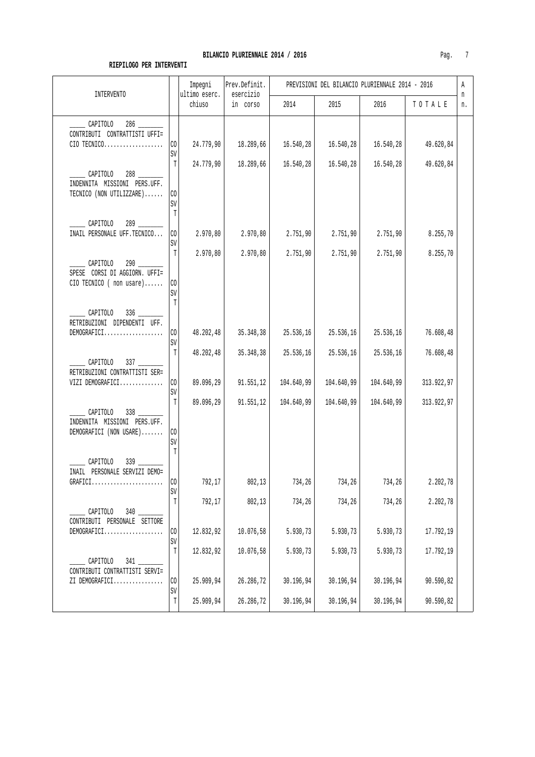**BILANCIO PLURIENNALE 2014 / 2016**

**RIEPILOGO PER INTERVENTI**

| INTERVENTO | | Impegni ultimo eserc. chiuso | Prev.Definit. esercizio in corso | PREVISIONI DEL BILANCIO PLURIENNALE 2014 - 2016 | | | | An n. |
|---|---|---|---|---|---|---|---|---|
| | | | | 2014 | 2015 | 2016 | T O T A L E | |
| _____ CAPITOLO 286 _______ CONTRIBUTI CONTRATTISTI UFFI= CIO TECNICO.................. | CO | 24.779,90 | 18.289,66 | 16.540,28 | 16.540,28 | 16.540,28 | 49.620,84 | |
| | SV | | | | | | | |
| | T | 24.779,90 | 18.289,66 | 16.540,28 | 16.540,28 | 16.540,28 | 49.620,84 | |
| _____ CAPITOLO 288 _______ INDENNITA MISSIONI PERS.UFF. TECNICO (NON UTILIZZARE)...... | CO | | | | | | | |
| | SV | | | | | | | |
| | T | | | | | | | |
| _____ CAPITOLO 289 _______ INAIL PERSONALE UFF.TECNICO... | CO | 2.970,80 | 2.970,80 | 2.751,90 | 2.751,90 | 2.751,90 | 8.255,70 | |
| | SV | | | | | | | |
| | T | 2.970,80 | 2.970,80 | 2.751,90 | 2.751,90 | 2.751,90 | 8.255,70 | |
| _____ CAPITOLO 290 _______ SPESE CORSI DI AGGIORN. UFFI= CIO TECNICO ( non usare)...... | CO | | | | | | | |
| | SV | | | | | | | |
| | T | | | | | | | |
| _____ CAPITOLO 336 _______ RETRIBUZIONI DIPENDENTI UFF. DEMOGRAFICI.................. | CO | 48.202,48 | 35.348,38 | 25.536,16 | 25.536,16 | 25.536,16 | 76.608,48 | |
| | SV | | | | | | | |
| | T | 48.202,48 | 35.348,38 | 25.536,16 | 25.536,16 | 25.536,16 | 76.608,48 | |
| _____ CAPITOLO 337 _______ RETRIBUZIONI CONTRATTISTI SER= VIZI DEMOGRAFICI.............. | CO | 89.096,29 | 91.551,12 | 104.640,99 | 104.640,99 | 104.640,99 | 313.922,97 | |
| | SV | | | | | | | |
| | T | 89.096,29 | 91.551,12 | 104.640,99 | 104.640,99 | 104.640,99 | 313.922,97 | |
| _____ CAPITOLO 338 _______ INDENNITA MISSIONI PERS.UFF. DEMOGRAFICI (NON USARE)....... | CO | | | | | | | |
| | SV | | | | | | | |
| | T | | | | | | | |
| _____ CAPITOLO 339 _______ INAIL PERSONALE SERVIZI DEMO= GRAFICI....................... | CO | 792,17 | 802,13 | 734,26 | 734,26 | 734,26 | 2.202,78 | |
| | SV | | | | | | | |
| | T | 792,17 | 802,13 | 734,26 | 734,26 | 734,26 | 2.202,78 | |
| _____ CAPITOLO 340 _______ CONTRIBUTI PERSONALE SETTORE DEMOGRAFICI.................. | CO | 12.832,92 | 10.076,58 | 5.930,73 | 5.930,73 | 5.930,73 | 17.792,19 | |
| | SV | | | | | | | |
| | T | 12.832,92 | 10.076,58 | 5.930,73 | 5.930,73 | 5.930,73 | 17.792,19 | |
| _____ CAPITOLO 341 _______ CONTRIBUTI CONTRATTISTI SERVI= ZI DEMOGRAFICI................ | CO | 25.909,94 | 26.286,72 | 30.196,94 | 30.196,94 | 30.196,94 | 90.590,82 | |
| | SV | | | | | | | |
| | T | 25.909,94 | 26.286,72 | 30.196,94 | 30.196,94 | 30.196,94 | 90.590,82 | |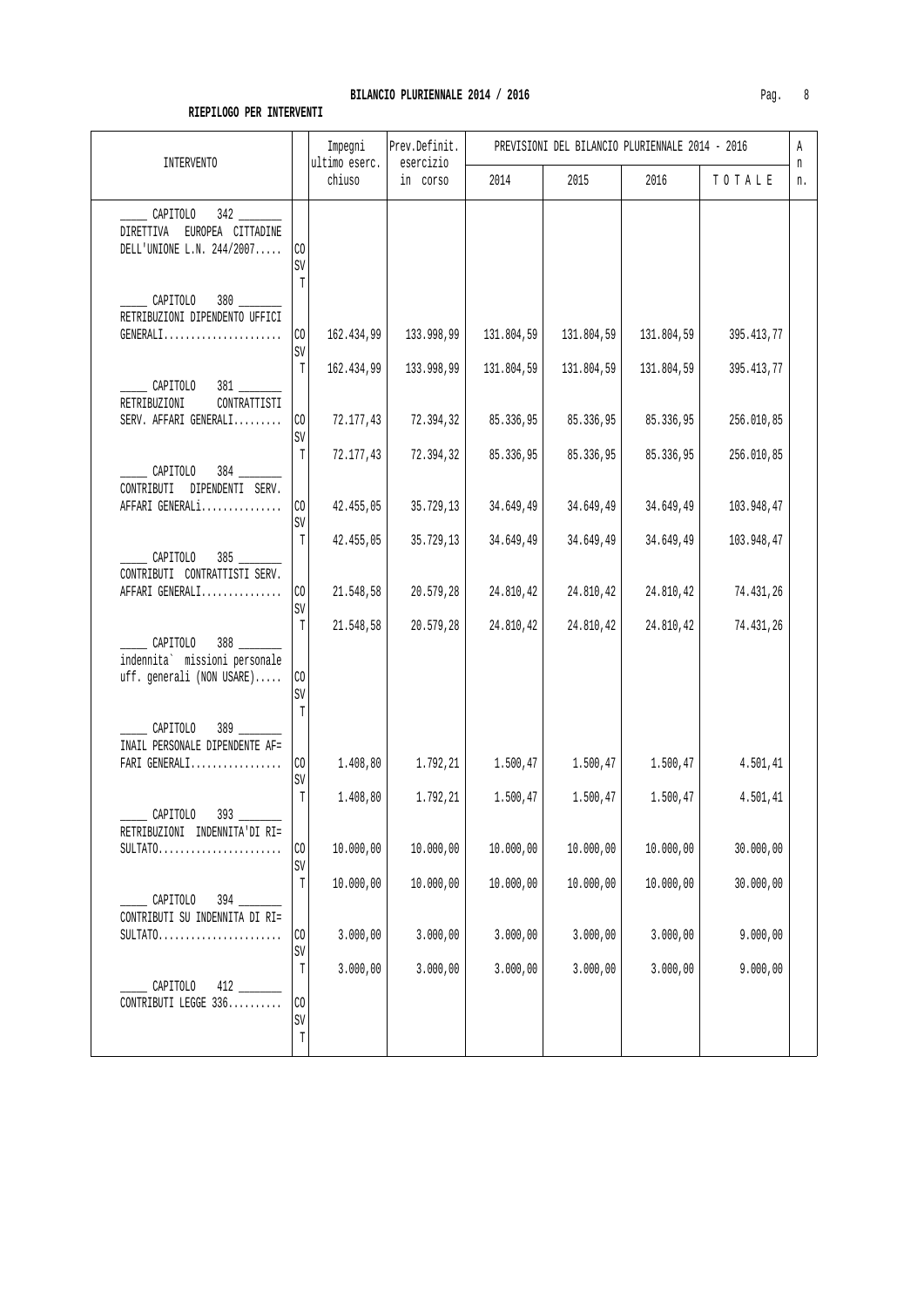**BILANCIO PLURIENNALE 2014 / 2016**

**RIEPILOGO PER INTERVENTI**

| INTERVENTO | | Impegni ultimo eserc. chiuso | Prev.Definit. esercizio in corso | PREVISIONI DEL BILANCIO PLURIENNALE 2014 - 2016 | | | | An n. |
|---|---|---|---|---|---|---|---|---|
| | | | | 2014 | 2015 | 2016 | T O T A L E | |
| _____ CAPITOLO 342 _______ DIRETTIVA EUROPEA CITTADINE DELL'UNIONE L.N. 244/2007..... | CO | | | | | | | |
| | SV | | | | | | | |
| | T | | | | | | | |
| _____ CAPITOLO 380 _______ RETRIBUZIONI DIPENDENTO UFFICI GENERALI...................... | CO | 162.434,99 | 133.998,99 | 131.804,59 | 131.804,59 | 131.804,59 | 395.413,77 | |
| | SV | | | | | | | |
| | T | 162.434,99 | 133.998,99 | 131.804,59 | 131.804,59 | 131.804,59 | 395.413,77 | |
| _____ CAPITOLO 381 _______ RETRIBUZIONI CONTRATTISTI SERV. AFFARI GENERALI......... | CO | 72.177,43 | 72.394,32 | 85.336,95 | 85.336,95 | 85.336,95 | 256.010,85 | |
| | SV | | | | | | | |
| | T | 72.177,43 | 72.394,32 | 85.336,95 | 85.336,95 | 85.336,95 | 256.010,85 | |
| _____ CAPITOLO 384 _______ CONTRIBUTI DIPENDENTI SERV. AFFARI GENERALi............... | CO | 42.455,05 | 35.729,13 | 34.649,49 | 34.649,49 | 34.649,49 | 103.948,47 | |
| | SV | | | | | | | |
| | T | 42.455,05 | 35.729,13 | 34.649,49 | 34.649,49 | 34.649,49 | 103.948,47 | |
| _____ CAPITOLO 385 _______ CONTRIBUTI CONTRATTISTI SERV. AFFARI GENERALI............... | CO | 21.548,58 | 20.579,28 | 24.810,42 | 24.810,42 | 24.810,42 | 74.431,26 | |
| | SV | | | | | | | |
| | T | 21.548,58 | 20.579,28 | 24.810,42 | 24.810,42 | 24.810,42 | 74.431,26 | |
| _____ CAPITOLO 388 _______ indennita` missioni personale uff. generali (NON USARE)..... | CO | | | | | | | |
| | SV | | | | | | | |
| | T | | | | | | | |
| _____ CAPITOLO 389 _______ INAIL PERSONALE DIPENDENTE AF= FARI GENERALI................. | CO | 1.408,80 | 1.792,21 | 1.500,47 | 1.500,47 | 1.500,47 | 4.501,41 | |
| | SV | | | | | | | |
| | T | 1.408,80 | 1.792,21 | 1.500,47 | 1.500,47 | 1.500,47 | 4.501,41 | |
| _____ CAPITOLO 393 _______ RETRIBUZIONI INDENNITA'DI RI= SULTATO....................... | CO | 10.000,00 | 10.000,00 | 10.000,00 | 10.000,00 | 10.000,00 | 30.000,00 | |
| | SV | | | | | | | |
| | T | 10.000,00 | 10.000,00 | 10.000,00 | 10.000,00 | 10.000,00 | 30.000,00 | |
| _____ CAPITOLO 394 _______ CONTRIBUTI SU INDENNITA DI RI= SULTATO....................... | CO | 3.000,00 | 3.000,00 | 3.000,00 | 3.000,00 | 3.000,00 | 9.000,00 | |
| | SV | | | | | | | |
| | T | 3.000,00 | 3.000,00 | 3.000,00 | 3.000,00 | 3.000,00 | 9.000,00 | |
| _____ CAPITOLO 412 _______ CONTRIBUTI LEGGE 336.......... | CO | | | | | | | |
| | SV | | | | | | | |
| | T | | | | | | | |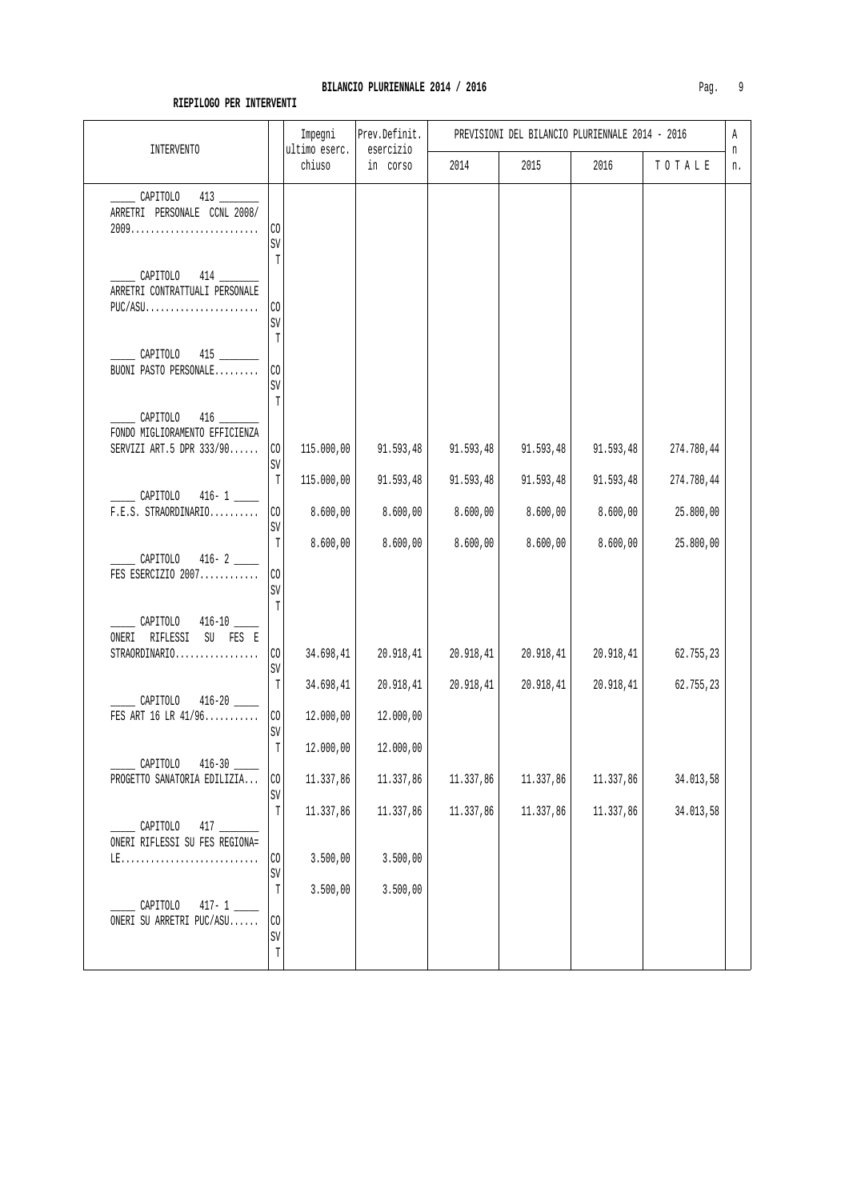**BILANCIO PLURIENNALE 2014 / 2016**

**RIEPILOGO PER INTERVENTI**

| INTERVENTO | | Impegni ultimo eserc. chiuso | Prev.Definit. esercizio in corso | PREVISIONI DEL BILANCIO PLURIENNALE 2014 - 2016 | | | | An n. |
|---|---|---|---|---|---|---|---|---|
| | | | | 2014 | 2015 | 2016 | T O T A L E | |
| _____ CAPITOLO 413 _______ ARRETRI PERSONALE CCNL 2008/ 2009.......................... | CO | | | | | | | |
| | SV | | | | | | | |
| | T | | | | | | | |
| _____ CAPITOLO 414 _______ ARRETRI CONTRATTUALI PERSONALE PUC/ASU....................... | CO | | | | | | | |
| | SV | | | | | | | |
| | T | | | | | | | |
| _____ CAPITOLO 415 _______ BUONI PASTO PERSONALE......... | CO | | | | | | | |
| | SV | | | | | | | |
| | T | | | | | | | |
| _____ CAPITOLO 416 _______ FONDO MIGLIORAMENTO EFFICIENZA SERVIZI ART.5 DPR 333/90...... | CO | 115.000,00 | 91.593,48 | 91.593,48 | 91.593,48 | 91.593,48 | 274.780,44 | |
| | SV | | | | | | | |
| | T | 115.000,00 | 91.593,48 | 91.593,48 | 91.593,48 | 91.593,48 | 274.780,44 | |
| _____ CAPITOLO 416- 1 ____ F.E.S. STRAORDINARIO.......... | CO | 8.600,00 | 8.600,00 | 8.600,00 | 8.600,00 | 8.600,00 | 25.800,00 | |
| | SV | | | | | | | |
| | T | 8.600,00 | 8.600,00 | 8.600,00 | 8.600,00 | 8.600,00 | 25.800,00 | |
| _____ CAPITOLO 416- 2 ____ FES ESERCIZIO 2007............ | CO | | | | | | | |
| | SV | | | | | | | |
| | T | | | | | | | |
| _____ CAPITOLO 416-10 ____ ONERI RIFLESSI SU FES E STRAORDINARIO................. | CO | 34.698,41 | 20.918,41 | 20.918,41 | 20.918,41 | 20.918,41 | 62.755,23 | |
| | SV | | | | | | | |
| | T | 34.698,41 | 20.918,41 | 20.918,41 | 20.918,41 | 20.918,41 | 62.755,23 | |
| _____ CAPITOLO 416-20 ____ FES ART 16 LR 41/96........... | CO | 12.000,00 | 12.000,00 | | | | | |
| | SV | | | | | | | |
| | T | 12.000,00 | 12.000,00 | | | | | |
| _____ CAPITOLO 416-30 ____ PROGETTO SANATORIA EDILIZIA... | CO | 11.337,86 | 11.337,86 | 11.337,86 | 11.337,86 | 11.337,86 | 34.013,58 | |
| | SV | | | | | | | |
| | T | 11.337,86 | 11.337,86 | 11.337,86 | 11.337,86 | 11.337,86 | 34.013,58 | |
| _____ CAPITOLO 417 _______ ONERI RIFLESSI SU FES REGIONA= LE............................ | CO | 3.500,00 | 3.500,00 | | | | | |
| | SV | | | | | | | |
| | T | 3.500,00 | 3.500,00 | | | | | |
| _____ CAPITOLO 417- 1 ____ ONERI SU ARRETRI PUC/ASU...... | CO | | | | | | | |
| | SV | | | | | | | |
| | T | | | | | | | |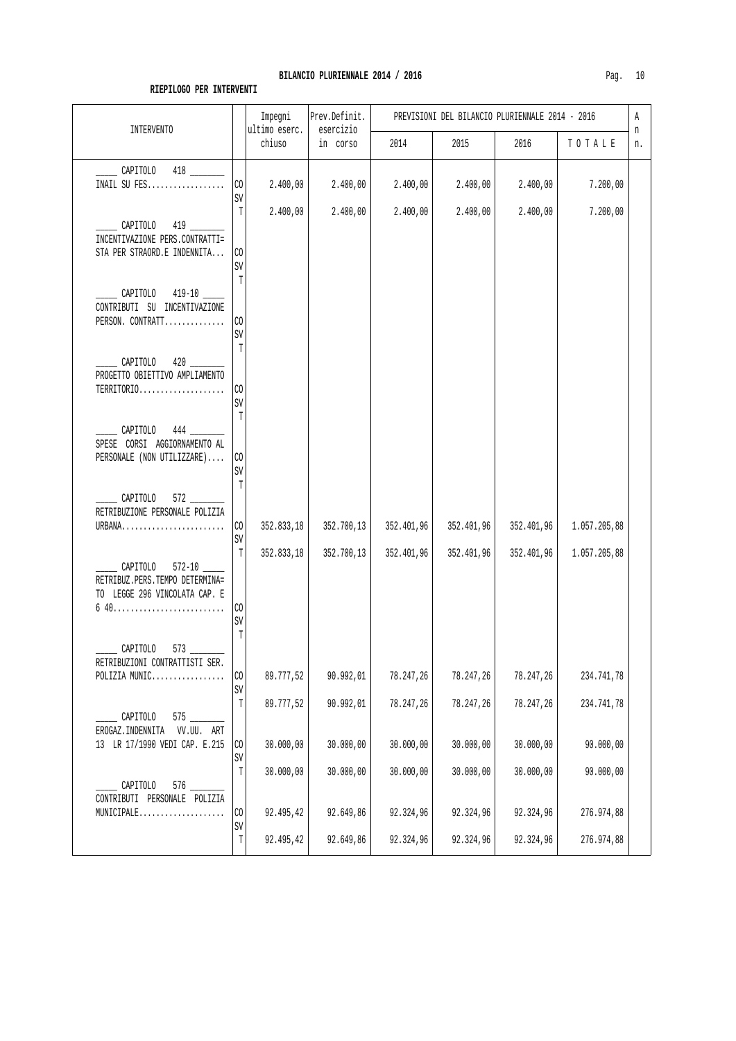**BILANCIO PLURIENNALE 2014 / 2016**

**RIEPILOGO PER INTERVENTI**

| INTERVENTO | | Impegni ultimo eserc. chiuso | Prev.Definit. esercizio in corso | PREVISIONI DEL BILANCIO PLURIENNALE 2014 - 2016 | | | | An n. |
|---|---|---|---|---|---|---|---|---|
| | | | | 2014 | 2015 | 2016 | TOTALE | |
| _____ CAPITOLO 418 _______ INAIL SU FES.................. | CO | 2.400,00 | 2.400,00 | 2.400,00 | 2.400,00 | 2.400,00 | 7.200,00 | |
| | SV | | | | | | | |
| | T | 2.400,00 | 2.400,00 | 2.400,00 | 2.400,00 | 2.400,00 | 7.200,00 | |
| _____ CAPITOLO 419 _______ INCENTIVAZIONE PERS.CONTRATTI= STA PER STRAORD.E INDENNITA... | CO | | | | | | | |
| | SV | | | | | | | |
| | T | | | | | | | |
| _____ CAPITOLO 419-10 _____ CONTRIBUTI SU INCENTIVAZIONE PERSON. CONTRATT.............. | CO | | | | | | | |
| | SV | | | | | | | |
| | T | | | | | | | |
| _____ CAPITOLO 420 _______ PROGETTO OBIETTIVO AMPLIAMENTO TERRITORIO.................... | CO | | | | | | | |
| | SV | | | | | | | |
| | T | | | | | | | |
| _____ CAPITOLO 444 _______ SPESE CORSI AGGIORNAMENTO AL PERSONALE (NON UTILIZZARE).... | CO | | | | | | | |
| | SV | | | | | | | |
| | T | | | | | | | |
| _____ CAPITOLO 572 _______ RETRIBUZIONE PERSONALE POLIZIA URBANA........................ | CO | 352.833,18 | 352.700,13 | 352.401,96 | 352.401,96 | 352.401,96 | 1.057.205,88 | |
| | SV | | | | | | | |
| | T | 352.833,18 | 352.700,13 | 352.401,96 | 352.401,96 | 352.401,96 | 1.057.205,88 | |
| _____ CAPITOLO 572-10 _____ RETRIBUZ.PERS.TEMPO DETERMINA= TO LEGGE 296 VINCOLATA CAP. E 6 40.......................... | CO | | | | | | | |
| | SV | | | | | | | |
| | T | | | | | | | |
| _____ CAPITOLO 573 _______ RETRIBUZIONI CONTRATTISTI SER. POLIZIA MUNIC................. | CO | 89.777,52 | 90.992,01 | 78.247,26 | 78.247,26 | 78.247,26 | 234.741,78 | |
| | SV | | | | | | | |
| | T | 89.777,52 | 90.992,01 | 78.247,26 | 78.247,26 | 78.247,26 | 234.741,78 | |
| _____ CAPITOLO 575 _______ EROGAZ.INDENNITA VV.UU. ART 13 LR 17/1990 VEDI CAP. E.215 | CO | 30.000,00 | 30.000,00 | 30.000,00 | 30.000,00 | 30.000,00 | 90.000,00 | |
| | SV | | | | | | | |
| | T | 30.000,00 | 30.000,00 | 30.000,00 | 30.000,00 | 30.000,00 | 90.000,00 | |
| _____ CAPITOLO 576 _______ CONTRIBUTI PERSONALE POLIZIA MUNICIPALE.................... | CO | 92.495,42 | 92.649,86 | 92.324,96 | 92.324,96 | 92.324,96 | 276.974,88 | |
| | SV | | | | | | | |
| | T | 92.495,42 | 92.649,86 | 92.324,96 | 92.324,96 | 92.324,96 | 276.974,88 | |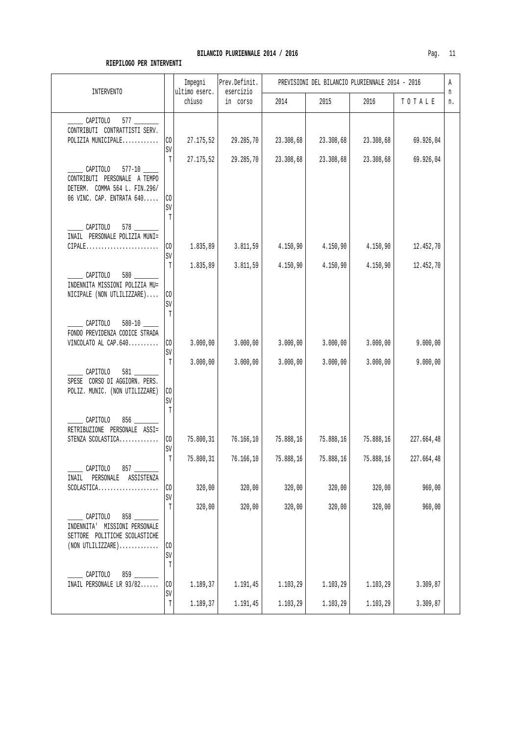# BILANCIO PLURIENNALE 2014 / 2016

## RIEPILOGO PER INTERVENTI

| INTERVENTO | | Impegni ultimo eserc. chiuso | Prev.Definit. esercizio in corso | PREVISIONI DEL BILANCIO PLURIENNALE 2014 - 2016 | | | | Ann. |
|---|---|---|---|---|---|---|---|---|
| | | | | 2014 | 2015 | 2016 | TOTALE | |
| ____ CAPITOLO 577 ______ CONTRIBUTI CONTRATTISTI SERV. POLIZIA MUNICIPALE............ | CO | 27.175,52 | 29.285,70 | 23.308,68 | 23.308,68 | 23.308,68 | 69.926,04 | |
| | SV | | | | | | | |
| | T | 27.175,52 | 29.285,70 | 23.308,68 | 23.308,68 | 23.308,68 | 69.926,04 | |
| ____ CAPITOLO 577-10 ____ CONTRIBUTI PERSONALE A TEMPO DETERM. COMMA 564 L. FIN.296/06 VINC. CAP. ENTRATA 640..... | CO | | | | | | | |
| | SV | | | | | | | |
| | T | | | | | | | |
| ____ CAPITOLO 578 ______ INAIL PERSONALE POLIZIA MUNI= CIPALE........................ | CO | 1.835,89 | 3.811,59 | 4.150,90 | 4.150,90 | 4.150,90 | 12.452,70 | |
| | SV | | | | | | | |
| | T | 1.835,89 | 3.811,59 | 4.150,90 | 4.150,90 | 4.150,90 | 12.452,70 | |
| ____ CAPITOLO 580 ______ INDENNITA MISSIONI POLIZIA MU= NICIPALE (NON UTLILIZZARE).... | CO | | | | | | | |
| | SV | | | | | | | |
| | T | | | | | | | |
| ____ CAPITOLO 580-10 ____ FONDO PREVIDENZA CODICE STRADA VINCOLATO AL CAP.640.......... | CO | 3.000,00 | 3.000,00 | 3.000,00 | 3.000,00 | 3.000,00 | 9.000,00 | |
| | SV | | | | | | | |
| | T | 3.000,00 | 3.000,00 | 3.000,00 | 3.000,00 | 3.000,00 | 9.000,00 | |
| ____ CAPITOLO 581 ______ SPESE CORSO DI AGGIORN. PERS. POLIZ. MUNIC. (NON UTILIZZARE) | CO | | | | | | | |
| | SV | | | | | | | |
| | T | | | | | | | |
| ____ CAPITOLO 856 ______ RETRIBUZIONE PERSONALE ASSI= STENZA SCOLASTICA............. | CO | 75.800,31 | 76.166,10 | 75.888,16 | 75.888,16 | 75.888,16 | 227.664,48 | |
| | SV | | | | | | | |
| | T | 75.800,31 | 76.166,10 | 75.888,16 | 75.888,16 | 75.888,16 | 227.664,48 | |
| ____ CAPITOLO 857 ______ INAIL PERSONALE ASSISTENZA SCOLASTICA.................... | CO | 320,00 | 320,00 | 320,00 | 320,00 | 320,00 | 960,00 | |
| | SV | | | | | | | |
| | T | 320,00 | 320,00 | 320,00 | 320,00 | 320,00 | 960,00 | |
| ____ CAPITOLO 858 ______ INDENNITA' MISSIONI PERSONALE SETTORE POLITICHE SCOLASTICHE (NON UTLILIZZARE)............. | CO | | | | | | | |
| | SV | | | | | | | |
| | T | | | | | | | |
| ____ CAPITOLO 859 ______ INAIL PERSONALE LR 93/82...... | CO | 1.189,37 | 1.191,45 | 1.103,29 | 1.103,29 | 1.103,29 | 3.309,87 | |
| | SV | | | | | | | |
| | T | 1.189,37 | 1.191,45 | 1.103,29 | 1.103,29 | 1.103,29 | 3.309,87 | |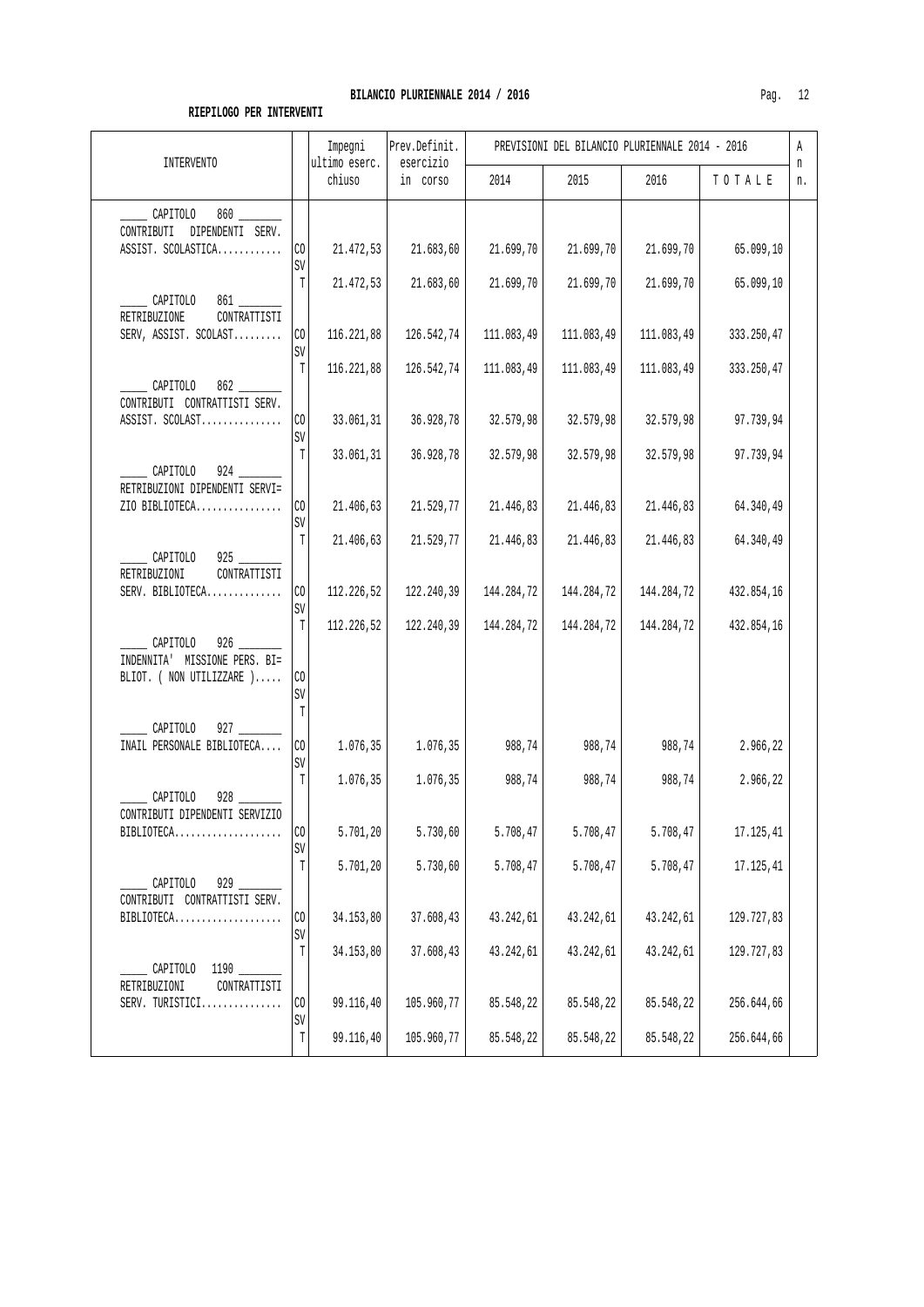**BILANCIO PLURIENNALE 2014 / 2016**

**RIEPILOGO PER INTERVENTI**

| INTERVENTO | | Impegni ultimo eserc. chiuso | Prev.Definit. esercizio in corso | PREVISIONI DEL BILANCIO PLURIENNALE 2014 - 2016 | | | | A n n. |
|---|---|---|---|---|---|---|---|---|
| | | | | 2014 | 2015 | 2016 | T O T A L E | |
| _____ CAPITOLO 860 _______ CONTRIBUTI DIPENDENTI SERV. ASSIST. SCOLASTICA............ | CO | 21.472,53 | 21.683,60 | 21.699,70 | 21.699,70 | 21.699,70 | 65.099,10 | |
| | SV | | | | | | | |
| | T | 21.472,53 | 21.683,60 | 21.699,70 | 21.699,70 | 21.699,70 | 65.099,10 | |
| _____ CAPITOLO 861 _______ RETRIBUZIONE CONTRATTISTI SERV, ASSIST. SCOLAST......... | CO | 116.221,88 | 126.542,74 | 111.083,49 | 111.083,49 | 111.083,49 | 333.250,47 | |
| | SV | | | | | | | |
| | T | 116.221,88 | 126.542,74 | 111.083,49 | 111.083,49 | 111.083,49 | 333.250,47 | |
| _____ CAPITOLO 862 _______ CONTRIBUTI CONTRATTISTI SERV. ASSIST. SCOLAST............... | CO | 33.061,31 | 36.928,78 | 32.579,98 | 32.579,98 | 32.579,98 | 97.739,94 | |
| | SV | | | | | | | |
| | T | 33.061,31 | 36.928,78 | 32.579,98 | 32.579,98 | 32.579,98 | 97.739,94 | |
| _____ CAPITOLO 924 _______ RETRIBUZIONI DIPENDENTI SERVI= ZIO BIBLIOTECA................ | CO | 21.406,63 | 21.529,77 | 21.446,83 | 21.446,83 | 21.446,83 | 64.340,49 | |
| | SV | | | | | | | |
| | T | 21.406,63 | 21.529,77 | 21.446,83 | 21.446,83 | 21.446,83 | 64.340,49 | |
| _____ CAPITOLO 925 _______ RETRIBUZIONI CONTRATTISTI SERV. BIBLIOTECA.............. | CO | 112.226,52 | 122.240,39 | 144.284,72 | 144.284,72 | 144.284,72 | 432.854,16 | |
| | SV | | | | | | | |
| | T | 112.226,52 | 122.240,39 | 144.284,72 | 144.284,72 | 144.284,72 | 432.854,16 | |
| _____ CAPITOLO 926 _______ INDENNITA' MISSIONE PERS. BI= BLIOT. ( NON UTILIZZARE )..... | CO | | | | | | | |
| | SV | | | | | | | |
| | T | | | | | | | |
| _____ CAPITOLO 927 _______ INAIL PERSONALE BIBLIOTECA.... | CO | 1.076,35 | 1.076,35 | 988,74 | 988,74 | 988,74 | 2.966,22 | |
| | SV | | | | | | | |
| | T | 1.076,35 | 1.076,35 | 988,74 | 988,74 | 988,74 | 2.966,22 | |
| _____ CAPITOLO 928 _______ CONTRIBUTI DIPENDENTI SERVIZIO BIBLIOTECA.................... | CO | 5.701,20 | 5.730,60 | 5.708,47 | 5.708,47 | 5.708,47 | 17.125,41 | |
| | SV | | | | | | | |
| | T | 5.701,20 | 5.730,60 | 5.708,47 | 5.708,47 | 5.708,47 | 17.125,41 | |
| _____ CAPITOLO 929 _______ CONTRIBUTI CONTRATTISTI SERV. BIBLIOTECA.................... | CO | 34.153,80 | 37.608,43 | 43.242,61 | 43.242,61 | 43.242,61 | 129.727,83 | |
| | SV | | | | | | | |
| | T | 34.153,80 | 37.608,43 | 43.242,61 | 43.242,61 | 43.242,61 | 129.727,83 | |
| _____ CAPITOLO 1190 _______ RETRIBUZIONI CONTRATTISTI SERV. TURISTICI............... | CO | 99.116,40 | 105.960,77 | 85.548,22 | 85.548,22 | 85.548,22 | 256.644,66 | |
| | SV | | | | | | | |
| | T | 99.116,40 | 105.960,77 | 85.548,22 | 85.548,22 | 85.548,22 | 256.644,66 | |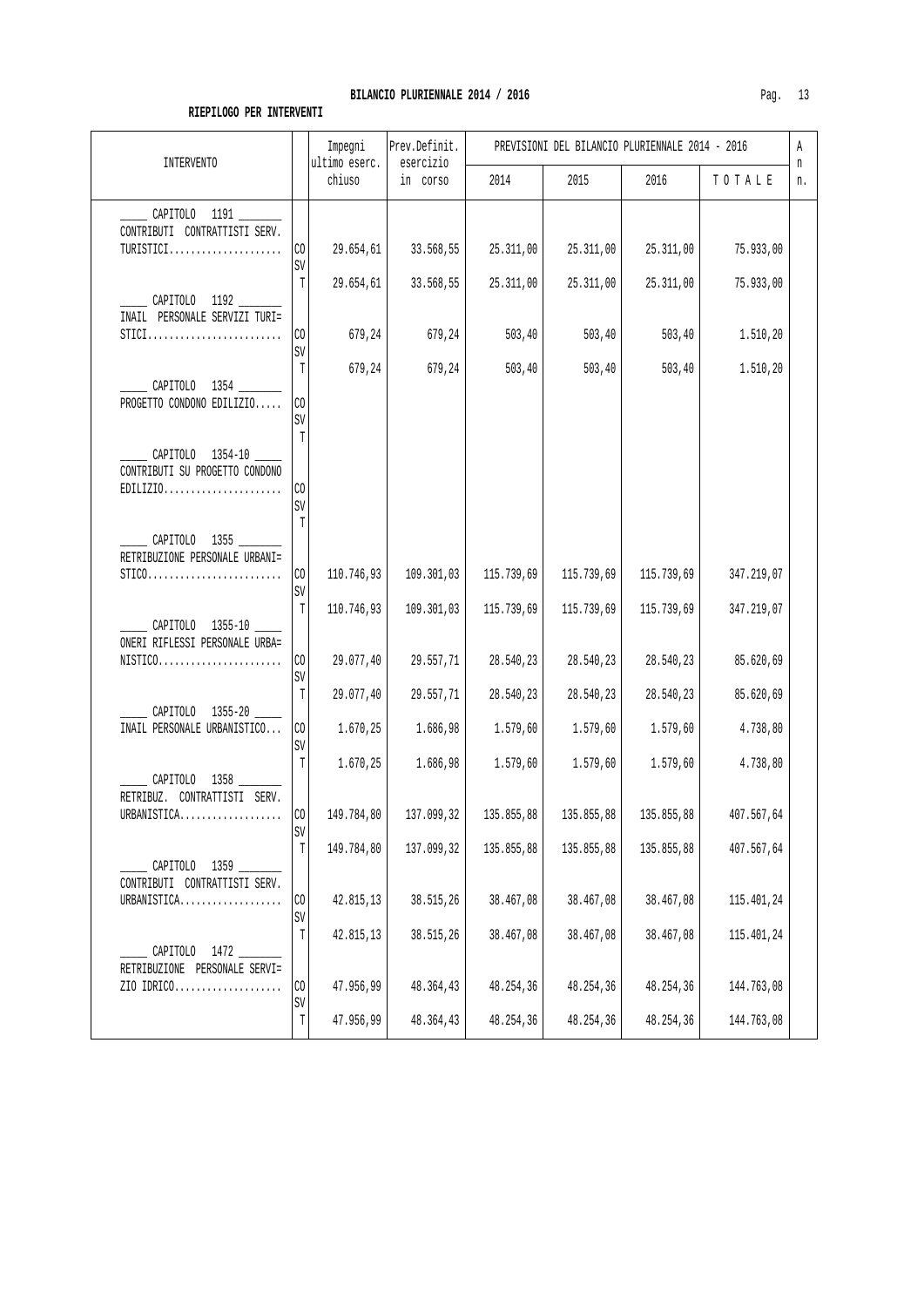## BILANCIO PLURIENNALE 2014 / 2016

**RIEPILOGO PER INTERVENTI**

| INTERVENTO | | Impegni ultimo eserc. chiuso | Prev.Definit. esercizio in corso | PREVISIONI DEL BILANCIO PLURIENNALE 2014 - 2016 | | | | A n n. |
|---|---|---|---|---|---|---|---|---|
| | | | | 2014 | 2015 | 2016 | T O T A L E | |
| _____ CAPITOLO 1191 _______ CONTRIBUTI CONTRATTISTI SERV. TURISTICI..................... | CO | 29.654,61 | 33.568,55 | 25.311,00 | 25.311,00 | 25.311,00 | 75.933,00 | |
| | SV | | | | | | | |
| | T | 29.654,61 | 33.568,55 | 25.311,00 | 25.311,00 | 25.311,00 | 75.933,00 | |
| _____ CAPITOLO 1192 _______ INAIL PERSONALE SERVIZI TURI= STICI......................... | CO | 679,24 | 679,24 | 503,40 | 503,40 | 503,40 | 1.510,20 | |
| | SV | | | | | | | |
| | T | 679,24 | 679,24 | 503,40 | 503,40 | 503,40 | 1.510,20 | |
| _____ CAPITOLO 1354 _______ PROGETTO CONDONO EDILIZIO..... | CO | | | | | | | |
| | SV | | | | | | | |
| | T | | | | | | | |
| _____ CAPITOLO 1354-10 ____ CONTRIBUTI SU PROGETTO CONDONO EDILIZIO...................... | CO | | | | | | | |
| | SV | | | | | | | |
| | T | | | | | | | |
| _____ CAPITOLO 1355 _______ RETRIBUZIONE PERSONALE URBANI= STICO......................... | CO | 110.746,93 | 109.301,03 | 115.739,69 | 115.739,69 | 115.739,69 | 347.219,07 | |
| | SV | | | | | | | |
| | T | 110.746,93 | 109.301,03 | 115.739,69 | 115.739,69 | 115.739,69 | 347.219,07 | |
| _____ CAPITOLO 1355-10 ____ ONERI RIFLESSI PERSONALE URBA= NISTICO....................... | CO | 29.077,40 | 29.557,71 | 28.540,23 | 28.540,23 | 28.540,23 | 85.620,69 | |
| | SV | | | | | | | |
| | T | 29.077,40 | 29.557,71 | 28.540,23 | 28.540,23 | 28.540,23 | 85.620,69 | |
| _____ CAPITOLO 1355-20 ____ INAIL PERSONALE URBANISTICO... | CO | 1.670,25 | 1.686,98 | 1.579,60 | 1.579,60 | 1.579,60 | 4.738,80 | |
| | SV | | | | | | | |
| | T | 1.670,25 | 1.686,98 | 1.579,60 | 1.579,60 | 1.579,60 | 4.738,80 | |
| _____ CAPITOLO 1358 _______ RETRIBUZ. CONTRATTISTI SERV. URBANISTICA................... | CO | 149.784,80 | 137.099,32 | 135.855,88 | 135.855,88 | 135.855,88 | 407.567,64 | |
| | SV | | | | | | | |
| | T | 149.784,80 | 137.099,32 | 135.855,88 | 135.855,88 | 135.855,88 | 407.567,64 | |
| _____ CAPITOLO 1359 _______ CONTRIBUTI CONTRATTISTI SERV. URBANISTICA................... | CO | 42.815,13 | 38.515,26 | 38.467,08 | 38.467,08 | 38.467,08 | 115.401,24 | |
| | SV | | | | | | | |
| | T | 42.815,13 | 38.515,26 | 38.467,08 | 38.467,08 | 38.467,08 | 115.401,24 | |
| _____ CAPITOLO 1472 _______ RETRIBUZIONE PERSONALE SERVI= ZIO IDRICO.................... | CO | 47.956,99 | 48.364,43 | 48.254,36 | 48.254,36 | 48.254,36 | 144.763,08 | |
| | SV | | | | | | | |
| | T | 47.956,99 | 48.364,43 | 48.254,36 | 48.254,36 | 48.254,36 | 144.763,08 | |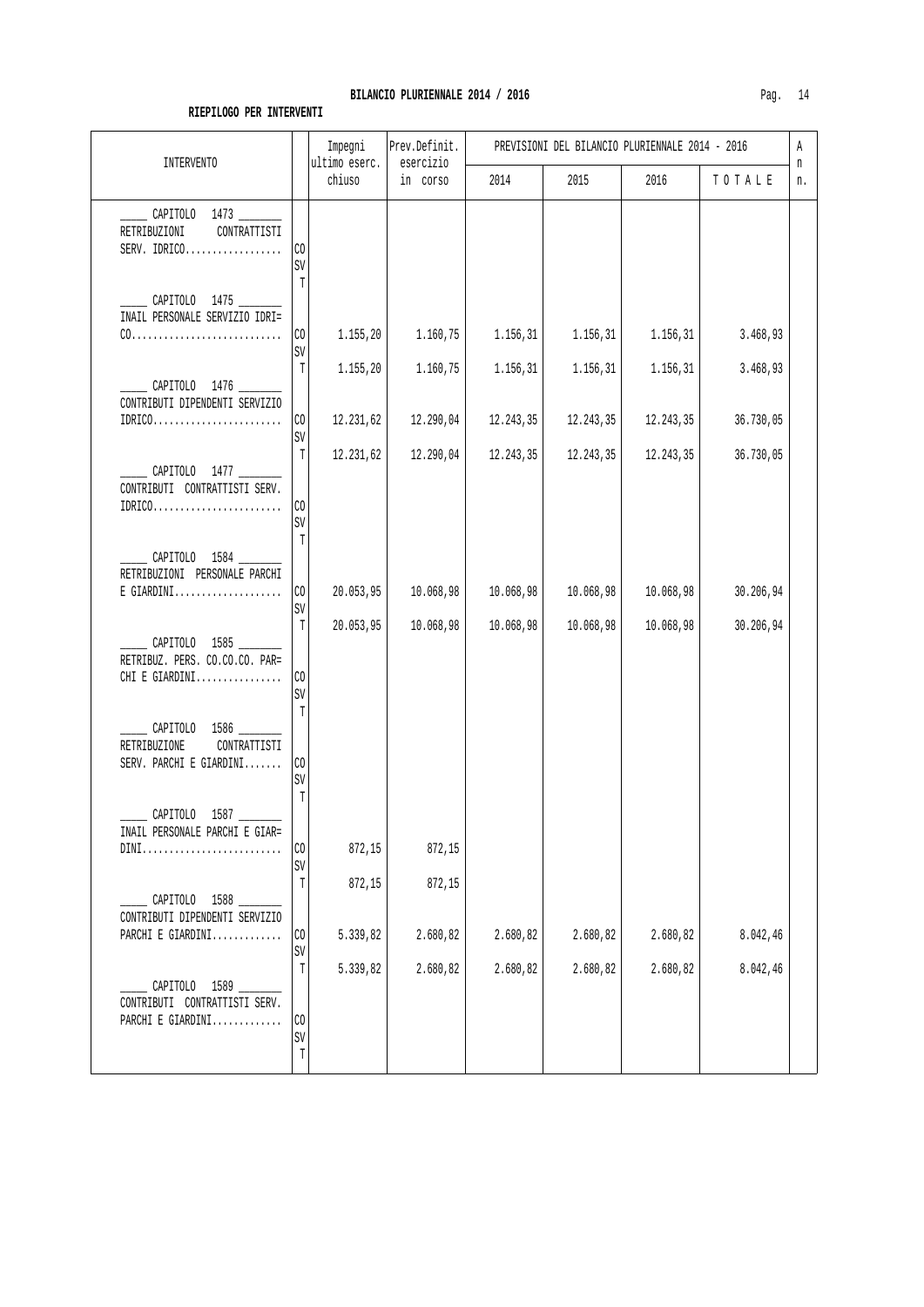**BILANCIO PLURIENNALE 2014 / 2016**

**RIEPILOGO PER INTERVENTI**

| INTERVENTO | | Impegni ultimo eserc. chiuso | Prev.Definit. esercizio in corso | PREVISIONI DEL BILANCIO PLURIENNALE 2014 - 2016 | | | | An n. |
|---|---|---|---|---|---|---|---|---|
| | | | | 2014 | 2015 | 2016 | T O T A L E | |
| _____ CAPITOLO 1473 _______ RETRIBUZIONI CONTRATTISTI SERV. IDRICO.................. | CO | | | | | | | |
| | SV | | | | | | | |
| | T | | | | | | | |
| _____ CAPITOLO 1475 _______ INAIL PERSONALE SERVIZIO IDRI= CO............................ | CO | 1.155,20 | 1.160,75 | 1.156,31 | 1.156,31 | 1.156,31 | 3.468,93 | |
| | SV | | | | | | | |
| | T | 1.155,20 | 1.160,75 | 1.156,31 | 1.156,31 | 1.156,31 | 3.468,93 | |
| _____ CAPITOLO 1476 _______ CONTRIBUTI DIPENDENTI SERVIZIO IDRICO........................ | CO | 12.231,62 | 12.290,04 | 12.243,35 | 12.243,35 | 12.243,35 | 36.730,05 | |
| | SV | | | | | | | |
| | T | 12.231,62 | 12.290,04 | 12.243,35 | 12.243,35 | 12.243,35 | 36.730,05 | |
| _____ CAPITOLO 1477 _______ CONTRIBUTI CONTRATTISTI SERV. IDRICO........................ | CO | | | | | | | |
| | SV | | | | | | | |
| | T | | | | | | | |
| _____ CAPITOLO 1584 _______ RETRIBUZIONI PERSONALE PARCHI E GIARDINI.................... | CO | 20.053,95 | 10.068,98 | 10.068,98 | 10.068,98 | 10.068,98 | 30.206,94 | |
| | SV | | | | | | | |
| | T | 20.053,95 | 10.068,98 | 10.068,98 | 10.068,98 | 10.068,98 | 30.206,94 | |
| _____ CAPITOLO 1585 _______ RETRIBUZ. PERS. CO.CO.CO. PAR= CHI E GIARDINI................ | CO | | | | | | | |
| | SV | | | | | | | |
| | T | | | | | | | |
| _____ CAPITOLO 1586 _______ RETRIBUZIONE CONTRATTISTI SERV. PARCHI E GIARDINI....... | CO | | | | | | | |
| | SV | | | | | | | |
| | T | | | | | | | |
| _____ CAPITOLO 1587 _______ INAIL PERSONALE PARCHI E GIAR= DINI.......................... | CO | 872,15 | 872,15 | | | | | |
| | SV | | | | | | | |
| | T | 872,15 | 872,15 | | | | | |
| _____ CAPITOLO 1588 _______ CONTRIBUTI DIPENDENTI SERVIZIO PARCHI E GIARDINI............. | CO | 5.339,82 | 2.680,82 | 2.680,82 | 2.680,82 | 2.680,82 | 8.042,46 | |
| | SV | | | | | | | |
| | T | 5.339,82 | 2.680,82 | 2.680,82 | 2.680,82 | 2.680,82 | 8.042,46 | |
| _____ CAPITOLO 1589 _______ CONTRIBUTI CONTRATTISTI SERV. PARCHI E GIARDINI............. | CO | | | | | | | |
| | SV | | | | | | | |
| | T | | | | | | | |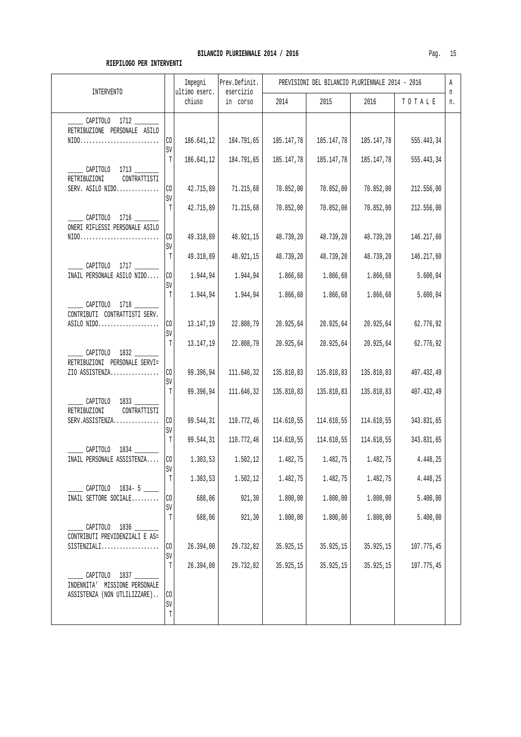**BILANCIO PLURIENNALE 2014 / 2016**

**RIEPILOGO PER INTERVENTI**

| INTERVENTO | | Impegni ultimo eserc. chiuso | Prev.Definit. esercizio in corso | PREVISIONI DEL BILANCIO PLURIENNALE 2014 - 2016 | | | | A n n. |
|---|---|---|---|---|---|---|---|---|
| | | | | 2014 | 2015 | 2016 | T O T A L E | |
| ____ CAPITOLO 1712 _______ RETRIBUZIONE PERSONALE ASILO NIDO.......................... | CO | 186.641,12 | 184.791,65 | 185.147,78 | 185.147,78 | 185.147,78 | 555.443,34 | |
| | SV | | | | | | | |
| | T | 186.641,12 | 184.791,65 | 185.147,78 | 185.147,78 | 185.147,78 | 555.443,34 | |
| ____ CAPITOLO 1713 _______ RETRIBUZIONI CONTRATTISTI SERV. ASILO NIDO.............. | CO | 42.715,89 | 71.215,68 | 70.852,00 | 70.852,00 | 70.852,00 | 212.556,00 | |
| | SV | | | | | | | |
| | T | 42.715,89 | 71.215,68 | 70.852,00 | 70.852,00 | 70.852,00 | 212.556,00 | |
| ____ CAPITOLO 1716 _______ ONERI RIFLESSI PERSONALE ASILO NIDO.......................... | CO | 49.318,89 | 48.921,15 | 48.739,20 | 48.739,20 | 48.739,20 | 146.217,60 | |
| | SV | | | | | | | |
| | T | 49.318,89 | 48.921,15 | 48.739,20 | 48.739,20 | 48.739,20 | 146.217,60 | |
| ____ CAPITOLO 1717 _______ INAIL PERSONALE ASILO NIDO.... | CO | 1.944,94 | 1.944,94 | 1.866,68 | 1.866,68 | 1.866,68 | 5.600,04 | |
| | SV | | | | | | | |
| | T | 1.944,94 | 1.944,94 | 1.866,68 | 1.866,68 | 1.866,68 | 5.600,04 | |
| ____ CAPITOLO 1718 _______ CONTRIBUTI CONTRATTISTI SERV. ASILO NIDO.................... | CO | 13.147,19 | 22.808,79 | 20.925,64 | 20.925,64 | 20.925,64 | 62.776,92 | |
| | SV | | | | | | | |
| | T | 13.147,19 | 22.808,79 | 20.925,64 | 20.925,64 | 20.925,64 | 62.776,92 | |
| ____ CAPITOLO 1832 _______ RETRIBUZIONI PERSONALE SERVI= ZIO ASSISTENZA................ | CO | 99.396,94 | 111.646,32 | 135.810,83 | 135.810,83 | 135.810,83 | 407.432,49 | |
| | SV | | | | | | | |
| | T | 99.396,94 | 111.646,32 | 135.810,83 | 135.810,83 | 135.810,83 | 407.432,49 | |
| ____ CAPITOLO 1833 _______ RETRIBUZIONI CONTRATTISTI SERV.ASSISTENZA............... | CO | 99.544,31 | 110.772,46 | 114.610,55 | 114.610,55 | 114.610,55 | 343.831,65 | |
| | SV | | | | | | | |
| | T | 99.544,31 | 110.772,46 | 114.610,55 | 114.610,55 | 114.610,55 | 343.831,65 | |
| ____ CAPITOLO 1834 _______ INAIL PERSONALE ASSISTENZA.... | CO | 1.303,53 | 1.502,12 | 1.482,75 | 1.482,75 | 1.482,75 | 4.448,25 | |
| | SV | | | | | | | |
| | T | 1.303,53 | 1.502,12 | 1.482,75 | 1.482,75 | 1.482,75 | 4.448,25 | |
| ____ CAPITOLO 1834- 5 ____ INAIL SETTORE SOCIALE......... | CO | 688,06 | 921,30 | 1.800,00 | 1.800,00 | 1.800,00 | 5.400,00 | |
| | SV | | | | | | | |
| | T | 688,06 | 921,30 | 1.800,00 | 1.800,00 | 1.800,00 | 5.400,00 | |
| ____ CAPITOLO 1836 _______ CONTRIBUTI PREVIDENZIALI E AS= SISTENZIALI................... | CO | 26.394,00 | 29.732,82 | 35.925,15 | 35.925,15 | 35.925,15 | 107.775,45 | |
| | SV | | | | | | | |
| | T | 26.394,00 | 29.732,82 | 35.925,15 | 35.925,15 | 35.925,15 | 107.775,45 | |
| ____ CAPITOLO 1837 _______ INDENNITA' MISSIONE PERSONALE ASSISTENZA (NON UTLILIZZARE).. | CO | | | | | | | |
| | SV | | | | | | | |
| | T | | | | | | | |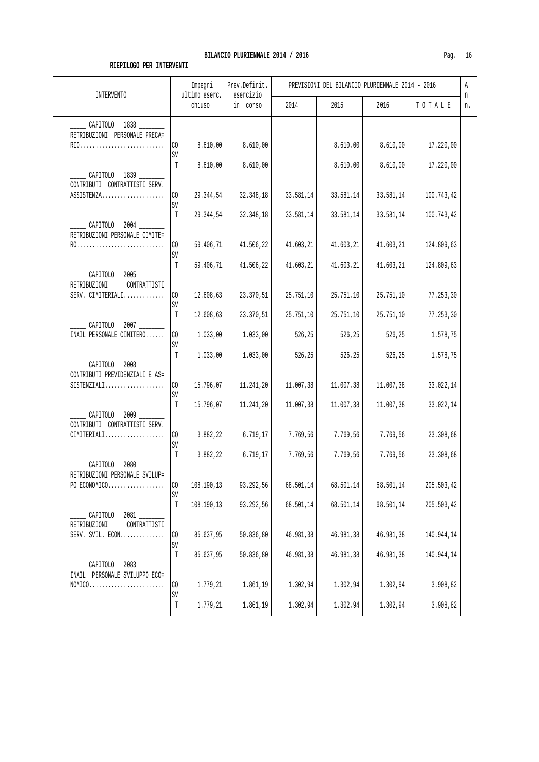**BILANCIO PLURIENNALE 2014 / 2016**

**RIEPILOGO PER INTERVENTI**

| INTERVENTO | | Impegni ultimo eserc. chiuso | Prev.Definit. esercizio in corso | PREVISIONI DEL BILANCIO PLURIENNALE 2014 - 2016 | | | | A n n. |
|---|---|---|---|---|---|---|---|---|
| | | | | 2014 | 2015 | 2016 | T O T A L E | |
| _____ CAPITOLO 1838 _______ RETRIBUZIONI PERSONALE PRECA= RIO........................... | CO | 8.610,00 | 8.610,00 | | 8.610,00 | 8.610,00 | 17.220,00 | |
| | SV | | | | | | | |
| | T | 8.610,00 | 8.610,00 | | 8.610,00 | 8.610,00 | 17.220,00 | |
| _____ CAPITOLO 1839 _______ CONTRIBUTI CONTRATTISTI SERV. ASSISTENZA.................... | CO | 29.344,54 | 32.348,18 | 33.581,14 | 33.581,14 | 33.581,14 | 100.743,42 | |
| | SV | | | | | | | |
| | T | 29.344,54 | 32.348,18 | 33.581,14 | 33.581,14 | 33.581,14 | 100.743,42 | |
| _____ CAPITOLO 2004 _______ RETRIBUZIONI PERSONALE CIMITE= RO............................ | CO | 59.406,71 | 41.506,22 | 41.603,21 | 41.603,21 | 41.603,21 | 124.809,63 | |
| | SV | | | | | | | |
| | T | 59.406,71 | 41.506,22 | 41.603,21 | 41.603,21 | 41.603,21 | 124.809,63 | |
| _____ CAPITOLO 2005 _______ RETRIBUZIONI CONTRATTISTI SERV. CIMITERIALI............. | CO | 12.608,63 | 23.370,51 | 25.751,10 | 25.751,10 | 25.751,10 | 77.253,30 | |
| | SV | | | | | | | |
| | T | 12.608,63 | 23.370,51 | 25.751,10 | 25.751,10 | 25.751,10 | 77.253,30 | |
| _____ CAPITOLO 2007 _______ INAIL PERSONALE CIMITERO...... | CO | 1.033,00 | 1.033,00 | 526,25 | 526,25 | 526,25 | 1.578,75 | |
| | SV | | | | | | | |
| | T | 1.033,00 | 1.033,00 | 526,25 | 526,25 | 526,25 | 1.578,75 | |
| _____ CAPITOLO 2008 _______ CONTRIBUTI PREVIDENZIALI E AS= SISTENZIALI................... | CO | 15.796,07 | 11.241,20 | 11.007,38 | 11.007,38 | 11.007,38 | 33.022,14 | |
| | SV | | | | | | | |
| | T | 15.796,07 | 11.241,20 | 11.007,38 | 11.007,38 | 11.007,38 | 33.022,14 | |
| _____ CAPITOLO 2009 _______ CONTRIBUTI CONTRATTISTI SERV. CIMITERIALI................... | CO | 3.882,22 | 6.719,17 | 7.769,56 | 7.769,56 | 7.769,56 | 23.308,68 | |
| | SV | | | | | | | |
| | T | 3.882,22 | 6.719,17 | 7.769,56 | 7.769,56 | 7.769,56 | 23.308,68 | |
| _____ CAPITOLO 2080 _______ RETRIBUZIONI PERSONALE SVILUP= PO ECONOMICO.................. | CO | 108.190,13 | 93.292,56 | 68.501,14 | 68.501,14 | 68.501,14 | 205.503,42 | |
| | SV | | | | | | | |
| | T | 108.190,13 | 93.292,56 | 68.501,14 | 68.501,14 | 68.501,14 | 205.503,42 | |
| _____ CAPITOLO 2081 _______ RETRIBUZIONI CONTRATTISTI SERV. SVIL. ECON.............. | CO | 85.637,95 | 50.836,80 | 46.981,38 | 46.981,38 | 46.981,38 | 140.944,14 | |
| | SV | | | | | | | |
| | T | 85.637,95 | 50.836,80 | 46.981,38 | 46.981,38 | 46.981,38 | 140.944,14 | |
| _____ CAPITOLO 2083 _______ INAIL PERSONALE SVILUPPO ECO= NOMICO........................ | CO | 1.779,21 | 1.861,19 | 1.302,94 | 1.302,94 | 1.302,94 | 3.908,82 | |
| | SV | | | | | | | |
| | T | 1.779,21 | 1.861,19 | 1.302,94 | 1.302,94 | 1.302,94 | 3.908,82 | |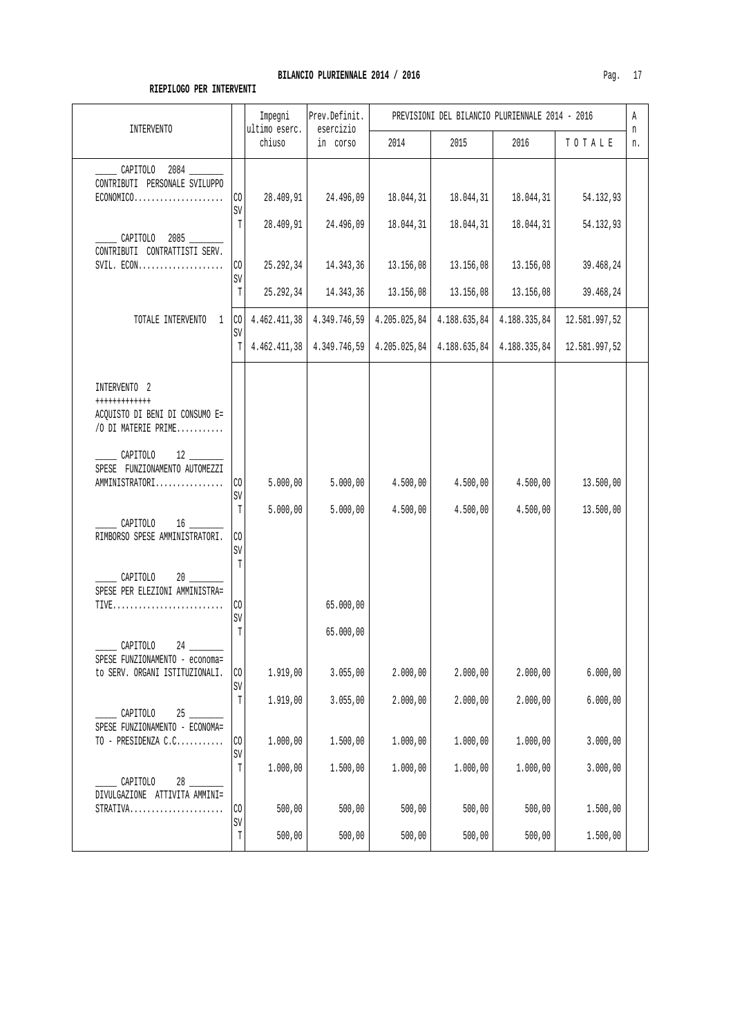## BILANCIO PLURIENNALE 2014 / 2016

**RIEPILOGO PER INTERVENTI**

| INTERVENTO | | Impegni ultimo eserc. chiuso | Prev.Definit. esercizio in corso | PREVISIONI DEL BILANCIO PLURIENNALE 2014 - 2016 | | | | An n. |
|---|---|---|---|---|---|---|---|---|
| | | | | 2014 | 2015 | 2016 | T O T A L E | |
| _____ CAPITOLO 2084 _______ CONTRIBUTI PERSONALE SVILUPPO ECONOMICO..................... | CO | 28.409,91 | 24.496,09 | 18.044,31 | 18.044,31 | 18.044,31 | 54.132,93 | |
| | SV | | | | | | | |
| | T | 28.409,91 | 24.496,09 | 18.044,31 | 18.044,31 | 18.044,31 | 54.132,93 | |
| _____ CAPITOLO 2085 _______ CONTRIBUTI CONTRATTISTI SERV. SVIL. ECON.................... | CO | 25.292,34 | 14.343,36 | 13.156,08 | 13.156,08 | 13.156,08 | 39.468,24 | |
| | SV | | | | | | | |
| | T | 25.292,34 | 14.343,36 | 13.156,08 | 13.156,08 | 13.156,08 | 39.468,24 | |
| TOTALE INTERVENTO 1 | CO | 4.462.411,38 | 4.349.746,59 | 4.205.025,84 | 4.188.635,84 | 4.188.335,84 | 12.581.997,52 | |
| | SV | | | | | | | |
| | T | 4.462.411,38 | 4.349.746,59 | 4.205.025,84 | 4.188.635,84 | 4.188.335,84 | 12.581.997,52 | |
| INTERVENTO 2 +++++++++++++ ACQUISTO DI BENI DI CONSUMO E=/O DI MATERIE PRIME........... | | | | | | | | |
| _____ CAPITOLO 12 _______ SPESE FUNZIONAMENTO AUTOMEZZI AMMINISTRATORI................ | CO | 5.000,00 | 5.000,00 | 4.500,00 | 4.500,00 | 4.500,00 | 13.500,00 | |
| | SV | | | | | | | |
| | T | 5.000,00 | 5.000,00 | 4.500,00 | 4.500,00 | 4.500,00 | 13.500,00 | |
| _____ CAPITOLO 16 _______ RIMBORSO SPESE AMMINISTRATORI. | CO | | | | | | | |
| | SV | | | | | | | |
| | T | | | | | | | |
| _____ CAPITOLO 20 _______ SPESE PER ELEZIONI AMMINISTRA=TIVE.......................... | CO | | 65.000,00 | | | | | |
| | SV | | | | | | | |
| | T | | 65.000,00 | | | | | |
| _____ CAPITOLO 24 _______ SPESE FUNZIONAMENTO - economa=to SERV. ORGANI ISTITUZIONALI. | CO | 1.919,00 | 3.055,00 | 2.000,00 | 2.000,00 | 2.000,00 | 6.000,00 | |
| | SV | | | | | | | |
| | T | 1.919,00 | 3.055,00 | 2.000,00 | 2.000,00 | 2.000,00 | 6.000,00 | |
| _____ CAPITOLO 25 _______ SPESE FUNZIONAMENTO - ECONOMA=TO - PRESIDENZA C.C........... | CO | 1.000,00 | 1.500,00 | 1.000,00 | 1.000,00 | 1.000,00 | 3.000,00 | |
| | SV | | | | | | | |
| | T | 1.000,00 | 1.500,00 | 1.000,00 | 1.000,00 | 1.000,00 | 3.000,00 | |
| _____ CAPITOLO 28 _______ DIVULGAZIONE ATTIVITA AMMINI=STRATIVA...................... | CO | 500,00 | 500,00 | 500,00 | 500,00 | 500,00 | 1.500,00 | |
| | SV | | | | | | | |
| | T | 500,00 | 500,00 | 500,00 | 500,00 | 500,00 | 1.500,00 | |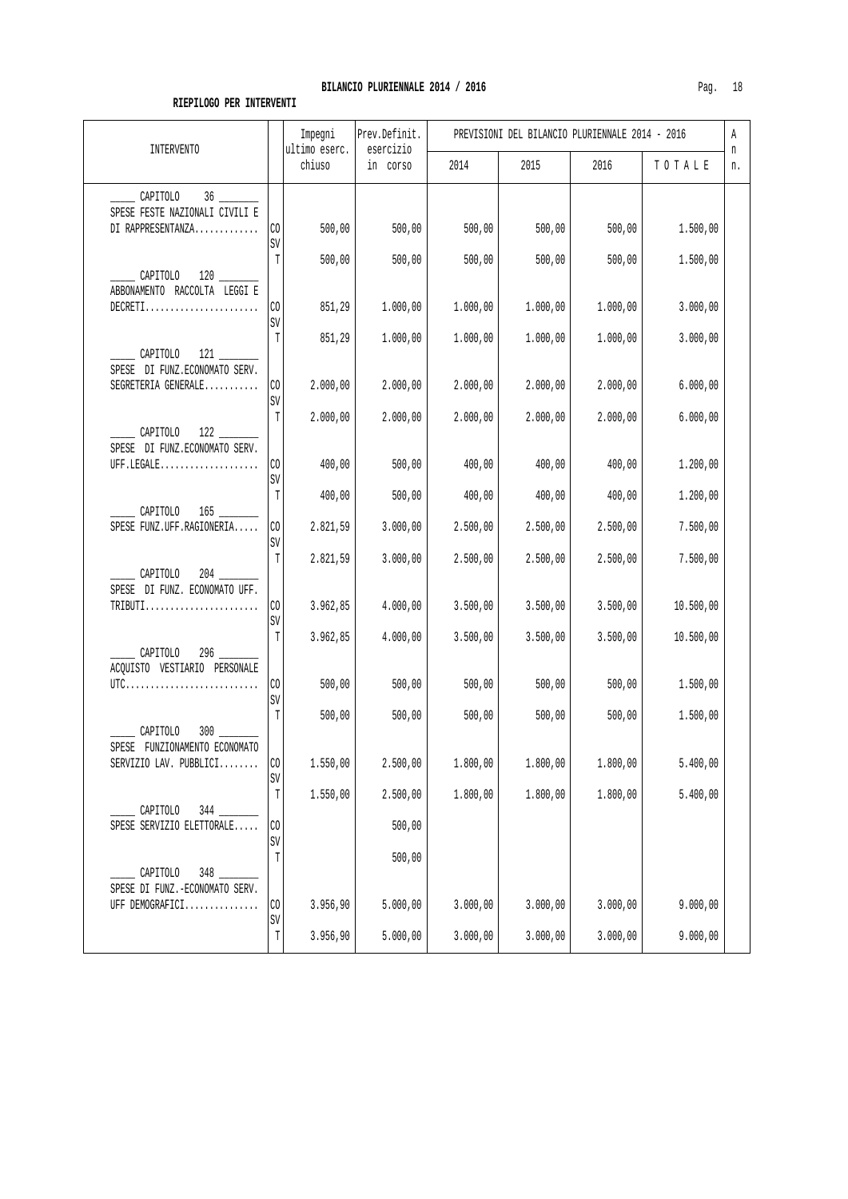**BILANCIO PLURIENNALE 2014 / 2016**

**RIEPILOGO PER INTERVENTI**

| INTERVENTO | | Impegni ultimo eserc. chiuso | Prev.Definit. esercizio in corso | PREVISIONI DEL BILANCIO PLURIENNALE 2014 - 2016 | | | | A n n. |
|---|---|---|---|---|---|---|---|---|
| | | | | 2014 | 2015 | 2016 | T O T A L E | |
| _____ CAPITOLO 36 _______ SPESE FESTE NAZIONALI CIVILI E DI RAPPRESENTANZA............. | CO | 500,00 | 500,00 | 500,00 | 500,00 | 500,00 | 1.500,00 | |
| | SV | | | | | | | |
| | T | 500,00 | 500,00 | 500,00 | 500,00 | 500,00 | 1.500,00 | |
| _____ CAPITOLO 120 _______ ABBONAMENTO RACCOLTA LEGGI E DECRETI....................... | CO | 851,29 | 1.000,00 | 1.000,00 | 1.000,00 | 1.000,00 | 3.000,00 | |
| | SV | | | | | | | |
| | T | 851,29 | 1.000,00 | 1.000,00 | 1.000,00 | 1.000,00 | 3.000,00 | |
| _____ CAPITOLO 121 _______ SPESE DI FUNZ.ECONOMATO SERV. SEGRETERIA GENERALE........... | CO | 2.000,00 | 2.000,00 | 2.000,00 | 2.000,00 | 2.000,00 | 6.000,00 | |
| | SV | | | | | | | |
| | T | 2.000,00 | 2.000,00 | 2.000,00 | 2.000,00 | 2.000,00 | 6.000,00 | |
| _____ CAPITOLO 122 _______ SPESE DI FUNZ.ECONOMATO SERV. UFF.LEGALE.................... | CO | 400,00 | 500,00 | 400,00 | 400,00 | 400,00 | 1.200,00 | |
| | SV | | | | | | | |
| | T | 400,00 | 500,00 | 400,00 | 400,00 | 400,00 | 1.200,00 | |
| _____ CAPITOLO 165 _______ SPESE FUNZ.UFF.RAGIONERIA..... | CO | 2.821,59 | 3.000,00 | 2.500,00 | 2.500,00 | 2.500,00 | 7.500,00 | |
| | SV | | | | | | | |
| | T | 2.821,59 | 3.000,00 | 2.500,00 | 2.500,00 | 2.500,00 | 7.500,00 | |
| _____ CAPITOLO 204 _______ SPESE DI FUNZ. ECONOMATO UFF. TRIBUTI....................... | CO | 3.962,85 | 4.000,00 | 3.500,00 | 3.500,00 | 3.500,00 | 10.500,00 | |
| | SV | | | | | | | |
| | T | 3.962,85 | 4.000,00 | 3.500,00 | 3.500,00 | 3.500,00 | 10.500,00 | |
| _____ CAPITOLO 296 _______ ACQUISTO VESTIARIO PERSONALE UTC........................... | CO | 500,00 | 500,00 | 500,00 | 500,00 | 500,00 | 1.500,00 | |
| | SV | | | | | | | |
| | T | 500,00 | 500,00 | 500,00 | 500,00 | 500,00 | 1.500,00 | |
| _____ CAPITOLO 300 _______ SPESE FUNZIONAMENTO ECONOMATO SERVIZIO LAV. PUBBLICI........ | CO | 1.550,00 | 2.500,00 | 1.800,00 | 1.800,00 | 1.800,00 | 5.400,00 | |
| | SV | | | | | | | |
| | T | 1.550,00 | 2.500,00 | 1.800,00 | 1.800,00 | 1.800,00 | 5.400,00 | |
| _____ CAPITOLO 344 _______ SPESE SERVIZIO ELETTORALE..... | CO | | 500,00 | | | | | |
| | SV | | | | | | | |
| | T | | 500,00 | | | | | |
| _____ CAPITOLO 348 _______ SPESE DI FUNZ.-ECONOMATO SERV. UFF DEMOGRAFICI............... | CO | 3.956,90 | 5.000,00 | 3.000,00 | 3.000,00 | 3.000,00 | 9.000,00 | |
| | SV | | | | | | | |
| | T | 3.956,90 | 5.000,00 | 3.000,00 | 3.000,00 | 3.000,00 | 9.000,00 | |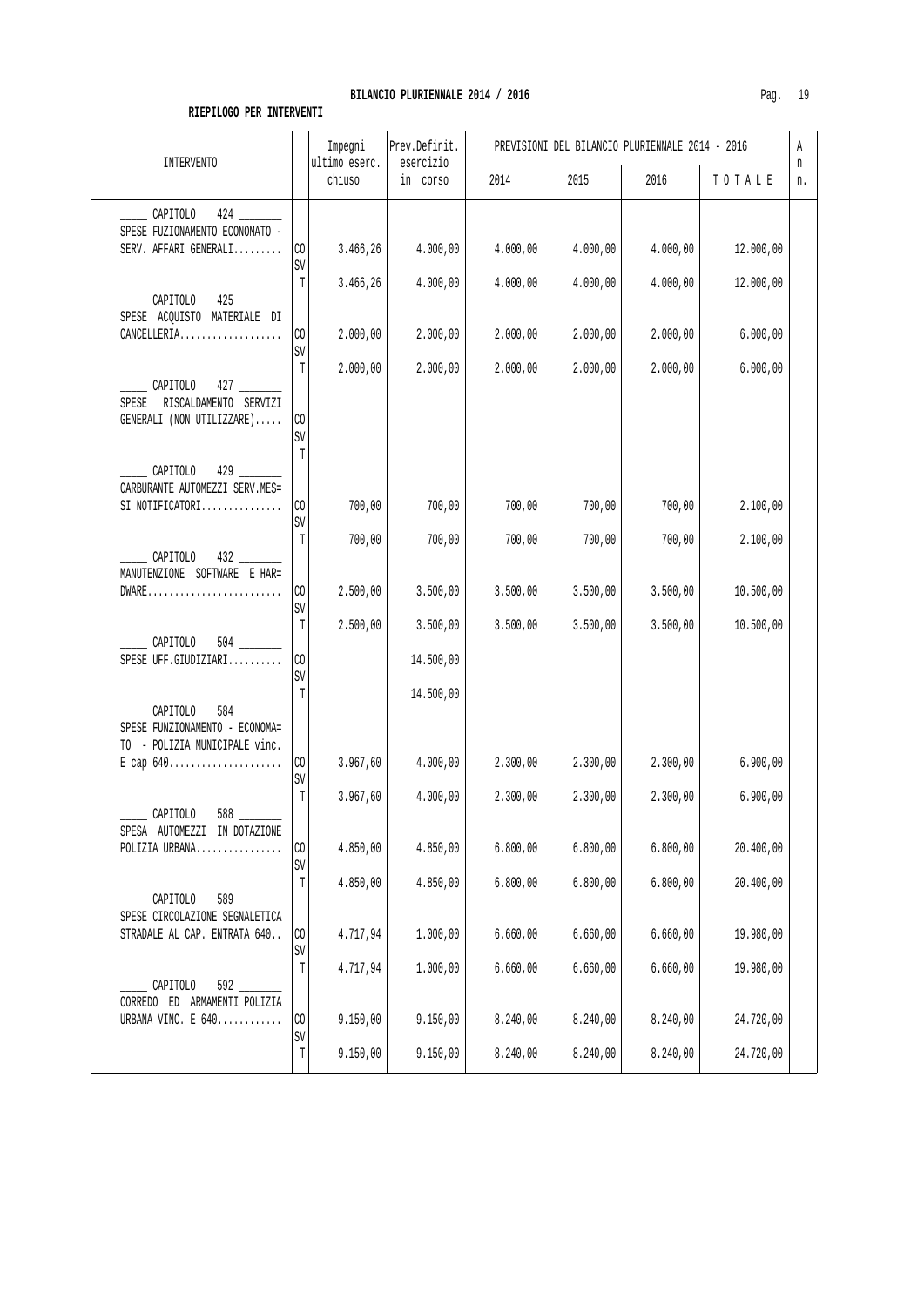**BILANCIO PLURIENNALE 2014 / 2016**

**RIEPILOGO PER INTERVENTI**

| INTERVENTO | | Impegni ultimo eserc. chiuso | Prev.Definit. esercizio in corso | PREVISIONI DEL BILANCIO PLURIENNALE 2014 - 2016 2014 | 2015 | 2016 | TOTALE | An n. |
|---|---|---|---|---|---|---|---|---|
| _____ CAPITOLO 424 _______ SPESE FUZIONAMENTO ECONOMATO - SERV. AFFARI GENERALI......... | CO | 3.466,26 | 4.000,00 | 4.000,00 | 4.000,00 | 4.000,00 | 12.000,00 | |
| | SV | | | | | | | |
| | T | 3.466,26 | 4.000,00 | 4.000,00 | 4.000,00 | 4.000,00 | 12.000,00 | |
| _____ CAPITOLO 425 _______ SPESE ACQUISTO MATERIALE DI CANCELLERIA................... | CO | 2.000,00 | 2.000,00 | 2.000,00 | 2.000,00 | 2.000,00 | 6.000,00 | |
| | SV | | | | | | | |
| | T | 2.000,00 | 2.000,00 | 2.000,00 | 2.000,00 | 2.000,00 | 6.000,00 | |
| _____ CAPITOLO 427 _______ SPESE RISCALDAMENTO SERVIZI GENERALI (NON UTILIZZARE)..... | CO | | | | | | | |
| | SV | | | | | | | |
| | T | | | | | | | |
| _____ CAPITOLO 429 _______ CARBURANTE AUTOMEZZI SERV.MES= SI NOTIFICATORI............... | CO | 700,00 | 700,00 | 700,00 | 700,00 | 700,00 | 2.100,00 | |
| | SV | | | | | | | |
| | T | 700,00 | 700,00 | 700,00 | 700,00 | 700,00 | 2.100,00 | |
| _____ CAPITOLO 432 _______ MANUTENZIONE SOFTWARE E HAR= DWARE......................... | CO | 2.500,00 | 3.500,00 | 3.500,00 | 3.500,00 | 3.500,00 | 10.500,00 | |
| | SV | | | | | | | |
| | T | 2.500,00 | 3.500,00 | 3.500,00 | 3.500,00 | 3.500,00 | 10.500,00 | |
| _____ CAPITOLO 504 _______ SPESE UFF.GIUDIZIARI.......... | CO | | 14.500,00 | | | | | |
| | SV | | | | | | | |
| | T | | 14.500,00 | | | | | |
| _____ CAPITOLO 584 _______ SPESE FUNZIONAMENTO - ECONOMA= TO - POLIZIA MUNICIPALE vinc. E cap 640..................... | CO | 3.967,60 | 4.000,00 | 2.300,00 | 2.300,00 | 2.300,00 | 6.900,00 | |
| | SV | | | | | | | |
| | T | 3.967,60 | 4.000,00 | 2.300,00 | 2.300,00 | 2.300,00 | 6.900,00 | |
| _____ CAPITOLO 588 _______ SPESA AUTOMEZZI IN DOTAZIONE POLIZIA URBANA................ | CO | 4.850,00 | 4.850,00 | 6.800,00 | 6.800,00 | 6.800,00 | 20.400,00 | |
| | SV | | | | | | | |
| | T | 4.850,00 | 4.850,00 | 6.800,00 | 6.800,00 | 6.800,00 | 20.400,00 | |
| _____ CAPITOLO 589 _______ SPESE CIRCOLAZIONE SEGNALETICA STRADALE AL CAP. ENTRATA 640.. | CO | 4.717,94 | 1.000,00 | 6.660,00 | 6.660,00 | 6.660,00 | 19.980,00 | |
| | SV | | | | | | | |
| | T | 4.717,94 | 1.000,00 | 6.660,00 | 6.660,00 | 6.660,00 | 19.980,00 | |
| _____ CAPITOLO 592 _______ CORREDO ED ARMAMENTI POLIZIA URBANA VINC. E 640............ | CO | 9.150,00 | 9.150,00 | 8.240,00 | 8.240,00 | 8.240,00 | 24.720,00 | |
| | SV | | | | | | | |
| | T | 9.150,00 | 9.150,00 | 8.240,00 | 8.240,00 | 8.240,00 | 24.720,00 | |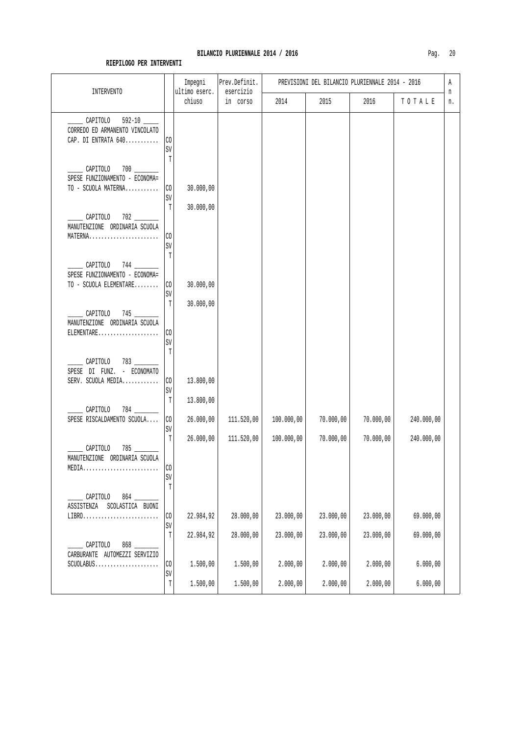**BILANCIO PLURIENNALE 2014 / 2016**

**RIEPILOGO PER INTERVENTI**

| INTERVENTO | | Impegni ultimo eserc. chiuso | Prev.Definit. esercizio in corso | PREVISIONI DEL BILANCIO PLURIENNALE 2014 - 2016 2014 | 2015 | 2016 | TOTALE | An n. |
|---|---|---|---|---|---|---|---|---|
| _____ CAPITOLO 592-10 _____ CORREDO ED ARMANENTO VINCOLATO CAP. DI ENTRATA 640........... | CO | | | | | | | |
| | SV | | | | | | | |
| | T | | | | | | | |
| _____ CAPITOLO 700 _______ SPESE FUNZIONAMENTO - ECONOMA= TO - SCUOLA MATERNA........... | CO | 30.000,00 | | | | | | |
| | SV | | | | | | | |
| | T | 30.000,00 | | | | | | |
| _____ CAPITOLO 702 _______ MANUTENZIONE ORDINARIA SCUOLA MATERNA....................... | CO | | | | | | | |
| | SV | | | | | | | |
| | T | | | | | | | |
| _____ CAPITOLO 744 _______ SPESE FUNZIONAMENTO - ECONOMA= TO - SCUOLA ELEMENTARE........ | CO | 30.000,00 | | | | | | |
| | SV | | | | | | | |
| | T | 30.000,00 | | | | | | |
| _____ CAPITOLO 745 _______ MANUTENZIONE ORDINARIA SCUOLA ELEMENTARE.................... | CO | | | | | | | |
| | SV | | | | | | | |
| | T | | | | | | | |
| _____ CAPITOLO 783 _______ SPESE DI FUNZ. - ECONOMATO SERV. SCUOLA MEDIA............ | CO | 13.800,00 | | | | | | |
| | SV | | | | | | | |
| | T | 13.800,00 | | | | | | |
| _____ CAPITOLO 784 _______ SPESE RISCALDAMENTO SCUOLA.... | CO | 26.000,00 | 111.520,00 | 100.000,00 | 70.000,00 | 70.000,00 | 240.000,00 | |
| | SV | | | | | | | |
| | T | 26.000,00 | 111.520,00 | 100.000,00 | 70.000,00 | 70.000,00 | 240.000,00 | |
| _____ CAPITOLO 785 _______ MANUTENZIONE ORDINARIA SCUOLA MEDIA......................... | CO | | | | | | | |
| | SV | | | | | | | |
| | T | | | | | | | |
| _____ CAPITOLO 864 _______ ASSISTENZA SCOLASTICA BUONI LIBRO......................... | CO | 22.984,92 | 28.000,00 | 23.000,00 | 23.000,00 | 23.000,00 | 69.000,00 | |
| | SV | | | | | | | |
| | T | 22.984,92 | 28.000,00 | 23.000,00 | 23.000,00 | 23.000,00 | 69.000,00 | |
| _____ CAPITOLO 868 _______ CARBURANTE AUTOMEZZI SERVIZIO SCUOLABUS..................... | CO | 1.500,00 | 1.500,00 | 2.000,00 | 2.000,00 | 2.000,00 | 6.000,00 | |
| | SV | | | | | | | |
| | T | 1.500,00 | 1.500,00 | 2.000,00 | 2.000,00 | 2.000,00 | 6.000,00 | |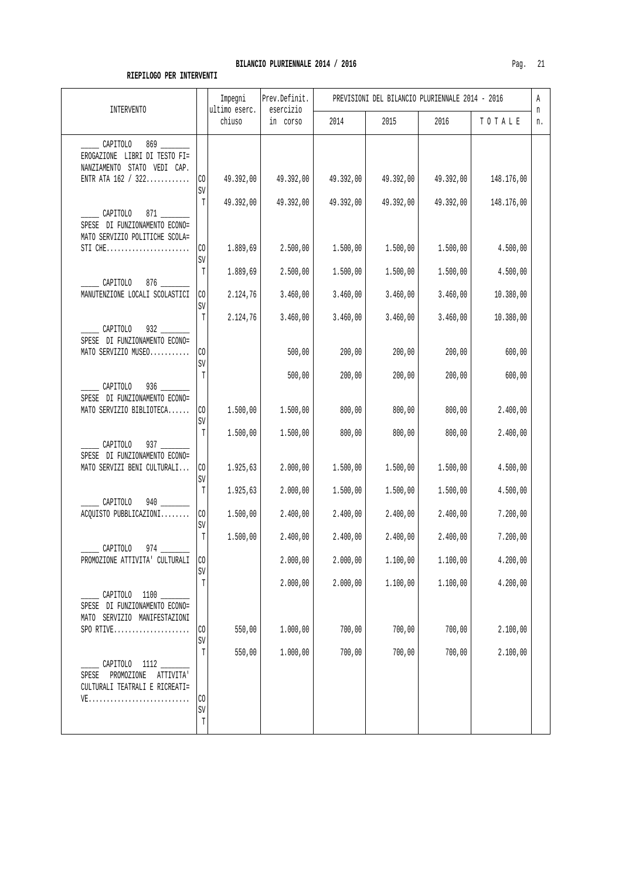**BILANCIO PLURIENNALE 2014 / 2016**

**RIEPILOGO PER INTERVENTI**

| INTERVENTO | | Impegni ultimo eserc. chiuso | Prev.Definit. esercizio in corso | PREVISIONI DEL BILANCIO PLURIENNALE 2014 - 2016 | | | | An n. |
|---|---|---|---|---|---|---|---|---|
| | | | | 2014 | 2015 | 2016 | T O T A L E | |
| _____ CAPITOLO 869 _______ EROGAZIONE LIBRI DI TESTO FI= NANZIAMENTO STATO VEDI CAP. ENTR ATA 162 / 322............ | CO | 49.392,00 | 49.392,00 | 49.392,00 | 49.392,00 | 49.392,00 | 148.176,00 | |
| | SV | | | | | | | |
| | T | 49.392,00 | 49.392,00 | 49.392,00 | 49.392,00 | 49.392,00 | 148.176,00 | |
| _____ CAPITOLO 871 _______ SPESE DI FUNZIONAMENTO ECONO= MATO SERVIZIO POLITICHE SCOLA= STI CHE....................... | CO | 1.889,69 | 2.500,00 | 1.500,00 | 1.500,00 | 1.500,00 | 4.500,00 | |
| | SV | | | | | | | |
| | T | 1.889,69 | 2.500,00 | 1.500,00 | 1.500,00 | 1.500,00 | 4.500,00 | |
| _____ CAPITOLO 876 _______ MANUTENZIONE LOCALI SCOLASTICI | CO | 2.124,76 | 3.460,00 | 3.460,00 | 3.460,00 | 3.460,00 | 10.380,00 | |
| | SV | | | | | | | |
| | T | 2.124,76 | 3.460,00 | 3.460,00 | 3.460,00 | 3.460,00 | 10.380,00 | |
| _____ CAPITOLO 932 _______ SPESE DI FUNZIONAMENTO ECONO= MATO SERVIZIO MUSEO........... | CO | | 500,00 | 200,00 | 200,00 | 200,00 | 600,00 | |
| | SV | | | | | | | |
| | T | | 500,00 | 200,00 | 200,00 | 200,00 | 600,00 | |
| _____ CAPITOLO 936 _______ SPESE DI FUNZIONAMENTO ECONO= MATO SERVIZIO BIBLIOTECA...... | CO | 1.500,00 | 1.500,00 | 800,00 | 800,00 | 800,00 | 2.400,00 | |
| | SV | | | | | | | |
| | T | 1.500,00 | 1.500,00 | 800,00 | 800,00 | 800,00 | 2.400,00 | |
| _____ CAPITOLO 937 _______ SPESE DI FUNZIONAMENTO ECONO= MATO SERVIZI BENI CULTURALI... | CO | 1.925,63 | 2.000,00 | 1.500,00 | 1.500,00 | 1.500,00 | 4.500,00 | |
| | SV | | | | | | | |
| | T | 1.925,63 | 2.000,00 | 1.500,00 | 1.500,00 | 1.500,00 | 4.500,00 | |
| _____ CAPITOLO 940 _______ ACQUISTO PUBBLICAZIONI........ | CO | 1.500,00 | 2.400,00 | 2.400,00 | 2.400,00 | 2.400,00 | 7.200,00 | |
| | SV | | | | | | | |
| | T | 1.500,00 | 2.400,00 | 2.400,00 | 2.400,00 | 2.400,00 | 7.200,00 | |
| _____ CAPITOLO 974 _______ PROMOZIONE ATTIVITA' CULTURALI | CO | | 2.000,00 | 2.000,00 | 1.100,00 | 1.100,00 | 4.200,00 | |
| | SV | | | | | | | |
| | T | | 2.000,00 | 2.000,00 | 1.100,00 | 1.100,00 | 4.200,00 | |
| _____ CAPITOLO 1100 _______ SPESE DI FUNZIONAMENTO ECONO= MATO SERVIZIO MANIFESTAZIONI SPO RTIVE..................... | CO | 550,00 | 1.000,00 | 700,00 | 700,00 | 700,00 | 2.100,00 | |
| | SV | | | | | | | |
| | T | 550,00 | 1.000,00 | 700,00 | 700,00 | 700,00 | 2.100,00 | |
| _____ CAPITOLO 1112 _______ SPESE PROMOZIONE ATTIVITA' CULTURALI TEATRALI E RICREATI= VE............................ | CO | | | | | | | |
| | SV | | | | | | | |
| | T | | | | | | | |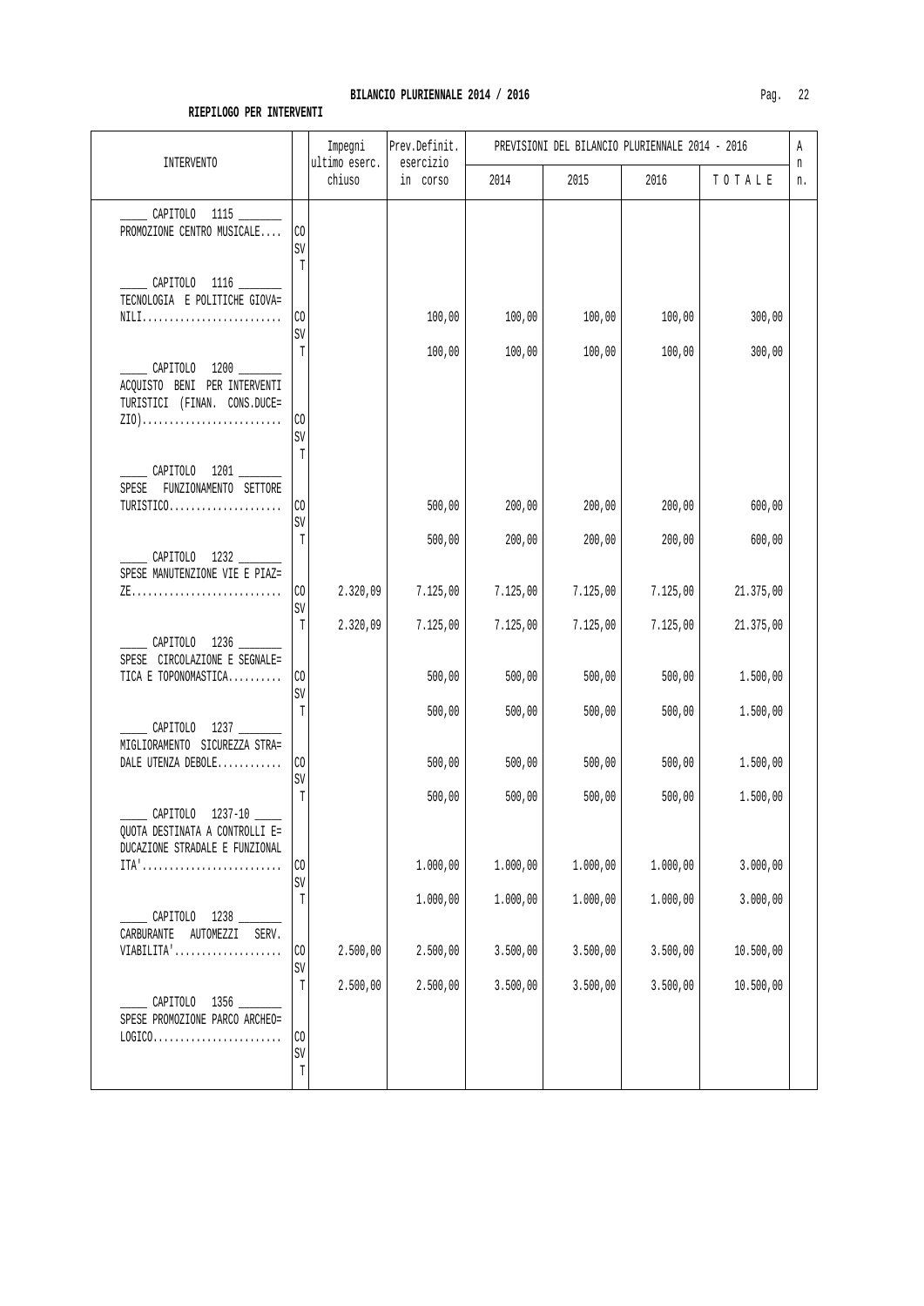# BILANCIO PLURIENNALE 2014 / 2016

**RIEPILOGO PER INTERVENTI**

| INTERVENTO | | Impegni ultimo eserc. chiuso | Prev.Definit. esercizio in corso | PREVISIONI DEL BILANCIO PLURIENNALE 2014 - 2016 | | | | An n. |
|---|---|---|---|---|---|---|---|---|
| | | | | 2014 | 2015 | 2016 | T O T A L E | |
| _____ CAPITOLO 1115 _______ PROMOZIONE CENTRO MUSICALE.... | CO | | | | | | | |
| | SV | | | | | | | |
| | T | | | | | | | |
| _____ CAPITOLO 1116 _______ TECNOLOGIA E POLITICHE GIOVA= NILI.......................... | CO | | 100,00 | 100,00 | 100,00 | 100,00 | 300,00 | |
| | SV | | | | | | | |
| | T | | 100,00 | 100,00 | 100,00 | 100,00 | 300,00 | |
| _____ CAPITOLO 1200 _______ ACQUISTO BENI PER INTERVENTI TURISTICI (FINAN. CONS.DUCE= ZIO).......................... | CO | | | | | | | |
| | SV | | | | | | | |
| | T | | | | | | | |
| _____ CAPITOLO 1201 _______ SPESE FUNZIONAMENTO SETTORE TURISTICO..................... | CO | | 500,00 | 200,00 | 200,00 | 200,00 | 600,00 | |
| | SV | | | | | | | |
| | T | | 500,00 | 200,00 | 200,00 | 200,00 | 600,00 | |
| _____ CAPITOLO 1232 _______ SPESE MANUTENZIONE VIE E PIAZ= ZE............................ | CO | 2.320,09 | 7.125,00 | 7.125,00 | 7.125,00 | 7.125,00 | 21.375,00 | |
| | SV | | | | | | | |
| | T | 2.320,09 | 7.125,00 | 7.125,00 | 7.125,00 | 7.125,00 | 21.375,00 | |
| _____ CAPITOLO 1236 _______ SPESE CIRCOLAZIONE E SEGNALE= TICA E TOPONOMASTICA.......... | CO | | 500,00 | 500,00 | 500,00 | 500,00 | 1.500,00 | |
| | SV | | | | | | | |
| | T | | 500,00 | 500,00 | 500,00 | 500,00 | 1.500,00 | |
| _____ CAPITOLO 1237 _______ MIGLIORAMENTO SICUREZZA STRA= DALE UTENZA DEBOLE............ | CO | | 500,00 | 500,00 | 500,00 | 500,00 | 1.500,00 | |
| | SV | | | | | | | |
| | T | | 500,00 | 500,00 | 500,00 | 500,00 | 1.500,00 | |
| _____ CAPITOLO 1237-10 _____ QUOTA DESTINATA A CONTROLLI E= DUCAZIONE STRADALE E FUNZIONAL ITA'.......................... | CO | | 1.000,00 | 1.000,00 | 1.000,00 | 1.000,00 | 3.000,00 | |
| | SV | | | | | | | |
| | T | | 1.000,00 | 1.000,00 | 1.000,00 | 1.000,00 | 3.000,00 | |
| _____ CAPITOLO 1238 _______ CARBURANTE AUTOMEZZI SERV. VIABILITA'.................... | CO | 2.500,00 | 2.500,00 | 3.500,00 | 3.500,00 | 3.500,00 | 10.500,00 | |
| | SV | | | | | | | |
| | T | 2.500,00 | 2.500,00 | 3.500,00 | 3.500,00 | 3.500,00 | 10.500,00 | |
| _____ CAPITOLO 1356 _______ SPESE PROMOZIONE PARCO ARCHEO= LOGICO........................ | CO | | | | | | | |
| | SV | | | | | | | |
| | T | | | | | | | |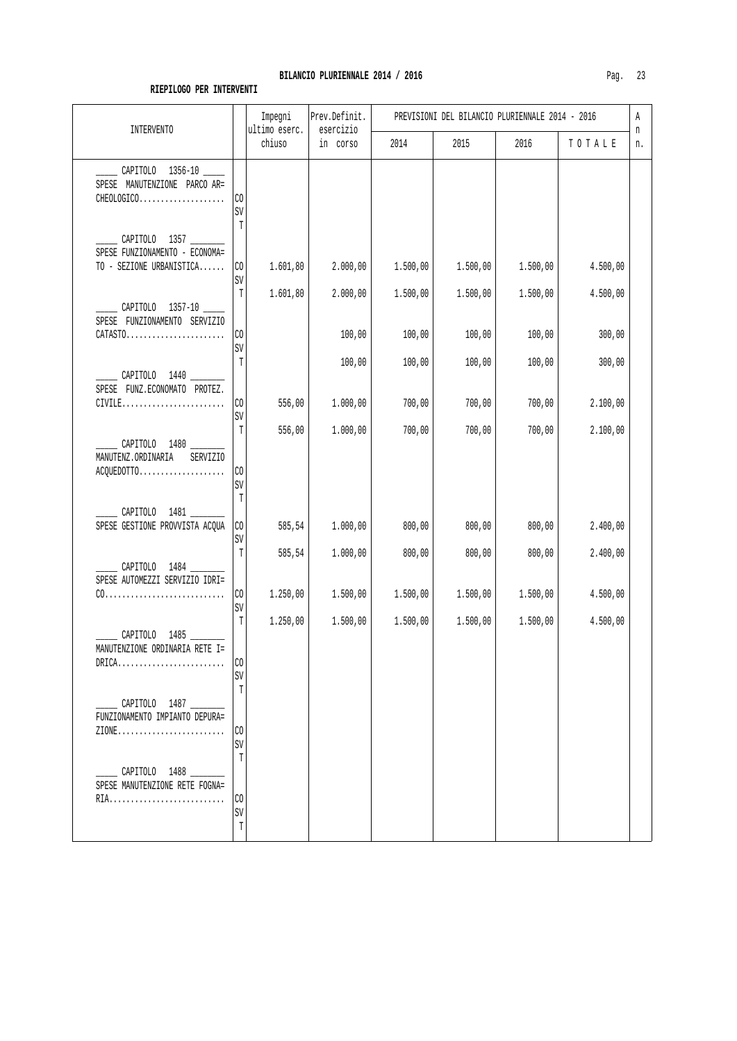**BILANCIO PLURIENNALE 2014 / 2016**

**RIEPILOGO PER INTERVENTI**

| INTERVENTO | | Impegni ultimo eserc. chiuso | Prev.Definit. esercizio in corso | PREVISIONI DEL BILANCIO PLURIENNALE 2014 - 2016 2014 | 2015 | 2016 | TOTALE | An n. |
|---|---|---|---|---|---|---|---|---|
| ____ CAPITOLO 1356-10 ____ SPESE MANUTENZIONE PARCO AR= CHEOLOGICO.................... | CO | | | | | | | |
| | SV | | | | | | | |
| | T | | | | | | | |
| ____ CAPITOLO 1357 ______ SPESE FUNZIONAMENTO - ECONOMA= TO - SEZIONE URBANISTICA...... | CO | 1.601,80 | 2.000,00 | 1.500,00 | 1.500,00 | 1.500,00 | 4.500,00 | |
| | SV | | | | | | | |
| | T | 1.601,80 | 2.000,00 | 1.500,00 | 1.500,00 | 1.500,00 | 4.500,00 | |
| ____ CAPITOLO 1357-10 ____ SPESE FUNZIONAMENTO SERVIZIO CATASTO....................... | CO | | 100,00 | 100,00 | 100,00 | 100,00 | 300,00 | |
| | SV | | | | | | | |
| | T | | 100,00 | 100,00 | 100,00 | 100,00 | 300,00 | |
| ____ CAPITOLO 1440 ______ SPESE FUNZ.ECONOMATO PROTEZ. CIVILE........................ | CO | 556,00 | 1.000,00 | 700,00 | 700,00 | 700,00 | 2.100,00 | |
| | SV | | | | | | | |
| | T | 556,00 | 1.000,00 | 700,00 | 700,00 | 700,00 | 2.100,00 | |
| ____ CAPITOLO 1480 ______ MANUTENZ.ORDINARIA SERVIZIO ACQUEDOTTO.................... | CO | | | | | | | |
| | SV | | | | | | | |
| | T | | | | | | | |
| ____ CAPITOLO 1481 ______ SPESE GESTIONE PROVVISTA ACQUA | CO | 585,54 | 1.000,00 | 800,00 | 800,00 | 800,00 | 2.400,00 | |
| | SV | | | | | | | |
| | T | 585,54 | 1.000,00 | 800,00 | 800,00 | 800,00 | 2.400,00 | |
| ____ CAPITOLO 1484 ______ SPESE AUTOMEZZI SERVIZIO IDRI= CO............................ | CO | 1.250,00 | 1.500,00 | 1.500,00 | 1.500,00 | 1.500,00 | 4.500,00 | |
| | SV | | | | | | | |
| | T | 1.250,00 | 1.500,00 | 1.500,00 | 1.500,00 | 1.500,00 | 4.500,00 | |
| ____ CAPITOLO 1485 ______ MANUTENZIONE ORDINARIA RETE I= DRICA......................... | CO | | | | | | | |
| | SV | | | | | | | |
| | T | | | | | | | |
| ____ CAPITOLO 1487 ______ FUNZIONAMENTO IMPIANTO DEPURA= ZIONE......................... | CO | | | | | | | |
| | SV | | | | | | | |
| | T | | | | | | | |
| ____ CAPITOLO 1488 ______ SPESE MANUTENZIONE RETE FOGNA= RIA........................... | CO | | | | | | | |
| | SV | | | | | | | |
| | T | | | | | | | |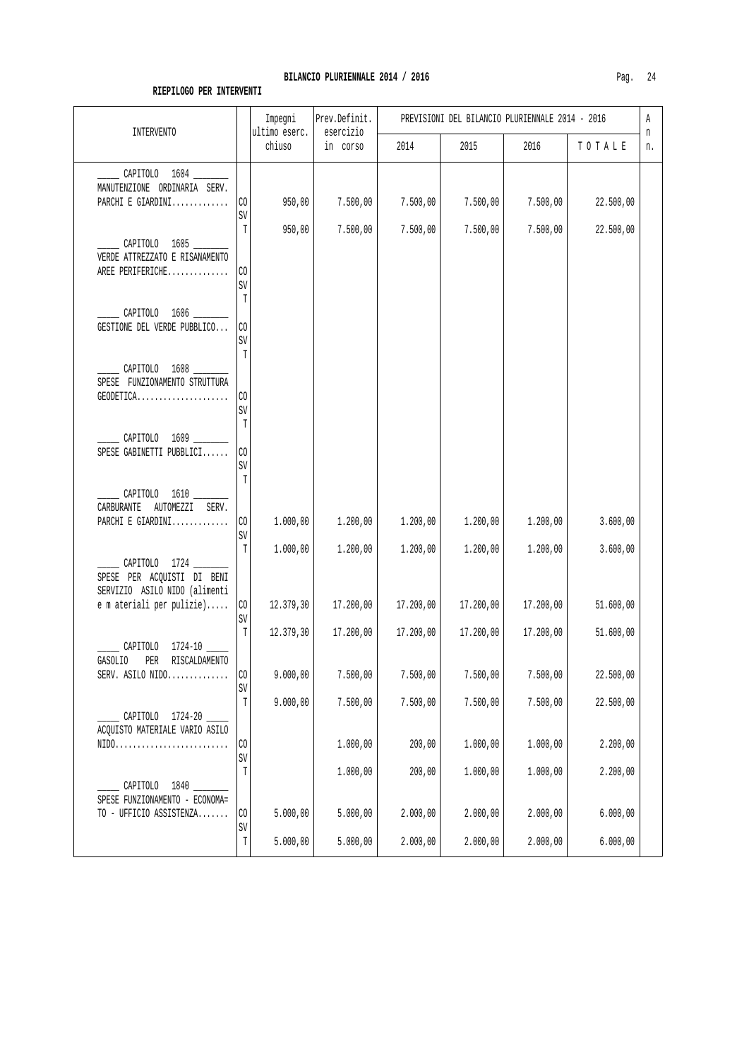**BILANCIO PLURIENNALE 2014 / 2016**

**RIEPILOGO PER INTERVENTI**

| INTERVENTO | | Impegni ultimo eserc. chiuso | Prev.Definit. esercizio in corso | PREVISIONI DEL BILANCIO PLURIENNALE 2014 - 2016 | | | | An n. |
|---|---|---|---|---|---|---|---|---|
| | | | | 2014 | 2015 | 2016 | T O T A L E | |
| _____ CAPITOLO 1604 _______ MANUTENZIONE ORDINARIA SERV. PARCHI E GIARDINI............. | CO | 950,00 | 7.500,00 | 7.500,00 | 7.500,00 | 7.500,00 | 22.500,00 | |
| | SV | | | | | | | |
| | T | 950,00 | 7.500,00 | 7.500,00 | 7.500,00 | 7.500,00 | 22.500,00 | |
| _____ CAPITOLO 1605 _______ VERDE ATTREZZATO E RISANAMENTO AREE PERIFERICHE.............. | CO | | | | | | | |
| | SV | | | | | | | |
| | T | | | | | | | |
| _____ CAPITOLO 1606 _______ GESTIONE DEL VERDE PUBBLICO... | CO | | | | | | | |
| | SV | | | | | | | |
| | T | | | | | | | |
| _____ CAPITOLO 1608 _______ SPESE FUNZIONAMENTO STRUTTURA GEODETICA..................... | CO | | | | | | | |
| | SV | | | | | | | |
| | T | | | | | | | |
| _____ CAPITOLO 1609 _______ SPESE GABINETTI PUBBLICI...... | CO | | | | | | | |
| | SV | | | | | | | |
| | T | | | | | | | |
| _____ CAPITOLO 1610 _______ CARBURANTE AUTOMEZZI SERV. PARCHI E GIARDINI............. | CO | 1.000,00 | 1.200,00 | 1.200,00 | 1.200,00 | 1.200,00 | 3.600,00 | |
| | SV | | | | | | | |
| | T | 1.000,00 | 1.200,00 | 1.200,00 | 1.200,00 | 1.200,00 | 3.600,00 | |
| _____ CAPITOLO 1724 _______ SPESE PER ACQUISTI DI BENI SERVIZIO ASILO NIDO (alimenti e m ateriali per pulizie)..... | CO | 12.379,30 | 17.200,00 | 17.200,00 | 17.200,00 | 17.200,00 | 51.600,00 | |
| | SV | | | | | | | |
| | T | 12.379,30 | 17.200,00 | 17.200,00 | 17.200,00 | 17.200,00 | 51.600,00 | |
| _____ CAPITOLO 1724-10 ____ GASOLIO PER RISCALDAMENTO SERV. ASILO NIDO.............. | CO | 9.000,00 | 7.500,00 | 7.500,00 | 7.500,00 | 7.500,00 | 22.500,00 | |
| | SV | | | | | | | |
| | T | 9.000,00 | 7.500,00 | 7.500,00 | 7.500,00 | 7.500,00 | 22.500,00 | |
| _____ CAPITOLO 1724-20 ____ ACQUISTO MATERIALE VARIO ASILO NIDO.......................... | CO | | 1.000,00 | 200,00 | 1.000,00 | 1.000,00 | 2.200,00 | |
| | SV | | | | | | | |
| | T | | 1.000,00 | 200,00 | 1.000,00 | 1.000,00 | 2.200,00 | |
| _____ CAPITOLO 1840 _______ SPESE FUNZIONAMENTO - ECONOMA= TO - UFFICIO ASSISTENZA....... | CO | 5.000,00 | 5.000,00 | 2.000,00 | 2.000,00 | 2.000,00 | 6.000,00 | |
| | SV | | | | | | | |
| | T | 5.000,00 | 5.000,00 | 2.000,00 | 2.000,00 | 2.000,00 | 6.000,00 | |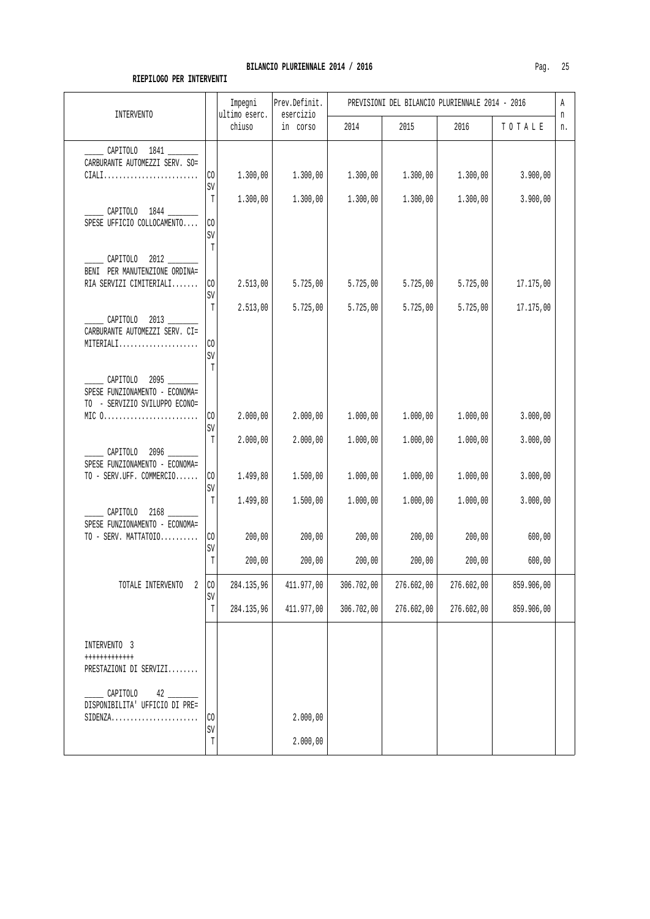# BILANCIO PLURIENNALE 2014 / 2016

**RIEPILOGO PER INTERVENTI**

| INTERVENTO | | Impegni ultimo eserc. chiuso | Prev.Definit. esercizio in corso | PREVISIONI DEL BILANCIO PLURIENNALE 2014 - 2016 2014 | 2015 | 2016 | TOTALE | Ann. |
|---|---|---|---|---|---|---|---|---|
| _____ CAPITOLO 1841 _______ CARBURANTE AUTOMEZZI SERV. SO= CIALI......................... | CO | 1.300,00 | 1.300,00 | 1.300,00 | 1.300,00 | 1.300,00 | 3.900,00 | |
| | SV | | | | | | | |
| | T | 1.300,00 | 1.300,00 | 1.300,00 | 1.300,00 | 1.300,00 | 3.900,00 | |
| _____ CAPITOLO 1844 _______ SPESE UFFICIO COLLOCAMENTO.... | CO | | | | | | | |
| | SV | | | | | | | |
| | T | | | | | | | |
| _____ CAPITOLO 2012 _______ BENI PER MANUTENZIONE ORDINA= RIA SERVIZI CIMITERIALI....... | CO | 2.513,00 | 5.725,00 | 5.725,00 | 5.725,00 | 5.725,00 | 17.175,00 | |
| | SV | | | | | | | |
| | T | 2.513,00 | 5.725,00 | 5.725,00 | 5.725,00 | 5.725,00 | 17.175,00 | |
| _____ CAPITOLO 2013 _______ CARBURANTE AUTOMEZZI SERV. CI= MITERIALI..................... | CO | | | | | | | |
| | SV | | | | | | | |
| | T | | | | | | | |
| _____ CAPITOLO 2095 _______ SPESE FUNZIONAMENTO - ECONOMA= TO - SERVIZIO SVILUPPO ECONO= MIC O......................... | CO | 2.000,00 | 2.000,00 | 1.000,00 | 1.000,00 | 1.000,00 | 3.000,00 | |
| | SV | | | | | | | |
| | T | 2.000,00 | 2.000,00 | 1.000,00 | 1.000,00 | 1.000,00 | 3.000,00 | |
| _____ CAPITOLO 2096 _______ SPESE FUNZIONAMENTO - ECONOMA= TO - SERV.UFF. COMMERCIO...... | CO | 1.499,80 | 1.500,00 | 1.000,00 | 1.000,00 | 1.000,00 | 3.000,00 | |
| | SV | | | | | | | |
| | T | 1.499,80 | 1.500,00 | 1.000,00 | 1.000,00 | 1.000,00 | 3.000,00 | |
| _____ CAPITOLO 2168 _______ SPESE FUNZIONAMENTO - ECONOMA= TO - SERV. MATTATOIO.......... | CO | 200,00 | 200,00 | 200,00 | 200,00 | 200,00 | 600,00 | |
| | SV | | | | | | | |
| | T | 200,00 | 200,00 | 200,00 | 200,00 | 200,00 | 600,00 | |
| TOTALE INTERVENTO 2 | CO | 284.135,96 | 411.977,00 | 306.702,00 | 276.602,00 | 276.602,00 | 859.906,00 | |
| | SV | | | | | | | |
| | T | 284.135,96 | 411.977,00 | 306.702,00 | 276.602,00 | 276.602,00 | 859.906,00 | |
| INTERVENTO 3 +++++++++++++ PRESTAZIONI DI SERVIZI........ | | | | | | | | |
| _____ CAPITOLO 42 _______ DISPONIBILITA' UFFICIO DI PRE= SIDENZA....................... | CO | | 2.000,00 | | | | | |
| | SV | | | | | | | |
| | T | | 2.000,00 | | | | | |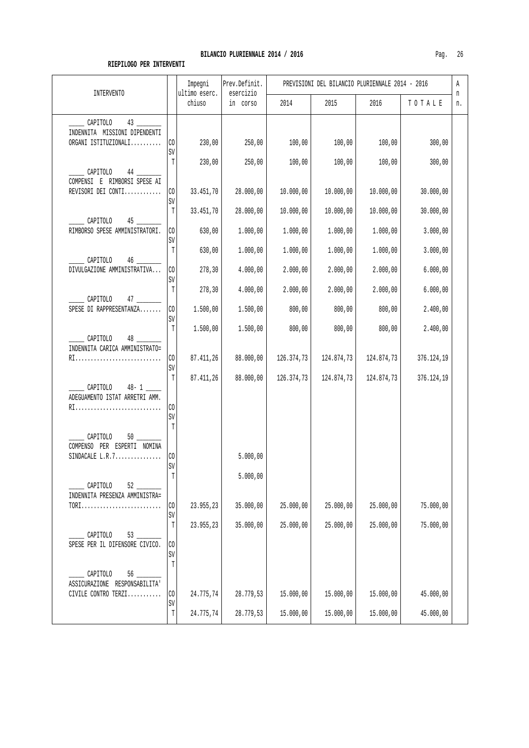## BILANCIO PLURIENNALE 2014 / 2016

**RIEPILOGO PER INTERVENTI**

| INTERVENTO | | Impegni ultimo eserc. chiuso | Prev.Definit. esercizio in corso | PREVISIONI DEL BILANCIO PLURIENNALE 2014 - 2016 | | | | An n. |
|---|---|---|---|---|---|---|---|---|
| | | | | 2014 | 2015 | 2016 | TOTALE | |
| _____ CAPITOLO 43 _______ INDENNITA MISSIONI DIPENDENTI ORGANI ISTITUZIONALI.......... | CO | 230,00 | 250,00 | 100,00 | 100,00 | 100,00 | 300,00 | |
| | SV | | | | | | | |
| | T | 230,00 | 250,00 | 100,00 | 100,00 | 100,00 | 300,00 | |
| _____ CAPITOLO 44 _______ COMPENSI E RIMBORSI SPESE AI REVISORI DEI CONTI............ | CO | 33.451,70 | 28.000,00 | 10.000,00 | 10.000,00 | 10.000,00 | 30.000,00 | |
| | SV | | | | | | | |
| | T | 33.451,70 | 28.000,00 | 10.000,00 | 10.000,00 | 10.000,00 | 30.000,00 | |
| _____ CAPITOLO 45 _______ RIMBORSO SPESE AMMINISTRATORI. | CO | 630,00 | 1.000,00 | 1.000,00 | 1.000,00 | 1.000,00 | 3.000,00 | |
| | SV | | | | | | | |
| | T | 630,00 | 1.000,00 | 1.000,00 | 1.000,00 | 1.000,00 | 3.000,00 | |
| _____ CAPITOLO 46 _______ DIVULGAZIONE AMMINISTRATIVA... | CO | 278,30 | 4.000,00 | 2.000,00 | 2.000,00 | 2.000,00 | 6.000,00 | |
| | SV | | | | | | | |
| | T | 278,30 | 4.000,00 | 2.000,00 | 2.000,00 | 2.000,00 | 6.000,00 | |
| _____ CAPITOLO 47 _______ SPESE DI RAPPRESENTANZA....... | CO | 1.500,00 | 1.500,00 | 800,00 | 800,00 | 800,00 | 2.400,00 | |
| | SV | | | | | | | |
| | T | 1.500,00 | 1.500,00 | 800,00 | 800,00 | 800,00 | 2.400,00 | |
| _____ CAPITOLO 48 _______ INDENNITA CARICA AMMINISTRATO= RI............................ | CO | 87.411,26 | 88.000,00 | 126.374,73 | 124.874,73 | 124.874,73 | 376.124,19 | |
| | SV | | | | | | | |
| | T | 87.411,26 | 88.000,00 | 126.374,73 | 124.874,73 | 124.874,73 | 376.124,19 | |
| _____ CAPITOLO 48- 1 _____ ADEGUAMENTO ISTAT ARRETRI AMM. RI............................ | CO | | | | | | | |
| | SV | | | | | | | |
| | T | | | | | | | |
| _____ CAPITOLO 50 _______ COMPENSO PER ESPERTI NOMINA SINDACALE L.R.7............... | CO | | 5.000,00 | | | | | |
| | SV | | | | | | | |
| | T | | 5.000,00 | | | | | |
| _____ CAPITOLO 52 _______ INDENNITA PRESENZA AMMINISTRA= TORI.......................... | CO | 23.955,23 | 35.000,00 | 25.000,00 | 25.000,00 | 25.000,00 | 75.000,00 | |
| | SV | | | | | | | |
| | T | 23.955,23 | 35.000,00 | 25.000,00 | 25.000,00 | 25.000,00 | 75.000,00 | |
| _____ CAPITOLO 53 _______ SPESE PER IL DIFENSORE CIVICO. | CO | | | | | | | |
| | SV | | | | | | | |
| | T | | | | | | | |
| _____ CAPITOLO 56 _______ ASSICURAZIONE RESPONSABILITA' CIVILE CONTRO TERZI........... | CO | 24.775,74 | 28.779,53 | 15.000,00 | 15.000,00 | 15.000,00 | 45.000,00 | |
| | SV | | | | | | | |
| | T | 24.775,74 | 28.779,53 | 15.000,00 | 15.000,00 | 15.000,00 | 45.000,00 | |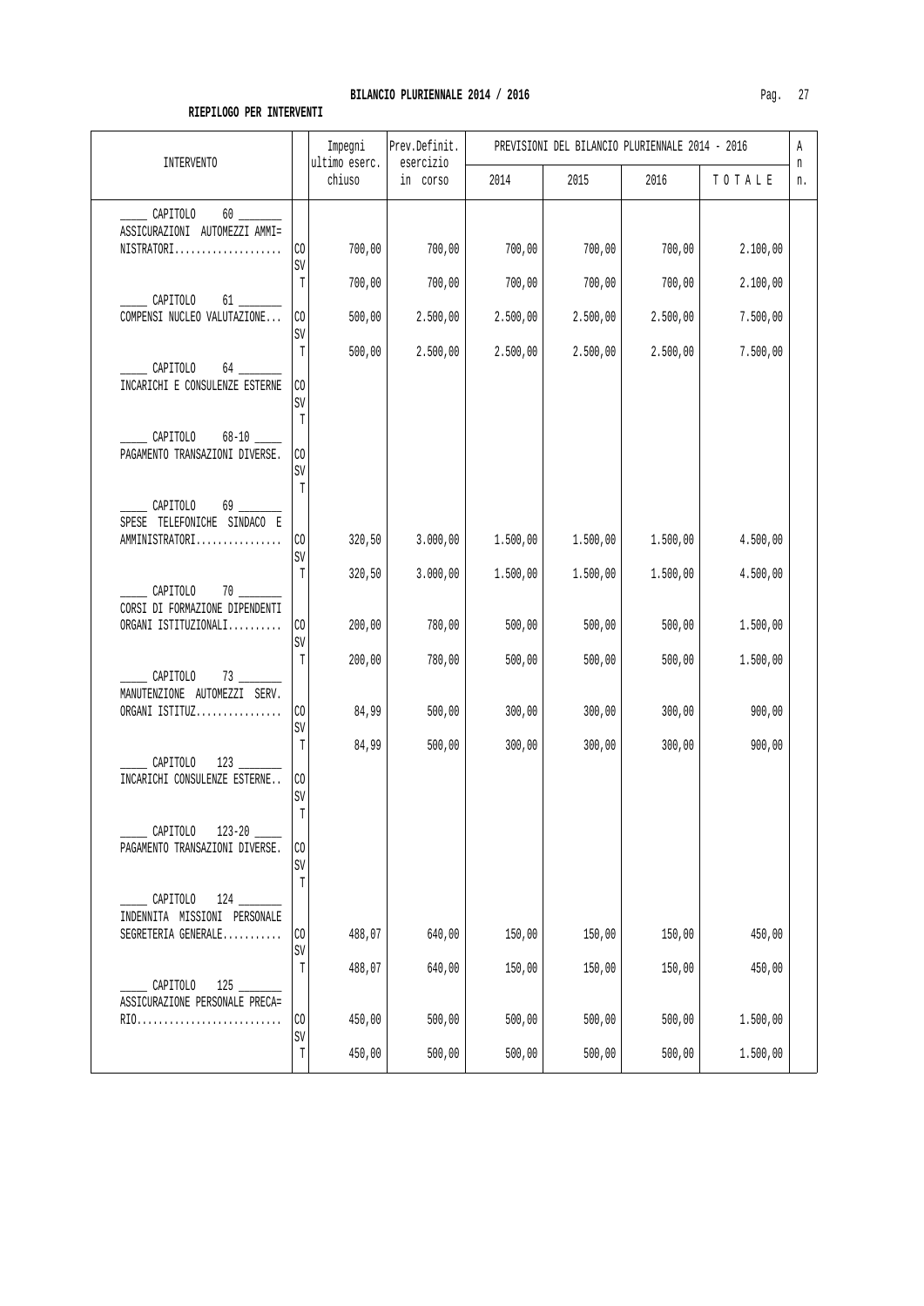**BILANCIO PLURIENNALE 2014 / 2016**

**RIEPILOGO PER INTERVENTI**

| INTERVENTO | | Impegni ultimo eserc. chiuso | Prev.Definit. esercizio in corso | PREVISIONI DEL BILANCIO PLURIENNALE 2014 - 2016 | | | | An n. |
|---|---|---|---|---|---|---|---|---|
| | | | | 2014 | 2015 | 2016 | T O T A L E | |
| _____ CAPITOLO 60 _______ ASSICURAZIONI AUTOMEZZI AMMI= NISTRATORI.................... | CO | 700,00 | 700,00 | 700,00 | 700,00 | 700,00 | 2.100,00 | |
| | SV | | | | | | | |
| | T | 700,00 | 700,00 | 700,00 | 700,00 | 700,00 | 2.100,00 | |
| _____ CAPITOLO 61 _______ COMPENSI NUCLEO VALUTAZIONE... | CO | 500,00 | 2.500,00 | 2.500,00 | 2.500,00 | 2.500,00 | 7.500,00 | |
| | SV | | | | | | | |
| | T | 500,00 | 2.500,00 | 2.500,00 | 2.500,00 | 2.500,00 | 7.500,00 | |
| _____ CAPITOLO 64 _______ INCARICHI E CONSULENZE ESTERNE | CO | | | | | | | |
| | SV | | | | | | | |
| | T | | | | | | | |
| _____ CAPITOLO 68-10 _____ PAGAMENTO TRANSAZIONI DIVERSE. | CO | | | | | | | |
| | SV | | | | | | | |
| | T | | | | | | | |
| _____ CAPITOLO 69 _______ SPESE TELEFONICHE SINDACO E AMMINISTRATORI................ | CO | 320,50 | 3.000,00 | 1.500,00 | 1.500,00 | 1.500,00 | 4.500,00 | |
| | SV | | | | | | | |
| | T | 320,50 | 3.000,00 | 1.500,00 | 1.500,00 | 1.500,00 | 4.500,00 | |
| _____ CAPITOLO 70 _______ CORSI DI FORMAZIONE DIPENDENTI ORGANI ISTITUZIONALI.......... | CO | 200,00 | 780,00 | 500,00 | 500,00 | 500,00 | 1.500,00 | |
| | SV | | | | | | | |
| | T | 200,00 | 780,00 | 500,00 | 500,00 | 500,00 | 1.500,00 | |
| _____ CAPITOLO 73 _______ MANUTENZIONE AUTOMEZZI SERV. ORGANI ISTITUZ................ | CO | 84,99 | 500,00 | 300,00 | 300,00 | 300,00 | 900,00 | |
| | SV | | | | | | | |
| | T | 84,99 | 500,00 | 300,00 | 300,00 | 300,00 | 900,00 | |
| _____ CAPITOLO 123 _______ INCARICHI CONSULENZE ESTERNE.. | CO | | | | | | | |
| | SV | | | | | | | |
| | T | | | | | | | |
| _____ CAPITOLO 123-20 _____ PAGAMENTO TRANSAZIONI DIVERSE. | CO | | | | | | | |
| | SV | | | | | | | |
| | T | | | | | | | |
| _____ CAPITOLO 124 _______ INDENNITA MISSIONI PERSONALE SEGRETERIA GENERALE........... | CO | 488,07 | 640,00 | 150,00 | 150,00 | 150,00 | 450,00 | |
| | SV | | | | | | | |
| | T | 488,07 | 640,00 | 150,00 | 150,00 | 150,00 | 450,00 | |
| _____ CAPITOLO 125 _______ ASSICURAZIONE PERSONALE PRECA= RIO........................... | CO | 450,00 | 500,00 | 500,00 | 500,00 | 500,00 | 1.500,00 | |
| | SV | | | | | | | |
| | T | 450,00 | 500,00 | 500,00 | 500,00 | 500,00 | 1.500,00 | |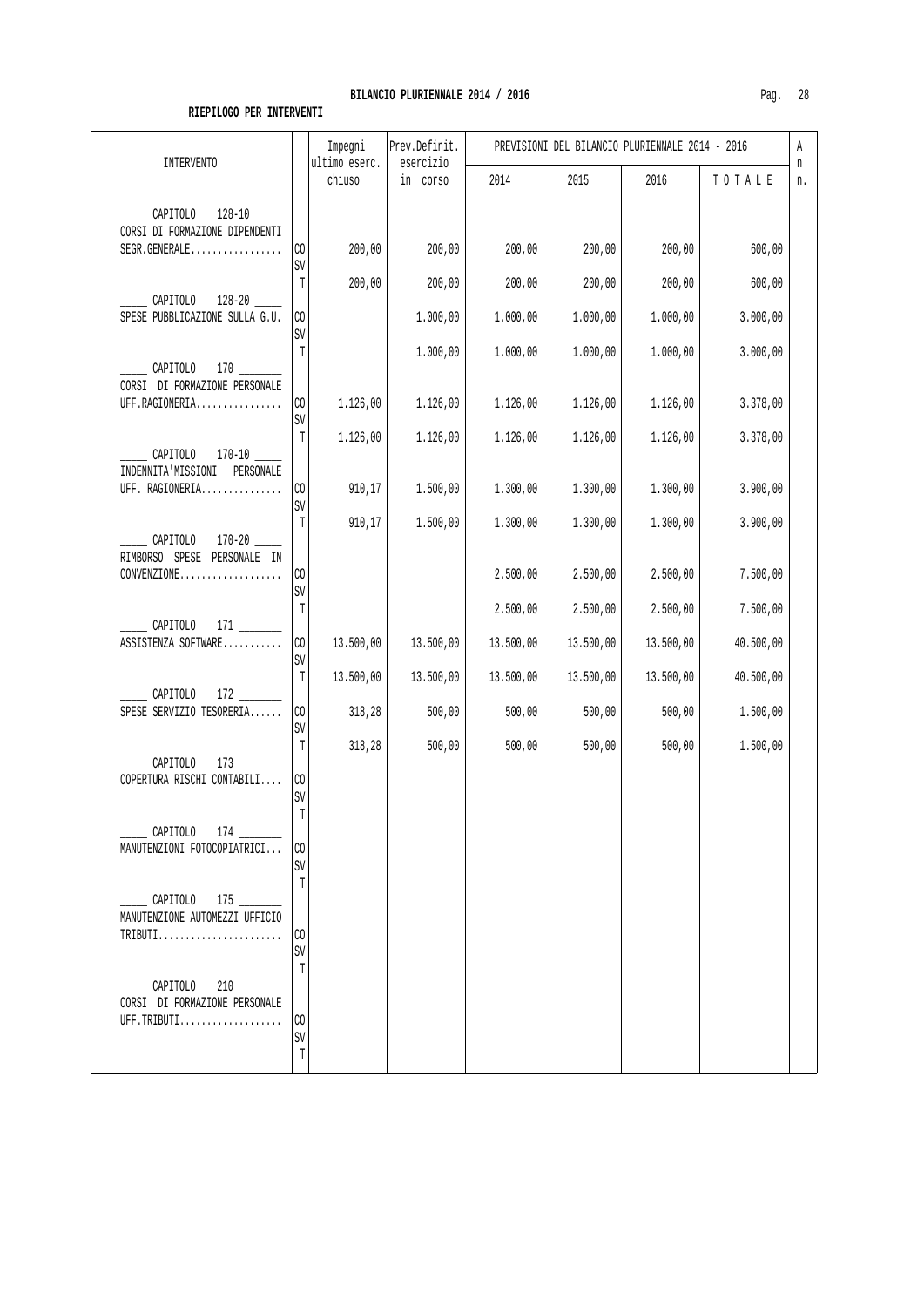**BILANCIO PLURIENNALE 2014 / 2016**

**RIEPILOGO PER INTERVENTI**

| INTERVENTO | | Impegni ultimo eserc. chiuso | Prev.Definit. esercizio in corso | PREVISIONI DEL BILANCIO PLURIENNALE 2014 - 2016 | | | | An n. |
|---|---|---|---|---|---|---|---|---|
| | | | | 2014 | 2015 | 2016 | T O T A L E | |
| _____ CAPITOLO 128-10 _____ CORSI DI FORMAZIONE DIPENDENTI SEGR.GENERALE................. | CO | 200,00 | 200,00 | 200,00 | 200,00 | 200,00 | 600,00 | |
| | SV | | | | | | | |
| | T | 200,00 | 200,00 | 200,00 | 200,00 | 200,00 | 600,00 | |
| _____ CAPITOLO 128-20 _____ SPESE PUBBLICAZIONE SULLA G.U. | CO | | 1.000,00 | 1.000,00 | 1.000,00 | 1.000,00 | 3.000,00 | |
| | SV | | | | | | | |
| | T | | 1.000,00 | 1.000,00 | 1.000,00 | 1.000,00 | 3.000,00 | |
| _____ CAPITOLO 170 _______ CORSI DI FORMAZIONE PERSONALE UFF.RAGIONERIA................ | CO | 1.126,00 | 1.126,00 | 1.126,00 | 1.126,00 | 1.126,00 | 3.378,00 | |
| | SV | | | | | | | |
| | T | 1.126,00 | 1.126,00 | 1.126,00 | 1.126,00 | 1.126,00 | 3.378,00 | |
| _____ CAPITOLO 170-10 _____ INDENNITA'MISSIONI PERSONALE UFF. RAGIONERIA............... | CO | 910,17 | 1.500,00 | 1.300,00 | 1.300,00 | 1.300,00 | 3.900,00 | |
| | SV | | | | | | | |
| | T | 910,17 | 1.500,00 | 1.300,00 | 1.300,00 | 1.300,00 | 3.900,00 | |
| _____ CAPITOLO 170-20 _____ RIMBORSO SPESE PERSONALE IN CONVENZIONE................... | CO | | | 2.500,00 | 2.500,00 | 2.500,00 | 7.500,00 | |
| | SV | | | | | | | |
| | T | | | 2.500,00 | 2.500,00 | 2.500,00 | 7.500,00 | |
| _____ CAPITOLO 171 _______ ASSISTENZA SOFTWARE........... | CO | 13.500,00 | 13.500,00 | 13.500,00 | 13.500,00 | 13.500,00 | 40.500,00 | |
| | SV | | | | | | | |
| | T | 13.500,00 | 13.500,00 | 13.500,00 | 13.500,00 | 13.500,00 | 40.500,00 | |
| _____ CAPITOLO 172 _______ SPESE SERVIZIO TESORERIA...... | CO | 318,28 | 500,00 | 500,00 | 500,00 | 500,00 | 1.500,00 | |
| | SV | | | | | | | |
| | T | 318,28 | 500,00 | 500,00 | 500,00 | 500,00 | 1.500,00 | |
| _____ CAPITOLO 173 _______ COPERTURA RISCHI CONTABILI.... | CO | | | | | | | |
| | SV | | | | | | | |
| | T | | | | | | | |
| _____ CAPITOLO 174 _______ MANUTENZIONI FOTOCOPIATRICI... | CO | | | | | | | |
| | SV | | | | | | | |
| | T | | | | | | | |
| _____ CAPITOLO 175 _______ MANUTENZIONE AUTOMEZZI UFFICIO TRIBUTI....................... | CO | | | | | | | |
| | SV | | | | | | | |
| | T | | | | | | | |
| _____ CAPITOLO 210 _______ CORSI DI FORMAZIONE PERSONALE UFF.TRIBUTI................... | CO | | | | | | | |
| | SV | | | | | | | |
| | T | | | | | | | |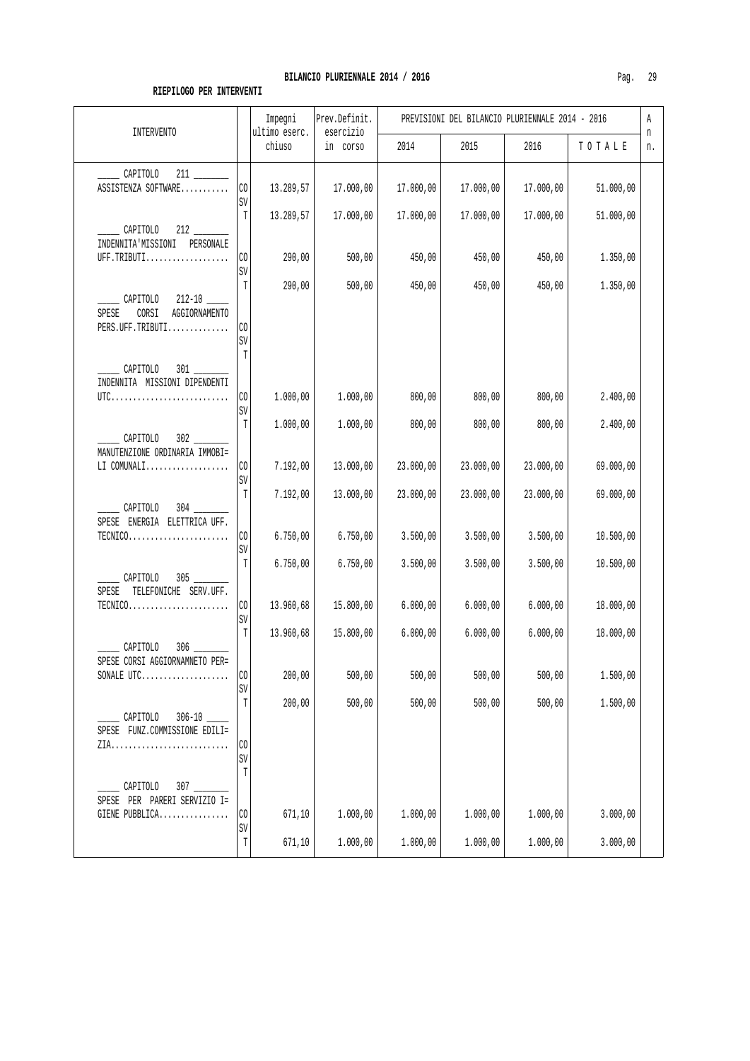## BILANCIO PLURIENNALE 2014 / 2016

**RIEPILOGO PER INTERVENTI**

| INTERVENTO | | Impegni ultimo eserc. chiuso | Prev.Definit. esercizio in corso | PREVISIONI DEL BILANCIO PLURIENNALE 2014 - 2016 | | | | An n. |
|---|---|---|---|---|---|---|---|---|
| | | | | 2014 | 2015 | 2016 | TOTALE | |
| _____ CAPITOLO 211 _______ ASSISTENZA SOFTWARE........... | CO | 13.289,57 | 17.000,00 | 17.000,00 | 17.000,00 | 17.000,00 | 51.000,00 | |
| | SV | | | | | | | |
| | T | 13.289,57 | 17.000,00 | 17.000,00 | 17.000,00 | 17.000,00 | 51.000,00 | |
| _____ CAPITOLO 212 _______ INDENNITA'MISSIONI PERSONALE UFF.TRIBUTI................... | CO | 290,00 | 500,00 | 450,00 | 450,00 | 450,00 | 1.350,00 | |
| | SV | | | | | | | |
| | T | 290,00 | 500,00 | 450,00 | 450,00 | 450,00 | 1.350,00 | |
| _____ CAPITOLO 212-10 _____ SPESE CORSI AGGIORNAMENTO PERS.UFF.TRIBUTI.............. | CO | | | | | | | |
| | SV | | | | | | | |
| | T | | | | | | | |
| _____ CAPITOLO 301 _______ INDENNITA MISSIONI DIPENDENTI UTC........................... | CO | 1.000,00 | 1.000,00 | 800,00 | 800,00 | 800,00 | 2.400,00 | |
| | SV | | | | | | | |
| | T | 1.000,00 | 1.000,00 | 800,00 | 800,00 | 800,00 | 2.400,00 | |
| _____ CAPITOLO 302 _______ MANUTENZIONE ORDINARIA IMMOBI= LI COMUNALI................... | CO | 7.192,00 | 13.000,00 | 23.000,00 | 23.000,00 | 23.000,00 | 69.000,00 | |
| | SV | | | | | | | |
| | T | 7.192,00 | 13.000,00 | 23.000,00 | 23.000,00 | 23.000,00 | 69.000,00 | |
| _____ CAPITOLO 304 _______ SPESE ENERGIA ELETTRICA UFF. TECNICO....................... | CO | 6.750,00 | 6.750,00 | 3.500,00 | 3.500,00 | 3.500,00 | 10.500,00 | |
| | SV | | | | | | | |
| | T | 6.750,00 | 6.750,00 | 3.500,00 | 3.500,00 | 3.500,00 | 10.500,00 | |
| _____ CAPITOLO 305 _______ SPESE TELEFONICHE SERV.UFF. TECNICO....................... | CO | 13.960,68 | 15.800,00 | 6.000,00 | 6.000,00 | 6.000,00 | 18.000,00 | |
| | SV | | | | | | | |
| | T | 13.960,68 | 15.800,00 | 6.000,00 | 6.000,00 | 6.000,00 | 18.000,00 | |
| _____ CAPITOLO 306 _______ SPESE CORSI AGGIORNAMNETO PER= SONALE UTC.................... | CO | 200,00 | 500,00 | 500,00 | 500,00 | 500,00 | 1.500,00 | |
| | SV | | | | | | | |
| | T | 200,00 | 500,00 | 500,00 | 500,00 | 500,00 | 1.500,00 | |
| _____ CAPITOLO 306-10 _____ SPESE FUNZ.COMMISSIONE EDILI= ZIA........................... | CO | | | | | | | |
| | SV | | | | | | | |
| | T | | | | | | | |
| _____ CAPITOLO 307 _______ SPESE PER PARERI SERVIZIO I= GIENE PUBBLICA................ | CO | 671,10 | 1.000,00 | 1.000,00 | 1.000,00 | 1.000,00 | 3.000,00 | |
| | SV | | | | | | | |
| | T | 671,10 | 1.000,00 | 1.000,00 | 1.000,00 | 1.000,00 | 3.000,00 | |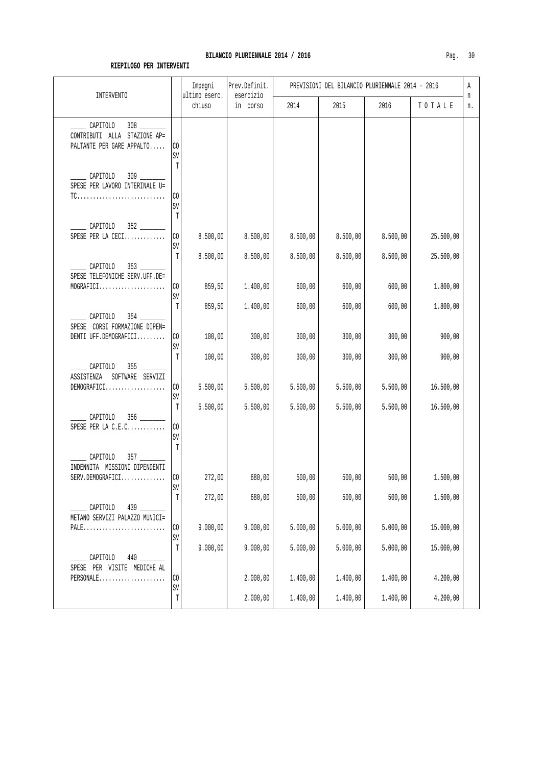## BILANCIO PLURIENNALE 2014 / 2016

**RIEPILOGO PER INTERVENTI**

| INTERVENTO | | Impegni ultimo eserc. chiuso | Prev.Definit. esercizio in corso | PREVISIONI DEL BILANCIO PLURIENNALE 2014 - 2016 | | | | An n. |
|---|---|---|---|---|---|---|---|---|
| | | | | 2014 | 2015 | 2016 | T O T A L E | |
| _____ CAPITOLO 308 _______ CONTRIBUTI ALLA STAZIONE AP= PALTANTE PER GARE APPALTO..... | CO | | | | | | | |
| | SV | | | | | | | |
| | T | | | | | | | |
| _____ CAPITOLO 309 _______ SPESE PER LAVORO INTERINALE U= TC............................ | CO | | | | | | | |
| | SV | | | | | | | |
| | T | | | | | | | |
| _____ CAPITOLO 352 _______ SPESE PER LA CECI............. | CO | 8.500,00 | 8.500,00 | 8.500,00 | 8.500,00 | 8.500,00 | 25.500,00 | |
| | SV | | | | | | | |
| | T | 8.500,00 | 8.500,00 | 8.500,00 | 8.500,00 | 8.500,00 | 25.500,00 | |
| _____ CAPITOLO 353 _______ SPESE TELEFONICHE SERV.UFF.DE= MOGRAFICI..................... | CO | 859,50 | 1.400,00 | 600,00 | 600,00 | 600,00 | 1.800,00 | |
| | SV | | | | | | | |
| | T | 859,50 | 1.400,00 | 600,00 | 600,00 | 600,00 | 1.800,00 | |
| _____ CAPITOLO 354 _______ SPESE CORSI FORMAZIONE DIPEN= DENTI UFF.DEMOGRAFICI......... | CO | 100,00 | 300,00 | 300,00 | 300,00 | 300,00 | 900,00 | |
| | SV | | | | | | | |
| | T | 100,00 | 300,00 | 300,00 | 300,00 | 300,00 | 900,00 | |
| _____ CAPITOLO 355 _______ ASSISTENZA SOFTWARE SERVIZI DEMOGRAFICI................... | CO | 5.500,00 | 5.500,00 | 5.500,00 | 5.500,00 | 5.500,00 | 16.500,00 | |
| | SV | | | | | | | |
| | T | 5.500,00 | 5.500,00 | 5.500,00 | 5.500,00 | 5.500,00 | 16.500,00 | |
| _____ CAPITOLO 356 _______ SPESE PER LA C.E.C............ | CO | | | | | | | |
| | SV | | | | | | | |
| | T | | | | | | | |
| _____ CAPITOLO 357 _______ INDENNITA MISSIONI DIPENDENTI SERV.DEMOGRAFICI.............. | CO | 272,00 | 680,00 | 500,00 | 500,00 | 500,00 | 1.500,00 | |
| | SV | | | | | | | |
| | T | 272,00 | 680,00 | 500,00 | 500,00 | 500,00 | 1.500,00 | |
| _____ CAPITOLO 439 _______ METANO SERVIZI PALAZZO MUNICI= PALE.......................... | CO | 9.000,00 | 9.000,00 | 5.000,00 | 5.000,00 | 5.000,00 | 15.000,00 | |
| | SV | | | | | | | |
| | T | 9.000,00 | 9.000,00 | 5.000,00 | 5.000,00 | 5.000,00 | 15.000,00 | |
| _____ CAPITOLO 440 _______ SPESE PER VISITE MEDICHE AL PERSONALE..................... | CO | | 2.000,00 | 1.400,00 | 1.400,00 | 1.400,00 | 4.200,00 | |
| | SV | | | | | | | |
| | T | | 2.000,00 | 1.400,00 | 1.400,00 | 1.400,00 | 4.200,00 | |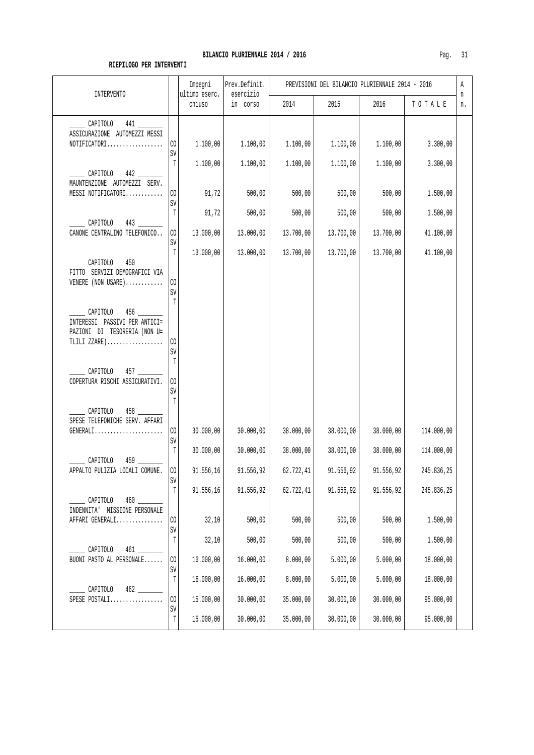**BILANCIO PLURIENNALE 2014 / 2016**

**RIEPILOGO PER INTERVENTI**

| INTERVENTO | | Impegni ultimo eserc. chiuso | Prev.Definit. esercizio in corso | PREVISIONI DEL BILANCIO PLURIENNALE 2014 - 2016 | | | | An n. |
|---|---|---|---|---|---|---|---|---|
| | | | | 2014 | 2015 | 2016 | T O T A L E | |
| _____ CAPITOLO 441 _______ ASSICURAZIONE AUTOMEZZI MESSI NOTIFICATORI.................. | CO | 1.100,00 | 1.100,00 | 1.100,00 | 1.100,00 | 1.100,00 | 3.300,00 | |
| | SV | | | | | | | |
| | T | 1.100,00 | 1.100,00 | 1.100,00 | 1.100,00 | 1.100,00 | 3.300,00 | |
| _____ CAPITOLO 442 _______ MAUNTENZIONE AUTOMEZZI SERV. MESSI NOTIFICATORI............ | CO | 91,72 | 500,00 | 500,00 | 500,00 | 500,00 | 1.500,00 | |
| | SV | | | | | | | |
| | T | 91,72 | 500,00 | 500,00 | 500,00 | 500,00 | 1.500,00 | |
| _____ CAPITOLO 443 _______ CANONE CENTRALINO TELEFONICO.. | CO | 13.000,00 | 13.000,00 | 13.700,00 | 13.700,00 | 13.700,00 | 41.100,00 | |
| | SV | | | | | | | |
| | T | 13.000,00 | 13.000,00 | 13.700,00 | 13.700,00 | 13.700,00 | 41.100,00 | |
| _____ CAPITOLO 450 _______ FITTO SERVIZI DEMOGRAFICI VIA VENERE (NON USARE)............ | CO | | | | | | | |
| | SV | | | | | | | |
| | T | | | | | | | |
| _____ CAPITOLO 456 _______ INTERESSI PASSIVI PER ANTICI= PAZIONI DI TESORERIA (NON U= TLILI ZZARE).................. | CO | | | | | | | |
| | SV | | | | | | | |
| | T | | | | | | | |
| _____ CAPITOLO 457 _______ COPERTURA RISCHI ASSICURATIVI. | CO | | | | | | | |
| | SV | | | | | | | |
| | T | | | | | | | |
| _____ CAPITOLO 458 _______ SPESE TELEFONICHE SERV. AFFARI GENERALI...................... | CO | 30.000,00 | 30.000,00 | 38.000,00 | 38.000,00 | 38.000,00 | 114.000,00 | |
| | SV | | | | | | | |
| | T | 30.000,00 | 30.000,00 | 38.000,00 | 38.000,00 | 38.000,00 | 114.000,00 | |
| _____ CAPITOLO 459 _______ APPALTO PULIZIA LOCALI COMUNE. | CO | 91.556,16 | 91.556,92 | 62.722,41 | 91.556,92 | 91.556,92 | 245.836,25 | |
| | SV | | | | | | | |
| | T | 91.556,16 | 91.556,92 | 62.722,41 | 91.556,92 | 91.556,92 | 245.836,25 | |
| _____ CAPITOLO 460 _______ INDENNITA' MISSIONE PERSONALE AFFARI GENERALI............... | CO | 32,10 | 500,00 | 500,00 | 500,00 | 500,00 | 1.500,00 | |
| | SV | | | | | | | |
| | T | 32,10 | 500,00 | 500,00 | 500,00 | 500,00 | 1.500,00 | |
| _____ CAPITOLO 461 _______ BUONI PASTO AL PERSONALE...... | CO | 16.000,00 | 16.000,00 | 8.000,00 | 5.000,00 | 5.000,00 | 18.000,00 | |
| | SV | | | | | | | |
| | T | 16.000,00 | 16.000,00 | 8.000,00 | 5.000,00 | 5.000,00 | 18.000,00 | |
| _____ CAPITOLO 462 _______ SPESE POSTALI................. | CO | 15.000,00 | 30.000,00 | 35.000,00 | 30.000,00 | 30.000,00 | 95.000,00 | |
| | SV | | | | | | | |
| | T | 15.000,00 | 30.000,00 | 35.000,00 | 30.000,00 | 30.000,00 | 95.000,00 | |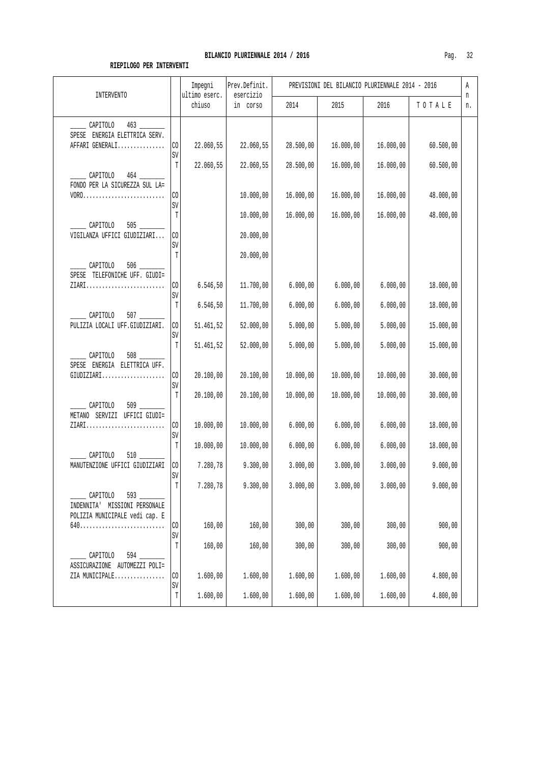**BILANCIO PLURIENNALE 2014 / 2016**

**RIEPILOGO PER INTERVENTI**

| INTERVENTO | | Impegni ultimo eserc. chiuso | Prev.Definit. esercizio in corso | PREVISIONI DEL BILANCIO PLURIENNALE 2014 - 2016 2014 | 2015 | 2016 | TOTALE | An n. |
|---|---|---|---|---|---|---|---|---|
| _____ CAPITOLO 463 _______ SPESE ENERGIA ELETTRICA SERV. AFFARI GENERALI............... | CO | 22.060,55 | 22.060,55 | 28.500,00 | 16.000,00 | 16.000,00 | 60.500,00 | |
| | SV | | | | | | | |
| | T | 22.060,55 | 22.060,55 | 28.500,00 | 16.000,00 | 16.000,00 | 60.500,00 | |
| _____ CAPITOLO 464 _______ FONDO PER LA SICUREZZA SUL LA= VORO.......................... | CO | | 10.000,00 | 16.000,00 | 16.000,00 | 16.000,00 | 48.000,00 | |
| | SV | | | | | | | |
| | T | | 10.000,00 | 16.000,00 | 16.000,00 | 16.000,00 | 48.000,00 | |
| _____ CAPITOLO 505 _______ VIGILANZA UFFICI GIUDIZIARI... | CO | | 20.000,00 | | | | | |
| | SV | | | | | | | |
| | T | | 20.000,00 | | | | | |
| _____ CAPITOLO 506 _______ SPESE TELEFONICHE UFF. GIUDI= ZIARI......................... | CO | 6.546,50 | 11.700,00 | 6.000,00 | 6.000,00 | 6.000,00 | 18.000,00 | |
| | SV | | | | | | | |
| | T | 6.546,50 | 11.700,00 | 6.000,00 | 6.000,00 | 6.000,00 | 18.000,00 | |
| _____ CAPITOLO 507 _______ PULIZIA LOCALI UFF.GIUDIZIARI. | CO | 51.461,52 | 52.000,00 | 5.000,00 | 5.000,00 | 5.000,00 | 15.000,00 | |
| | SV | | | | | | | |
| | T | 51.461,52 | 52.000,00 | 5.000,00 | 5.000,00 | 5.000,00 | 15.000,00 | |
| _____ CAPITOLO 508 _______ SPESE ENERGIA ELETTRICA UFF. GIUDIZIARI.................... | CO | 20.100,00 | 20.100,00 | 10.000,00 | 10.000,00 | 10.000,00 | 30.000,00 | |
| | SV | | | | | | | |
| | T | 20.100,00 | 20.100,00 | 10.000,00 | 10.000,00 | 10.000,00 | 30.000,00 | |
| _____ CAPITOLO 509 _______ METANO SERVIZI UFFICI GIUDI= ZIARI......................... | CO | 10.000,00 | 10.000,00 | 6.000,00 | 6.000,00 | 6.000,00 | 18.000,00 | |
| | SV | | | | | | | |
| | T | 10.000,00 | 10.000,00 | 6.000,00 | 6.000,00 | 6.000,00 | 18.000,00 | |
| _____ CAPITOLO 510 _______ MANUTENZIONE UFFICI GIUDIZIARI | CO | 7.280,78 | 9.300,00 | 3.000,00 | 3.000,00 | 3.000,00 | 9.000,00 | |
| | SV | | | | | | | |
| | T | 7.280,78 | 9.300,00 | 3.000,00 | 3.000,00 | 3.000,00 | 9.000,00 | |
| _____ CAPITOLO 593 _______ INDENNITA' MISSIONI PERSONALE POLIZIA MUNICIPALE vedi cap. E 640........................... | CO | 160,00 | 160,00 | 300,00 | 300,00 | 300,00 | 900,00 | |
| | SV | | | | | | | |
| | T | 160,00 | 160,00 | 300,00 | 300,00 | 300,00 | 900,00 | |
| _____ CAPITOLO 594 _______ ASSICURAZIONE AUTOMEZZI POLI= ZIA MUNICIPALE................ | CO | 1.600,00 | 1.600,00 | 1.600,00 | 1.600,00 | 1.600,00 | 4.800,00 | |
| | SV | | | | | | | |
| | T | 1.600,00 | 1.600,00 | 1.600,00 | 1.600,00 | 1.600,00 | 4.800,00 | |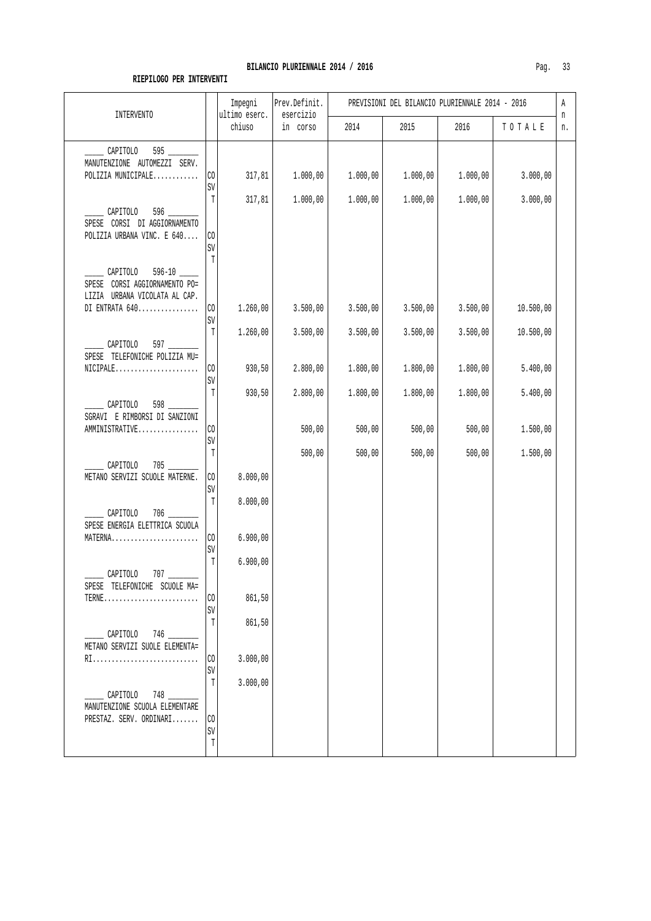**BILANCIO PLURIENNALE 2014 / 2016**

**RIEPILOGO PER INTERVENTI**

| INTERVENTO | | Impegni ultimo eserc. chiuso | Prev.Definit. esercizio in corso | PREVISIONI DEL BILANCIO PLURIENNALE 2014 - 2016 2014 | 2015 | 2016 | TOTALE | An n. |
|---|---|---|---|---|---|---|---|---|
| _____ CAPITOLO 595 _______ MANUTENZIONE AUTOMEZZI SERV. POLIZIA MUNICIPALE............ | CO | 317,81 | 1.000,00 | 1.000,00 | 1.000,00 | 1.000,00 | 3.000,00 | |
| | SV | | | | | | | |
| | T | 317,81 | 1.000,00 | 1.000,00 | 1.000,00 | 1.000,00 | 3.000,00 | |
| _____ CAPITOLO 596 _______ SPESE CORSI DI AGGIORNAMENTO POLIZIA URBANA VINC. E 640.... | CO | | | | | | | |
| | SV | | | | | | | |
| | T | | | | | | | |
| _____ CAPITOLO 596-10 _____ SPESE CORSI AGGIORNAMENTO PO= LIZIA URBANA VICOLATA AL CAP. DI ENTRATA 640................ | CO | 1.260,00 | 3.500,00 | 3.500,00 | 3.500,00 | 3.500,00 | 10.500,00 | |
| | SV | | | | | | | |
| | T | 1.260,00 | 3.500,00 | 3.500,00 | 3.500,00 | 3.500,00 | 10.500,00 | |
| _____ CAPITOLO 597 _______ SPESE TELEFONICHE POLIZIA MU= NICIPALE...................... | CO | 930,50 | 2.800,00 | 1.800,00 | 1.800,00 | 1.800,00 | 5.400,00 | |
| | SV | | | | | | | |
| | T | 930,50 | 2.800,00 | 1.800,00 | 1.800,00 | 1.800,00 | 5.400,00 | |
| _____ CAPITOLO 598 _______ SGRAVI E RIMBORSI DI SANZIONI AMMINISTRATIVE................ | CO | | 500,00 | 500,00 | 500,00 | 500,00 | 1.500,00 | |
| | SV | | | | | | | |
| | T | | 500,00 | 500,00 | 500,00 | 500,00 | 1.500,00 | |
| _____ CAPITOLO 705 _______ METANO SERVIZI SCUOLE MATERNE. | CO | 8.000,00 | | | | | | |
| | SV | | | | | | | |
| | T | 8.000,00 | | | | | | |
| _____ CAPITOLO 706 _______ SPESE ENERGIA ELETTRICA SCUOLA MATERNA....................... | CO | 6.900,00 | | | | | | |
| | SV | | | | | | | |
| | T | 6.900,00 | | | | | | |
| _____ CAPITOLO 707 _______ SPESE TELEFONICHE SCUOLE MA= TERNE......................... | CO | 861,50 | | | | | | |
| | SV | | | | | | | |
| | T | 861,50 | | | | | | |
| _____ CAPITOLO 746 _______ METANO SERVIZI SUOLE ELEMENTA= RI............................ | CO | 3.000,00 | | | | | | |
| | SV | | | | | | | |
| | T | 3.000,00 | | | | | | |
| _____ CAPITOLO 748 _______ MANUTENZIONE SCUOLA ELEMENTARE PRESTAZ. SERV. ORDINARI....... | CO | | | | | | | |
| | SV | | | | | | | |
| | T | | | | | | | |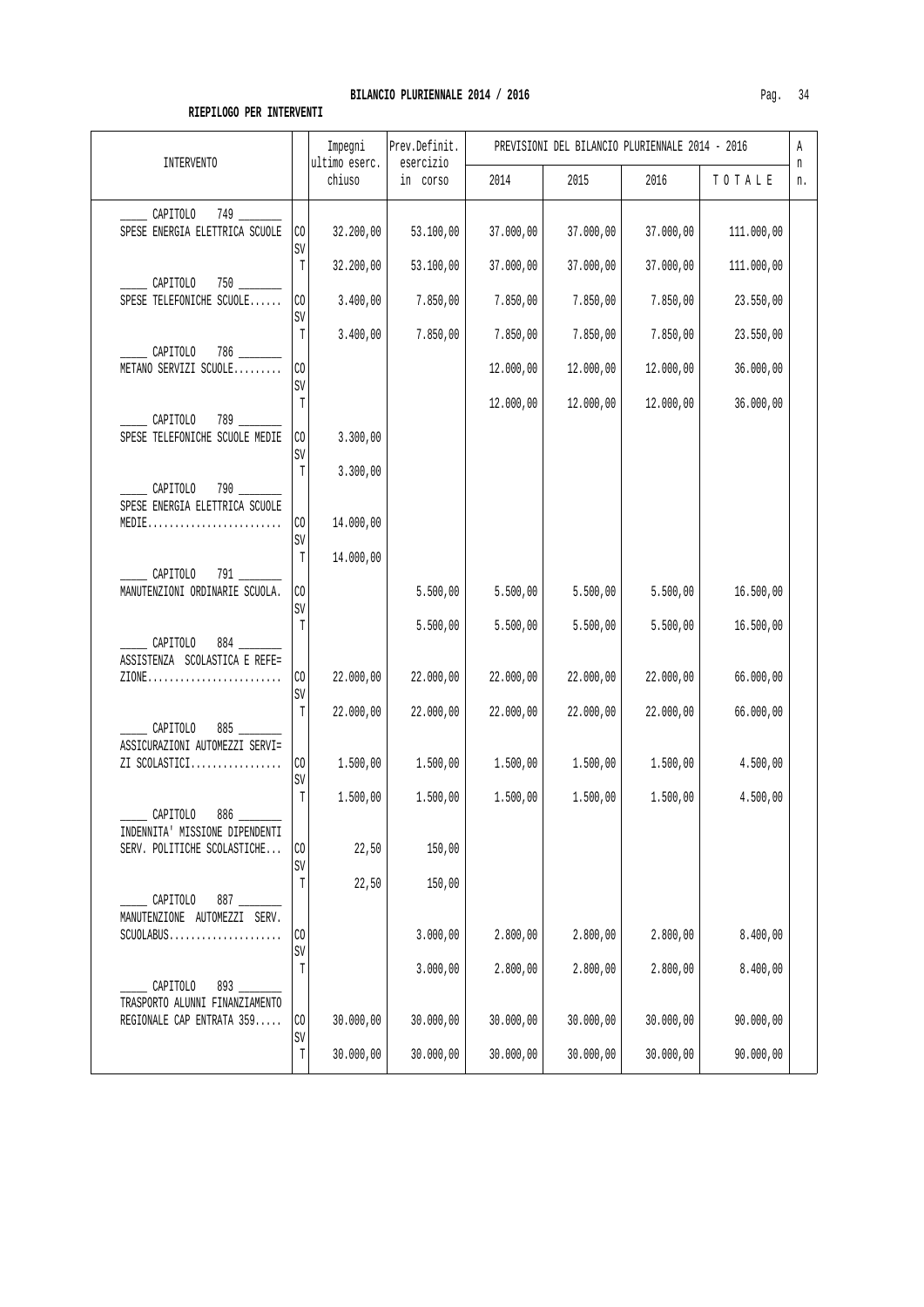**BILANCIO PLURIENNALE 2014 / 2016**

**RIEPILOGO PER INTERVENTI**

| INTERVENTO | | Impegni ultimo eserc. chiuso | Prev.Definit. esercizio in corso | PREVISIONI DEL BILANCIO PLURIENNALE 2014 - 2016 | | | | An n. |
|---|---|---|---|---|---|---|---|---|
| | | | | 2014 | 2015 | 2016 | TOTALE | |
| _____ CAPITOLO 749 _______ SPESE ENERGIA ELETTRICA SCUOLE | CO | 32.200,00 | 53.100,00 | 37.000,00 | 37.000,00 | 37.000,00 | 111.000,00 | |
| | SV | | | | | | | |
| | T | 32.200,00 | 53.100,00 | 37.000,00 | 37.000,00 | 37.000,00 | 111.000,00 | |
| _____ CAPITOLO 750 _______ SPESE TELEFONICHE SCUOLE...... | CO | 3.400,00 | 7.850,00 | 7.850,00 | 7.850,00 | 7.850,00 | 23.550,00 | |
| | SV | | | | | | | |
| | T | 3.400,00 | 7.850,00 | 7.850,00 | 7.850,00 | 7.850,00 | 23.550,00 | |
| _____ CAPITOLO 786 _______ METANO SERVIZI SCUOLE......... | CO | | | 12.000,00 | 12.000,00 | 12.000,00 | 36.000,00 | |
| | SV | | | | | | | |
| | T | | | 12.000,00 | 12.000,00 | 12.000,00 | 36.000,00 | |
| _____ CAPITOLO 789 _______ SPESE TELEFONICHE SCUOLE MEDIE | CO | 3.300,00 | | | | | | |
| | SV | | | | | | | |
| | T | 3.300,00 | | | | | | |
| _____ CAPITOLO 790 _______ SPESE ENERGIA ELETTRICA SCUOLE MEDIE......................... | CO | 14.000,00 | | | | | | |
| | SV | | | | | | | |
| | T | 14.000,00 | | | | | | |
| _____ CAPITOLO 791 _______ MANUTENZIONI ORDINARIE SCUOLA. | CO | | 5.500,00 | 5.500,00 | 5.500,00 | 5.500,00 | 16.500,00 | |
| | SV | | | | | | | |
| | T | | 5.500,00 | 5.500,00 | 5.500,00 | 5.500,00 | 16.500,00 | |
| _____ CAPITOLO 884 _______ ASSISTENZA SCOLASTICA E REFE= ZIONE......................... | CO | 22.000,00 | 22.000,00 | 22.000,00 | 22.000,00 | 22.000,00 | 66.000,00 | |
| | SV | | | | | | | |
| | T | 22.000,00 | 22.000,00 | 22.000,00 | 22.000,00 | 22.000,00 | 66.000,00 | |
| _____ CAPITOLO 885 _______ ASSICURAZIONI AUTOMEZZI SERVI= ZI SCOLASTICI................. | CO | 1.500,00 | 1.500,00 | 1.500,00 | 1.500,00 | 1.500,00 | 4.500,00 | |
| | SV | | | | | | | |
| | T | 1.500,00 | 1.500,00 | 1.500,00 | 1.500,00 | 1.500,00 | 4.500,00 | |
| _____ CAPITOLO 886 _______ INDENNITA' MISSIONE DIPENDENTI SERV. POLITICHE SCOLASTICHE... | CO | 22,50 | 150,00 | | | | | |
| | SV | | | | | | | |
| | T | 22,50 | 150,00 | | | | | |
| _____ CAPITOLO 887 _______ MANUTENZIONE AUTOMEZZI SERV. SCUOLABUS..................... | CO | | 3.000,00 | 2.800,00 | 2.800,00 | 2.800,00 | 8.400,00 | |
| | SV | | | | | | | |
| | T | | 3.000,00 | 2.800,00 | 2.800,00 | 2.800,00 | 8.400,00 | |
| _____ CAPITOLO 893 _______ TRASPORTO ALUNNI FINANZIAMENTO REGIONALE CAP ENTRATA 359..... | CO | 30.000,00 | 30.000,00 | 30.000,00 | 30.000,00 | 30.000,00 | 90.000,00 | |
| | SV | | | | | | | |
| | T | 30.000,00 | 30.000,00 | 30.000,00 | 30.000,00 | 30.000,00 | 90.000,00 | |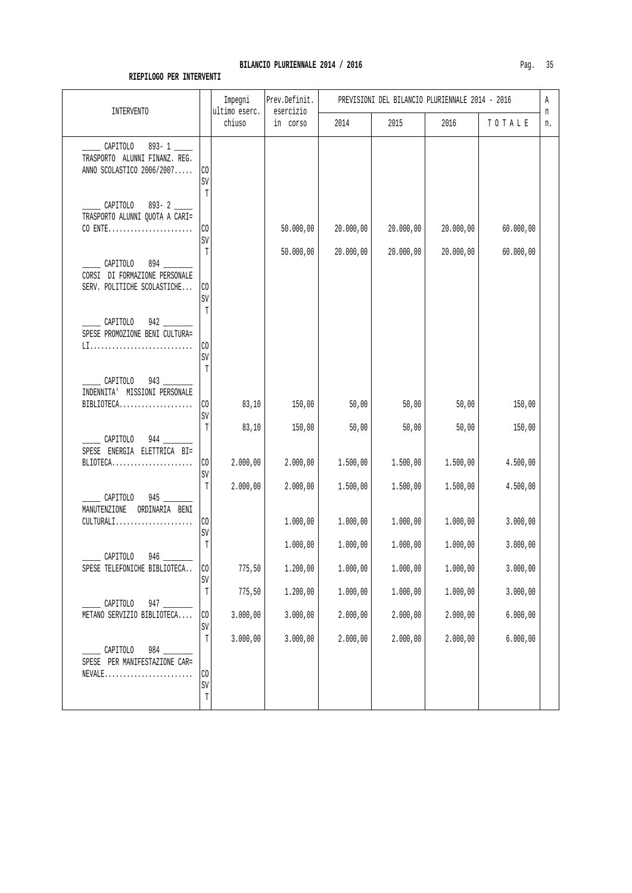**BILANCIO PLURIENNALE 2014 / 2016**

**RIEPILOGO PER INTERVENTI**

| INTERVENTO | | Impegni ultimo eserc. chiuso | Prev.Definit. esercizio in corso | PREVISIONI DEL BILANCIO PLURIENNALE 2014 - 2016 | | | | A n n. |
|---|---|---|---|---|---|---|---|---|
| | | | | 2014 | 2015 | 2016 | T O T A L E | |
| _____ CAPITOLO 893- 1 _____ TRASPORTO ALUNNI FINANZ. REG. ANNO SCOLASTICO 2006/2007..... | CO | | | | | | | |
| | SV | | | | | | | |
| | T | | | | | | | |
| _____ CAPITOLO 893- 2 _____ TRASPORTO ALUNNI QUOTA A CARI= CO ENTE....................... | CO | | 50.000,00 | 20.000,00 | 20.000,00 | 20.000,00 | 60.000,00 | |
| | SV | | | | | | | |
| | T | | 50.000,00 | 20.000,00 | 20.000,00 | 20.000,00 | 60.000,00 | |
| _____ CAPITOLO 894 _______ CORSI DI FORMAZIONE PERSONALE SERV. POLITICHE SCOLASTICHE... | CO | | | | | | | |
| | SV | | | | | | | |
| | T | | | | | | | |
| _____ CAPITOLO 942 _______ SPESE PROMOZIONE BENI CULTURA= LI............................ | CO | | | | | | | |
| | SV | | | | | | | |
| | T | | | | | | | |
| _____ CAPITOLO 943 _______ INDENNITA' MISSIONI PERSONALE BIBLIOTECA.................... | CO | 83,10 | 150,00 | 50,00 | 50,00 | 50,00 | 150,00 | |
| | SV | | | | | | | |
| | T | 83,10 | 150,00 | 50,00 | 50,00 | 50,00 | 150,00 | |
| _____ CAPITOLO 944 _______ SPESE ENERGIA ELETTRICA BI= BLIOTECA...................... | CO | 2.000,00 | 2.000,00 | 1.500,00 | 1.500,00 | 1.500,00 | 4.500,00 | |
| | SV | | | | | | | |
| | T | 2.000,00 | 2.000,00 | 1.500,00 | 1.500,00 | 1.500,00 | 4.500,00 | |
| _____ CAPITOLO 945 _______ MANUTENZIONE ORDINARIA BENI CULTURALI..................... | CO | | 1.000,00 | 1.000,00 | 1.000,00 | 1.000,00 | 3.000,00 | |
| | SV | | | | | | | |
| | T | | 1.000,00 | 1.000,00 | 1.000,00 | 1.000,00 | 3.000,00 | |
| _____ CAPITOLO 946 _______ SPESE TELEFONICHE BIBLIOTECA.. | CO | 775,50 | 1.200,00 | 1.000,00 | 1.000,00 | 1.000,00 | 3.000,00 | |
| | SV | | | | | | | |
| | T | 775,50 | 1.200,00 | 1.000,00 | 1.000,00 | 1.000,00 | 3.000,00 | |
| _____ CAPITOLO 947 _______ METANO SERVIZIO BIBLIOTECA.... | CO | 3.000,00 | 3.000,00 | 2.000,00 | 2.000,00 | 2.000,00 | 6.000,00 | |
| | SV | | | | | | | |
| | T | 3.000,00 | 3.000,00 | 2.000,00 | 2.000,00 | 2.000,00 | 6.000,00 | |
| _____ CAPITOLO 984 _______ SPESE PER MANIFESTAZIONE CAR= NEVALE........................ | CO | | | | | | | |
| | SV | | | | | | | |
| | T | | | | | | | |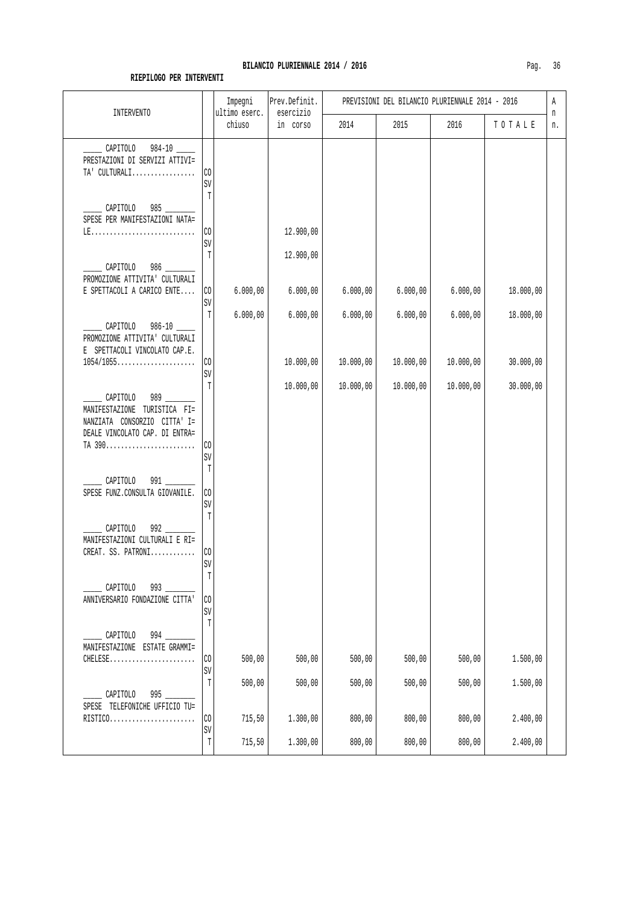**BILANCIO PLURIENNALE 2014 / 2016**

**RIEPILOGO PER INTERVENTI**

| INTERVENTO | | Impegni ultimo eserc. chiuso | Prev.Definit. esercizio in corso | PREVISIONI DEL BILANCIO PLURIENNALE 2014 - 2016 2014 | 2015 | 2016 | TOTALE | An n. |
|---|---|---|---|---|---|---|---|---|
| _____ CAPITOLO 984-10 _____ PRESTAZIONI DI SERVIZI ATTIVI= TA' CULTURALI................. | CO | | | | | | | |
| | SV | | | | | | | |
| | T | | | | | | | |
| _____ CAPITOLO 985 _______ SPESE PER MANIFESTAZIONI NATA= LE............................ | CO | | 12.900,00 | | | | | |
| | SV | | | | | | | |
| | T | | 12.900,00 | | | | | |
| _____ CAPITOLO 986 _______ PROMOZIONE ATTIVITA' CULTURALI E SPETTACOLI A CARICO ENTE.... | CO | 6.000,00 | 6.000,00 | 6.000,00 | 6.000,00 | 6.000,00 | 18.000,00 | |
| | SV | | | | | | | |
| | T | 6.000,00 | 6.000,00 | 6.000,00 | 6.000,00 | 6.000,00 | 18.000,00 | |
| _____ CAPITOLO 986-10 _____ PROMOZIONE ATTIVITA' CULTURALI E SPETTACOLI VINCOLATO CAP.E. 1054/1055..................... | CO | | 10.000,00 | 10.000,00 | 10.000,00 | 10.000,00 | 30.000,00 | |
| | SV | | | | | | | |
| | T | | 10.000,00 | 10.000,00 | 10.000,00 | 10.000,00 | 30.000,00 | |
| _____ CAPITOLO 989 _______ MANIFESTAZIONE TURISTICA FI= NANZIATA CONSORZIO CITTA' I= DEALE VINCOLATO CAP. DI ENTRA= TA 390........................ | CO | | | | | | | |
| | SV | | | | | | | |
| | T | | | | | | | |
| _____ CAPITOLO 991 _______ SPESE FUNZ.CONSULTA GIOVANILE. | CO | | | | | | | |
| | SV | | | | | | | |
| | T | | | | | | | |
| _____ CAPITOLO 992 _______ MANIFESTAZIONI CULTURALI E RI= CREAT. SS. PATRONI............ | CO | | | | | | | |
| | SV | | | | | | | |
| | T | | | | | | | |
| _____ CAPITOLO 993 _______ ANNIVERSARIO FONDAZIONE CITTA' | CO | | | | | | | |
| | SV | | | | | | | |
| | T | | | | | | | |
| _____ CAPITOLO 994 _______ MANIFESTAZIONE ESTATE GRAMMI= CHELESE....................... | CO | 500,00 | 500,00 | 500,00 | 500,00 | 500,00 | 1.500,00 | |
| | SV | | | | | | | |
| | T | 500,00 | 500,00 | 500,00 | 500,00 | 500,00 | 1.500,00 | |
| _____ CAPITOLO 995 _______ SPESE TELEFONICHE UFFICIO TU= RISTICO....................... | CO | 715,50 | 1.300,00 | 800,00 | 800,00 | 800,00 | 2.400,00 | |
| | SV | | | | | | | |
| | T | 715,50 | 1.300,00 | 800,00 | 800,00 | 800,00 | 2.400,00 | |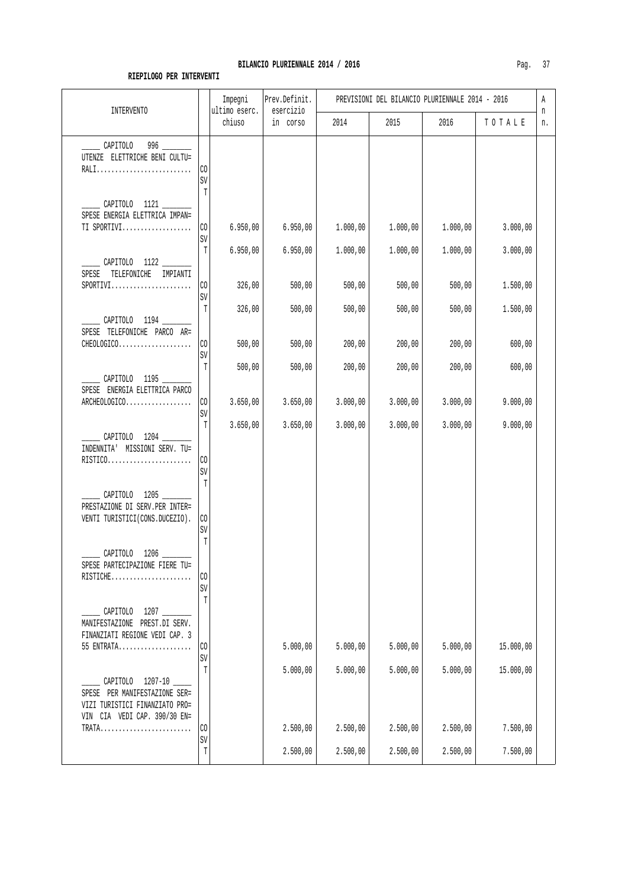**BILANCIO PLURIENNALE 2014 / 2016**

**RIEPILOGO PER INTERVENTI**

| INTERVENTO | | Impegni ultimo eserc. chiuso | Prev.Definit. esercizio in corso | PREVISIONI DEL BILANCIO PLURIENNALE 2014 - 2016 | | | | An n. |
|---|---|---|---|---|---|---|---|---|
| | | | | 2014 | 2015 | 2016 | TOTALE | |
| _____ CAPITOLO 996 _______ UTENZE ELETTRICHE BENI CULTU= RALI.......................... | CO | | | | | | | |
| | SV | | | | | | | |
| | T | | | | | | | |
| _____ CAPITOLO 1121 _______ SPESE ENERGIA ELETTRICA IMPAN= TI SPORTIVI................... | CO | 6.950,00 | 6.950,00 | 1.000,00 | 1.000,00 | 1.000,00 | 3.000,00 | |
| | SV | | | | | | | |
| | T | 6.950,00 | 6.950,00 | 1.000,00 | 1.000,00 | 1.000,00 | 3.000,00 | |
| _____ CAPITOLO 1122 _______ SPESE TELEFONICHE IMPIANTI SPORTIVI...................... | CO | 326,00 | 500,00 | 500,00 | 500,00 | 500,00 | 1.500,00 | |
| | SV | | | | | | | |
| | T | 326,00 | 500,00 | 500,00 | 500,00 | 500,00 | 1.500,00 | |
| _____ CAPITOLO 1194 _______ SPESE TELEFONICHE PARCO AR= CHEOLOGICO.................... | CO | 500,00 | 500,00 | 200,00 | 200,00 | 200,00 | 600,00 | |
| | SV | | | | | | | |
| | T | 500,00 | 500,00 | 200,00 | 200,00 | 200,00 | 600,00 | |
| _____ CAPITOLO 1195 _______ SPESE ENERGIA ELETTRICA PARCO ARCHEOLOGICO.................. | CO | 3.650,00 | 3.650,00 | 3.000,00 | 3.000,00 | 3.000,00 | 9.000,00 | |
| | SV | | | | | | | |
| | T | 3.650,00 | 3.650,00 | 3.000,00 | 3.000,00 | 3.000,00 | 9.000,00 | |
| _____ CAPITOLO 1204 _______ INDENNITA' MISSIONI SERV. TU= RISTICO....................... | CO | | | | | | | |
| | SV | | | | | | | |
| | T | | | | | | | |
| _____ CAPITOLO 1205 _______ PRESTAZIONE DI SERV.PER INTER= VENTI TURISTICI(CONS.DUCEZIO). | CO | | | | | | | |
| | SV | | | | | | | |
| | T | | | | | | | |
| _____ CAPITOLO 1206 _______ SPESE PARTECIPAZIONE FIERE TU= RISTICHE...................... | CO | | | | | | | |
| | SV | | | | | | | |
| | T | | | | | | | |
| _____ CAPITOLO 1207 _______ MANIFESTAZIONE PREST.DI SERV. FINANZIATI REGIONE VEDI CAP. 3 55 ENTRATA.................... | CO | | 5.000,00 | 5.000,00 | 5.000,00 | 5.000,00 | 15.000,00 | |
| | SV | | | | | | | |
| | T | | 5.000,00 | 5.000,00 | 5.000,00 | 5.000,00 | 15.000,00 | |
| _____ CAPITOLO 1207-10 _____ SPESE PER MANIFESTAZIONE SER= VIZI TURISTICI FINANZIATO PRO= VIN CIA VEDI CAP. 390/30 EN= TRATA......................... | CO | | 2.500,00 | 2.500,00 | 2.500,00 | 2.500,00 | 7.500,00 | |
| | SV | | | | | | | |
| | T | | 2.500,00 | 2.500,00 | 2.500,00 | 2.500,00 | 7.500,00 | |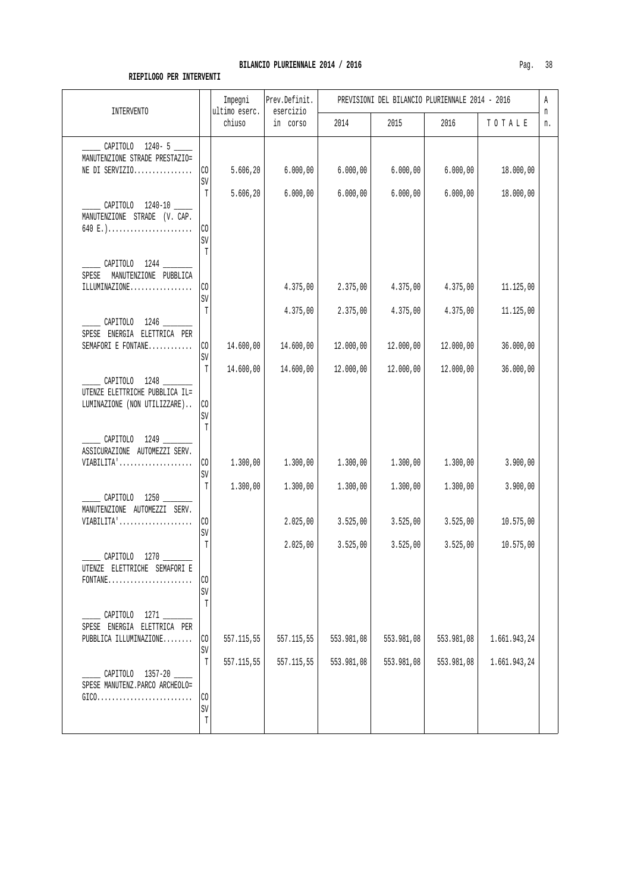**BILANCIO PLURIENNALE 2014 / 2016**

**RIEPILOGO PER INTERVENTI**

| INTERVENTO | | Impegni ultimo eserc. chiuso | Prev.Definit. esercizio in corso | PREVISIONI DEL BILANCIO PLURIENNALE 2014 - 2016 2014 | 2015 | 2016 | TOTALE | An n. |
|---|---|---|---|---|---|---|---|---|
| _____ CAPITOLO 1240- 5 _____ MANUTENZIONE STRADE PRESTAZIONE DI SERVIZIO................ | CO | 5.606,20 | 6.000,00 | 6.000,00 | 6.000,00 | 6.000,00 | 18.000,00 | |
| | SV | | | | | | | |
| | T | 5.606,20 | 6.000,00 | 6.000,00 | 6.000,00 | 6.000,00 | 18.000,00 | |
| _____ CAPITOLO 1240-10 _____ MANUTENZIONE STRADE (V. CAP. 640 E.)....................... | CO | | | | | | | |
| | SV | | | | | | | |
| | T | | | | | | | |
| _____ CAPITOLO 1244 _______ SPESE MANUTENZIONE PUBBLICA ILLUMINAZIONE................. | CO | | 4.375,00 | 2.375,00 | 4.375,00 | 4.375,00 | 11.125,00 | |
| | SV | | | | | | | |
| | T | | 4.375,00 | 2.375,00 | 4.375,00 | 4.375,00 | 11.125,00 | |
| _____ CAPITOLO 1246 _______ SPESE ENERGIA ELETTRICA PER SEMAFORI E FONTANE............ | CO | 14.600,00 | 14.600,00 | 12.000,00 | 12.000,00 | 12.000,00 | 36.000,00 | |
| | SV | | | | | | | |
| | T | 14.600,00 | 14.600,00 | 12.000,00 | 12.000,00 | 12.000,00 | 36.000,00 | |
| _____ CAPITOLO 1248 _______ UTENZE ELETTRICHE PUBBLICA ILLUMINAZIONE (NON UTILIZZARE).. | CO | | | | | | | |
| | SV | | | | | | | |
| | T | | | | | | | |
| _____ CAPITOLO 1249 _______ ASSICURAZIONE AUTOMEZZI SERV. VIABILITA'.................... | CO | 1.300,00 | 1.300,00 | 1.300,00 | 1.300,00 | 1.300,00 | 3.900,00 | |
| | SV | | | | | | | |
| | T | 1.300,00 | 1.300,00 | 1.300,00 | 1.300,00 | 1.300,00 | 3.900,00 | |
| _____ CAPITOLO 1250 _______ MANUTENZIONE AUTOMEZZI SERV. VIABILITA'.................... | CO | | 2.025,00 | 3.525,00 | 3.525,00 | 3.525,00 | 10.575,00 | |
| | SV | | | | | | | |
| | T | | 2.025,00 | 3.525,00 | 3.525,00 | 3.525,00 | 10.575,00 | |
| _____ CAPITOLO 1270 _______ UTENZE ELETTRICHE SEMAFORI E FONTANE....................... | CO | | | | | | | |
| | SV | | | | | | | |
| | T | | | | | | | |
| _____ CAPITOLO 1271 _______ SPESE ENERGIA ELETTRICA PER PUBBLICA ILLUMINAZIONE........ | CO | 557.115,55 | 557.115,55 | 553.981,08 | 553.981,08 | 553.981,08 | 1.661.943,24 | |
| | SV | | | | | | | |
| | T | 557.115,55 | 557.115,55 | 553.981,08 | 553.981,08 | 553.981,08 | 1.661.943,24 | |
| _____ CAPITOLO 1357-20 _____ SPESE MANUTENZ.PARCO ARCHEOLOGICO.......................... | CO | | | | | | | |
| | SV | | | | | | | |
| | T | | | | | | | |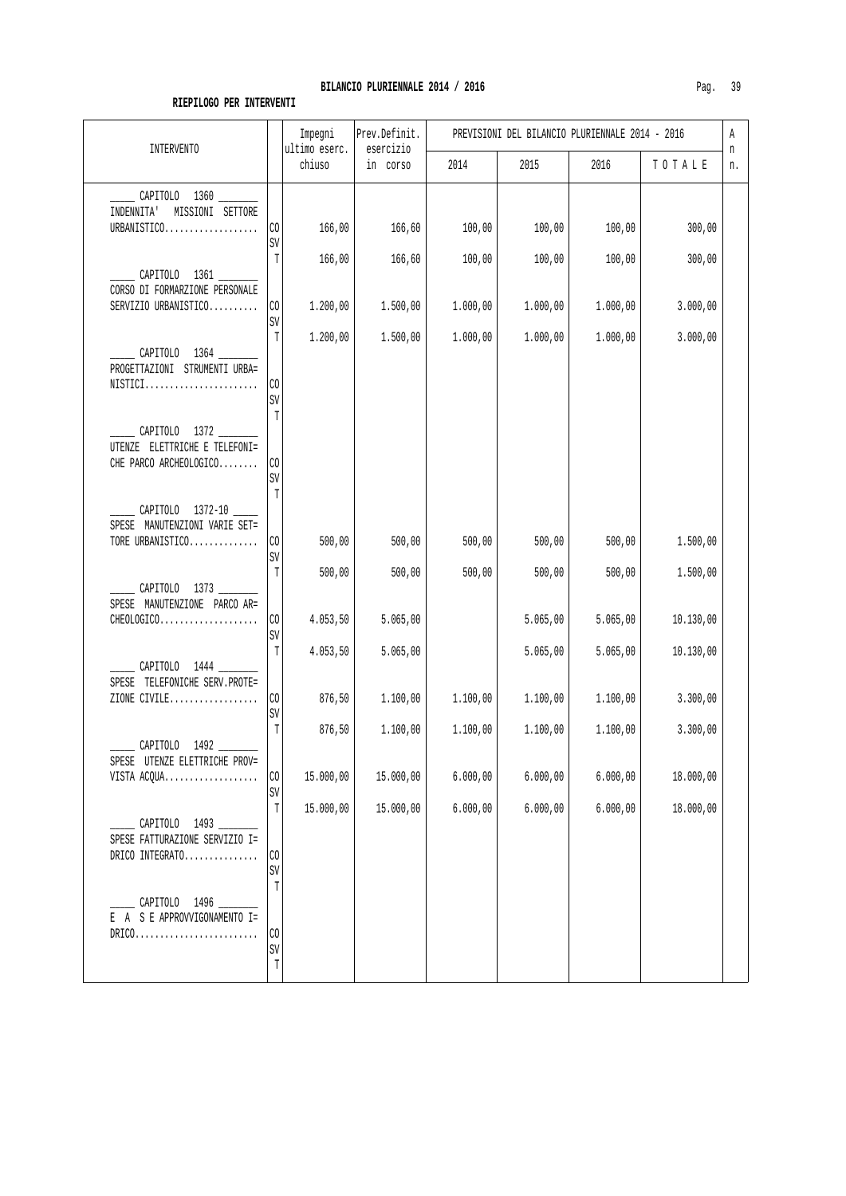**BILANCIO PLURIENNALE 2014 / 2016**

**RIEPILOGO PER INTERVENTI**

| INTERVENTO | | Impegni ultimo eserc. chiuso | Prev.Definit. esercizio in corso | PREVISIONI DEL BILANCIO PLURIENNALE 2014 - 2016 | | | | An n. |
|---|---|---|---|---|---|---|---|---|
| | | | | 2014 | 2015 | 2016 | T O T A L E | |
| _____ CAPITOLO 1360 _______ INDENNITA' MISSIONI SETTORE URBANISTICO................... | CO | 166,00 | 166,60 | 100,00 | 100,00 | 100,00 | 300,00 | |
| | SV | | | | | | | |
| | T | 166,00 | 166,60 | 100,00 | 100,00 | 100,00 | 300,00 | |
| _____ CAPITOLO 1361 _______ CORSO DI FORMARZIONE PERSONALE SERVIZIO URBANISTICO.......... | CO | 1.200,00 | 1.500,00 | 1.000,00 | 1.000,00 | 1.000,00 | 3.000,00 | |
| | SV | | | | | | | |
| | T | 1.200,00 | 1.500,00 | 1.000,00 | 1.000,00 | 1.000,00 | 3.000,00 | |
| _____ CAPITOLO 1364 _______ PROGETTAZIONI STRUMENTI URBA= NISTICI....................... | CO | | | | | | | |
| | SV | | | | | | | |
| | T | | | | | | | |
| _____ CAPITOLO 1372 _______ UTENZE ELETTRICHE E TELEFONI= CHE PARCO ARCHEOLOGICO........ | CO | | | | | | | |
| | SV | | | | | | | |
| | T | | | | | | | |
| _____ CAPITOLO 1372-10 _____ SPESE MANUTENZIONI VARIE SET= TORE URBANISTICO.............. | CO | 500,00 | 500,00 | 500,00 | 500,00 | 500,00 | 1.500,00 | |
| | SV | | | | | | | |
| | T | 500,00 | 500,00 | 500,00 | 500,00 | 500,00 | 1.500,00 | |
| _____ CAPITOLO 1373 _______ SPESE MANUTENZIONE PARCO AR= CHEOLOGICO.................... | CO | 4.053,50 | 5.065,00 | | 5.065,00 | 5.065,00 | 10.130,00 | |
| | SV | | | | | | | |
| | T | 4.053,50 | 5.065,00 | | 5.065,00 | 5.065,00 | 10.130,00 | |
| _____ CAPITOLO 1444 _______ SPESE TELEFONICHE SERV.PROTE= ZIONE CIVILE.................. | CO | 876,50 | 1.100,00 | 1.100,00 | 1.100,00 | 1.100,00 | 3.300,00 | |
| | SV | | | | | | | |
| | T | 876,50 | 1.100,00 | 1.100,00 | 1.100,00 | 1.100,00 | 3.300,00 | |
| _____ CAPITOLO 1492 _______ SPESE UTENZE ELETTRICHE PROV= VISTA ACQUA................... | CO | 15.000,00 | 15.000,00 | 6.000,00 | 6.000,00 | 6.000,00 | 18.000,00 | |
| | SV | | | | | | | |
| | T | 15.000,00 | 15.000,00 | 6.000,00 | 6.000,00 | 6.000,00 | 18.000,00 | |
| _____ CAPITOLO 1493 _______ SPESE FATTURAZIONE SERVIZIO I= DRICO INTEGRATO............... | CO | | | | | | | |
| | SV | | | | | | | |
| | T | | | | | | | |
| _____ CAPITOLO 1496 _______ E A S E APPROVVIGONAMENTO I= DRICO......................... | CO | | | | | | | |
| | SV | | | | | | | |
| | T | | | | | | | |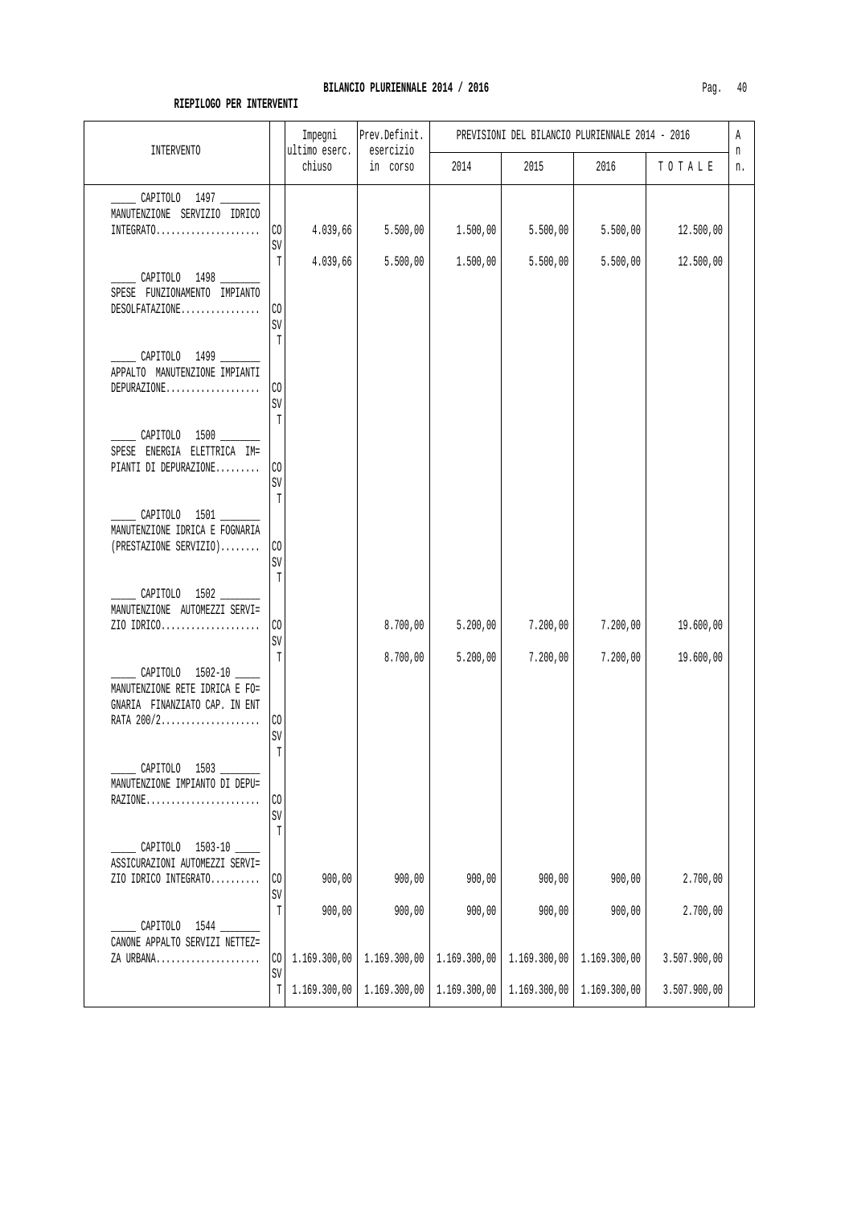**BILANCIO PLURIENNALE 2014 / 2016**

**RIEPILOGO PER INTERVENTI**

| INTERVENTO | | Impegni ultimo eserc. chiuso | Prev.Definit. esercizio in corso | PREVISIONI DEL BILANCIO PLURIENNALE 2014 - 2016 2014 | 2015 | 2016 | TOTALE | An n. |
|---|---|---|---|---|---|---|---|---|
| _____ CAPITOLO 1497 _______ MANUTENZIONE SERVIZIO IDRICO INTEGRATO..................... | CO | 4.039,66 | 5.500,00 | 1.500,00 | 5.500,00 | 5.500,00 | 12.500,00 | |
| | SV | | | | | | | |
| | T | 4.039,66 | 5.500,00 | 1.500,00 | 5.500,00 | 5.500,00 | 12.500,00 | |
| _____ CAPITOLO 1498 _______ SPESE FUNZIONAMENTO IMPIANTO DESOLFATAZIONE................ | CO | | | | | | | |
| | SV | | | | | | | |
| | T | | | | | | | |
| _____ CAPITOLO 1499 _______ APPALTO MANUTENZIONE IMPIANTI DEPURAZIONE................... | CO | | | | | | | |
| | SV | | | | | | | |
| | T | | | | | | | |
| _____ CAPITOLO 1500 _______ SPESE ENERGIA ELETTRICA IM= PIANTI DI DEPURAZIONE......... | CO | | | | | | | |
| | SV | | | | | | | |
| | T | | | | | | | |
| _____ CAPITOLO 1501 _______ MANUTENZIONE IDRICA E FOGNARIA (PRESTAZIONE SERVIZIO)........ | CO | | | | | | | |
| | SV | | | | | | | |
| | T | | | | | | | |
| _____ CAPITOLO 1502 _______ MANUTENZIONE AUTOMEZZI SERVI= ZIO IDRICO.................... | CO | | 8.700,00 | 5.200,00 | 7.200,00 | 7.200,00 | 19.600,00 | |
| | SV | | | | | | | |
| | T | | 8.700,00 | 5.200,00 | 7.200,00 | 7.200,00 | 19.600,00 | |
| _____ CAPITOLO 1502-10 _____ MANUTENZIONE RETE IDRICA E FO= GNARIA FINANZIATO CAP. IN ENT RATA 200/2.................... | CO | | | | | | | |
| | SV | | | | | | | |
| | T | | | | | | | |
| _____ CAPITOLO 1503 _______ MANUTENZIONE IMPIANTO DI DEPU= RAZIONE....................... | CO | | | | | | | |
| | SV | | | | | | | |
| | T | | | | | | | |
| _____ CAPITOLO 1503-10 _____ ASSICURAZIONI AUTOMEZZI SERVI= ZIO IDRICO INTEGRATO.......... | CO | 900,00 | 900,00 | 900,00 | 900,00 | 900,00 | 2.700,00 | |
| | SV | | | | | | | |
| | T | 900,00 | 900,00 | 900,00 | 900,00 | 900,00 | 2.700,00 | |
| _____ CAPITOLO 1544 _______ CANONE APPALTO SERVIZI NETTEZ= ZA URBANA..................... | CO | 1.169.300,00 | 1.169.300,00 | 1.169.300,00 | 1.169.300,00 | 1.169.300,00 | 3.507.900,00 | |
| | SV | | | | | | | |
| | T | 1.169.300,00 | 1.169.300,00 | 1.169.300,00 | 1.169.300,00 | 1.169.300,00 | 3.507.900,00 | |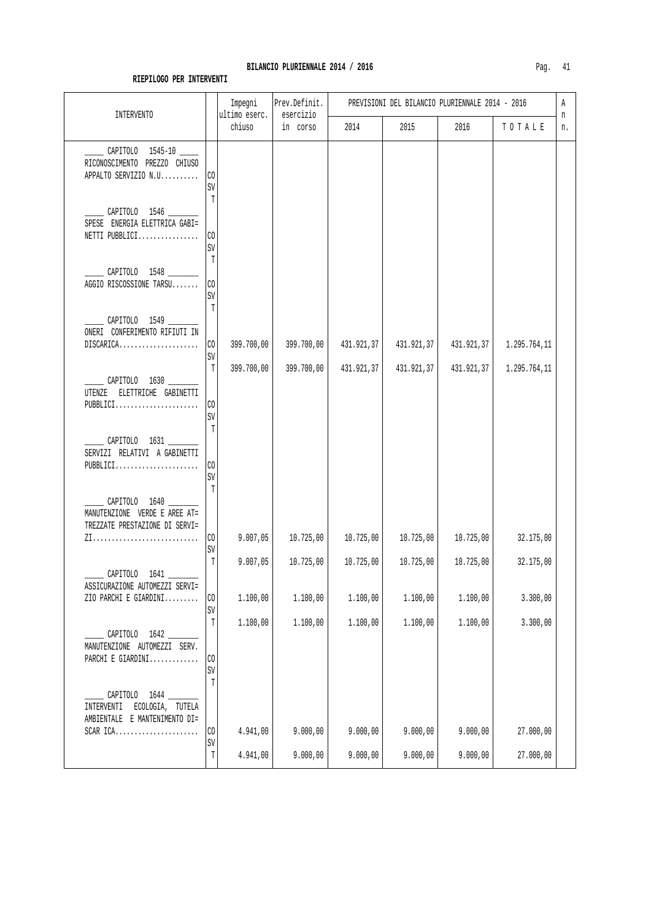**BILANCIO PLURIENNALE 2014 / 2016**

**RIEPILOGO PER INTERVENTI**

| INTERVENTO | | Impegni ultimo eserc. chiuso | Prev.Definit. esercizio in corso | PREVISIONI DEL BILANCIO PLURIENNALE 2014 - 2016 2014 | 2015 | 2016 | TOTALE | An n. |
|---|---|---|---|---|---|---|---|---|
| _____ CAPITOLO 1545-10 _____ RICONOSCIMENTO PREZZO CHIUSO APPALTO SERVIZIO N.U.......... | CO | | | | | | | |
| | SV | | | | | | | |
| | T | | | | | | | |
| _____ CAPITOLO 1546 _______ SPESE ENERGIA ELETTRICA GABI= NETTI PUBBLICI................ | CO | | | | | | | |
| | SV | | | | | | | |
| | T | | | | | | | |
| _____ CAPITOLO 1548 _______ AGGIO RISCOSSIONE TARSU....... | CO | | | | | | | |
| | SV | | | | | | | |
| | T | | | | | | | |
| _____ CAPITOLO 1549 _______ ONERI CONFERIMENTO RIFIUTI IN DISCARICA..................... | CO | 399.700,00 | 399.700,00 | 431.921,37 | 431.921,37 | 431.921,37 | 1.295.764,11 | |
| | SV | | | | | | | |
| | T | 399.700,00 | 399.700,00 | 431.921,37 | 431.921,37 | 431.921,37 | 1.295.764,11 | |
| _____ CAPITOLO 1630 _______ UTENZE ELETTRICHE GABINETTI PUBBLICI...................... | CO | | | | | | | |
| | SV | | | | | | | |
| | T | | | | | | | |
| _____ CAPITOLO 1631 _______ SERVIZI RELATIVI A GABINETTI PUBBLICI...................... | CO | | | | | | | |
| | SV | | | | | | | |
| | T | | | | | | | |
| _____ CAPITOLO 1640 _______ MANUTENZIONE VERDE E AREE AT= TREZZATE PRESTAZIONE DI SERVI= ZI............................ | CO | 9.007,05 | 10.725,00 | 10.725,00 | 10.725,00 | 10.725,00 | 32.175,00 | |
| | SV | | | | | | | |
| | T | 9.007,05 | 10.725,00 | 10.725,00 | 10.725,00 | 10.725,00 | 32.175,00 | |
| _____ CAPITOLO 1641 _______ ASSICURAZIONE AUTOMEZZI SERVI= ZIO PARCHI E GIARDINI......... | CO | 1.100,00 | 1.100,00 | 1.100,00 | 1.100,00 | 1.100,00 | 3.300,00 | |
| | SV | | | | | | | |
| | T | 1.100,00 | 1.100,00 | 1.100,00 | 1.100,00 | 1.100,00 | 3.300,00 | |
| _____ CAPITOLO 1642 _______ MANUTENZIONE AUTOMEZZI SERV. PARCHI E GIARDINI............. | CO | | | | | | | |
| | SV | | | | | | | |
| | T | | | | | | | |
| _____ CAPITOLO 1644 _______ INTERVENTI ECOLOGIA, TUTELA AMBIENTALE E MANTENIMENTO DI= SCAR ICA...................... | CO | 4.941,00 | 9.000,00 | 9.000,00 | 9.000,00 | 9.000,00 | 27.000,00 | |
| | SV | | | | | | | |
| | T | 4.941,00 | 9.000,00 | 9.000,00 | 9.000,00 | 9.000,00 | 27.000,00 | |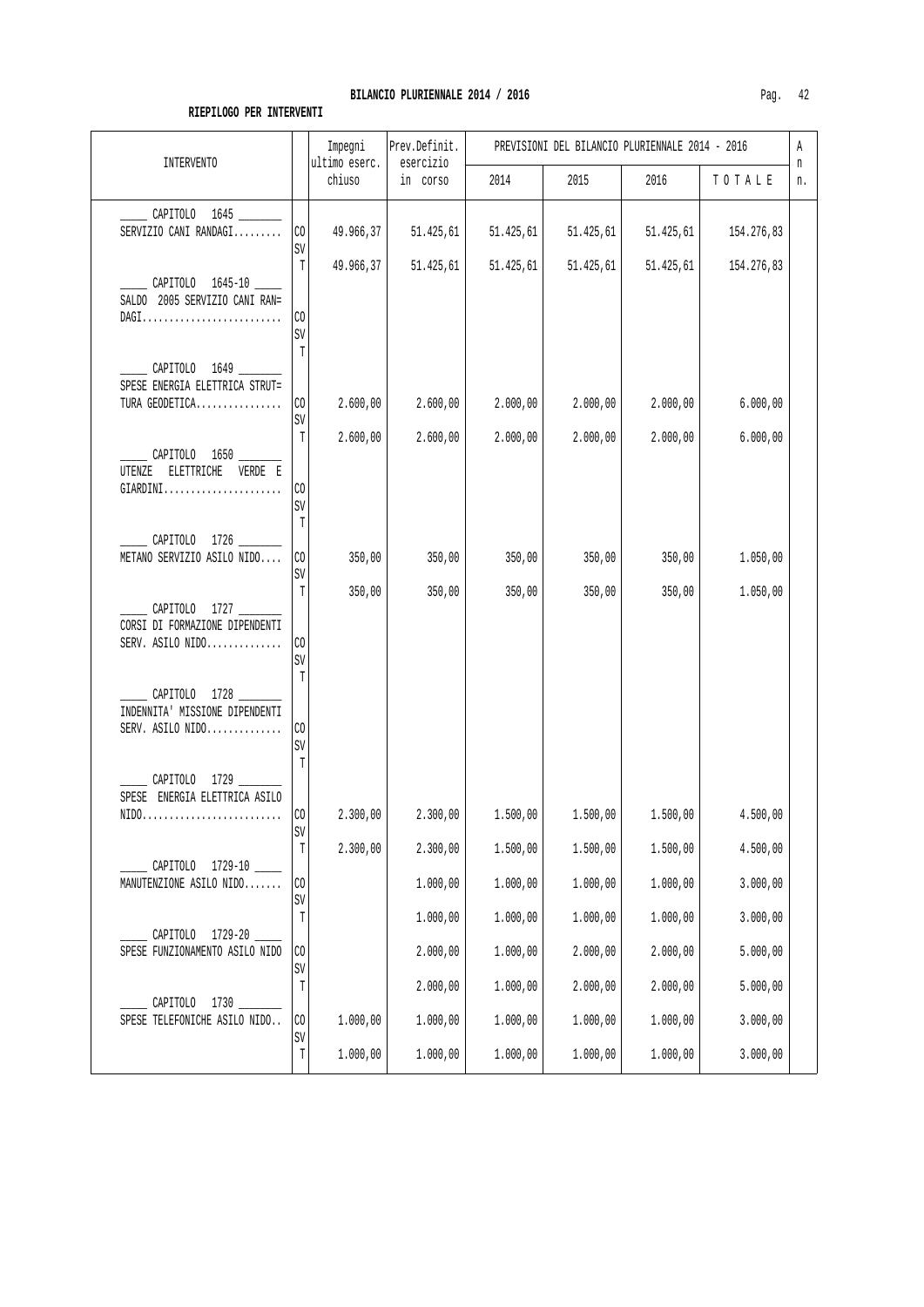**BILANCIO PLURIENNALE 2014 / 2016**

**RIEPILOGO PER INTERVENTI**

| INTERVENTO | | Impegni ultimo eserc. chiuso | Prev.Definit. esercizio in corso | PREVISIONI DEL BILANCIO PLURIENNALE 2014 - 2016 2014 | 2015 | 2016 | TOTALE | An n. |
|---|---|---|---|---|---|---|---|---|
| _____ CAPITOLO 1645 _______ SERVIZIO CANI RANDAGI......... | CO | 49.966,37 | 51.425,61 | 51.425,61 | 51.425,61 | 51.425,61 | 154.276,83 | |
| | SV | | | | | | | |
| | T | 49.966,37 | 51.425,61 | 51.425,61 | 51.425,61 | 51.425,61 | 154.276,83 | |
| _____ CAPITOLO 1645-10 _____ SALDO 2005 SERVIZIO CANI RAN= DAGI.......................... | CO | | | | | | | |
| | SV | | | | | | | |
| | T | | | | | | | |
| _____ CAPITOLO 1649 _______ SPESE ENERGIA ELETTRICA STRUT= TURA GEODETICA................ | CO | 2.600,00 | 2.600,00 | 2.000,00 | 2.000,00 | 2.000,00 | 6.000,00 | |
| | SV | | | | | | | |
| | T | 2.600,00 | 2.600,00 | 2.000,00 | 2.000,00 | 2.000,00 | 6.000,00 | |
| _____ CAPITOLO 1650 _______ UTENZE ELETTRICHE VERDE E GIARDINI...................... | CO | | | | | | | |
| | SV | | | | | | | |
| | T | | | | | | | |
| _____ CAPITOLO 1726 _______ METANO SERVIZIO ASILO NIDO.... | CO | 350,00 | 350,00 | 350,00 | 350,00 | 350,00 | 1.050,00 | |
| | SV | | | | | | | |
| | T | 350,00 | 350,00 | 350,00 | 350,00 | 350,00 | 1.050,00 | |
| _____ CAPITOLO 1727 _______ CORSI DI FORMAZIONE DIPENDENTI SERV. ASILO NIDO.............. | CO | | | | | | | |
| | SV | | | | | | | |
| | T | | | | | | | |
| _____ CAPITOLO 1728 _______ INDENNITA' MISSIONE DIPENDENTI SERV. ASILO NIDO.............. | CO | | | | | | | |
| | SV | | | | | | | |
| | T | | | | | | | |
| _____ CAPITOLO 1729 _______ SPESE ENERGIA ELETTRICA ASILO NIDO.......................... | CO | 2.300,00 | 2.300,00 | 1.500,00 | 1.500,00 | 1.500,00 | 4.500,00 | |
| | SV | | | | | | | |
| | T | 2.300,00 | 2.300,00 | 1.500,00 | 1.500,00 | 1.500,00 | 4.500,00 | |
| _____ CAPITOLO 1729-10 _____ MANUTENZIONE ASILO NIDO....... | CO | | 1.000,00 | 1.000,00 | 1.000,00 | 1.000,00 | 3.000,00 | |
| | SV | | | | | | | |
| | T | | 1.000,00 | 1.000,00 | 1.000,00 | 1.000,00 | 3.000,00 | |
| _____ CAPITOLO 1729-20 _____ SPESE FUNZIONAMENTO ASILO NIDO | CO | | 2.000,00 | 1.000,00 | 2.000,00 | 2.000,00 | 5.000,00 | |
| | SV | | | | | | | |
| | T | | 2.000,00 | 1.000,00 | 2.000,00 | 2.000,00 | 5.000,00 | |
| _____ CAPITOLO 1730 _______ SPESE TELEFONICHE ASILO NIDO.. | CO | 1.000,00 | 1.000,00 | 1.000,00 | 1.000,00 | 1.000,00 | 3.000,00 | |
| | SV | | | | | | | |
| | T | 1.000,00 | 1.000,00 | 1.000,00 | 1.000,00 | 1.000,00 | 3.000,00 | |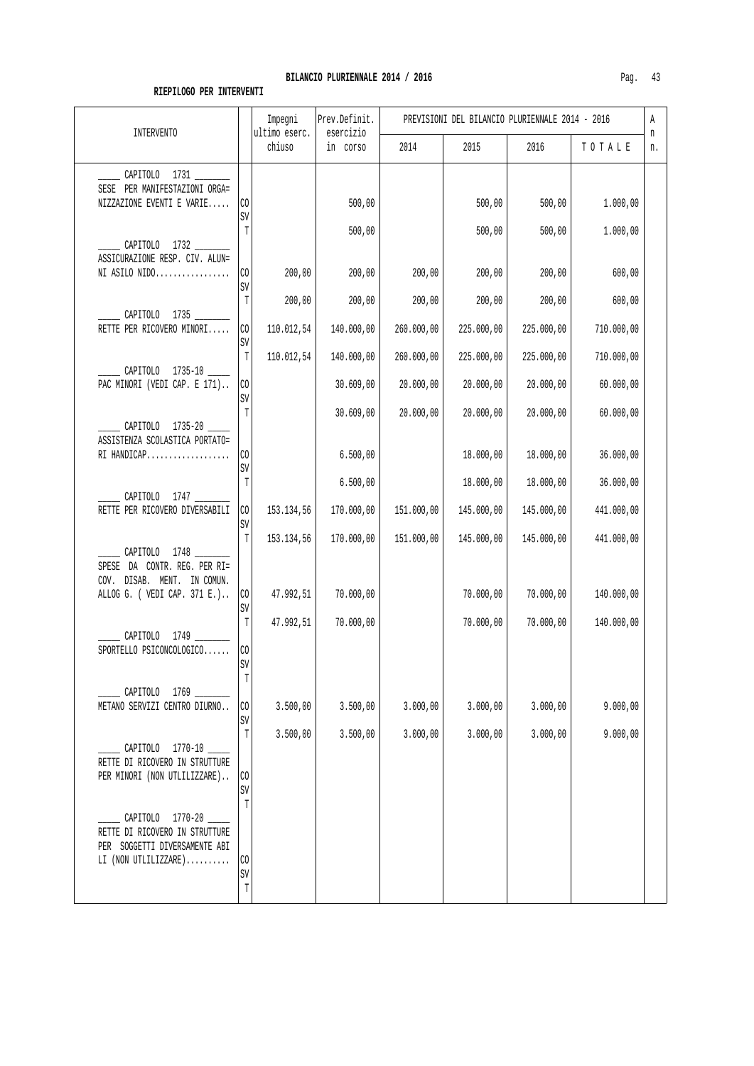**BILANCIO PLURIENNALE 2014 / 2016**

**RIEPILOGO PER INTERVENTI**

| INTERVENTO | | Impegni ultimo eserc. chiuso | Prev.Definit. esercizio in corso | PREVISIONI DEL BILANCIO PLURIENNALE 2014 - 2016 | | | | A n n. |
|---|---|---|---|---|---|---|---|---|
| | | | | 2014 | 2015 | 2016 | TOTALE | |
| _____ CAPITOLO 1731 _______ SESE PER MANIFESTAZIONI ORGA= NIZZAZIONE EVENTI E VARIE..... | CO | | 500,00 | | 500,00 | 500,00 | 1.000,00 | |
| | SV | | | | | | | |
| | T | | 500,00 | | 500,00 | 500,00 | 1.000,00 | |
| _____ CAPITOLO 1732 _______ ASSICURAZIONE RESP. CIV. ALUN= NI ASILO NIDO................. | CO | 200,00 | 200,00 | 200,00 | 200,00 | 200,00 | 600,00 | |
| | SV | | | | | | | |
| | T | 200,00 | 200,00 | 200,00 | 200,00 | 200,00 | 600,00 | |
| _____ CAPITOLO 1735 _______ RETTE PER RICOVERO MINORI..... | CO | 110.012,54 | 140.000,00 | 260.000,00 | 225.000,00 | 225.000,00 | 710.000,00 | |
| | SV | | | | | | | |
| | T | 110.012,54 | 140.000,00 | 260.000,00 | 225.000,00 | 225.000,00 | 710.000,00 | |
| _____ CAPITOLO 1735-10 _____ PAC MINORI (VEDI CAP. E 171).. | CO | | 30.609,00 | 20.000,00 | 20.000,00 | 20.000,00 | 60.000,00 | |
| | SV | | | | | | | |
| | T | | 30.609,00 | 20.000,00 | 20.000,00 | 20.000,00 | 60.000,00 | |
| _____ CAPITOLO 1735-20 _____ ASSISTENZA SCOLASTICA PORTATO= RI HANDICAP................... | CO | | 6.500,00 | | 18.000,00 | 18.000,00 | 36.000,00 | |
| | SV | | | | | | | |
| | T | | 6.500,00 | | 18.000,00 | 18.000,00 | 36.000,00 | |
| _____ CAPITOLO 1747 _______ RETTE PER RICOVERO DIVERSABILI | CO | 153.134,56 | 170.000,00 | 151.000,00 | 145.000,00 | 145.000,00 | 441.000,00 | |
| | SV | | | | | | | |
| | T | 153.134,56 | 170.000,00 | 151.000,00 | 145.000,00 | 145.000,00 | 441.000,00 | |
| _____ CAPITOLO 1748 _______ SPESE DA CONTR. REG. PER RI= COV. DISAB. MENT. IN COMUN. ALLOG G. ( VEDI CAP. 371 E.).. | CO | 47.992,51 | 70.000,00 | | 70.000,00 | 70.000,00 | 140.000,00 | |
| | SV | | | | | | | |
| | T | 47.992,51 | 70.000,00 | | 70.000,00 | 70.000,00 | 140.000,00 | |
| _____ CAPITOLO 1749 _______ SPORTELLO PSICONCOLOGICO...... | CO | | | | | | | |
| | SV | | | | | | | |
| | T | | | | | | | |
| _____ CAPITOLO 1769 _______ METANO SERVIZI CENTRO DIURNO.. | CO | 3.500,00 | 3.500,00 | 3.000,00 | 3.000,00 | 3.000,00 | 9.000,00 | |
| | SV | | | | | | | |
| | T | 3.500,00 | 3.500,00 | 3.000,00 | 3.000,00 | 3.000,00 | 9.000,00 | |
| _____ CAPITOLO 1770-10 _____ RETTE DI RICOVERO IN STRUTTURE PER MINORI (NON UTLILIZZARE).. | CO | | | | | | | |
| | SV | | | | | | | |
| | T | | | | | | | |
| _____ CAPITOLO 1770-20 _____ RETTE DI RICOVERO IN STRUTTURE PER SOGGETTI DIVERSAMENTE ABI LI (NON UTLILIZZARE).......... | CO | | | | | | | |
| | SV | | | | | | | |
| | T | | | | | | | |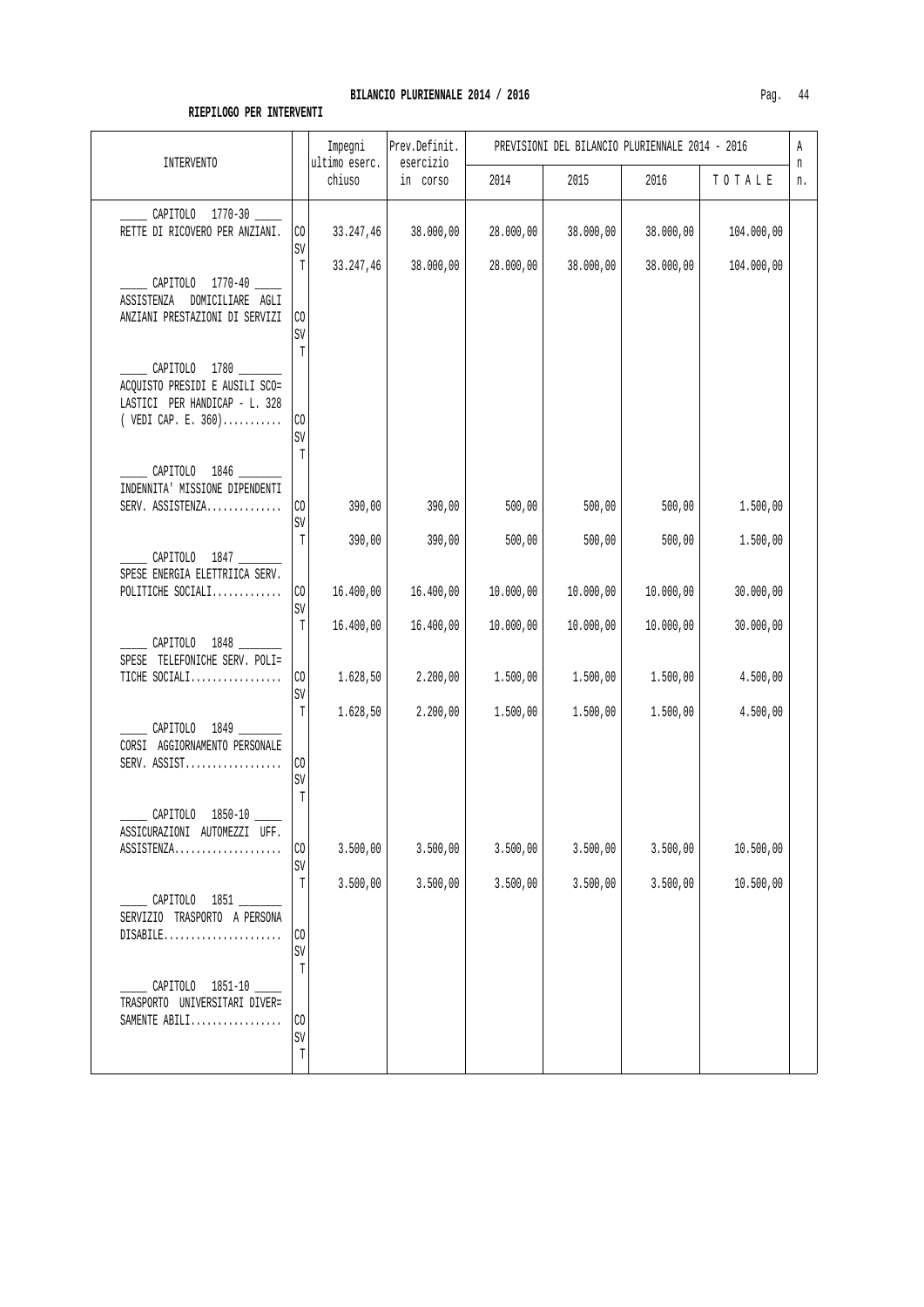**BILANCIO PLURIENNALE 2014 / 2016**

**RIEPILOGO PER INTERVENTI**

| INTERVENTO | | Impegni ultimo eserc. chiuso | Prev.Definit. esercizio in corso | PREVISIONI DEL BILANCIO PLURIENNALE 2014 - 2016 2014 | 2015 | 2016 | TOTALE | An n. |
|---|---|---|---|---|---|---|---|---|
| _____ CAPITOLO 1770-30 _____ RETTE DI RICOVERO PER ANZIANI. | CO | 33.247,46 | 38.000,00 | 28.000,00 | 38.000,00 | 38.000,00 | 104.000,00 | |
| | SV | | | | | | | |
| | T | 33.247,46 | 38.000,00 | 28.000,00 | 38.000,00 | 38.000,00 | 104.000,00 | |
| _____ CAPITOLO 1770-40 _____ ASSISTENZA DOMICILIARE AGLI ANZIANI PRESTAZIONI DI SERVIZI | CO | | | | | | | |
| | SV | | | | | | | |
| | T | | | | | | | |
| _____ CAPITOLO 1780 _______ ACQUISTO PRESIDI E AUSILI SCO= LASTICI PER HANDICAP - L. 328 ( VEDI CAP. E. 360)........... | CO | | | | | | | |
| | SV | | | | | | | |
| | T | | | | | | | |
| _____ CAPITOLO 1846 _______ INDENNITA' MISSIONE DIPENDENTI SERV. ASSISTENZA.............. | CO | 390,00 | 390,00 | 500,00 | 500,00 | 500,00 | 1.500,00 | |
| | SV | | | | | | | |
| | T | 390,00 | 390,00 | 500,00 | 500,00 | 500,00 | 1.500,00 | |
| _____ CAPITOLO 1847 _______ SPESE ENERGIA ELETTRIICA SERV. POLITICHE SOCIALI............. | CO | 16.400,00 | 16.400,00 | 10.000,00 | 10.000,00 | 10.000,00 | 30.000,00 | |
| | SV | | | | | | | |
| | T | 16.400,00 | 16.400,00 | 10.000,00 | 10.000,00 | 10.000,00 | 30.000,00 | |
| _____ CAPITOLO 1848 _______ SPESE TELEFONICHE SERV. POLI= TICHE SOCIALI................. | CO | 1.628,50 | 2.200,00 | 1.500,00 | 1.500,00 | 1.500,00 | 4.500,00 | |
| | SV | | | | | | | |
| | T | 1.628,50 | 2.200,00 | 1.500,00 | 1.500,00 | 1.500,00 | 4.500,00 | |
| _____ CAPITOLO 1849 _______ CORSI AGGIORNAMENTO PERSONALE SERV. ASSIST.................. | CO | | | | | | | |
| | SV | | | | | | | |
| | T | | | | | | | |
| _____ CAPITOLO 1850-10 _____ ASSICURAZIONI AUTOMEZZI UFF. ASSISTENZA.................... | CO | 3.500,00 | 3.500,00 | 3.500,00 | 3.500,00 | 3.500,00 | 10.500,00 | |
| | SV | | | | | | | |
| | T | 3.500,00 | 3.500,00 | 3.500,00 | 3.500,00 | 3.500,00 | 10.500,00 | |
| _____ CAPITOLO 1851 _______ SERVIZIO TRASPORTO A PERSONA DISABILE...................... | CO | | | | | | | |
| | SV | | | | | | | |
| | T | | | | | | | |
| _____ CAPITOLO 1851-10 _____ TRASPORTO UNIVERSITARI DIVER= SAMENTE ABILI................. | CO | | | | | | | |
| | SV | | | | | | | |
| | T | | | | | | | |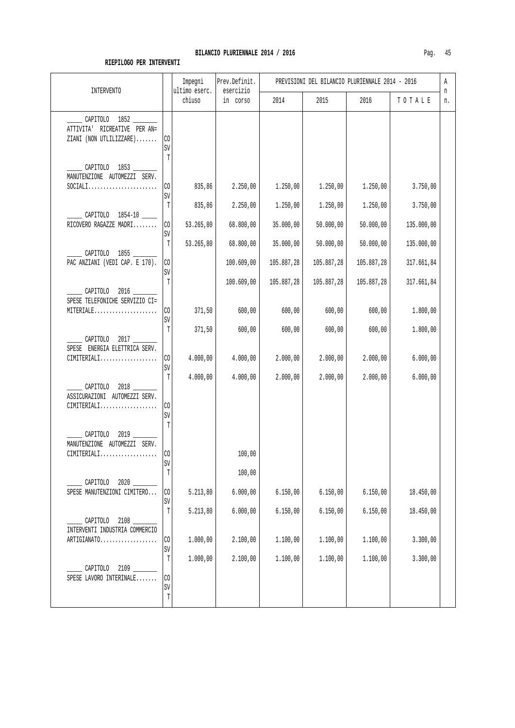## BILANCIO PLURIENNALE 2014 / 2016

**RIEPILOGO PER INTERVENTI**

| INTERVENTO | | Impegni ultimo eserc. chiuso | Prev.Definit. esercizio in corso | PREVISIONI DEL BILANCIO PLURIENNALE 2014 - 2016 2014 | 2015 | 2016 | TOTALE | An n. |
|---|---|---|---|---|---|---|---|---|
| _____ CAPITOLO 1852 _______ ATTIVITA' RICREATIVE PER AN= ZIANI (NON UTLILIZZARE)....... | CO | | | | | | | |
| | SV | | | | | | | |
| | T | | | | | | | |
| _____ CAPITOLO 1853 _______ MANUTENZIONE AUTOMEZZI SERV. SOCIALI....................... | CO | 835,86 | 2.250,00 | 1.250,00 | 1.250,00 | 1.250,00 | 3.750,00 | |
| | SV | | | | | | | |
| | T | 835,86 | 2.250,00 | 1.250,00 | 1.250,00 | 1.250,00 | 3.750,00 | |
| _____ CAPITOLO 1854-10 _____ RICOVERO RAGAZZE MADRI........ | CO | 53.265,80 | 68.800,00 | 35.000,00 | 50.000,00 | 50.000,00 | 135.000,00 | |
| | SV | | | | | | | |
| | T | 53.265,80 | 68.800,00 | 35.000,00 | 50.000,00 | 50.000,00 | 135.000,00 | |
| _____ CAPITOLO 1855 _______ PAC ANZIANI (VEDI CAP. E 170). | CO | | 100.609,00 | 105.887,28 | 105.887,28 | 105.887,28 | 317.661,84 | |
| | SV | | | | | | | |
| | T | | 100.609,00 | 105.887,28 | 105.887,28 | 105.887,28 | 317.661,84 | |
| _____ CAPITOLO 2016 _______ SPESE TELEFONICHE SERVIZIO CI= MITERIALE..................... | CO | 371,50 | 600,00 | 600,00 | 600,00 | 600,00 | 1.800,00 | |
| | SV | | | | | | | |
| | T | 371,50 | 600,00 | 600,00 | 600,00 | 600,00 | 1.800,00 | |
| _____ CAPITOLO 2017 _______ SPESE ENERGIA ELETTRICA SERV. CIMITERIALI................... | CO | 4.000,00 | 4.000,00 | 2.000,00 | 2.000,00 | 2.000,00 | 6.000,00 | |
| | SV | | | | | | | |
| | T | 4.000,00 | 4.000,00 | 2.000,00 | 2.000,00 | 2.000,00 | 6.000,00 | |
| _____ CAPITOLO 2018 _______ ASSICURAZIONI AUTOMEZZI SERV. CIMITERIALI................... | CO | | | | | | | |
| | SV | | | | | | | |
| | T | | | | | | | |
| _____ CAPITOLO 2019 _______ MANUTENZIONE AUTOMEZZI SERV. CIMITERIALI................... | CO | | 100,00 | | | | | |
| | SV | | | | | | | |
| | T | | 100,00 | | | | | |
| _____ CAPITOLO 2020 _______ SPESE MANUTENZIONI CIMITERO... | CO | 5.213,80 | 6.000,00 | 6.150,00 | 6.150,00 | 6.150,00 | 18.450,00 | |
| | SV | | | | | | | |
| | T | 5.213,80 | 6.000,00 | 6.150,00 | 6.150,00 | 6.150,00 | 18.450,00 | |
| _____ CAPITOLO 2108 _______ INTERVENTI INDUSTRIA COMMERCIO ARTIGIANATO................... | CO | 1.000,00 | 2.100,00 | 1.100,00 | 1.100,00 | 1.100,00 | 3.300,00 | |
| | SV | | | | | | | |
| | T | 1.000,00 | 2.100,00 | 1.100,00 | 1.100,00 | 1.100,00 | 3.300,00 | |
| _____ CAPITOLO 2109 _______ SPESE LAVORO INTERINALE....... | CO | | | | | | | |
| | SV | | | | | | | |
| | T | | | | | | | |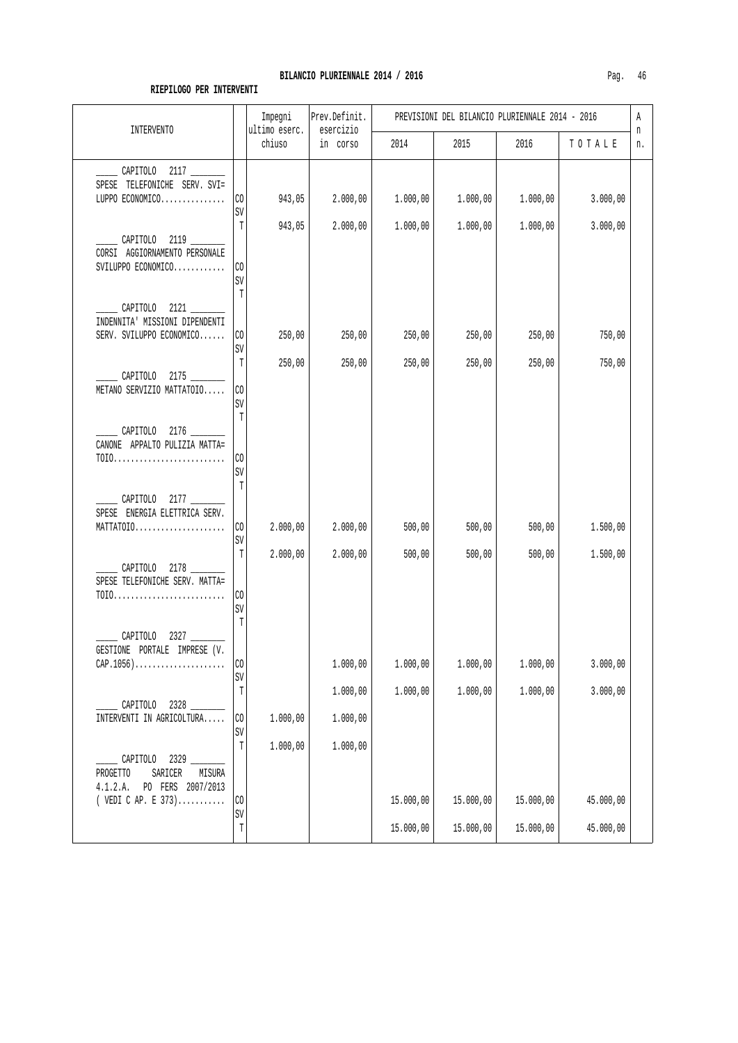**BILANCIO PLURIENNALE 2014 / 2016**

**RIEPILOGO PER INTERVENTI**

| INTERVENTO | | Impegni ultimo eserc. chiuso | Prev.Definit. esercizio in corso | PREVISIONI DEL BILANCIO PLURIENNALE 2014 - 2016 2014 | 2015 | 2016 | TOTALE | An n. |
|---|---|---|---|---|---|---|---|---|
| _____ CAPITOLO 2117 _______ SPESE TELEFONICHE SERV. SVI= LUPPO ECONOMICO............... | CO | 943,05 | 2.000,00 | 1.000,00 | 1.000,00 | 1.000,00 | 3.000,00 | |
| | SV | | | | | | | |
| | T | 943,05 | 2.000,00 | 1.000,00 | 1.000,00 | 1.000,00 | 3.000,00 | |
| _____ CAPITOLO 2119 _______ CORSI AGGIORNAMENTO PERSONALE SVILUPPO ECONOMICO............ | CO | | | | | | | |
| | SV | | | | | | | |
| | T | | | | | | | |
| _____ CAPITOLO 2121 _______ INDENNITA' MISSIONI DIPENDENTI SERV. SVILUPPO ECONOMICO...... | CO | 250,00 | 250,00 | 250,00 | 250,00 | 250,00 | 750,00 | |
| | SV | | | | | | | |
| | T | 250,00 | 250,00 | 250,00 | 250,00 | 250,00 | 750,00 | |
| _____ CAPITOLO 2175 _______ METANO SERVIZIO MATTATOIO..... | CO | | | | | | | |
| | SV | | | | | | | |
| | T | | | | | | | |
| _____ CAPITOLO 2176 _______ CANONE APPALTO PULIZIA MATTA= TOIO.......................... | CO | | | | | | | |
| | SV | | | | | | | |
| | T | | | | | | | |
| _____ CAPITOLO 2177 _______ SPESE ENERGIA ELETTRICA SERV. MATTATOIO..................... | CO | 2.000,00 | 2.000,00 | 500,00 | 500,00 | 500,00 | 1.500,00 | |
| | SV | | | | | | | |
| | T | 2.000,00 | 2.000,00 | 500,00 | 500,00 | 500,00 | 1.500,00 | |
| _____ CAPITOLO 2178 _______ SPESE TELEFONICHE SERV. MATTA= TOIO.......................... | CO | | | | | | | |
| | SV | | | | | | | |
| | T | | | | | | | |
| _____ CAPITOLO 2327 _______ GESTIONE PORTALE IMPRESE (V. CAP.1056)..................... | CO | | 1.000,00 | 1.000,00 | 1.000,00 | 1.000,00 | 3.000,00 | |
| | SV | | | | | | | |
| | T | | 1.000,00 | 1.000,00 | 1.000,00 | 1.000,00 | 3.000,00 | |
| _____ CAPITOLO 2328 _______ INTERVENTI IN AGRICOLTURA..... | CO | 1.000,00 | 1.000,00 | | | | | |
| | SV | | | | | | | |
| | T | 1.000,00 | 1.000,00 | | | | | |
| _____ CAPITOLO 2329 _______ PROGETTO SARICER MISURA 4.1.2.A. PO FERS 2007/2013 ( VEDI C AP. E 373)........... | CO | | | 15.000,00 | 15.000,00 | 15.000,00 | 45.000,00 | |
| | SV | | | | | | | |
| | T | | | 15.000,00 | 15.000,00 | 15.000,00 | 45.000,00 | |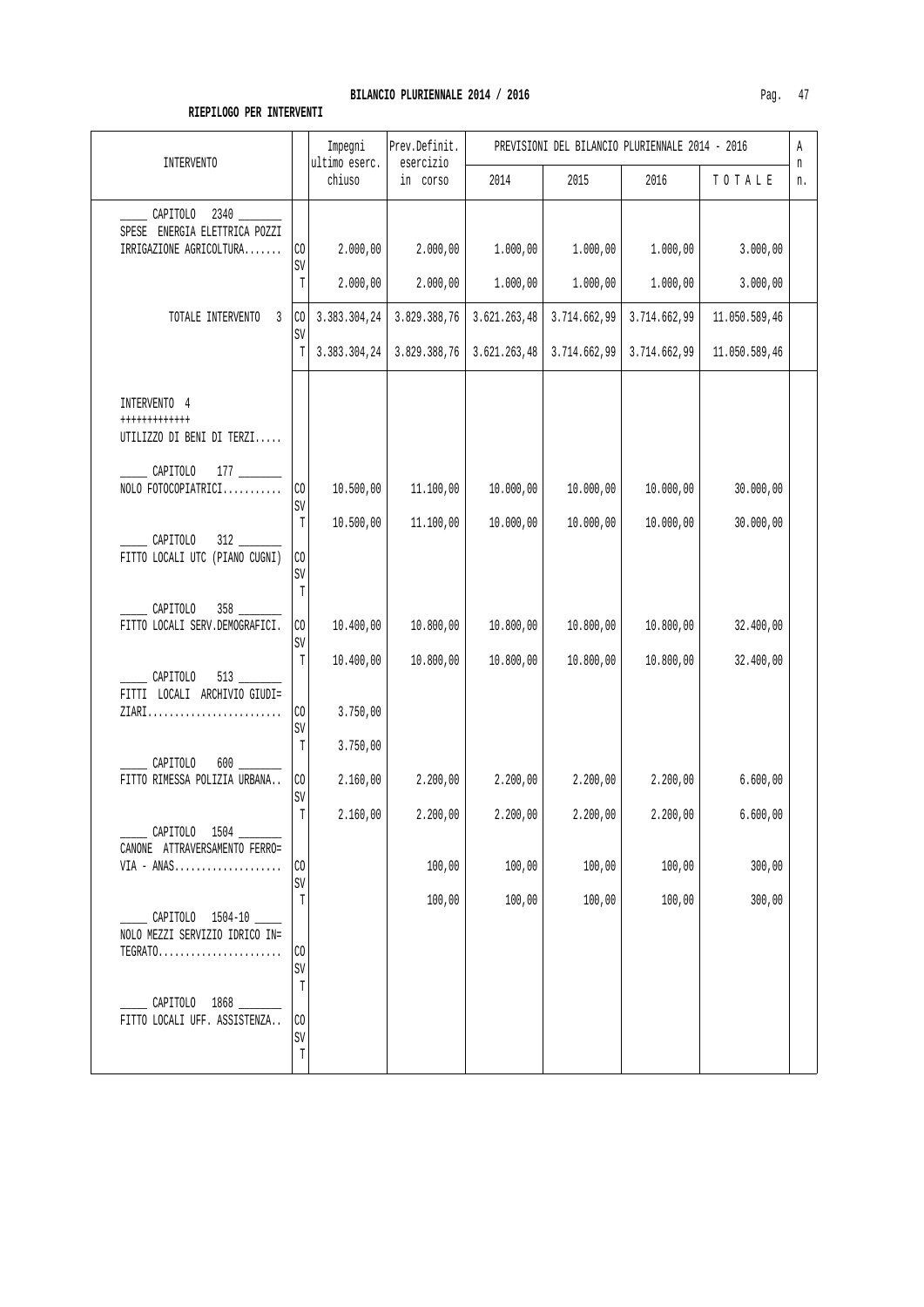## BILANCIO PLURIENNALE 2014 / 2016

**RIEPILOGO PER INTERVENTI**

| INTERVENTO | | Impegni ultimo eserc. chiuso | Prev.Definit. esercizio in corso | PREVISIONI DEL BILANCIO PLURIENNALE 2014 - 2016 2014 | 2015 | 2016 | TOTALE | An n. |
|---|---|---|---|---|---|---|---|---|
| _____ CAPITOLO 2340 _______ SPESE ENERGIA ELETTRICA POZZI IRRIGAZIONE AGRICOLTURA....... | CO | 2.000,00 | 2.000,00 | 1.000,00 | 1.000,00 | 1.000,00 | 3.000,00 | |
| | SV | | | | | | | |
| | T | 2.000,00 | 2.000,00 | 1.000,00 | 1.000,00 | 1.000,00 | 3.000,00 | |
| TOTALE INTERVENTO 3 | CO | 3.383.304,24 | 3.829.388,76 | 3.621.263,48 | 3.714.662,99 | 3.714.662,99 | 11.050.589,46 | |
| | SV | | | | | | | |
| | T | 3.383.304,24 | 3.829.388,76 | 3.621.263,48 | 3.714.662,99 | 3.714.662,99 | 11.050.589,46 | |
| INTERVENTO 4 +++++++++++++ UTILIZZO DI BENI DI TERZI..... | | | | | | | | |
| _____ CAPITOLO 177 _______ NOLO FOTOCOPIATRICI........... | CO | 10.500,00 | 11.100,00 | 10.000,00 | 10.000,00 | 10.000,00 | 30.000,00 | |
| | SV | | | | | | | |
| | T | 10.500,00 | 11.100,00 | 10.000,00 | 10.000,00 | 10.000,00 | 30.000,00 | |
| _____ CAPITOLO 312 _______ FITTO LOCALI UTC (PIANO CUGNI) | CO | | | | | | | |
| | SV | | | | | | | |
| | T | | | | | | | |
| _____ CAPITOLO 358 _______ FITTO LOCALI SERV.DEMOGRAFICI. | CO | 10.400,00 | 10.800,00 | 10.800,00 | 10.800,00 | 10.800,00 | 32.400,00 | |
| | SV | | | | | | | |
| | T | 10.400,00 | 10.800,00 | 10.800,00 | 10.800,00 | 10.800,00 | 32.400,00 | |
| _____ CAPITOLO 513 _______ FITTI LOCALI ARCHIVIO GIUDI= ZIARI......................... | CO | 3.750,00 | | | | | | |
| | SV | | | | | | | |
| | T | 3.750,00 | | | | | | |
| _____ CAPITOLO 600 _______ FITTO RIMESSA POLIZIA URBANA.. | CO | 2.160,00 | 2.200,00 | 2.200,00 | 2.200,00 | 2.200,00 | 6.600,00 | |
| | SV | | | | | | | |
| | T | 2.160,00 | 2.200,00 | 2.200,00 | 2.200,00 | 2.200,00 | 6.600,00 | |
| _____ CAPITOLO 1504 _______ CANONE ATTRAVERSAMENTO FERRO= VIA - ANAS.................... | CO | | 100,00 | 100,00 | 100,00 | 100,00 | 300,00 | |
| | SV | | | | | | | |
| | T | | 100,00 | 100,00 | 100,00 | 100,00 | 300,00 | |
| _____ CAPITOLO 1504-10 _____ NOLO MEZZI SERVIZIO IDRICO IN= TEGRATO....................... | CO | | | | | | | |
| | SV | | | | | | | |
| | T | | | | | | | |
| _____ CAPITOLO 1868 _______ FITTO LOCALI UFF. ASSISTENZA.. | CO | | | | | | | |
| | SV | | | | | | | |
| | T | | | | | | | |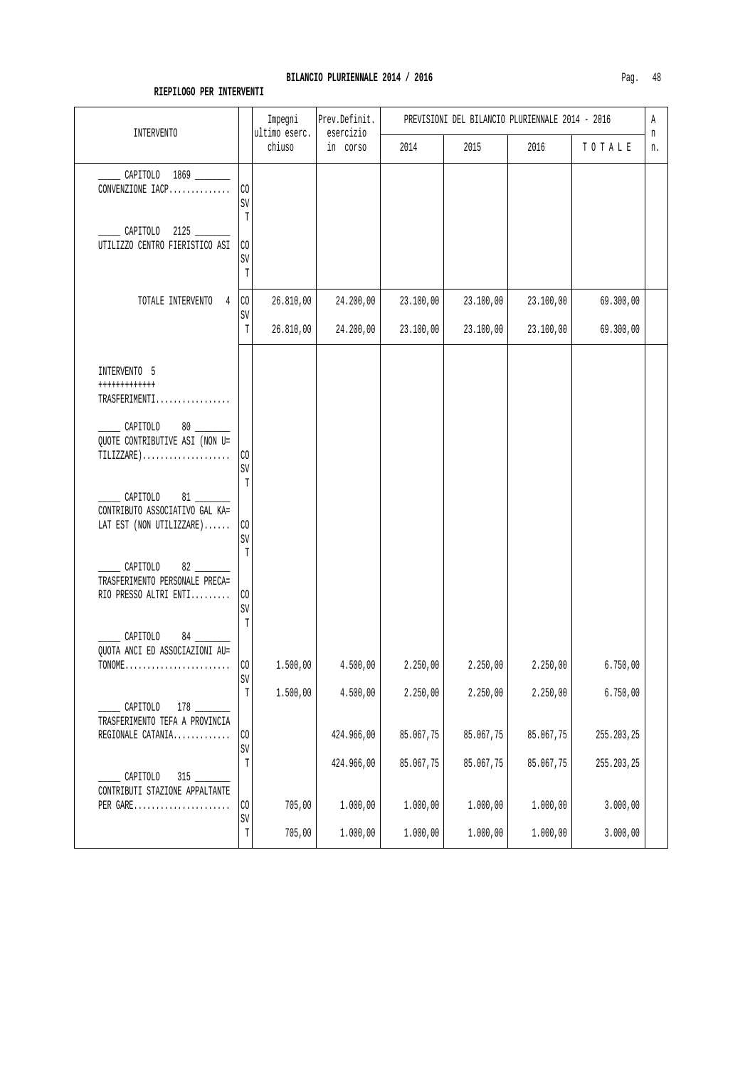## BILANCIO PLURIENNALE 2014 / 2016

**RIEPILOGO PER INTERVENTI**

| INTERVENTO | | Impegni ultimo eserc. chiuso | Prev.Definit. esercizio in corso | PREVISIONI DEL BILANCIO PLURIENNALE 2014 - 2016 | | | | An n. |
|---|---|---|---|---|---|---|---|---|
| | | | | 2014 | 2015 | 2016 | T O T A L E | |
| _____ CAPITOLO 1869 _______ CONVENZIONE IACP.............. | CO | | | | | | | |
| | SV | | | | | | | |
| | T | | | | | | | |
| _____ CAPITOLO 2125 _______ UTILIZZO CENTRO FIERISTICO ASI | CO | | | | | | | |
| | SV | | | | | | | |
| | T | | | | | | | |
| TOTALE INTERVENTO 4 | CO | 26.810,00 | 24.200,00 | 23.100,00 | 23.100,00 | 23.100,00 | 69.300,00 | |
| | SV | | | | | | | |
| | T | 26.810,00 | 24.200,00 | 23.100,00 | 23.100,00 | 23.100,00 | 69.300,00 | |
| INTERVENTO 5 +++++++++++++ TRASFERIMENTI................. | | | | | | | | |
| _____ CAPITOLO 80 _______ QUOTE CONTRIBUTIVE ASI (NON U= TILIZZARE).................... | CO | | | | | | | |
| | SV | | | | | | | |
| | T | | | | | | | |
| _____ CAPITOLO 81 _______ CONTRIBUTO ASSOCIATIVO GAL KA= LAT EST (NON UTILIZZARE)...... | CO | | | | | | | |
| | SV | | | | | | | |
| | T | | | | | | | |
| _____ CAPITOLO 82 _______ TRASFERIMENTO PERSONALE PRECA= RIO PRESSO ALTRI ENTI......... | CO | | | | | | | |
| | SV | | | | | | | |
| | T | | | | | | | |
| _____ CAPITOLO 84 _______ QUOTA ANCI ED ASSOCIAZIONI AU= TONOME........................ | CO | 1.500,00 | 4.500,00 | 2.250,00 | 2.250,00 | 2.250,00 | 6.750,00 | |
| | SV | | | | | | | |
| | T | 1.500,00 | 4.500,00 | 2.250,00 | 2.250,00 | 2.250,00 | 6.750,00 | |
| _____ CAPITOLO 178 _______ TRASFERIMENTO TEFA A PROVINCIA REGIONALE CATANIA............. | CO | | 424.966,00 | 85.067,75 | 85.067,75 | 85.067,75 | 255.203,25 | |
| | SV | | | | | | | |
| | T | | 424.966,00 | 85.067,75 | 85.067,75 | 85.067,75 | 255.203,25 | |
| _____ CAPITOLO 315 _______ CONTRIBUTI STAZIONE APPALTANTE PER GARE...................... | CO | 705,00 | 1.000,00 | 1.000,00 | 1.000,00 | 1.000,00 | 3.000,00 | |
| | SV | | | | | | | |
| | T | 705,00 | 1.000,00 | 1.000,00 | 1.000,00 | 1.000,00 | 3.000,00 | |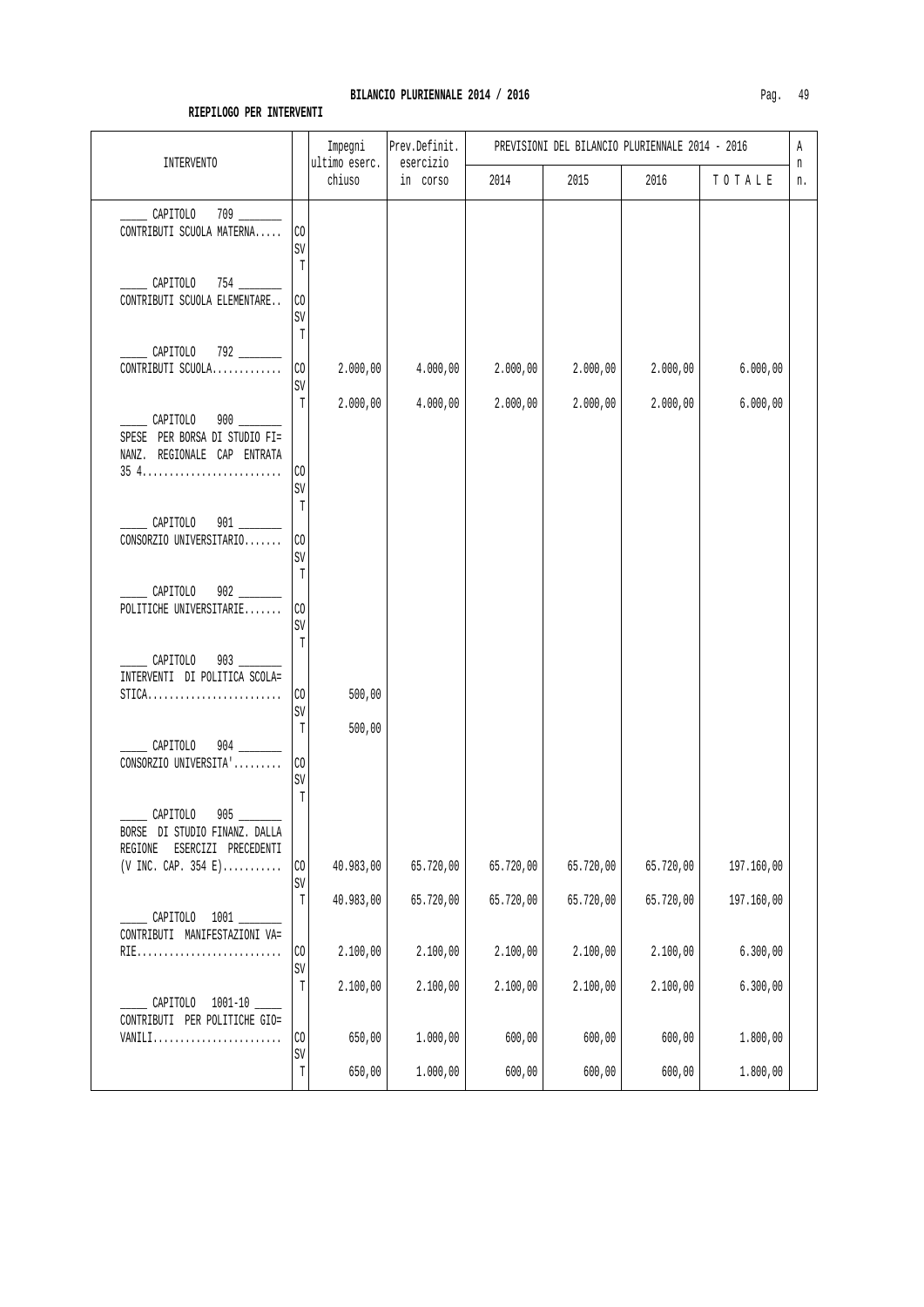**BILANCIO PLURIENNALE 2014 / 2016**

**RIEPILOGO PER INTERVENTI**

| INTERVENTO | | Impegni ultimo eserc. chiuso | Prev.Definit. esercizio in corso | PREVISIONI DEL BILANCIO PLURIENNALE 2014 - 2016 2014 | 2015 | 2016 | TOTALE | An n. |
|---|---|---|---|---|---|---|---|---|
| _____ CAPITOLO 709 _______ CONTRIBUTI SCUOLA MATERNA..... | CO | | | | | | | |
| | SV | | | | | | | |
| | T | | | | | | | |
| _____ CAPITOLO 754 _______ CONTRIBUTI SCUOLA ELEMENTARE.. | CO | | | | | | | |
| | SV | | | | | | | |
| | T | | | | | | | |
| _____ CAPITOLO 792 _______ CONTRIBUTI SCUOLA............. | CO | 2.000,00 | 4.000,00 | 2.000,00 | 2.000,00 | 2.000,00 | 6.000,00 | |
| | SV | | | | | | | |
| | T | 2.000,00 | 4.000,00 | 2.000,00 | 2.000,00 | 2.000,00 | 6.000,00 | |
| _____ CAPITOLO 900 _______ SPESE PER BORSA DI STUDIO FI= NANZ. REGIONALE CAP ENTRATA 35 4.......................... | CO | | | | | | | |
| | SV | | | | | | | |
| | T | | | | | | | |
| _____ CAPITOLO 901 _______ CONSORZIO UNIVERSITARIO....... | CO | | | | | | | |
| | SV | | | | | | | |
| | T | | | | | | | |
| _____ CAPITOLO 902 _______ POLITICHE UNIVERSITARIE....... | CO | | | | | | | |
| | SV | | | | | | | |
| | T | | | | | | | |
| _____ CAPITOLO 903 _______ INTERVENTI DI POLITICA SCOLA= STICA......................... | CO | 500,00 | | | | | | |
| | SV | | | | | | | |
| | T | 500,00 | | | | | | |
| _____ CAPITOLO 904 _______ CONSORZIO UNIVERSITA'......... | CO | | | | | | | |
| | SV | | | | | | | |
| | T | | | | | | | |
| _____ CAPITOLO 905 _______ BORSE DI STUDIO FINANZ. DALLA REGIONE ESERCIZI PRECEDENTI (V INC. CAP. 354 E)........... | CO | 40.983,00 | 65.720,00 | 65.720,00 | 65.720,00 | 65.720,00 | 197.160,00 | |
| | SV | | | | | | | |
| | T | 40.983,00 | 65.720,00 | 65.720,00 | 65.720,00 | 65.720,00 | 197.160,00 | |
| _____ CAPITOLO 1001 _______ CONTRIBUTI MANIFESTAZIONI VA= RIE........................... | CO | 2.100,00 | 2.100,00 | 2.100,00 | 2.100,00 | 2.100,00 | 6.300,00 | |
| | SV | | | | | | | |
| | T | 2.100,00 | 2.100,00 | 2.100,00 | 2.100,00 | 2.100,00 | 6.300,00 | |
| _____ CAPITOLO 1001-10 _____ CONTRIBUTI PER POLITICHE GIO= VANILI........................ | CO | 650,00 | 1.000,00 | 600,00 | 600,00 | 600,00 | 1.800,00 | |
| | SV | | | | | | | |
| | T | 650,00 | 1.000,00 | 600,00 | 600,00 | 600,00 | 1.800,00 | |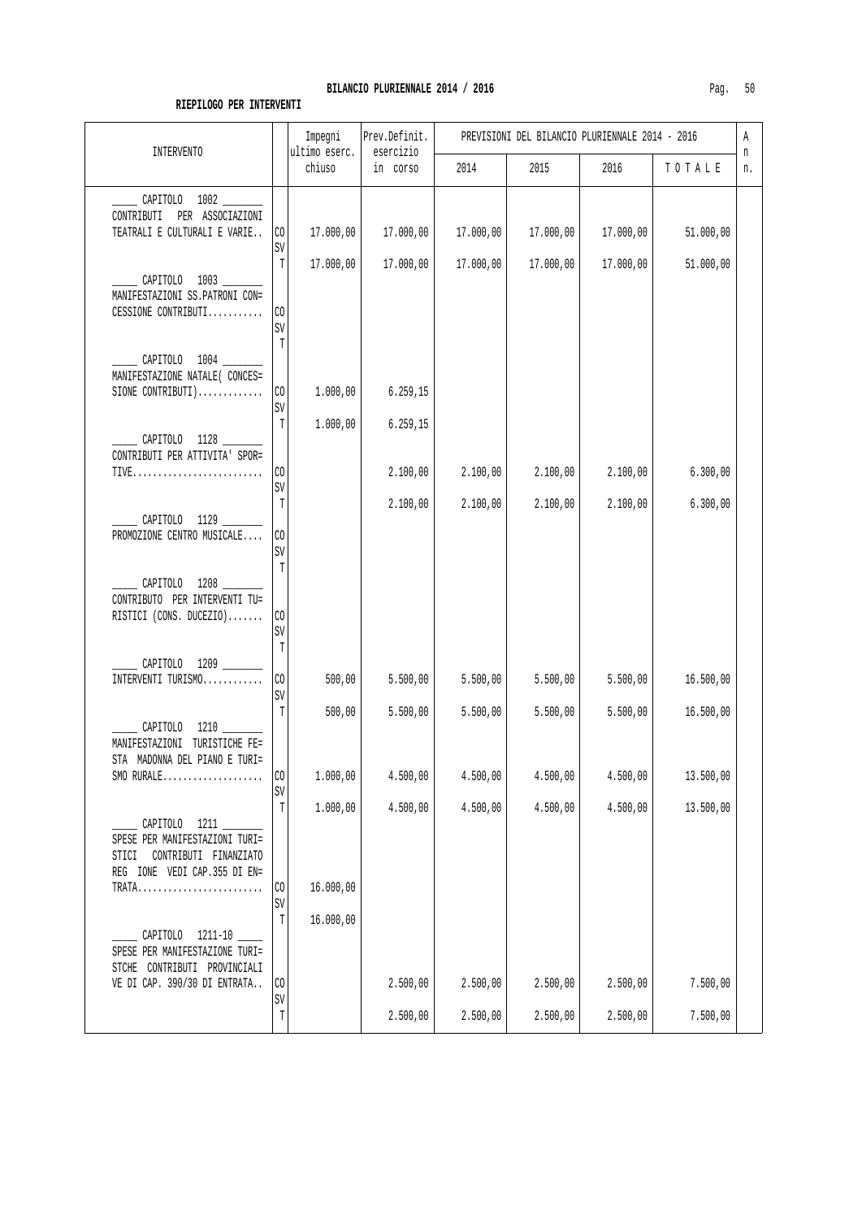**BILANCIO PLURIENNALE 2014 / 2016**

**RIEPILOGO PER INTERVENTI**

| INTERVENTO | | Impegni ultimo eserc. chiuso | Prev.Definit. esercizio in corso | PREVISIONI DEL BILANCIO PLURIENNALE 2014 - 2016 | | | | An n. |
|---|---|---|---|---|---|---|---|---|
| | | | | 2014 | 2015 | 2016 | T O T A L E | |
| _____ CAPITOLO 1002 _______ CONTRIBUTI PER ASSOCIAZIONI TEATRALI E CULTURALI E VARIE.. | CO | 17.000,00 | 17.000,00 | 17.000,00 | 17.000,00 | 17.000,00 | 51.000,00 | |
| | SV | | | | | | | |
| | T | 17.000,00 | 17.000,00 | 17.000,00 | 17.000,00 | 17.000,00 | 51.000,00 | |
| _____ CAPITOLO 1003 _______ MANIFESTAZIONI SS.PATRONI CON= CESSIONE CONTRIBUTI........... | CO | | | | | | | |
| | SV | | | | | | | |
| | T | | | | | | | |
| _____ CAPITOLO 1004 _______ MANIFESTAZIONE NATALE( CONCES= SIONE CONTRIBUTI)............. | CO | 1.000,00 | 6.259,15 | | | | | |
| | SV | | | | | | | |
| | T | 1.000,00 | 6.259,15 | | | | | |
| _____ CAPITOLO 1128 _______ CONTRIBUTI PER ATTIVITA' SPOR= TIVE.......................... | CO | | 2.100,00 | 2.100,00 | 2.100,00 | 2.100,00 | 6.300,00 | |
| | SV | | | | | | | |
| | T | | 2.100,00 | 2.100,00 | 2.100,00 | 2.100,00 | 6.300,00 | |
| _____ CAPITOLO 1129 _______ PROMOZIONE CENTRO MUSICALE.... | CO | | | | | | | |
| | SV | | | | | | | |
| | T | | | | | | | |
| _____ CAPITOLO 1208 _______ CONTRIBUTO PER INTERVENTI TU= RISTICI (CONS. DUCEZIO)....... | CO | | | | | | | |
| | SV | | | | | | | |
| | T | | | | | | | |
| _____ CAPITOLO 1209 _______ INTERVENTI TURISMO............ | CO | 500,00 | 5.500,00 | 5.500,00 | 5.500,00 | 5.500,00 | 16.500,00 | |
| | SV | | | | | | | |
| | T | 500,00 | 5.500,00 | 5.500,00 | 5.500,00 | 5.500,00 | 16.500,00 | |
| _____ CAPITOLO 1210 _______ MANIFESTAZIONI TURISTICHE FE= STA MADONNA DEL PIANO E TURI= SMO RURALE.................... | CO | 1.000,00 | 4.500,00 | 4.500,00 | 4.500,00 | 4.500,00 | 13.500,00 | |
| | SV | | | | | | | |
| | T | 1.000,00 | 4.500,00 | 4.500,00 | 4.500,00 | 4.500,00 | 13.500,00 | |
| _____ CAPITOLO 1211 _______ SPESE PER MANIFESTAZIONI TURI= STICI CONTRIBUTI FINANZIATO REG IONE VEDI CAP.355 DI EN= TRATA......................... | CO | 16.000,00 | | | | | | |
| | SV | | | | | | | |
| | T | 16.000,00 | | | | | | |
| _____ CAPITOLO 1211-10 _____ SPESE PER MANIFESTAZIONE TURI= STCHE CONTRIBUTI PROVINCIALI VE DI CAP. 390/30 DI ENTRATA.. | CO | | 2.500,00 | 2.500,00 | 2.500,00 | 2.500,00 | 7.500,00 | |
| | SV | | | | | | | |
| | T | | 2.500,00 | 2.500,00 | 2.500,00 | 2.500,00 | 7.500,00 | |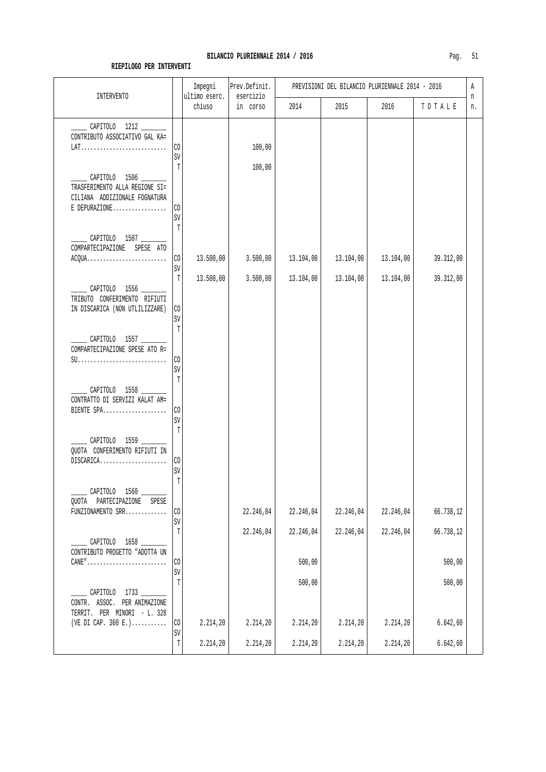**BILANCIO PLURIENNALE 2014 / 2016**

**RIEPILOGO PER INTERVENTI**

| INTERVENTO | | Impegni ultimo eserc. chiuso | Prev.Definit. esercizio in corso | PREVISIONI DEL BILANCIO PLURIENNALE 2014 - 2016 2014 | 2015 | 2016 | TOTALE | An n. |
|---|---|---|---|---|---|---|---|---|
| _____ CAPITOLO 1212 _______ CONTRIBUTO ASSOCIATIVO GAL KA= LAT........................... | CO | | 100,00 | | | | | |
| | SV | | | | | | | |
| | T | | 100,00 | | | | | |
| _____ CAPITOLO 1506 _______ TRASFERIMENTO ALLA REGIONE SI= CILIANA ADDIZIONALE FOGNATURA E DEPURAZIONE................. | CO | | | | | | | |
| | SV | | | | | | | |
| | T | | | | | | | |
| _____ CAPITOLO 1507 _______ COMPARTECIPAZIONE SPESE ATO ACQUA......................... | CO | 13.500,00 | 3.500,00 | 13.104,00 | 13.104,00 | 13.104,00 | 39.312,00 | |
| | SV | | | | | | | |
| | T | 13.500,00 | 3.500,00 | 13.104,00 | 13.104,00 | 13.104,00 | 39.312,00 | |
| _____ CAPITOLO 1556 _______ TRIBUTO CONFERIMENTO RIFIUTI IN DISCARICA (NON UTLILIZZARE) | CO | | | | | | | |
| | SV | | | | | | | |
| | T | | | | | | | |
| _____ CAPITOLO 1557 _______ COMPARTECIPAZIONE SPESE ATO R= SU............................ | CO | | | | | | | |
| | SV | | | | | | | |
| | T | | | | | | | |
| _____ CAPITOLO 1558 _______ CONTRATTO DI SERVIZI KALAT AM= BIENTE SPA.................... | CO | | | | | | | |
| | SV | | | | | | | |
| | T | | | | | | | |
| _____ CAPITOLO 1559 _______ QUOTA CONFERIMENTO RIFIUTI IN DISCARICA..................... | CO | | | | | | | |
| | SV | | | | | | | |
| | T | | | | | | | |
| _____ CAPITOLO 1560 _______ QUOTA PARTECIPAZIONE SPESE FUNZIONAMENTO SRR............. | CO | | 22.246,04 | 22.246,04 | 22.246,04 | 22.246,04 | 66.738,12 | |
| | SV | | | | | | | |
| | T | | 22.246,04 | 22.246,04 | 22.246,04 | 22.246,04 | 66.738,12 | |
| _____ CAPITOLO 1658 _______ CONTRIBUTO PROGETTO "ADOTTA UN CANE"......................... | CO | | | 500,00 | | | 500,00 | |
| | SV | | | | | | | |
| | T | | | 500,00 | | | 500,00 | |
| _____ CAPITOLO 1733 _______ CONTR. ASSOC. PER ANIMAZIONE TERRIT. PER MINORI - L. 328 (VE DI CAP. 360 E.)........... | CO | 2.214,20 | 2.214,20 | 2.214,20 | 2.214,20 | 2.214,20 | 6.642,60 | |
| | SV | | | | | | | |
| | T | 2.214,20 | 2.214,20 | 2.214,20 | 2.214,20 | 2.214,20 | 6.642,60 | |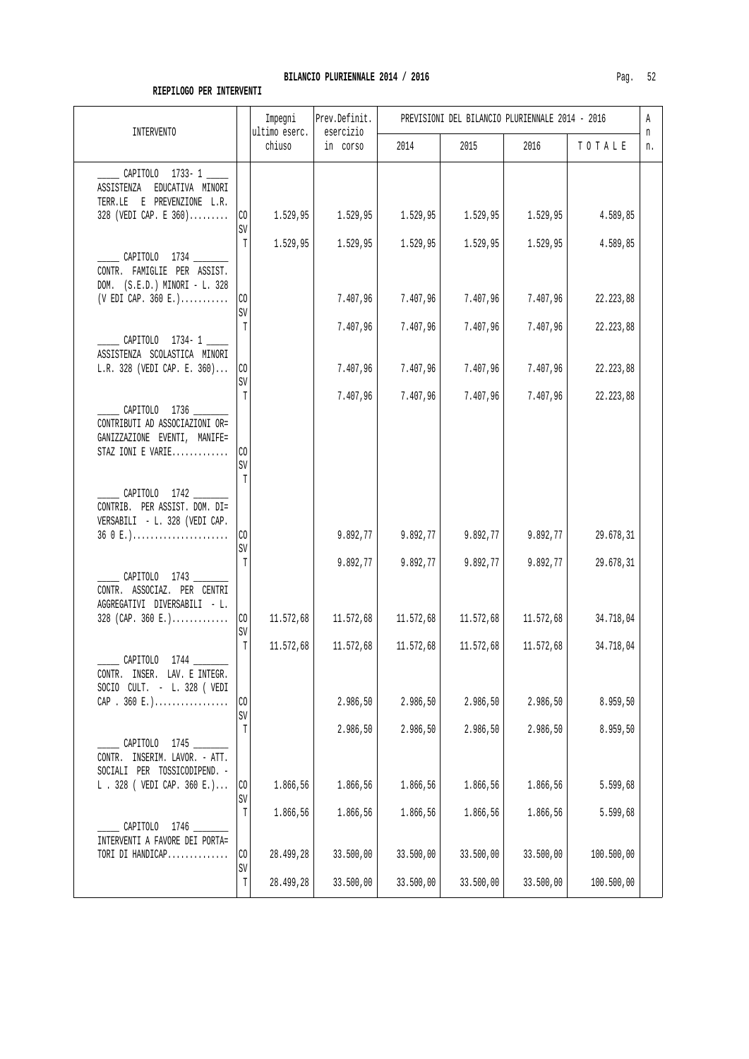**BILANCIO PLURIENNALE 2014 / 2016**

**RIEPILOGO PER INTERVENTI**

| INTERVENTO | | Impegni ultimo eserc. chiuso | Prev.Definit. esercizio in corso | PREVISIONI DEL BILANCIO PLURIENNALE 2014 - 2016 | | | | A n n. |
|---|---|---|---|---|---|---|---|---|
| | | | | 2014 | 2015 | 2016 | T O T A L E | |
| _____ CAPITOLO 1733- 1 _____ ASSISTENZA EDUCATIVA MINORI TERR.LE E PREVENZIONE L.R. 328 (VEDI CAP. E 360)......... | CO | 1.529,95 | 1.529,95 | 1.529,95 | 1.529,95 | 1.529,95 | 4.589,85 | |
| | SV | | | | | | | |
| | T | 1.529,95 | 1.529,95 | 1.529,95 | 1.529,95 | 1.529,95 | 4.589,85 | |
| _____ CAPITOLO 1734 _______ CONTR. FAMIGLIE PER ASSIST. DOM. (S.E.D.) MINORI - L. 328 (V EDI CAP. 360 E.)........... | CO | | 7.407,96 | 7.407,96 | 7.407,96 | 7.407,96 | 22.223,88 | |
| | SV | | | | | | | |
| | T | | 7.407,96 | 7.407,96 | 7.407,96 | 7.407,96 | 22.223,88 | |
| _____ CAPITOLO 1734- 1 _____ ASSISTENZA SCOLASTICA MINORI L.R. 328 (VEDI CAP. E. 360)... | CO | | 7.407,96 | 7.407,96 | 7.407,96 | 7.407,96 | 22.223,88 | |
| | SV | | | | | | | |
| | T | | 7.407,96 | 7.407,96 | 7.407,96 | 7.407,96 | 22.223,88 | |
| _____ CAPITOLO 1736 _______ CONTRIBUTI AD ASSOCIAZIONI OR= GANIZZAZIONE EVENTI, MANIFE= STAZ IONI E VARIE............. | CO | | | | | | | |
| | SV | | | | | | | |
| | T | | | | | | | |
| _____ CAPITOLO 1742 _______ CONTRIB. PER ASSIST. DOM. DI= VERSABILI - L. 328 (VEDI CAP. 36 0 E.)...................... | CO | | 9.892,77 | 9.892,77 | 9.892,77 | 9.892,77 | 29.678,31 | |
| | SV | | | | | | | |
| | T | | 9.892,77 | 9.892,77 | 9.892,77 | 9.892,77 | 29.678,31 | |
| _____ CAPITOLO 1743 _______ CONTR. ASSOCIAZ. PER CENTRI AGGREGATIVI DIVERSABILI - L. 328 (CAP. 360 E.)............. | CO | 11.572,68 | 11.572,68 | 11.572,68 | 11.572,68 | 11.572,68 | 34.718,04 | |
| | SV | | | | | | | |
| | T | 11.572,68 | 11.572,68 | 11.572,68 | 11.572,68 | 11.572,68 | 34.718,04 | |
| _____ CAPITOLO 1744 _______ CONTR. INSER. LAV. E INTEGR. SOCIO CULT. - L. 328 ( VEDI CAP . 360 E.)................. | CO | | 2.986,50 | 2.986,50 | 2.986,50 | 2.986,50 | 8.959,50 | |
| | SV | | | | | | | |
| | T | | 2.986,50 | 2.986,50 | 2.986,50 | 2.986,50 | 8.959,50 | |
| _____ CAPITOLO 1745 _______ CONTR. INSERIM. LAVOR. - ATT. SOCIALI PER TOSSICODIPEND. - L . 328 ( VEDI CAP. 360 E.)... | CO | 1.866,56 | 1.866,56 | 1.866,56 | 1.866,56 | 1.866,56 | 5.599,68 | |
| | SV | | | | | | | |
| | T | 1.866,56 | 1.866,56 | 1.866,56 | 1.866,56 | 1.866,56 | 5.599,68 | |
| _____ CAPITOLO 1746 _______ INTERVENTI A FAVORE DEI PORTA= TORI DI HANDICAP.............. | CO | 28.499,28 | 33.500,00 | 33.500,00 | 33.500,00 | 33.500,00 | 100.500,00 | |
| | SV | | | | | | | |
| | T | 28.499,28 | 33.500,00 | 33.500,00 | 33.500,00 | 33.500,00 | 100.500,00 | |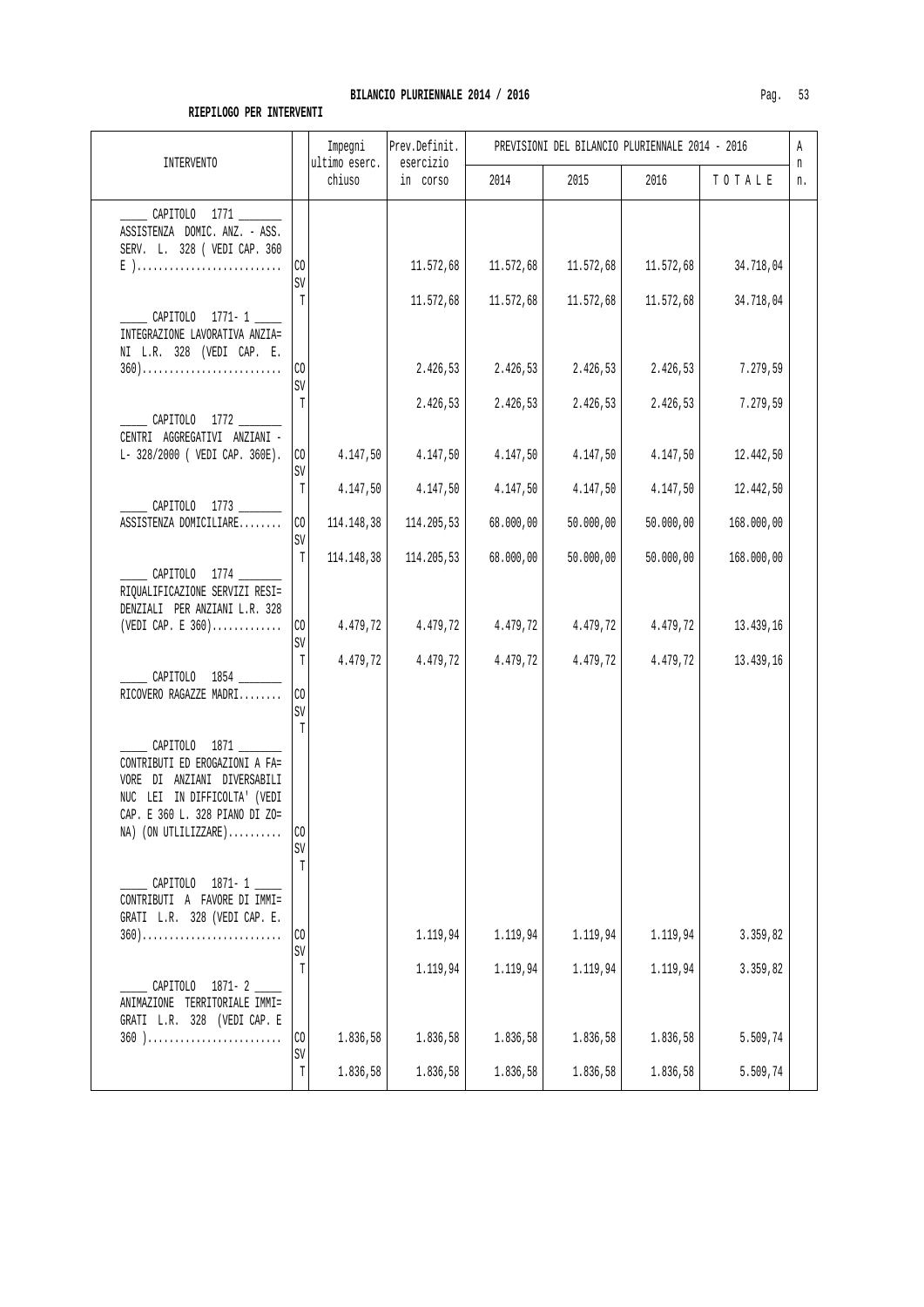**BILANCIO PLURIENNALE 2014 / 2016**

**RIEPILOGO PER INTERVENTI**

| INTERVENTO | | Impegni ultimo eserc. chiuso | Prev.Definit. esercizio in corso | PREVISIONI DEL BILANCIO PLURIENNALE 2014 - 2016 2014 | 2015 | 2016 | TOTALE | An n. |
|---|---|---|---|---|---|---|---|---|
| _____ CAPITOLO 1771 _______ ASSISTENZA DOMIC. ANZ. - ASS. SERV. L. 328 ( VEDI CAP. 360 E )........................... | CO | | 11.572,68 | 11.572,68 | 11.572,68 | 11.572,68 | 34.718,04 | |
| | SV | | | | | | | |
| | T | | 11.572,68 | 11.572,68 | 11.572,68 | 11.572,68 | 34.718,04 | |
| _____ CAPITOLO 1771- 1 ____ INTEGRAZIONE LAVORATIVA ANZIA= NI L.R. 328 (VEDI CAP. E. 360).......................... | CO | | 2.426,53 | 2.426,53 | 2.426,53 | 2.426,53 | 7.279,59 | |
| | SV | | | | | | | |
| | T | | 2.426,53 | 2.426,53 | 2.426,53 | 2.426,53 | 7.279,59 | |
| _____ CAPITOLO 1772 _______ CENTRI AGGREGATIVI ANZIANI - L- 328/2000 ( VEDI CAP. 360E). | CO | 4.147,50 | 4.147,50 | 4.147,50 | 4.147,50 | 4.147,50 | 12.442,50 | |
| | SV | | | | | | | |
| | T | 4.147,50 | 4.147,50 | 4.147,50 | 4.147,50 | 4.147,50 | 12.442,50 | |
| _____ CAPITOLO 1773 _______ ASSISTENZA DOMICILIARE........ | CO | 114.148,38 | 114.205,53 | 68.000,00 | 50.000,00 | 50.000,00 | 168.000,00 | |
| | SV | | | | | | | |
| | T | 114.148,38 | 114.205,53 | 68.000,00 | 50.000,00 | 50.000,00 | 168.000,00 | |
| _____ CAPITOLO 1774 _______ RIQUALIFICAZIONE SERVIZI RESI= DENZIALI PER ANZIANI L.R. 328 (VEDI CAP. E 360)............. | CO | 4.479,72 | 4.479,72 | 4.479,72 | 4.479,72 | 4.479,72 | 13.439,16 | |
| | SV | | | | | | | |
| | T | 4.479,72 | 4.479,72 | 4.479,72 | 4.479,72 | 4.479,72 | 13.439,16 | |
| _____ CAPITOLO 1854 _______ RICOVERO RAGAZZE MADRI........ | CO | | | | | | | |
| | SV | | | | | | | |
| | T | | | | | | | |
| _____ CAPITOLO 1871 _______ CONTRIBUTI ED EROGAZIONI A FA= VORE DI ANZIANI DIVERSABILI NUC LEI IN DIFFICOLTA' (VEDI CAP. E 360 L. 328 PIANO DI ZO= NA) (ON UTLILIZZARE).......... | CO | | | | | | | |
| | SV | | | | | | | |
| | T | | | | | | | |
| _____ CAPITOLO 1871- 1 ____ CONTRIBUTI A FAVORE DI IMMI= GRATI L.R. 328 (VEDI CAP. E. 360).......................... | CO | | 1.119,94 | 1.119,94 | 1.119,94 | 1.119,94 | 3.359,82 | |
| | SV | | | | | | | |
| | T | | 1.119,94 | 1.119,94 | 1.119,94 | 1.119,94 | 3.359,82 | |
| _____ CAPITOLO 1871- 2 ____ ANIMAZIONE TERRITORIALE IMMI= GRATI L.R. 328 (VEDI CAP. E 360 )......................... | CO | 1.836,58 | 1.836,58 | 1.836,58 | 1.836,58 | 1.836,58 | 5.509,74 | |
| | SV | | | | | | | |
| | T | 1.836,58 | 1.836,58 | 1.836,58 | 1.836,58 | 1.836,58 | 5.509,74 | |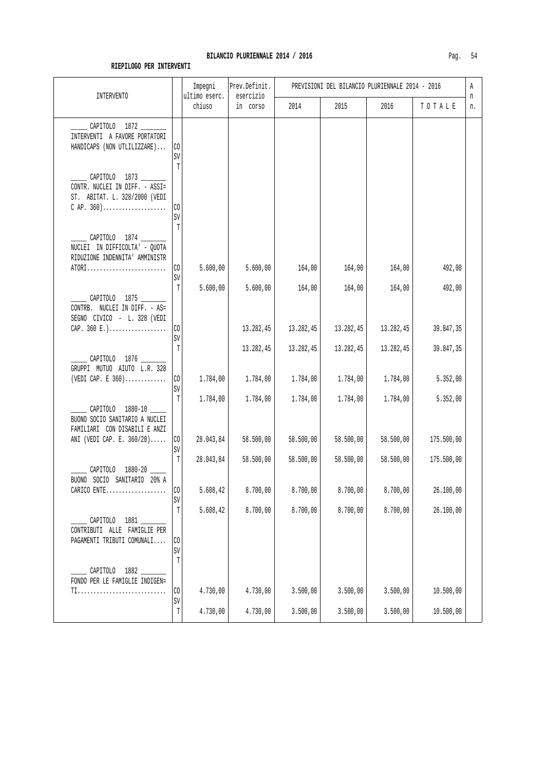**BILANCIO PLURIENNALE 2014 / 2016**

**RIEPILOGO PER INTERVENTI**

| INTERVENTO | | Impegni ultimo eserc. chiuso | Prev.Definit. esercizio in corso | PREVISIONI DEL BILANCIO PLURIENNALE 2014 - 2016 2014 | 2015 | 2016 | TOTALE | An n. |
|---|---|---|---|---|---|---|---|---|
| _____ CAPITOLO 1872 _______ INTERVENTI A FAVORE PORTATORI HANDICAPS (NON UTLILIZZARE)... | CO | | | | | | | |
| | SV | | | | | | | |
| | T | | | | | | | |
| _____ CAPITOLO 1873 _______ CONTR. NUCLEI IN DIFF. - ASSI= ST. ABITAT. L. 328/2000 (VEDI C AP. 360).................... | CO | | | | | | | |
| | SV | | | | | | | |
| | T | | | | | | | |
| _____ CAPITOLO 1874 _______ NUCLEI IN DIFFICOLTA' - QUOTA RIDUZIONE INDENNITA' AMMINISTR ATORI......................... | CO | 5.600,00 | 5.600,00 | 164,00 | 164,00 | 164,00 | 492,00 | |
| | SV | | | | | | | |
| | T | 5.600,00 | 5.600,00 | 164,00 | 164,00 | 164,00 | 492,00 | |
| _____ CAPITOLO 1875 _______ CONTRB. NUCLEI IN DIFF. - AS= SEGNO CIVICO - L. 328 (VEDI CAP. 360 E.).................. | CO | | 13.282,45 | 13.282,45 | 13.282,45 | 13.282,45 | 39.847,35 | |
| | SV | | | | | | | |
| | T | | 13.282,45 | 13.282,45 | 13.282,45 | 13.282,45 | 39.847,35 | |
| _____ CAPITOLO 1876 _______ GRUPPI MUTUO AIUTO L.R. 328 (VEDI CAP. E 360)............. | CO | 1.784,00 | 1.784,00 | 1.784,00 | 1.784,00 | 1.784,00 | 5.352,00 | |
| | SV | | | | | | | |
| | T | 1.784,00 | 1.784,00 | 1.784,00 | 1.784,00 | 1.784,00 | 5.352,00 | |
| _____ CAPITOLO 1880-10 ____ BUONO SOCIO SANITARIO A NUCLEI FAMILIARI CON DISABILI E ANZI ANI (VEDI CAP. E. 360/20)..... | CO | 28.043,84 | 58.500,00 | 58.500,00 | 58.500,00 | 58.500,00 | 175.500,00 | |
| | SV | | | | | | | |
| | T | 28.043,84 | 58.500,00 | 58.500,00 | 58.500,00 | 58.500,00 | 175.500,00 | |
| _____ CAPITOLO 1880-20 ____ BUONO SOCIO SANITARIO 20% A CARICO ENTE................... | CO | 5.608,42 | 8.700,00 | 8.700,00 | 8.700,00 | 8.700,00 | 26.100,00 | |
| | SV | | | | | | | |
| | T | 5.608,42 | 8.700,00 | 8.700,00 | 8.700,00 | 8.700,00 | 26.100,00 | |
| _____ CAPITOLO 1881 _______ CONTRIBUTI ALLE FAMIGLIE PER PAGAMENTI TRIBUTI COMUNALI.... | CO | | | | | | | |
| | SV | | | | | | | |
| | T | | | | | | | |
| _____ CAPITOLO 1882 _______ FONDO PER LE FAMIGLIE INDIGEN= TI............................ | CO | 4.730,00 | 4.730,00 | 3.500,00 | 3.500,00 | 3.500,00 | 10.500,00 | |
| | SV | | | | | | | |
| | T | 4.730,00 | 4.730,00 | 3.500,00 | 3.500,00 | 3.500,00 | 10.500,00 | |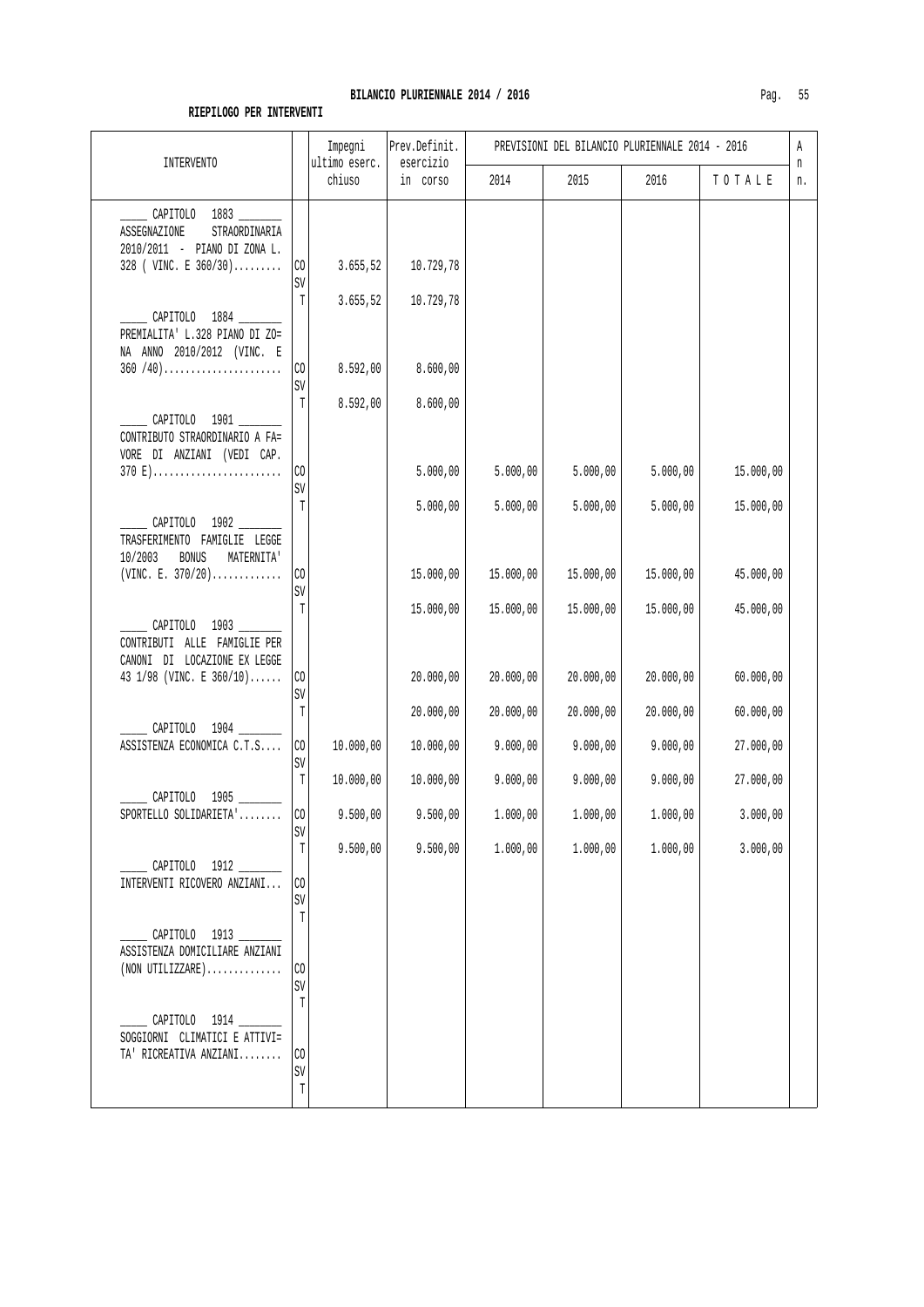**BILANCIO PLURIENNALE 2014 / 2016**

**RIEPILOGO PER INTERVENTI**

| INTERVENTO | | Impegni ultimo eserc. chiuso | Prev.Definit. esercizio in corso | PREVISIONI DEL BILANCIO PLURIENNALE 2014 - 2016 | | | | An n. |
|---|---|---|---|---|---|---|---|---|
| | | | | 2014 | 2015 | 2016 | TOTALE | |
| _____ CAPITOLO 1883 _______ ASSEGNAZIONE STRAORDINARIA 2010/2011 - PIANO DI ZONA L. 328 ( VINC. E 360/30)......... | CO | 3.655,52 | 10.729,78 | | | | | |
| | SV | | | | | | | |
| | T | 3.655,52 | 10.729,78 | | | | | |
| _____ CAPITOLO 1884 _______ PREMIALITA' L.328 PIANO DI ZO= NA ANNO 2010/2012 (VINC. E 360 /40)...................... | CO | 8.592,00 | 8.600,00 | | | | | |
| | SV | | | | | | | |
| | T | 8.592,00 | 8.600,00 | | | | | |
| _____ CAPITOLO 1901 _______ CONTRIBUTO STRAORDINARIO A FA= VORE DI ANZIANI (VEDI CAP. 370 E)........................ | CO | | 5.000,00 | 5.000,00 | 5.000,00 | 5.000,00 | 15.000,00 | |
| | SV | | | | | | | |
| | T | | 5.000,00 | 5.000,00 | 5.000,00 | 5.000,00 | 15.000,00 | |
| _____ CAPITOLO 1902 _______ TRASFERIMENTO FAMIGLIE LEGGE 10/2003 BONUS MATERNITA' (VINC. E. 370/20)............ | CO | | 15.000,00 | 15.000,00 | 15.000,00 | 15.000,00 | 45.000,00 | |
| | SV | | | | | | | |
| | T | | 15.000,00 | 15.000,00 | 15.000,00 | 15.000,00 | 45.000,00 | |
| _____ CAPITOLO 1903 _______ CONTRIBUTI ALLE FAMIGLIE PER CANONI DI LOCAZIONE EX LEGGE 43 1/98 (VINC. E 360/10)...... | CO | | 20.000,00 | 20.000,00 | 20.000,00 | 20.000,00 | 60.000,00 | |
| | SV | | | | | | | |
| | T | | 20.000,00 | 20.000,00 | 20.000,00 | 20.000,00 | 60.000,00 | |
| _____ CAPITOLO 1904 _______ ASSISTENZA ECONOMICA C.T.S.... | CO | 10.000,00 | 10.000,00 | 9.000,00 | 9.000,00 | 9.000,00 | 27.000,00 | |
| | SV | | | | | | | |
| | T | 10.000,00 | 10.000,00 | 9.000,00 | 9.000,00 | 9.000,00 | 27.000,00 | |
| _____ CAPITOLO 1905 _______ SPORTELLO SOLIDARIETA'........ | CO | 9.500,00 | 9.500,00 | 1.000,00 | 1.000,00 | 1.000,00 | 3.000,00 | |
| | SV | | | | | | | |
| | T | 9.500,00 | 9.500,00 | 1.000,00 | 1.000,00 | 1.000,00 | 3.000,00 | |
| _____ CAPITOLO 1912 _______ INTERVENTI RICOVERO ANZIANI... | CO | | | | | | | |
| | SV | | | | | | | |
| | T | | | | | | | |
| _____ CAPITOLO 1913 _______ ASSISTENZA DOMICILIARE ANZIANI (NON UTILIZZARE).............. | CO | | | | | | | |
| | SV | | | | | | | |
| | T | | | | | | | |
| _____ CAPITOLO 1914 _______ SOGGIORNI CLIMATICI E ATTIVI= TA' RICREATIVA ANZIANI........ | CO | | | | | | | |
| | SV | | | | | | | |
| | T | | | | | | | |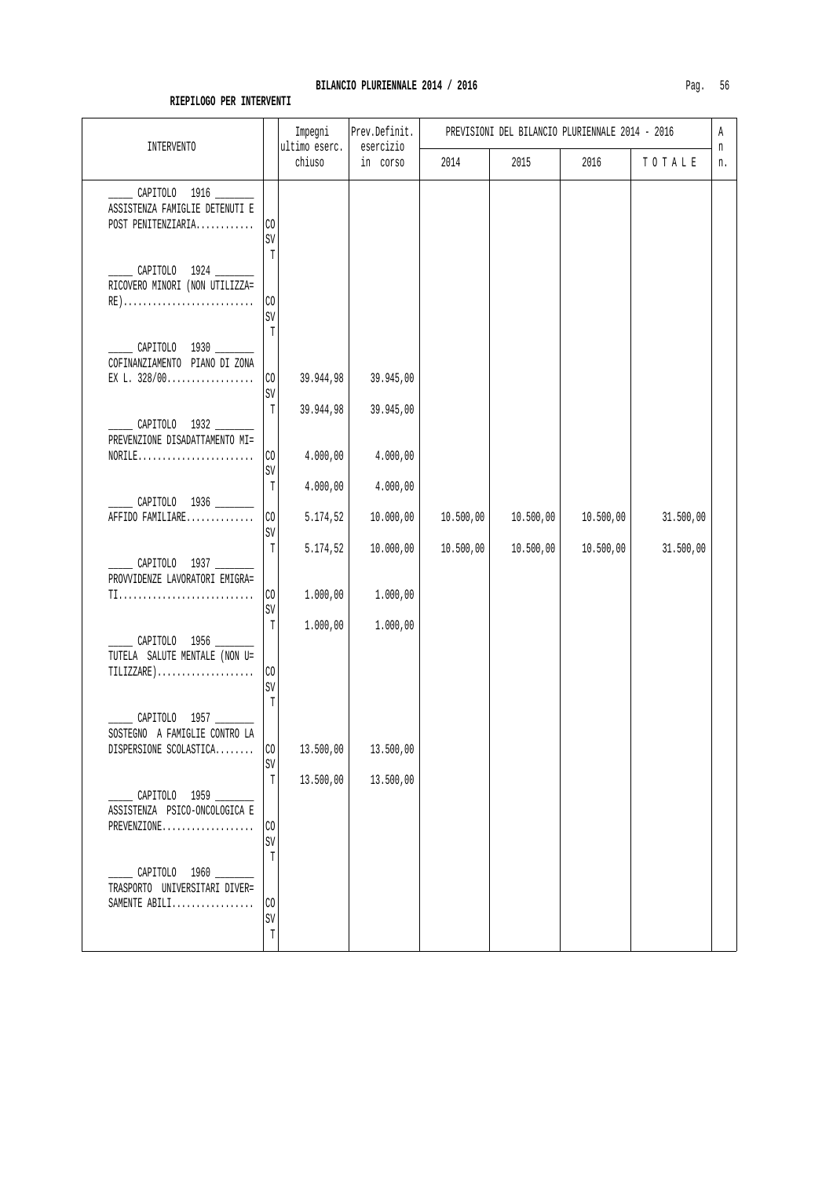**BILANCIO PLURIENNALE 2014 / 2016**

**RIEPILOGO PER INTERVENTI**

| INTERVENTO | | Impegni ultimo eserc. chiuso | Prev.Definit. esercizio in corso | PREVISIONI DEL BILANCIO PLURIENNALE 2014 - 2016 2014 | 2015 | 2016 | TOTALE | An n. |
|---|---|---|---|---|---|---|---|---|
| _____ CAPITOLO 1916 _______ ASSISTENZA FAMIGLIE DETENUTI E POST PENITENZIARIA............ | CO | | | | | | | |
| | SV | | | | | | | |
| | T | | | | | | | |
| _____ CAPITOLO 1924 _______ RICOVERO MINORI (NON UTILIZZA= RE)........................... | CO | | | | | | | |
| | SV | | | | | | | |
| | T | | | | | | | |
| _____ CAPITOLO 1930 _______ COFINANZIAMENTO PIANO DI ZONA EX L. 328/00.................. | CO | 39.944,98 | 39.945,00 | | | | | |
| | SV | | | | | | | |
| | T | 39.944,98 | 39.945,00 | | | | | |
| _____ CAPITOLO 1932 _______ PREVENZIONE DISADATTAMENTO MI= NORILE........................ | CO | 4.000,00 | 4.000,00 | | | | | |
| | SV | | | | | | | |
| | T | 4.000,00 | 4.000,00 | | | | | |
| _____ CAPITOLO 1936 _______ AFFIDO FAMILIARE.............. | CO | 5.174,52 | 10.000,00 | 10.500,00 | 10.500,00 | 10.500,00 | 31.500,00 | |
| | SV | | | | | | | |
| | T | 5.174,52 | 10.000,00 | 10.500,00 | 10.500,00 | 10.500,00 | 31.500,00 | |
| _____ CAPITOLO 1937 _______ PROVVIDENZE LAVORATORI EMIGRA= TI............................ | CO | 1.000,00 | 1.000,00 | | | | | |
| | SV | | | | | | | |
| | T | 1.000,00 | 1.000,00 | | | | | |
| _____ CAPITOLO 1956 _______ TUTELA SALUTE MENTALE (NON U= TILIZZARE).................... | CO | | | | | | | |
| | SV | | | | | | | |
| | T | | | | | | | |
| _____ CAPITOLO 1957 _______ SOSTEGNO A FAMIGLIE CONTRO LA DISPERSIONE SCOLASTICA........ | CO | 13.500,00 | 13.500,00 | | | | | |
| | SV | | | | | | | |
| | T | 13.500,00 | 13.500,00 | | | | | |
| _____ CAPITOLO 1959 _______ ASSISTENZA PSICO-ONCOLOGICA E PREVENZIONE................... | CO | | | | | | | |
| | SV | | | | | | | |
| | T | | | | | | | |
| _____ CAPITOLO 1960 _______ TRASPORTO UNIVERSITARI DIVER= SAMENTE ABILI................. | CO | | | | | | | |
| | SV | | | | | | | |
| | T | | | | | | | |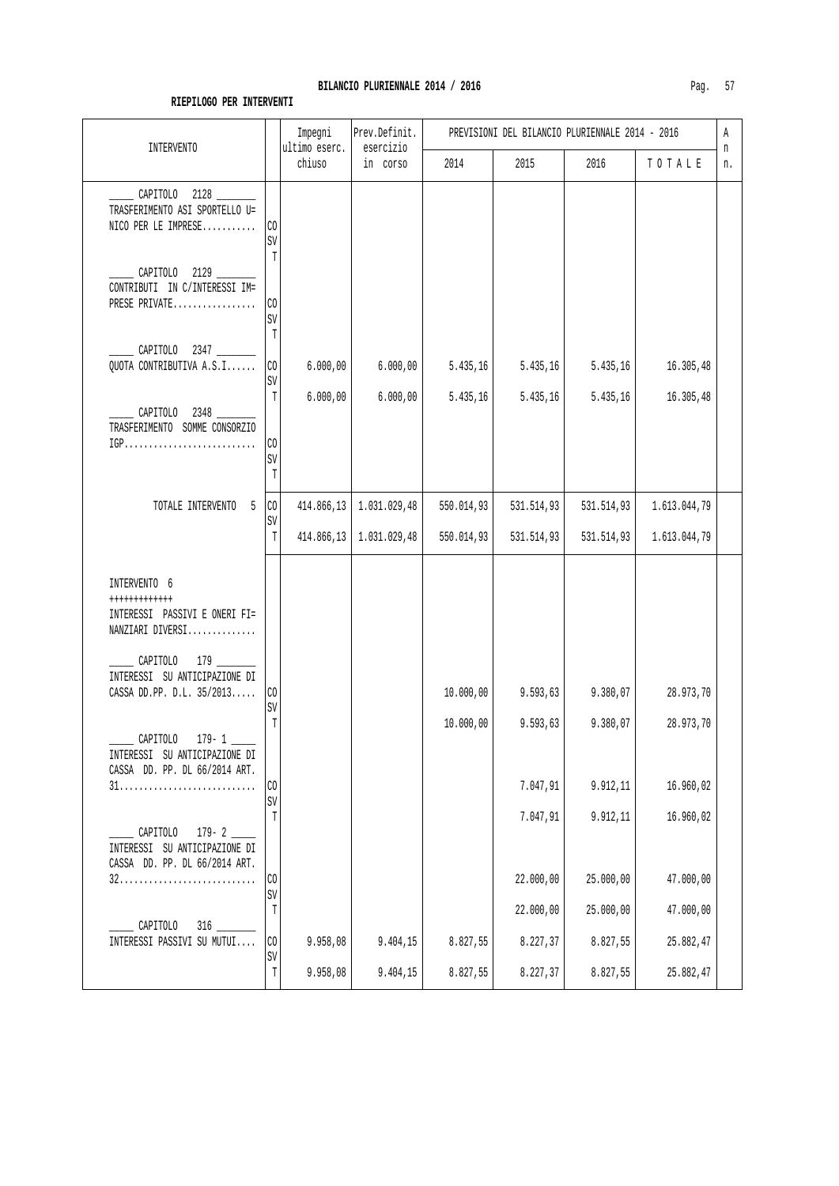**BILANCIO PLURIENNALE 2014 / 2016**

**RIEPILOGO PER INTERVENTI**

| INTERVENTO | | Impegni ultimo eserc. chiuso | Prev.Definit. esercizio in corso | PREVISIONI DEL BILANCIO PLURIENNALE 2014 - 2016 2014 | 2015 | 2016 | TOTALE | An n. |
|---|---|---|---|---|---|---|---|---|
| _____ CAPITOLO 2128 _______ TRASFERIMENTO ASI SPORTELLO U= NICO PER LE IMPRESE........... | CO | | | | | | | |
| | SV | | | | | | | |
| | T | | | | | | | |
| _____ CAPITOLO 2129 _______ CONTRIBUTI IN C/INTERESSI IM= PRESE PRIVATE................. | CO | | | | | | | |
| | SV | | | | | | | |
| | T | | | | | | | |
| _____ CAPITOLO 2347 _______ QUOTA CONTRIBUTIVA A.S.I...... | CO | 6.000,00 | 6.000,00 | 5.435,16 | 5.435,16 | 5.435,16 | 16.305,48 | |
| | SV | | | | | | | |
| | T | 6.000,00 | 6.000,00 | 5.435,16 | 5.435,16 | 5.435,16 | 16.305,48 | |
| _____ CAPITOLO 2348 _______ TRASFERIMENTO SOMME CONSORZIO IGP........................... | CO | | | | | | | |
| | SV | | | | | | | |
| | T | | | | | | | |
| TOTALE INTERVENTO 5 | CO | 414.866,13 | 1.031.029,48 | 550.014,93 | 531.514,93 | 531.514,93 | 1.613.044,79 | |
| | SV | | | | | | | |
| | T | 414.866,13 | 1.031.029,48 | 550.014,93 | 531.514,93 | 531.514,93 | 1.613.044,79 | |
| INTERVENTO 6 +++++++++++++ INTERESSI PASSIVI E ONERI FI= NANZIARI DIVERSI.............. | | | | | | | | |
| _____ CAPITOLO 179 _______ INTERESSI SU ANTICIPAZIONE DI CASSA DD.PP. D.L. 35/2013..... | CO | | | 10.000,00 | 9.593,63 | 9.380,07 | 28.973,70 | |
| | SV | | | | | | | |
| | T | | | 10.000,00 | 9.593,63 | 9.380,07 | 28.973,70 | |
| _____ CAPITOLO 179- 1 _____ INTERESSI SU ANTICIPAZIONE DI CASSA DD. PP. DL 66/2014 ART. 31............................ | CO | | | | 7.047,91 | 9.912,11 | 16.960,02 | |
| | SV | | | | | | | |
| | T | | | | 7.047,91 | 9.912,11 | 16.960,02 | |
| _____ CAPITOLO 179- 2 _____ INTERESSI SU ANTICIPAZIONE DI CASSA DD. PP. DL 66/2014 ART. 32............................ | CO | | | | 22.000,00 | 25.000,00 | 47.000,00 | |
| | SV | | | | | | | |
| | T | | | | 22.000,00 | 25.000,00 | 47.000,00 | |
| _____ CAPITOLO 316 _______ INTERESSI PASSIVI SU MUTUI.... | CO | 9.958,08 | 9.404,15 | 8.827,55 | 8.227,37 | 8.827,55 | 25.882,47 | |
| | SV | | | | | | | |
| | T | 9.958,08 | 9.404,15 | 8.827,55 | 8.227,37 | 8.827,55 | 25.882,47 | |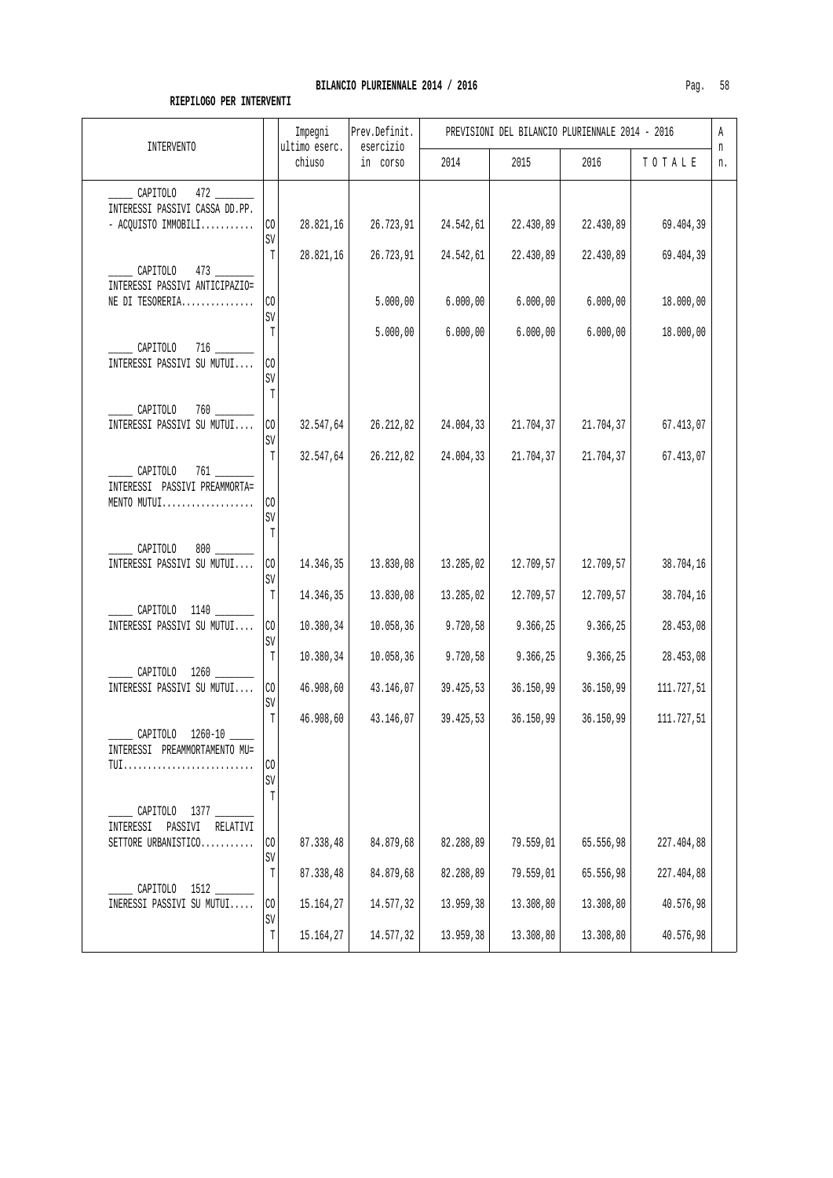## BILANCIO PLURIENNALE 2014 / 2016

**RIEPILOGO PER INTERVENTI**

| INTERVENTO | | Impegni ultimo eserc. chiuso | Prev.Definit. esercizio in corso | PREVISIONI DEL BILANCIO PLURIENNALE 2014 - 2016 | | | | An n. |
|---|---|---|---|---|---|---|---|---|
| | | | | 2014 | 2015 | 2016 | T O T A L E | |
| _____ CAPITOLO 472 _______ INTERESSI PASSIVI CASSA DD.PP. - ACQUISTO IMMOBILI........... | CO | 28.821,16 | 26.723,91 | 24.542,61 | 22.430,89 | 22.430,89 | 69.404,39 | |
| | SV | | | | | | | |
| | T | 28.821,16 | 26.723,91 | 24.542,61 | 22.430,89 | 22.430,89 | 69.404,39 | |
| _____ CAPITOLO 473 _______ INTERESSI PASSIVI ANTICIPAZIO= NE DI TESORERIA............... | CO | | 5.000,00 | 6.000,00 | 6.000,00 | 6.000,00 | 18.000,00 | |
| | SV | | | | | | | |
| | T | | 5.000,00 | 6.000,00 | 6.000,00 | 6.000,00 | 18.000,00 | |
| _____ CAPITOLO 716 _______ INTERESSI PASSIVI SU MUTUI.... | CO | | | | | | | |
| | SV | | | | | | | |
| | T | | | | | | | |
| _____ CAPITOLO 760 _______ INTERESSI PASSIVI SU MUTUI.... | CO | 32.547,64 | 26.212,82 | 24.004,33 | 21.704,37 | 21.704,37 | 67.413,07 | |
| | SV | | | | | | | |
| | T | 32.547,64 | 26.212,82 | 24.004,33 | 21.704,37 | 21.704,37 | 67.413,07 | |
| _____ CAPITOLO 761 _______ INTERESSI PASSIVI PREAMMORTA= MENTO MUTUI................... | CO | | | | | | | |
| | SV | | | | | | | |
| | T | | | | | | | |
| _____ CAPITOLO 800 _______ INTERESSI PASSIVI SU MUTUI.... | CO | 14.346,35 | 13.830,08 | 13.285,02 | 12.709,57 | 12.709,57 | 38.704,16 | |
| | SV | | | | | | | |
| | T | 14.346,35 | 13.830,08 | 13.285,02 | 12.709,57 | 12.709,57 | 38.704,16 | |
| _____ CAPITOLO 1140 _______ INTERESSI PASSIVI SU MUTUI.... | CO | 10.380,34 | 10.058,36 | 9.720,58 | 9.366,25 | 9.366,25 | 28.453,08 | |
| | SV | | | | | | | |
| | T | 10.380,34 | 10.058,36 | 9.720,58 | 9.366,25 | 9.366,25 | 28.453,08 | |
| _____ CAPITOLO 1260 _______ INTERESSI PASSIVI SU MUTUI.... | CO | 46.908,60 | 43.146,07 | 39.425,53 | 36.150,99 | 36.150,99 | 111.727,51 | |
| | SV | | | | | | | |
| | T | 46.908,60 | 43.146,07 | 39.425,53 | 36.150,99 | 36.150,99 | 111.727,51 | |
| _____ CAPITOLO 1260-10 _____ INTERESSI PREAMMORTAMENTO MU= TUI........................... | CO | | | | | | | |
| | SV | | | | | | | |
| | T | | | | | | | |
| _____ CAPITOLO 1377 _______ INTERESSI PASSIVI RELATIVI SETTORE URBANISTICO........... | CO | 87.338,48 | 84.879,68 | 82.288,89 | 79.559,01 | 65.556,98 | 227.404,88 | |
| | SV | | | | | | | |
| | T | 87.338,48 | 84.879,68 | 82.288,89 | 79.559,01 | 65.556,98 | 227.404,88 | |
| _____ CAPITOLO 1512 _______ INERESSI PASSIVI SU MUTUI..... | CO | 15.164,27 | 14.577,32 | 13.959,38 | 13.308,80 | 13.308,80 | 40.576,98 | |
| | SV | | | | | | | |
| | T | 15.164,27 | 14.577,32 | 13.959,38 | 13.308,80 | 13.308,80 | 40.576,98 | |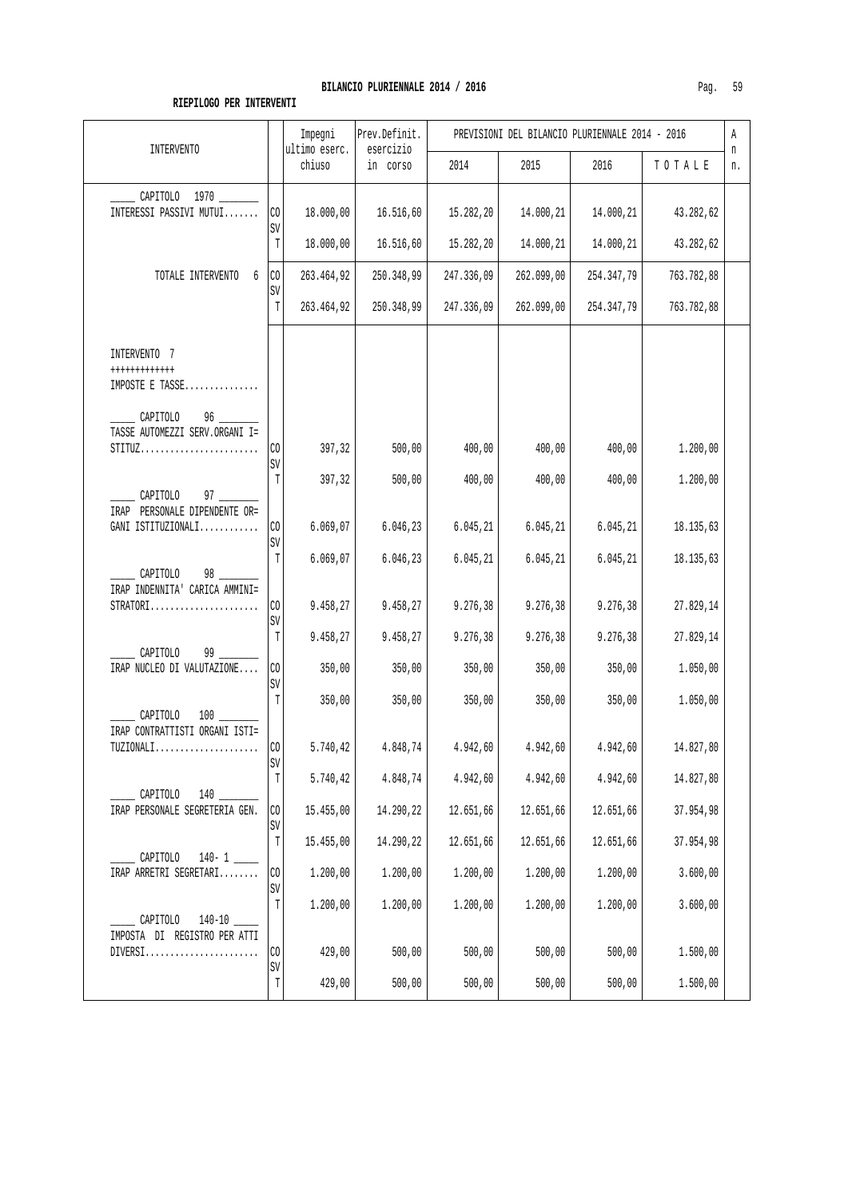**BILANCIO PLURIENNALE 2014 / 2016**

**RIEPILOGO PER INTERVENTI**

| INTERVENTO | | Impegni ultimo eserc. chiuso | Prev.Definit. esercizio in corso | PREVISIONI DEL BILANCIO PLURIENNALE 2014 - 2016 2014 | 2015 | 2016 | TOTALE | A n n. |
|---|---|---|---|---|---|---|---|---|
| _____ CAPITOLO 1970 _______ INTERESSI PASSIVI MUTUI....... | CO | 18.000,00 | 16.516,60 | 15.282,20 | 14.000,21 | 14.000,21 | 43.282,62 | |
| | SV | | | | | | | |
| | T | 18.000,00 | 16.516,60 | 15.282,20 | 14.000,21 | 14.000,21 | 43.282,62 | |
| TOTALE INTERVENTO 6 | CO | 263.464,92 | 250.348,99 | 247.336,09 | 262.099,00 | 254.347,79 | 763.782,88 | |
| | SV | | | | | | | |
| | T | 263.464,92 | 250.348,99 | 247.336,09 | 262.099,00 | 254.347,79 | 763.782,88 | |
| INTERVENTO 7 +++++++++++++ IMPOSTE E TASSE............... | | | | | | | | |
| _____ CAPITOLO 96 _______ TASSE AUTOMEZZI SERV.ORGANI I= STITUZ........................ | CO | 397,32 | 500,00 | 400,00 | 400,00 | 400,00 | 1.200,00 | |
| | SV | | | | | | | |
| | T | 397,32 | 500,00 | 400,00 | 400,00 | 400,00 | 1.200,00 | |
| _____ CAPITOLO 97 _______ IRAP PERSONALE DIPENDENTE OR= GANI ISTITUZIONALI............ | CO | 6.069,07 | 6.046,23 | 6.045,21 | 6.045,21 | 6.045,21 | 18.135,63 | |
| | SV | | | | | | | |
| | T | 6.069,07 | 6.046,23 | 6.045,21 | 6.045,21 | 6.045,21 | 18.135,63 | |
| _____ CAPITOLO 98 _______ IRAP INDENNITA' CARICA AMMINI= STRATORI...................... | CO | 9.458,27 | 9.458,27 | 9.276,38 | 9.276,38 | 9.276,38 | 27.829,14 | |
| | SV | | | | | | | |
| | T | 9.458,27 | 9.458,27 | 9.276,38 | 9.276,38 | 9.276,38 | 27.829,14 | |
| _____ CAPITOLO 99 _______ IRAP NUCLEO DI VALUTAZIONE.... | CO | 350,00 | 350,00 | 350,00 | 350,00 | 350,00 | 1.050,00 | |
| | SV | | | | | | | |
| | T | 350,00 | 350,00 | 350,00 | 350,00 | 350,00 | 1.050,00 | |
| _____ CAPITOLO 100 _______ IRAP CONTRATTISTI ORGANI ISTI= TUZIONALI..................... | CO | 5.740,42 | 4.848,74 | 4.942,60 | 4.942,60 | 4.942,60 | 14.827,80 | |
| | SV | | | | | | | |
| | T | 5.740,42 | 4.848,74 | 4.942,60 | 4.942,60 | 4.942,60 | 14.827,80 | |
| _____ CAPITOLO 140 _______ IRAP PERSONALE SEGRETERIA GEN. | CO | 15.455,00 | 14.290,22 | 12.651,66 | 12.651,66 | 12.651,66 | 37.954,98 | |
| | SV | | | | | | | |
| | T | 15.455,00 | 14.290,22 | 12.651,66 | 12.651,66 | 12.651,66 | 37.954,98 | |
| _____ CAPITOLO 140- 1 ____ IRAP ARRETRI SEGRETARI........ | CO | 1.200,00 | 1.200,00 | 1.200,00 | 1.200,00 | 1.200,00 | 3.600,00 | |
| | SV | | | | | | | |
| | T | 1.200,00 | 1.200,00 | 1.200,00 | 1.200,00 | 1.200,00 | 3.600,00 | |
| _____ CAPITOLO 140-10 ____ IMPOSTA DI REGISTRO PER ATTI DIVERSI....................... | CO | 429,00 | 500,00 | 500,00 | 500,00 | 500,00 | 1.500,00 | |
| | SV | | | | | | | |
| | T | 429,00 | 500,00 | 500,00 | 500,00 | 500,00 | 1.500,00 | |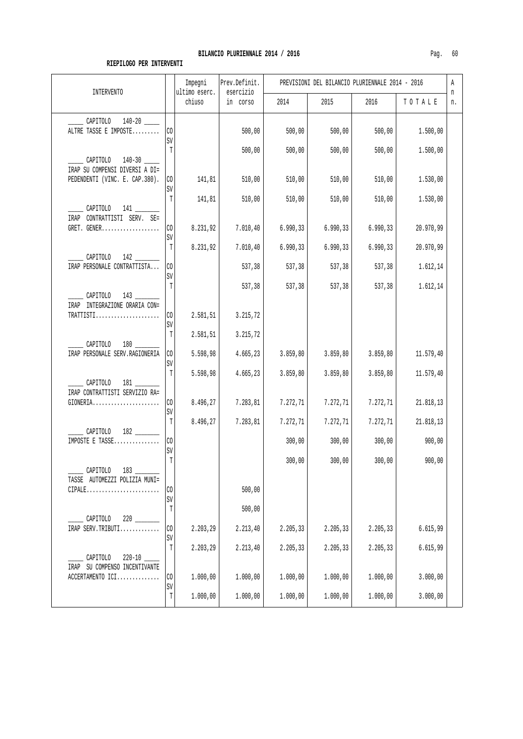**BILANCIO PLURIENNALE 2014 / 2016**

**RIEPILOGO PER INTERVENTI**

| INTERVENTO | | Impegni ultimo eserc. chiuso | Prev.Definit. esercizio in corso | PREVISIONI DEL BILANCIO PLURIENNALE 2014 - 2016 | | | | An n. |
|---|---|---|---|---|---|---|---|---|
| | | | | 2014 | 2015 | 2016 | T O T A L E | |
| _____ CAPITOLO 140-20 _____ ALTRE TASSE E IMPOSTE......... | CO | | 500,00 | 500,00 | 500,00 | 500,00 | 1.500,00 | |
| | SV | | | | | | | |
| | T | | 500,00 | 500,00 | 500,00 | 500,00 | 1.500,00 | |
| _____ CAPITOLO 140-30 _____ IRAP SU COMPENSI DIVERSI A DI= PEDENDENTI (VINC. E. CAP.380). | CO | 141,81 | 510,00 | 510,00 | 510,00 | 510,00 | 1.530,00 | |
| | SV | | | | | | | |
| | T | 141,81 | 510,00 | 510,00 | 510,00 | 510,00 | 1.530,00 | |
| _____ CAPITOLO 141 _______ IRAP CONTRATTISTI SERV. SE= GRET. GENER................... | CO | 8.231,92 | 7.010,40 | 6.990,33 | 6.990,33 | 6.990,33 | 20.970,99 | |
| | SV | | | | | | | |
| | T | 8.231,92 | 7.010,40 | 6.990,33 | 6.990,33 | 6.990,33 | 20.970,99 | |
| _____ CAPITOLO 142 _______ IRAP PERSONALE CONTRATTISTA... | CO | | 537,38 | 537,38 | 537,38 | 537,38 | 1.612,14 | |
| | SV | | | | | | | |
| | T | | 537,38 | 537,38 | 537,38 | 537,38 | 1.612,14 | |
| _____ CAPITOLO 143 _______ IRAP INTEGRAZIONE ORARIA CON= TRATTISTI..................... | CO | 2.581,51 | 3.215,72 | | | | | |
| | SV | | | | | | | |
| | T | 2.581,51 | 3.215,72 | | | | | |
| _____ CAPITOLO 180 _______ IRAP PERSONALE SERV.RAGIONERIA | CO | 5.598,98 | 4.665,23 | 3.859,80 | 3.859,80 | 3.859,80 | 11.579,40 | |
| | SV | | | | | | | |
| | T | 5.598,98 | 4.665,23 | 3.859,80 | 3.859,80 | 3.859,80 | 11.579,40 | |
| _____ CAPITOLO 181 _______ IRAP CONTRATTISTI SERVIZIO RA= GIONERIA...................... | CO | 8.496,27 | 7.283,81 | 7.272,71 | 7.272,71 | 7.272,71 | 21.818,13 | |
| | SV | | | | | | | |
| | T | 8.496,27 | 7.283,81 | 7.272,71 | 7.272,71 | 7.272,71 | 21.818,13 | |
| _____ CAPITOLO 182 _______ IMPOSTE E TASSE............... | CO | | | 300,00 | 300,00 | 300,00 | 900,00 | |
| | SV | | | | | | | |
| | T | | | 300,00 | 300,00 | 300,00 | 900,00 | |
| _____ CAPITOLO 183 _______ TASSE AUTOMEZZI POLIZIA MUNI= CIPALE........................ | CO | | 500,00 | | | | | |
| | SV | | | | | | | |
| | T | | 500,00 | | | | | |
| _____ CAPITOLO 220 _______ IRAP SERV.TRIBUTI............. | CO | 2.203,29 | 2.213,40 | 2.205,33 | 2.205,33 | 2.205,33 | 6.615,99 | |
| | SV | | | | | | | |
| | T | 2.203,29 | 2.213,40 | 2.205,33 | 2.205,33 | 2.205,33 | 6.615,99 | |
| _____ CAPITOLO 220-10 _____ IRAP SU COMPENSO INCENTIVANTE ACCERTAMENTO ICI.............. | CO | 1.000,00 | 1.000,00 | 1.000,00 | 1.000,00 | 1.000,00 | 3.000,00 | |
| | SV | | | | | | | |
| | T | 1.000,00 | 1.000,00 | 1.000,00 | 1.000,00 | 1.000,00 | 3.000,00 | |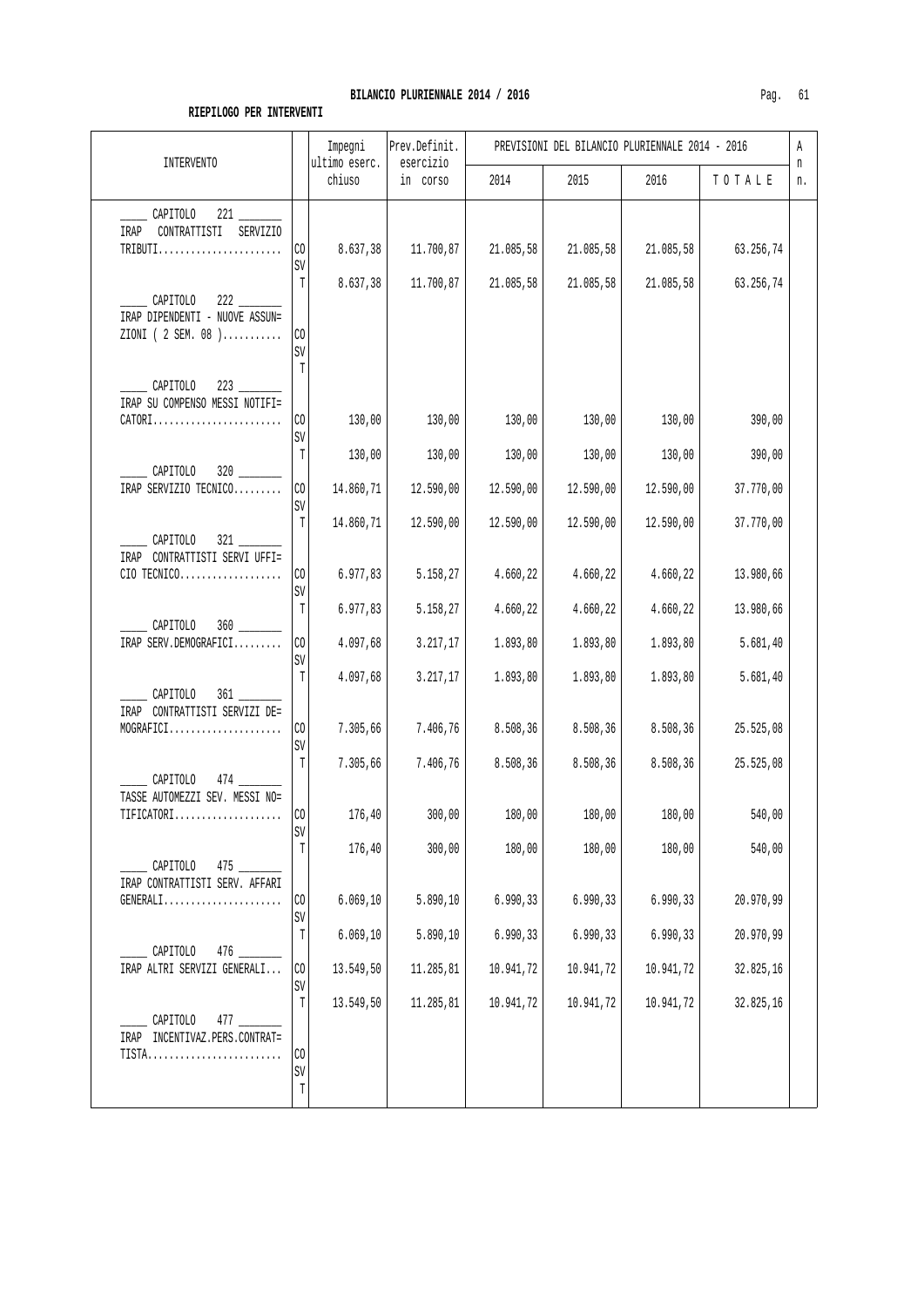# BILANCIO PLURIENNALE 2014 / 2016

**RIEPILOGO PER INTERVENTI**

| INTERVENTO | | Impegni ultimo eserc. chiuso | Prev.Definit. esercizio in corso | PREVISIONI DEL BILANCIO PLURIENNALE 2014 - 2016 | | | | An n. |
|---|---|---|---|---|---|---|---|---|
| | | | | 2014 | 2015 | 2016 | TOTALE | |
| CAPITOLO 221 IRAP CONTRATTISTI SERVIZIO TRIBUTI....................... | CO | 8.637,38 | 11.700,87 | 21.085,58 | 21.085,58 | 21.085,58 | 63.256,74 | |
| | SV | | | | | | | |
| | T | 8.637,38 | 11.700,87 | 21.085,58 | 21.085,58 | 21.085,58 | 63.256,74 | |
| CAPITOLO 222 IRAP DIPENDENTI - NUOVE ASSUN= ZIONI ( 2 SEM. 08 )........... | CO | | | | | | | |
| | SV | | | | | | | |
| | T | | | | | | | |
| CAPITOLO 223 IRAP SU COMPENSO MESSI NOTIFI= CATORI........................ | CO | 130,00 | 130,00 | 130,00 | 130,00 | 130,00 | 390,00 | |
| | SV | | | | | | | |
| | T | 130,00 | 130,00 | 130,00 | 130,00 | 130,00 | 390,00 | |
| CAPITOLO 320 IRAP SERVIZIO TECNICO......... | CO | 14.860,71 | 12.590,00 | 12.590,00 | 12.590,00 | 12.590,00 | 37.770,00 | |
| | SV | | | | | | | |
| | T | 14.860,71 | 12.590,00 | 12.590,00 | 12.590,00 | 12.590,00 | 37.770,00 | |
| CAPITOLO 321 IRAP CONTRATTISTI SERVI UFFI= CIO TECNICO................... | CO | 6.977,83 | 5.158,27 | 4.660,22 | 4.660,22 | 4.660,22 | 13.980,66 | |
| | SV | | | | | | | |
| | T | 6.977,83 | 5.158,27 | 4.660,22 | 4.660,22 | 4.660,22 | 13.980,66 | |
| CAPITOLO 360 IRAP SERV.DEMOGRAFICI......... | CO | 4.097,68 | 3.217,17 | 1.893,80 | 1.893,80 | 1.893,80 | 5.681,40 | |
| | SV | | | | | | | |
| | T | 4.097,68 | 3.217,17 | 1.893,80 | 1.893,80 | 1.893,80 | 5.681,40 | |
| CAPITOLO 361 IRAP CONTRATTISTI SERVIZI DE= MOGRAFICI..................... | CO | 7.305,66 | 7.406,76 | 8.508,36 | 8.508,36 | 8.508,36 | 25.525,08 | |
| | SV | | | | | | | |
| | T | 7.305,66 | 7.406,76 | 8.508,36 | 8.508,36 | 8.508,36 | 25.525,08 | |
| CAPITOLO 474 TASSE AUTOMEZZI SEV. MESSI NO= TIFICATORI.................... | CO | 176,40 | 300,00 | 180,00 | 180,00 | 180,00 | 540,00 | |
| | SV | | | | | | | |
| | T | 176,40 | 300,00 | 180,00 | 180,00 | 180,00 | 540,00 | |
| CAPITOLO 475 IRAP CONTRATTISTI SERV. AFFARI GENERALI...................... | CO | 6.069,10 | 5.890,10 | 6.990,33 | 6.990,33 | 6.990,33 | 20.970,99 | |
| | SV | | | | | | | |
| | T | 6.069,10 | 5.890,10 | 6.990,33 | 6.990,33 | 6.990,33 | 20.970,99 | |
| CAPITOLO 476 IRAP ALTRI SERVIZI GENERALI... | CO | 13.549,50 | 11.285,81 | 10.941,72 | 10.941,72 | 10.941,72 | 32.825,16 | |
| | SV | | | | | | | |
| | T | 13.549,50 | 11.285,81 | 10.941,72 | 10.941,72 | 10.941,72 | 32.825,16 | |
| CAPITOLO 477 IRAP INCENTIVAZ.PERS.CONTRAT= TISTA......................... | CO | | | | | | | |
| | SV | | | | | | | |
| | T | | | | | | | |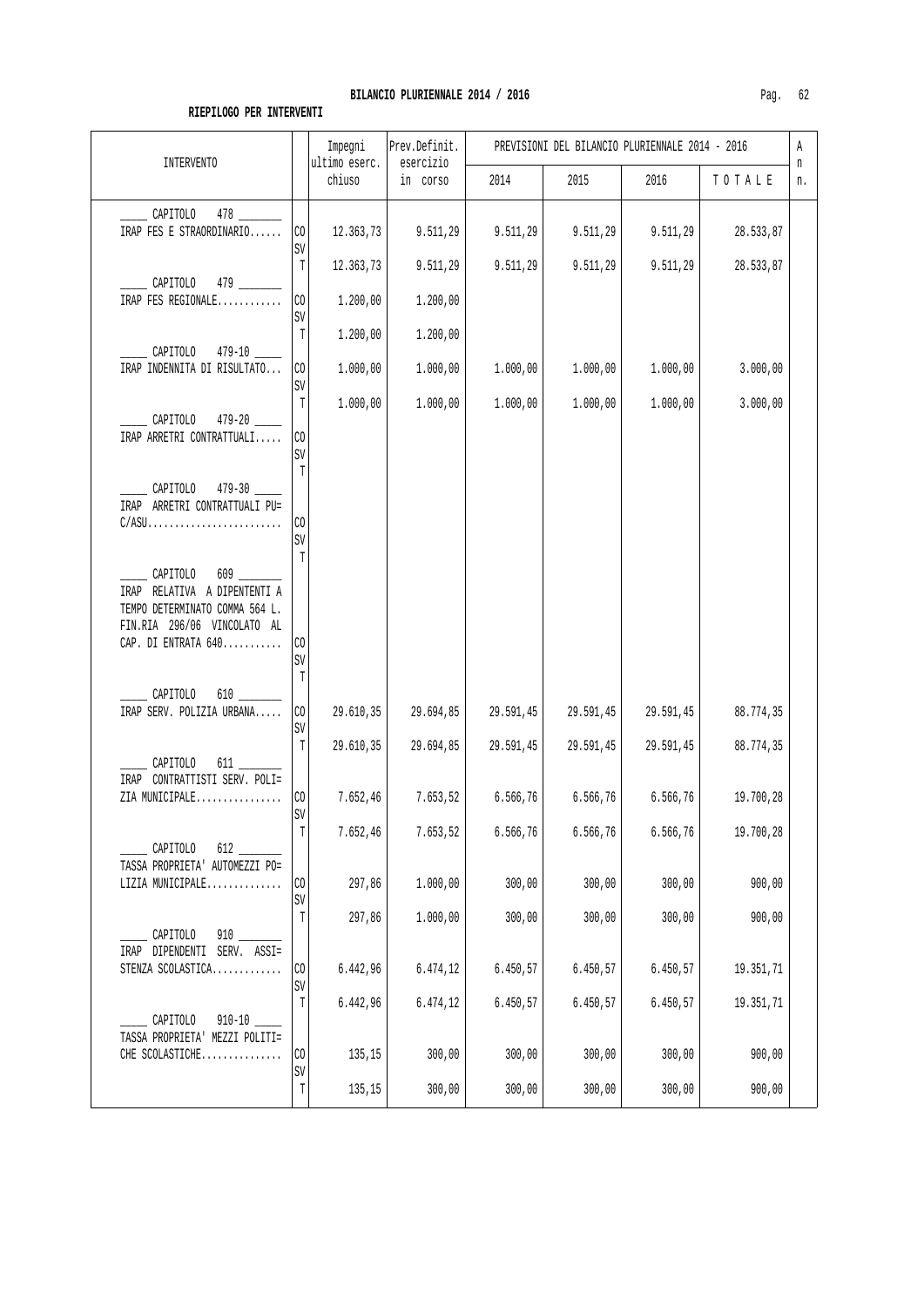**BILANCIO PLURIENNALE 2014 / 2016**

**RIEPILOGO PER INTERVENTI**

| INTERVENTO | | Impegni ultimo eserc. chiuso | Prev.Definit. esercizio in corso | PREVISIONI DEL BILANCIO PLURIENNALE 2014 - 2016 2014 | 2015 | 2016 | TOTALE | An n. |
|---|---|---|---|---|---|---|---|---|
| _____ CAPITOLO 478 _______ IRAP FES E STRAORDINARIO...... | CO | 12.363,73 | 9.511,29 | 9.511,29 | 9.511,29 | 9.511,29 | 28.533,87 | |
| | SV | | | | | | | |
| | T | 12.363,73 | 9.511,29 | 9.511,29 | 9.511,29 | 9.511,29 | 28.533,87 | |
| _____ CAPITOLO 479 _______ IRAP FES REGIONALE............ | CO | 1.200,00 | 1.200,00 | | | | | |
| | SV | | | | | | | |
| | T | 1.200,00 | 1.200,00 | | | | | |
| _____ CAPITOLO 479-10 _____ IRAP INDENNITA DI RISULTATO... | CO | 1.000,00 | 1.000,00 | 1.000,00 | 1.000,00 | 1.000,00 | 3.000,00 | |
| | SV | | | | | | | |
| | T | 1.000,00 | 1.000,00 | 1.000,00 | 1.000,00 | 1.000,00 | 3.000,00 | |
| _____ CAPITOLO 479-20 _____ IRAP ARRETRI CONTRATTUALI..... | CO | | | | | | | |
| | SV | | | | | | | |
| | T | | | | | | | |
| _____ CAPITOLO 479-30 _____ IRAP ARRETRI CONTRATTUALI PU= C/ASU......................... | CO | | | | | | | |
| | SV | | | | | | | |
| | T | | | | | | | |
| _____ CAPITOLO 609 _______ IRAP RELATIVA A DIPENTENTI A TEMPO DETERMINATO COMMA 564 L. FIN.RIA 296/06 VINCOLATO AL CAP. DI ENTRATA 640........... | CO | | | | | | | |
| | SV | | | | | | | |
| | T | | | | | | | |
| _____ CAPITOLO 610 _______ IRAP SERV. POLIZIA URBANA..... | CO | 29.610,35 | 29.694,85 | 29.591,45 | 29.591,45 | 29.591,45 | 88.774,35 | |
| | SV | | | | | | | |
| | T | 29.610,35 | 29.694,85 | 29.591,45 | 29.591,45 | 29.591,45 | 88.774,35 | |
| _____ CAPITOLO 611 _______ IRAP CONTRATTISTI SERV. POLI= ZIA MUNICIPALE................ | CO | 7.652,46 | 7.653,52 | 6.566,76 | 6.566,76 | 6.566,76 | 19.700,28 | |
| | SV | | | | | | | |
| | T | 7.652,46 | 7.653,52 | 6.566,76 | 6.566,76 | 6.566,76 | 19.700,28 | |
| _____ CAPITOLO 612 _______ TASSA PROPRIETA' AUTOMEZZI PO= LIZIA MUNICIPALE.............. | CO | 297,86 | 1.000,00 | 300,00 | 300,00 | 300,00 | 900,00 | |
| | SV | | | | | | | |
| | T | 297,86 | 1.000,00 | 300,00 | 300,00 | 300,00 | 900,00 | |
| _____ CAPITOLO 910 _______ IRAP DIPENDENTI SERV. ASSI= STENZA SCOLASTICA............. | CO | 6.442,96 | 6.474,12 | 6.450,57 | 6.450,57 | 6.450,57 | 19.351,71 | |
| | SV | | | | | | | |
| | T | 6.442,96 | 6.474,12 | 6.450,57 | 6.450,57 | 6.450,57 | 19.351,71 | |
| _____ CAPITOLO 910-10 _____ TASSA PROPRIETA' MEZZI POLITI= CHE SCOLASTICHE............... | CO | 135,15 | 300,00 | 300,00 | 300,00 | 300,00 | 900,00 | |
| | SV | | | | | | | |
| | T | 135,15 | 300,00 | 300,00 | 300,00 | 300,00 | 900,00 | |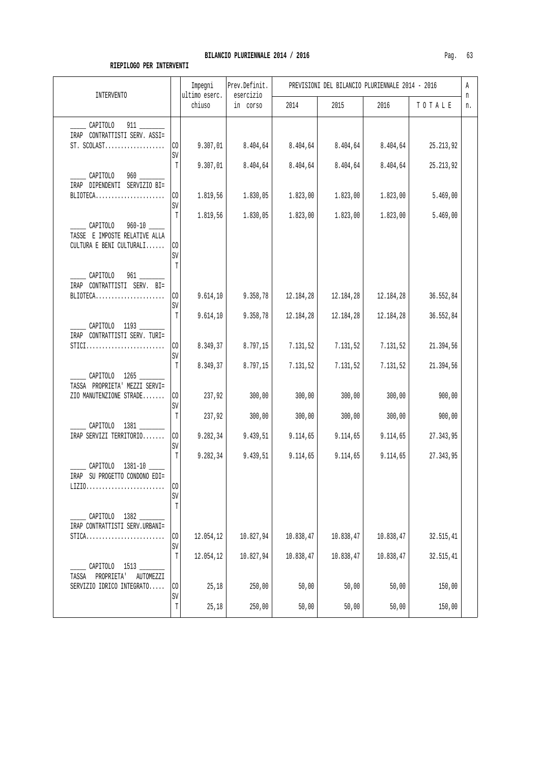## BILANCIO PLURIENNALE 2014 / 2016

**RIEPILOGO PER INTERVENTI**

| INTERVENTO | | Impegni ultimo eserc. chiuso | Prev.Definit. esercizio in corso | PREVISIONI DEL BILANCIO PLURIENNALE 2014 - 2016 2014 | 2015 | 2016 | TOTALE | An n. |
|---|---|---|---|---|---|---|---|---|
| ____ CAPITOLO 911 ______ IRAP CONTRATTISTI SERV. ASSI= ST. SCOLAST................... | CO | 9.307,01 | 8.404,64 | 8.404,64 | 8.404,64 | 8.404,64 | 25.213,92 | |
| | SV | | | | | | | |
| | T | 9.307,01 | 8.404,64 | 8.404,64 | 8.404,64 | 8.404,64 | 25.213,92 | |
| ____ CAPITOLO 960 ______ IRAP DIPENDENTI SERVIZIO BI= BLIOTECA...................... | CO | 1.819,56 | 1.830,05 | 1.823,00 | 1.823,00 | 1.823,00 | 5.469,00 | |
| | SV | | | | | | | |
| | T | 1.819,56 | 1.830,05 | 1.823,00 | 1.823,00 | 1.823,00 | 5.469,00 | |
| ____ CAPITOLO 960-10 ____ TASSE E IMPOSTE RELATIVE ALLA CULTURA E BENI CULTURALI...... | CO | | | | | | | |
| | SV | | | | | | | |
| | T | | | | | | | |
| ____ CAPITOLO 961 ______ IRAP CONTRATTISTI SERV. BI= BLIOTECA...................... | CO | 9.614,10 | 9.358,78 | 12.184,28 | 12.184,28 | 12.184,28 | 36.552,84 | |
| | SV | | | | | | | |
| | T | 9.614,10 | 9.358,78 | 12.184,28 | 12.184,28 | 12.184,28 | 36.552,84 | |
| ____ CAPITOLO 1193 ______ IRAP CONTRATTISTI SERV. TURI= STICI......................... | CO | 8.349,37 | 8.797,15 | 7.131,52 | 7.131,52 | 7.131,52 | 21.394,56 | |
| | SV | | | | | | | |
| | T | 8.349,37 | 8.797,15 | 7.131,52 | 7.131,52 | 7.131,52 | 21.394,56 | |
| ____ CAPITOLO 1265 ______ TASSA PROPRIETA' MEZZI SERVI= ZIO MANUTENZIONE STRADE....... | CO | 237,92 | 300,00 | 300,00 | 300,00 | 300,00 | 900,00 | |
| | SV | | | | | | | |
| | T | 237,92 | 300,00 | 300,00 | 300,00 | 300,00 | 900,00 | |
| ____ CAPITOLO 1381 ______ IRAP SERVIZI TERRITORIO....... | CO | 9.282,34 | 9.439,51 | 9.114,65 | 9.114,65 | 9.114,65 | 27.343,95 | |
| | SV | | | | | | | |
| | T | 9.282,34 | 9.439,51 | 9.114,65 | 9.114,65 | 9.114,65 | 27.343,95 | |
| ____ CAPITOLO 1381-10 ____ IRAP SU PROGETTO CONDONO EDI= LIZIO......................... | CO | | | | | | | |
| | SV | | | | | | | |
| | T | | | | | | | |
| ____ CAPITOLO 1382 ______ IRAP CONTRATTISTI SERV.URBANI= STICA......................... | CO | 12.054,12 | 10.827,94 | 10.838,47 | 10.838,47 | 10.838,47 | 32.515,41 | |
| | SV | | | | | | | |
| | T | 12.054,12 | 10.827,94 | 10.838,47 | 10.838,47 | 10.838,47 | 32.515,41 | |
| ____ CAPITOLO 1513 ______ TASSA PROPRIETA' AUTOMEZZI SERVIZIO IDRICO INTEGRATO..... | CO | 25,18 | 250,00 | 50,00 | 50,00 | 50,00 | 150,00 | |
| | SV | | | | | | | |
| | T | 25,18 | 250,00 | 50,00 | 50,00 | 50,00 | 150,00 | |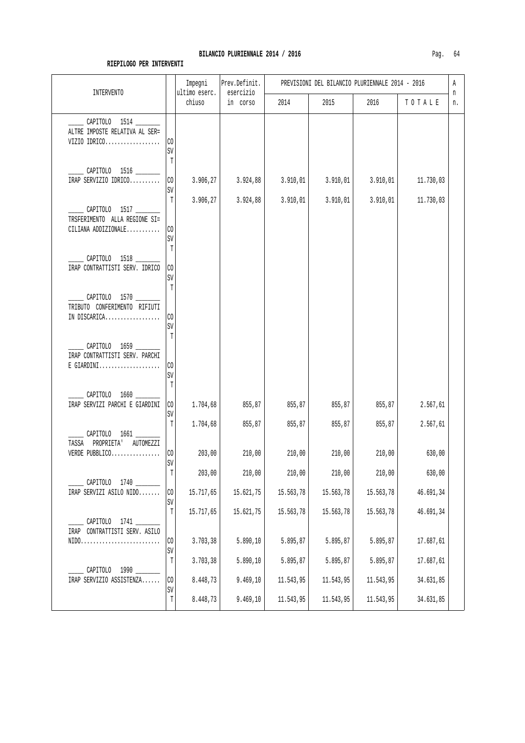**BILANCIO PLURIENNALE 2014 / 2016**

**RIEPILOGO PER INTERVENTI**

| INTERVENTO | | Impegni ultimo eserc. chiuso | Prev.Definit. esercizio in corso | PREVISIONI DEL BILANCIO PLURIENNALE 2014 - 2016 2014 | 2015 | 2016 | TOTALE | An n. |
|---|---|---|---|---|---|---|---|---|
| _____ CAPITOLO 1514 _______ ALTRE IMPOSTE RELATIVA AL SER= VIZIO IDRICO.................. | CO | | | | | | | |
| | SV | | | | | | | |
| | T | | | | | | | |
| _____ CAPITOLO 1516 _______ IRAP SERVIZIO IDRICO.......... | CO | 3.906,27 | 3.924,88 | 3.910,01 | 3.910,01 | 3.910,01 | 11.730,03 | |
| | SV | | | | | | | |
| | T | 3.906,27 | 3.924,88 | 3.910,01 | 3.910,01 | 3.910,01 | 11.730,03 | |
| _____ CAPITOLO 1517 _______ TRSFERIMENTO ALLA REGIONE SI= CILIANA ADDIZIONALE........... | CO | | | | | | | |
| | SV | | | | | | | |
| | T | | | | | | | |
| _____ CAPITOLO 1518 _______ IRAP CONTRATTISTI SERV. IDRICO | CO | | | | | | | |
| | SV | | | | | | | |
| | T | | | | | | | |
| _____ CAPITOLO 1570 _______ TRIBUTO CONFERIMENTO RIFIUTI IN DISCARICA.................. | CO | | | | | | | |
| | SV | | | | | | | |
| | T | | | | | | | |
| _____ CAPITOLO 1659 _______ IRAP CONTRATTISTI SERV. PARCHI E GIARDINI.................... | CO | | | | | | | |
| | SV | | | | | | | |
| | T | | | | | | | |
| _____ CAPITOLO 1660 _______ IRAP SERVIZI PARCHI E GIARDINI | CO | 1.704,68 | 855,87 | 855,87 | 855,87 | 855,87 | 2.567,61 | |
| | SV | | | | | | | |
| | T | 1.704,68 | 855,87 | 855,87 | 855,87 | 855,87 | 2.567,61 | |
| _____ CAPITOLO 1661 _______ TASSA PROPRIETA' AUTOMEZZI VERDE PUBBLICO................ | CO | 203,00 | 210,00 | 210,00 | 210,00 | 210,00 | 630,00 | |
| | SV | | | | | | | |
| | T | 203,00 | 210,00 | 210,00 | 210,00 | 210,00 | 630,00 | |
| _____ CAPITOLO 1740 _______ IRAP SERVIZI ASILO NIDO....... | CO | 15.717,65 | 15.621,75 | 15.563,78 | 15.563,78 | 15.563,78 | 46.691,34 | |
| | SV | | | | | | | |
| | T | 15.717,65 | 15.621,75 | 15.563,78 | 15.563,78 | 15.563,78 | 46.691,34 | |
| _____ CAPITOLO 1741 _______ IRAP CONTRATTISTI SERV. ASILO NIDO.......................... | CO | 3.703,38 | 5.890,10 | 5.895,87 | 5.895,87 | 5.895,87 | 17.687,61 | |
| | SV | | | | | | | |
| | T | 3.703,38 | 5.890,10 | 5.895,87 | 5.895,87 | 5.895,87 | 17.687,61 | |
| _____ CAPITOLO 1990 _______ IRAP SERVIZIO ASSISTENZA...... | CO | 8.448,73 | 9.469,10 | 11.543,95 | 11.543,95 | 11.543,95 | 34.631,85 | |
| | SV | | | | | | | |
| | T | 8.448,73 | 9.469,10 | 11.543,95 | 11.543,95 | 11.543,95 | 34.631,85 | |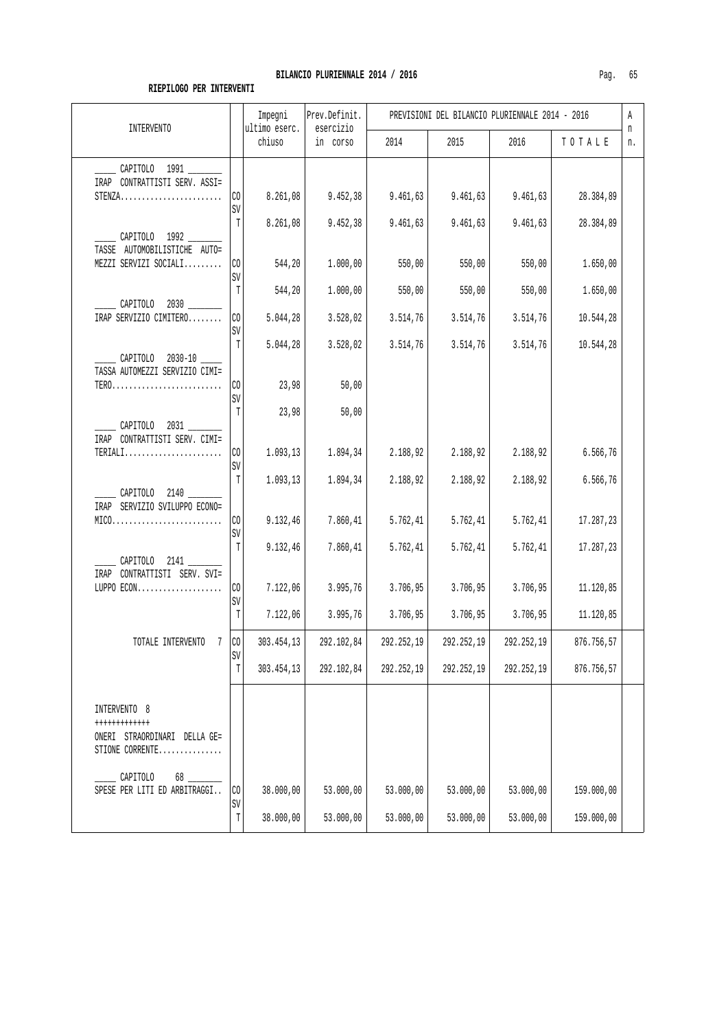**BILANCIO PLURIENNALE 2014 / 2016**

**RIEPILOGO PER INTERVENTI**

| INTERVENTO | | Impegni ultimo eserc. chiuso | Prev.Definit. esercizio in corso | PREVISIONI DEL BILANCIO PLURIENNALE 2014 - 2016 2014 | 2015 | 2016 | TOTALE | An n. |
|---|---|---|---|---|---|---|---|---|
| ____ CAPITOLO 1991 _______ IRAP CONTRATTISTI SERV. ASSI= STENZA........................ | CO | 8.261,08 | 9.452,38 | 9.461,63 | 9.461,63 | 9.461,63 | 28.384,89 | |
| | SV | | | | | | | |
| | T | 8.261,08 | 9.452,38 | 9.461,63 | 9.461,63 | 9.461,63 | 28.384,89 | |
| ____ CAPITOLO 1992 _______ TASSE AUTOMOBILISTICHE AUTO= MEZZI SERVIZI SOCIALI......... | CO | 544,20 | 1.000,00 | 550,00 | 550,00 | 550,00 | 1.650,00 | |
| | SV | | | | | | | |
| | T | 544,20 | 1.000,00 | 550,00 | 550,00 | 550,00 | 1.650,00 | |
| ____ CAPITOLO 2030 _______ IRAP SERVIZIO CIMITERO........ | CO | 5.044,28 | 3.528,02 | 3.514,76 | 3.514,76 | 3.514,76 | 10.544,28 | |
| | SV | | | | | | | |
| | T | 5.044,28 | 3.528,02 | 3.514,76 | 3.514,76 | 3.514,76 | 10.544,28 | |
| ____ CAPITOLO 2030-10 ____ TASSA AUTOMEZZI SERVIZIO CIMI= TERO.......................... | CO | 23,98 | 50,00 | | | | | |
| | SV | | | | | | | |
| | T | 23,98 | 50,00 | | | | | |
| ____ CAPITOLO 2031 _______ IRAP CONTRATTISTI SERV. CIMI= TERIALI....................... | CO | 1.093,13 | 1.894,34 | 2.188,92 | 2.188,92 | 2.188,92 | 6.566,76 | |
| | SV | | | | | | | |
| | T | 1.093,13 | 1.894,34 | 2.188,92 | 2.188,92 | 2.188,92 | 6.566,76 | |
| ____ CAPITOLO 2140 _______ IRAP SERVIZIO SVILUPPO ECONO= MICO.......................... | CO | 9.132,46 | 7.860,41 | 5.762,41 | 5.762,41 | 5.762,41 | 17.287,23 | |
| | SV | | | | | | | |
| | T | 9.132,46 | 7.860,41 | 5.762,41 | 5.762,41 | 5.762,41 | 17.287,23 | |
| ____ CAPITOLO 2141 _______ IRAP CONTRATTISTI SERV. SVI= LUPPO ECON.................... | CO | 7.122,06 | 3.995,76 | 3.706,95 | 3.706,95 | 3.706,95 | 11.120,85 | |
| | SV | | | | | | | |
| | T | 7.122,06 | 3.995,76 | 3.706,95 | 3.706,95 | 3.706,95 | 11.120,85 | |
| TOTALE INTERVENTO 7 | CO | 303.454,13 | 292.102,84 | 292.252,19 | 292.252,19 | 292.252,19 | 876.756,57 | |
| | SV | | | | | | | |
| | T | 303.454,13 | 292.102,84 | 292.252,19 | 292.252,19 | 292.252,19 | 876.756,57 | |
| INTERVENTO 8 +++++++++++++ ONERI STRAORDINARI DELLA GE= STIONE CORRENTE............... | | | | | | | | |
| ____ CAPITOLO 68 _______ SPESE PER LITI ED ARBITRAGGI.. | CO | 38.000,00 | 53.000,00 | 53.000,00 | 53.000,00 | 53.000,00 | 159.000,00 | |
| | SV | | | | | | | |
| | T | 38.000,00 | 53.000,00 | 53.000,00 | 53.000,00 | 53.000,00 | 159.000,00 | |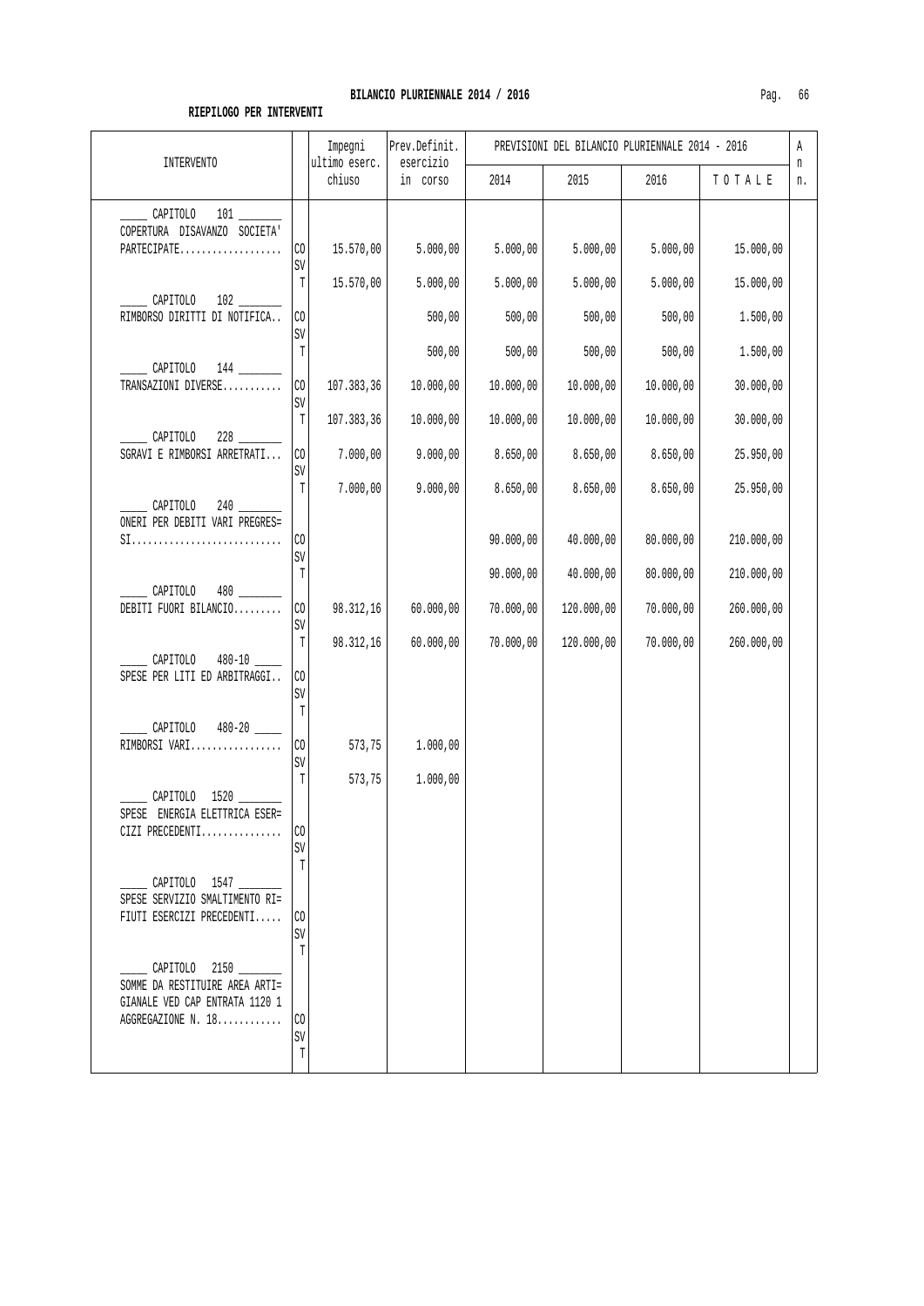## BILANCIO PLURIENNALE 2014 / 2016

**RIEPILOGO PER INTERVENTI**

| INTERVENTO | | Impegni ultimo eserc. chiuso | Prev.Definit. esercizio in corso | PREVISIONI DEL BILANCIO PLURIENNALE 2014 - 2016 | | | | An n. |
|---|---|---|---|---|---|---|---|---|
| | | | | 2014 | 2015 | 2016 | TOTALE | |
| _____ CAPITOLO 101 _______ COPERTURA DISAVANZO SOCIETA' PARTECIPATE................... | CO | 15.570,00 | 5.000,00 | 5.000,00 | 5.000,00 | 5.000,00 | 15.000,00 | |
| | SV | | | | | | | |
| | T | 15.570,00 | 5.000,00 | 5.000,00 | 5.000,00 | 5.000,00 | 15.000,00 | |
| _____ CAPITOLO 102 _______ RIMBORSO DIRITTI DI NOTIFICA.. | CO | | 500,00 | 500,00 | 500,00 | 500,00 | 1.500,00 | |
| | SV | | | | | | | |
| | T | | 500,00 | 500,00 | 500,00 | 500,00 | 1.500,00 | |
| _____ CAPITOLO 144 _______ TRANSAZIONI DIVERSE........... | CO | 107.383,36 | 10.000,00 | 10.000,00 | 10.000,00 | 10.000,00 | 30.000,00 | |
| | SV | | | | | | | |
| | T | 107.383,36 | 10.000,00 | 10.000,00 | 10.000,00 | 10.000,00 | 30.000,00 | |
| _____ CAPITOLO 228 _______ SGRAVI E RIMBORSI ARRETRATI... | CO | 7.000,00 | 9.000,00 | 8.650,00 | 8.650,00 | 8.650,00 | 25.950,00 | |
| | SV | | | | | | | |
| | T | 7.000,00 | 9.000,00 | 8.650,00 | 8.650,00 | 8.650,00 | 25.950,00 | |
| _____ CAPITOLO 240 _______ ONERI PER DEBITI VARI PREGRES= SI............................ | CO | | | 90.000,00 | 40.000,00 | 80.000,00 | 210.000,00 | |
| | SV | | | | | | | |
| | T | | | 90.000,00 | 40.000,00 | 80.000,00 | 210.000,00 | |
| _____ CAPITOLO 480 _______ DEBITI FUORI BILANCIO......... | CO | 98.312,16 | 60.000,00 | 70.000,00 | 120.000,00 | 70.000,00 | 260.000,00 | |
| | SV | | | | | | | |
| | T | 98.312,16 | 60.000,00 | 70.000,00 | 120.000,00 | 70.000,00 | 260.000,00 | |
| _____ CAPITOLO 480-10 ____ SPESE PER LITI ED ARBITRAGGI.. | CO | | | | | | | |
| | SV | | | | | | | |
| | T | | | | | | | |
| _____ CAPITOLO 480-20 ____ RIMBORSI VARI................. | CO | 573,75 | 1.000,00 | | | | | |
| | SV | | | | | | | |
| | T | 573,75 | 1.000,00 | | | | | |
| _____ CAPITOLO 1520 _______ SPESE ENERGIA ELETTRICA ESER= CIZI PRECEDENTI............... | CO | | | | | | | |
| | SV | | | | | | | |
| | T | | | | | | | |
| _____ CAPITOLO 1547 _______ SPESE SERVIZIO SMALTIMENTO RI= FIUTI ESERCIZI PRECEDENTI..... | CO | | | | | | | |
| | SV | | | | | | | |
| | T | | | | | | | |
| _____ CAPITOLO 2150 _______ SOMME DA RESTITUIRE AREA ARTI= GIANALE VED CAP ENTRATA 1120 1 AGGREGAZIONE N. 18............ | CO | | | | | | | |
| | SV | | | | | | | |
| | T | | | | | | | |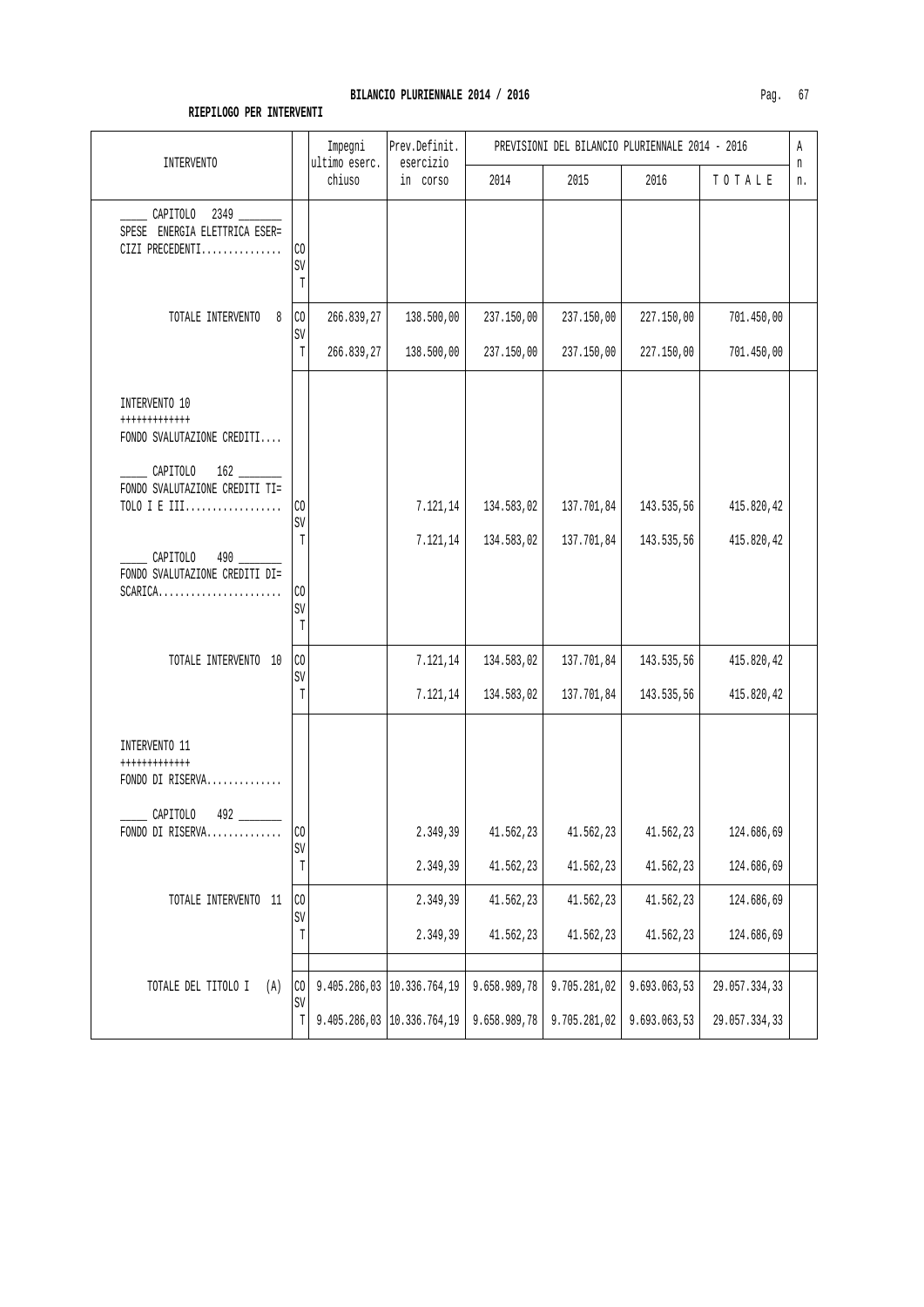## BILANCIO PLURIENNALE 2014 / 2016

**RIEPILOGO PER INTERVENTI**

| INTERVENTO | | Impegni ultimo eserc. chiuso | Prev.Definit. esercizio in corso | PREVISIONI DEL BILANCIO PLURIENNALE 2014 - 2016 2014 | 2015 | 2016 | T O T A L E | An n. |
|---|---|---|---|---|---|---|---|---|
| _____ CAPITOLO 2349 _______ SPESE ENERGIA ELETTRICA ESER= CIZI PRECEDENTI............... | CO | | | | | | | |
| | SV | | | | | | | |
| | T | | | | | | | |
| TOTALE INTERVENTO 8 | CO | 266.839,27 | 138.500,00 | 237.150,00 | 237.150,00 | 227.150,00 | 701.450,00 | |
| | SV | | | | | | | |
| | T | 266.839,27 | 138.500,00 | 237.150,00 | 237.150,00 | 227.150,00 | 701.450,00 | |
| INTERVENTO 10 +++++++++++++ FONDO SVALUTAZIONE CREDITI.... | | | | | | | | |
| _____ CAPITOLO 162 _______ FONDO SVALUTAZIONE CREDITI TI= TOLO I E III.................. | CO | | 7.121,14 | 134.583,02 | 137.701,84 | 143.535,56 | 415.820,42 | |
| | SV | | | | | | | |
| | T | | 7.121,14 | 134.583,02 | 137.701,84 | 143.535,56 | 415.820,42 | |
| _____ CAPITOLO 490 _______ FONDO SVALUTAZIONE CREDITI DI= SCARICA....................... | CO | | | | | | | |
| | SV | | | | | | | |
| | T | | | | | | | |
| TOTALE INTERVENTO 10 | CO | | 7.121,14 | 134.583,02 | 137.701,84 | 143.535,56 | 415.820,42 | |
| | SV | | | | | | | |
| | T | | 7.121,14 | 134.583,02 | 137.701,84 | 143.535,56 | 415.820,42 | |
| INTERVENTO 11 +++++++++++++ FONDO DI RISERVA.............. | | | | | | | | |
| _____ CAPITOLO 492 _______ FONDO DI RISERVA.............. | CO | | 2.349,39 | 41.562,23 | 41.562,23 | 41.562,23 | 124.686,69 | |
| | SV | | | | | | | |
| | T | | 2.349,39 | 41.562,23 | 41.562,23 | 41.562,23 | 124.686,69 | |
| TOTALE INTERVENTO 11 | CO | | 2.349,39 | 41.562,23 | 41.562,23 | 41.562,23 | 124.686,69 | |
| | SV | | | | | | | |
| | T | | 2.349,39 | 41.562,23 | 41.562,23 | 41.562,23 | 124.686,69 | |
| TOTALE DEL TITOLO I (A) | CO | 9.405.286,03 | 10.336.764,19 | 9.658.989,78 | 9.705.281,02 | 9.693.063,53 | 29.057.334,33 | |
| | SV | | | | | | | |
| | T | 9.405.286,03 | 10.336.764,19 | 9.658.989,78 | 9.705.281,02 | 9.693.063,53 | 29.057.334,33 | |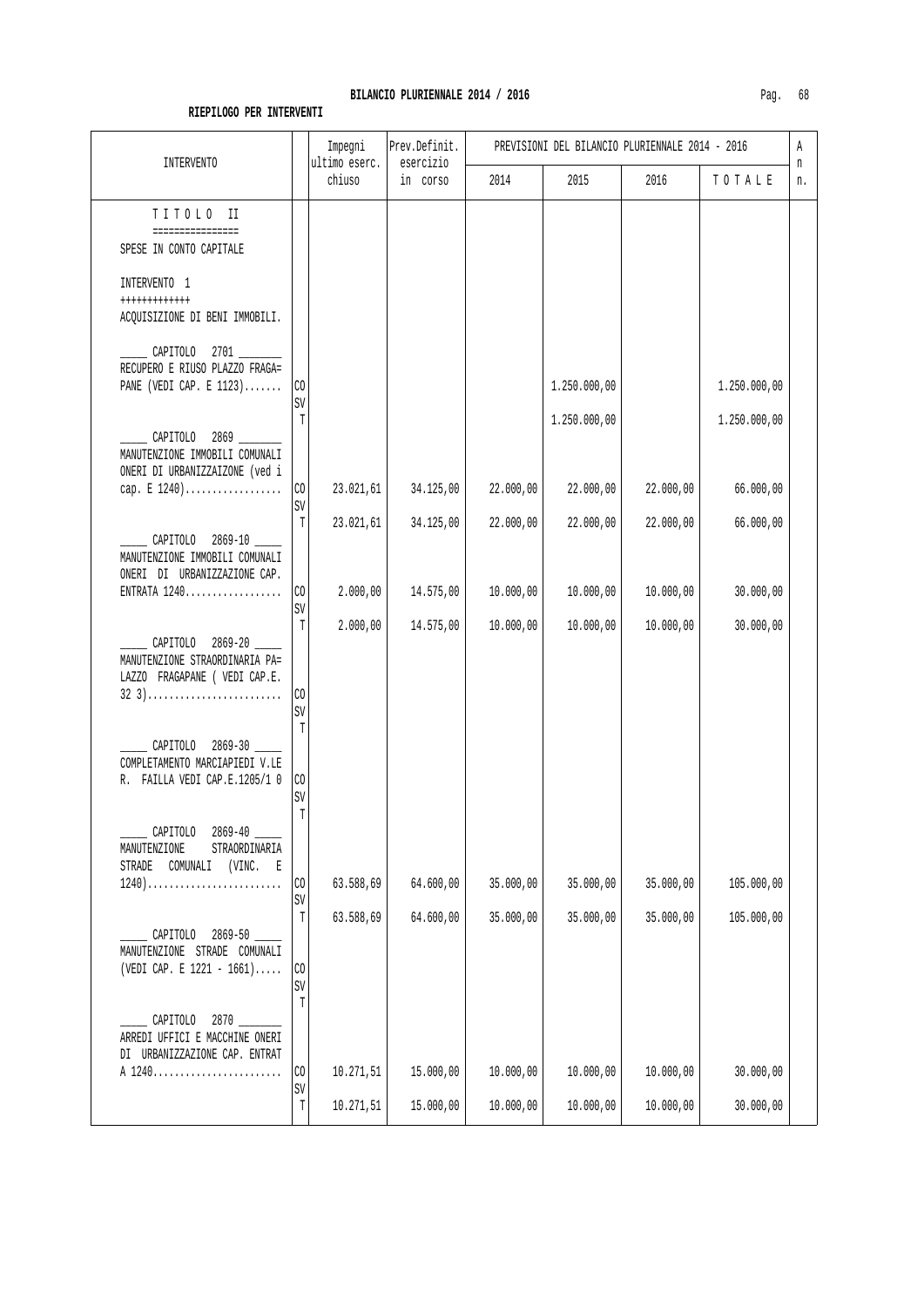**BILANCIO PLURIENNALE 2014 / 2016**

**RIEPILOGO PER INTERVENTI**

| INTERVENTO | | Impegni ultimo eserc. chiuso | Prev.Definit. esercizio in corso | PREVISIONI DEL BILANCIO PLURIENNALE 2014 - 2016 2014 | 2015 | 2016 | TOTALE | An n. |
|---|---|---|---|---|---|---|---|---|
| T I T O L O II<br>================<br>SPESE IN CONTO CAPITALE | | | | | | | | |
| INTERVENTO 1<br>+++++++++++++<br>ACQUISIZIONE DI BENI IMMOBILI. | | | | | | | | |
| _____ CAPITOLO 2701 _______<br>RECUPERO E RIUSO PLAZZO FRAGA= PANE (VEDI CAP. E 1123)....... | CO | | | | 1.250.000,00 | | 1.250.000,00 | |
| | SV | | | | | | | |
| | T | | | | 1.250.000,00 | | 1.250.000,00 | |
| _____ CAPITOLO 2869 _______<br>MANUTENZIONE IMMOBILI COMUNALI ONERI DI URBANIZZAIZONE (ved i cap. E 1240).................. | CO | 23.021,61 | 34.125,00 | 22.000,00 | 22.000,00 | 22.000,00 | 66.000,00 | |
| | SV | | | | | | | |
| | T | 23.021,61 | 34.125,00 | 22.000,00 | 22.000,00 | 22.000,00 | 66.000,00 | |
| _____ CAPITOLO 2869-10 ____<br>MANUTENZIONE IMMOBILI COMUNALI ONERI DI URBANIZZAZIONE CAP. ENTRATA 1240.................. | CO | 2.000,00 | 14.575,00 | 10.000,00 | 10.000,00 | 10.000,00 | 30.000,00 | |
| | SV | | | | | | | |
| | T | 2.000,00 | 14.575,00 | 10.000,00 | 10.000,00 | 10.000,00 | 30.000,00 | |
| _____ CAPITOLO 2869-20 ____<br>MANUTENZIONE STRAORDINARIA PA= LAZZO FRAGAPANE ( VEDI CAP.E. 32 3)......................... | CO | | | | | | | |
| | SV | | | | | | | |
| | T | | | | | | | |
| _____ CAPITOLO 2869-30 ____<br>COMPLETAMENTO MARCIAPIEDI V.LE R. FAILLA VEDI CAP.E.1205/1 0 | CO | | | | | | | |
| | SV | | | | | | | |
| | T | | | | | | | |
| _____ CAPITOLO 2869-40 ____<br>MANUTENZIONE STRAORDINARIA STRADE COMUNALI (VINC. E 1240)......................... | CO | 63.588,69 | 64.600,00 | 35.000,00 | 35.000,00 | 35.000,00 | 105.000,00 | |
| | SV | | | | | | | |
| | T | 63.588,69 | 64.600,00 | 35.000,00 | 35.000,00 | 35.000,00 | 105.000,00 | |
| _____ CAPITOLO 2869-50 ____<br>MANUTENZIONE STRADE COMUNALI (VEDI CAP. E 1221 - 1661)..... | CO | | | | | | | |
| | SV | | | | | | | |
| | T | | | | | | | |
| _____ CAPITOLO 2870 _______<br>ARREDI UFFICI E MACCHINE ONERI DI URBANIZZAZIONE CAP. ENTRAT A 1240........................ | CO | 10.271,51 | 15.000,00 | 10.000,00 | 10.000,00 | 10.000,00 | 30.000,00 | |
| | SV | | | | | | | |
| | T | 10.271,51 | 15.000,00 | 10.000,00 | 10.000,00 | 10.000,00 | 30.000,00 | |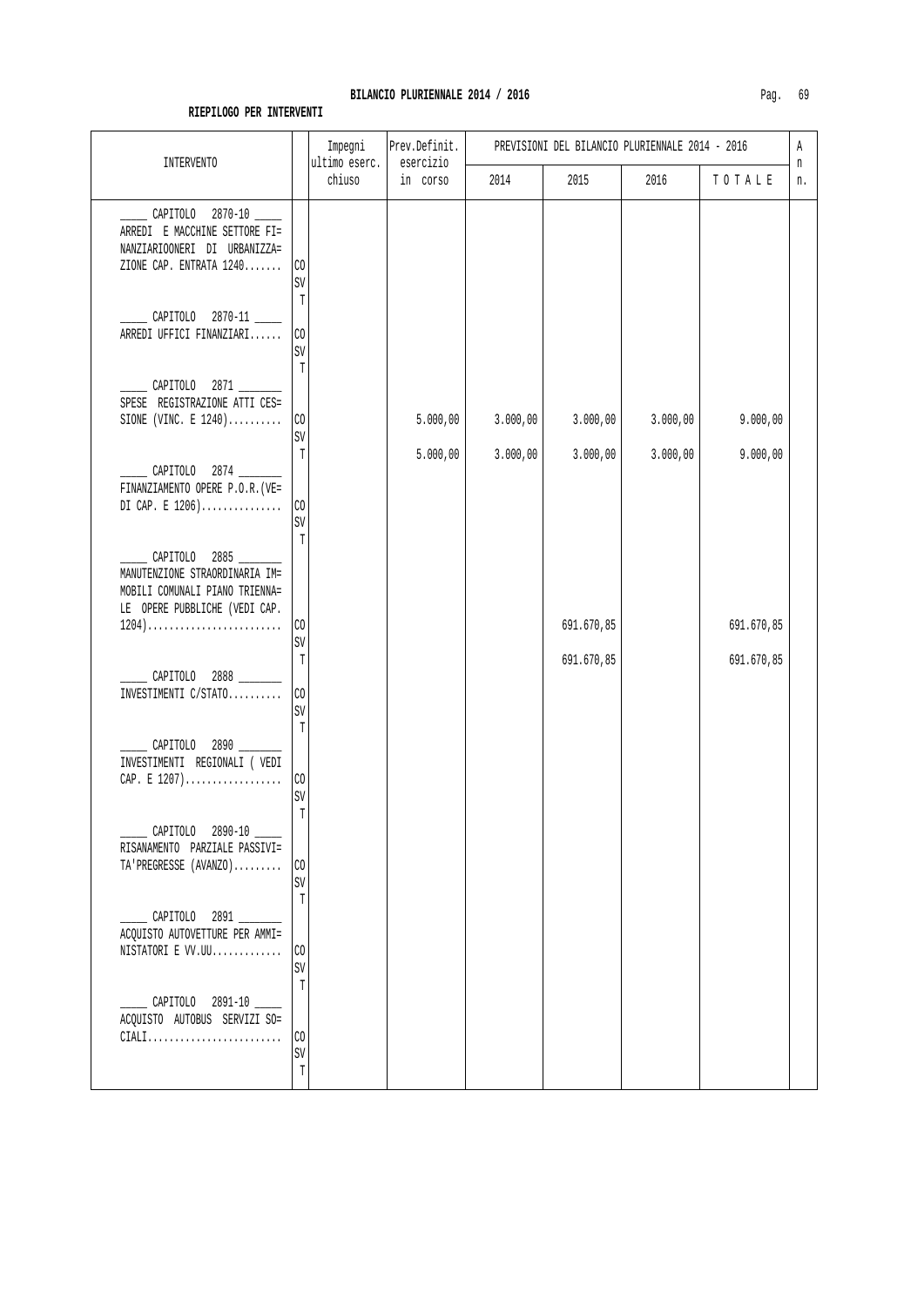**BILANCIO PLURIENNALE 2014 / 2016**

**RIEPILOGO PER INTERVENTI**

| INTERVENTO | | Impegni ultimo eserc. chiuso | Prev.Definit. esercizio in corso | PREVISIONI DEL BILANCIO PLURIENNALE 2014 - 2016 2014 | 2015 | 2016 | TOTALE | An n. |
|---|---|---|---|---|---|---|---|---|
| _____ CAPITOLO 2870-10 _____ ARREDI E MACCHINE SETTORE FI= NANZIARIOONERI DI URBANIZZA= ZIONE CAP. ENTRATA 1240....... | CO | | | | | | | |
| | SV | | | | | | | |
| | T | | | | | | | |
| _____ CAPITOLO 2870-11 _____ ARREDI UFFICI FINANZIARI...... | CO | | | | | | | |
| | SV | | | | | | | |
| | T | | | | | | | |
| _____ CAPITOLO 2871 _______ SPESE REGISTRAZIONE ATTI CES= SIONE (VINC. E 1240).......... | CO | | 5.000,00 | 3.000,00 | 3.000,00 | 3.000,00 | 9.000,00 | |
| | SV | | | | | | | |
| | T | | 5.000,00 | 3.000,00 | 3.000,00 | 3.000,00 | 9.000,00 | |
| _____ CAPITOLO 2874 _______ FINANZIAMENTO OPERE P.O.R.(VE= DI CAP. E 1206)............... | CO | | | | | | | |
| | SV | | | | | | | |
| | T | | | | | | | |
| _____ CAPITOLO 2885 _______ MANUTENZIONE STRAORDINARIA IM= MOBILI COMUNALI PIANO TRIENNA= LE OPERE PUBBLICHE (VEDI CAP. 1204)......................... | CO | | | | 691.670,85 | | 691.670,85 | |
| | SV | | | | | | | |
| | T | | | | 691.670,85 | | 691.670,85 | |
| _____ CAPITOLO 2888 _______ INVESTIMENTI C/STATO.......... | CO | | | | | | | |
| | SV | | | | | | | |
| | T | | | | | | | |
| _____ CAPITOLO 2890 _______ INVESTIMENTI REGIONALI ( VEDI CAP. E 1207).................. | CO | | | | | | | |
| | SV | | | | | | | |
| | T | | | | | | | |
| _____ CAPITOLO 2890-10 _____ RISANAMENTO PARZIALE PASSIVI= TA'PREGRESSE (AVANZO)......... | CO | | | | | | | |
| | SV | | | | | | | |
| | T | | | | | | | |
| _____ CAPITOLO 2891 _______ ACQUISTO AUTOVETTURE PER AMMI= NISTATORI E VV.UU............. | CO | | | | | | | |
| | SV | | | | | | | |
| | T | | | | | | | |
| _____ CAPITOLO 2891-10 _____ ACQUISTO AUTOBUS SERVIZI SO= CIALI......................... | CO | | | | | | | |
| | SV | | | | | | | |
| | T | | | | | | | |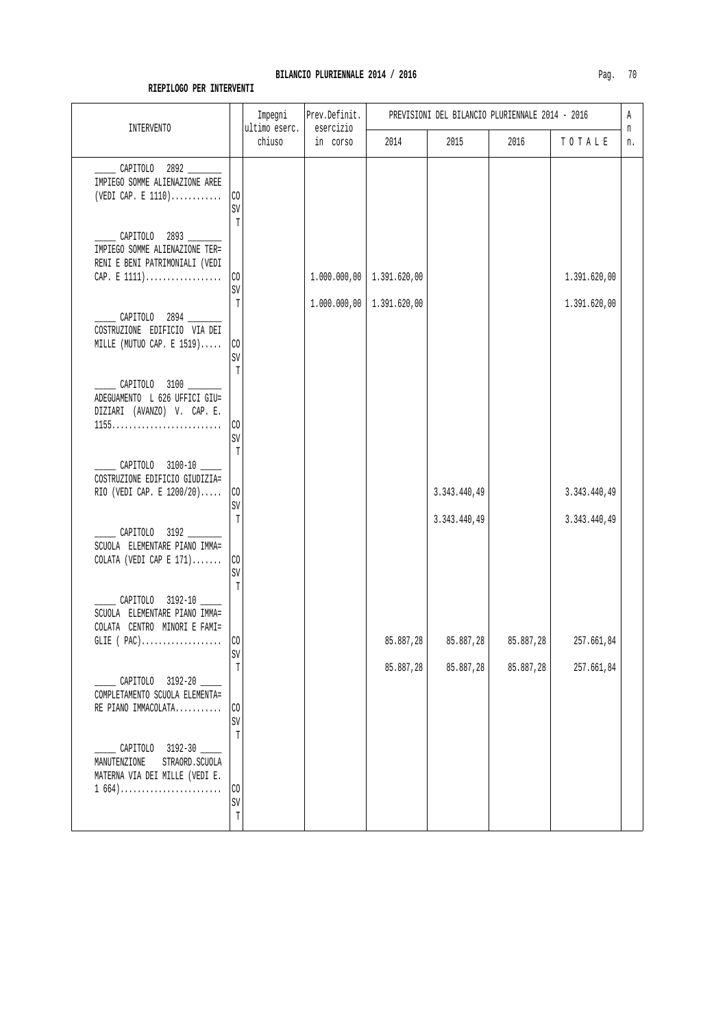**BILANCIO PLURIENNALE 2014 / 2016**

**RIEPILOGO PER INTERVENTI**

| INTERVENTO | | Impegni ultimo eserc. chiuso | Prev.Definit. esercizio in corso | PREVISIONI DEL BILANCIO PLURIENNALE 2014 - 2016 | | | | An n. |
|---|---|---|---|---|---|---|---|---|
| | | | | 2014 | 2015 | 2016 | T O T A L E | |
| _____ CAPITOLO 2892 _______ IMPIEGO SOMME ALIENAZIONE AREE (VEDI CAP. E 1110)............ | CO | | | | | | | |
| | SV | | | | | | | |
| | T | | | | | | | |
| _____ CAPITOLO 2893 _______ IMPIEGO SOMME ALIENAZIONE TER= RENI E BENI PATRIMONIALI (VEDI CAP. E 1111).................. | CO | | 1.000.000,00 | 1.391.620,00 | | | 1.391.620,00 | |
| | SV | | | | | | | |
| | T | | 1.000.000,00 | 1.391.620,00 | | | 1.391.620,00 | |
| _____ CAPITOLO 2894 _______ COSTRUZIONE EDIFICIO VIA DEI MILLE (MUTUO CAP. E 1519)..... | CO | | | | | | | |
| | SV | | | | | | | |
| | T | | | | | | | |
| _____ CAPITOLO 3100 _______ ADEGUAMENTO L 626 UFFICI GIU= DIZIARI (AVANZO) V. CAP. E. 1155.......................... | CO | | | | | | | |
| | SV | | | | | | | |
| | T | | | | | | | |
| _____ CAPITOLO 3100-10 ____ COSTRUZIONE EDIFICIO GIUDIZIA= RIO (VEDI CAP. E 1200/20)..... | CO | | | | 3.343.440,49 | | 3.343.440,49 | |
| | SV | | | | | | | |
| | T | | | | 3.343.440,49 | | 3.343.440,49 | |
| _____ CAPITOLO 3192 _______ SCUOLA ELEMENTARE PIANO IMMA= COLATA (VEDI CAP E 171)....... | CO | | | | | | | |
| | SV | | | | | | | |
| | T | | | | | | | |
| _____ CAPITOLO 3192-10 ____ SCUOLA ELEMENTARE PIANO IMMA= COLATA CENTRO MINORI E FAMI= GLIE ( PAC)................... | CO | | | 85.887,28 | 85.887,28 | 85.887,28 | 257.661,84 | |
| | SV | | | | | | | |
| | T | | | 85.887,28 | 85.887,28 | 85.887,28 | 257.661,84 | |
| _____ CAPITOLO 3192-20 ____ COMPLETAMENTO SCUOLA ELEMENTA= RE PIANO IMMACOLATA........... | CO | | | | | | | |
| | SV | | | | | | | |
| | T | | | | | | | |
| _____ CAPITOLO 3192-30 ____ MANUTENZIONE STRAORD.SCUOLA MATERNA VIA DEI MILLE (VEDI E. 1 664)........................ | CO | | | | | | | |
| | SV | | | | | | | |
| | T | | | | | | | |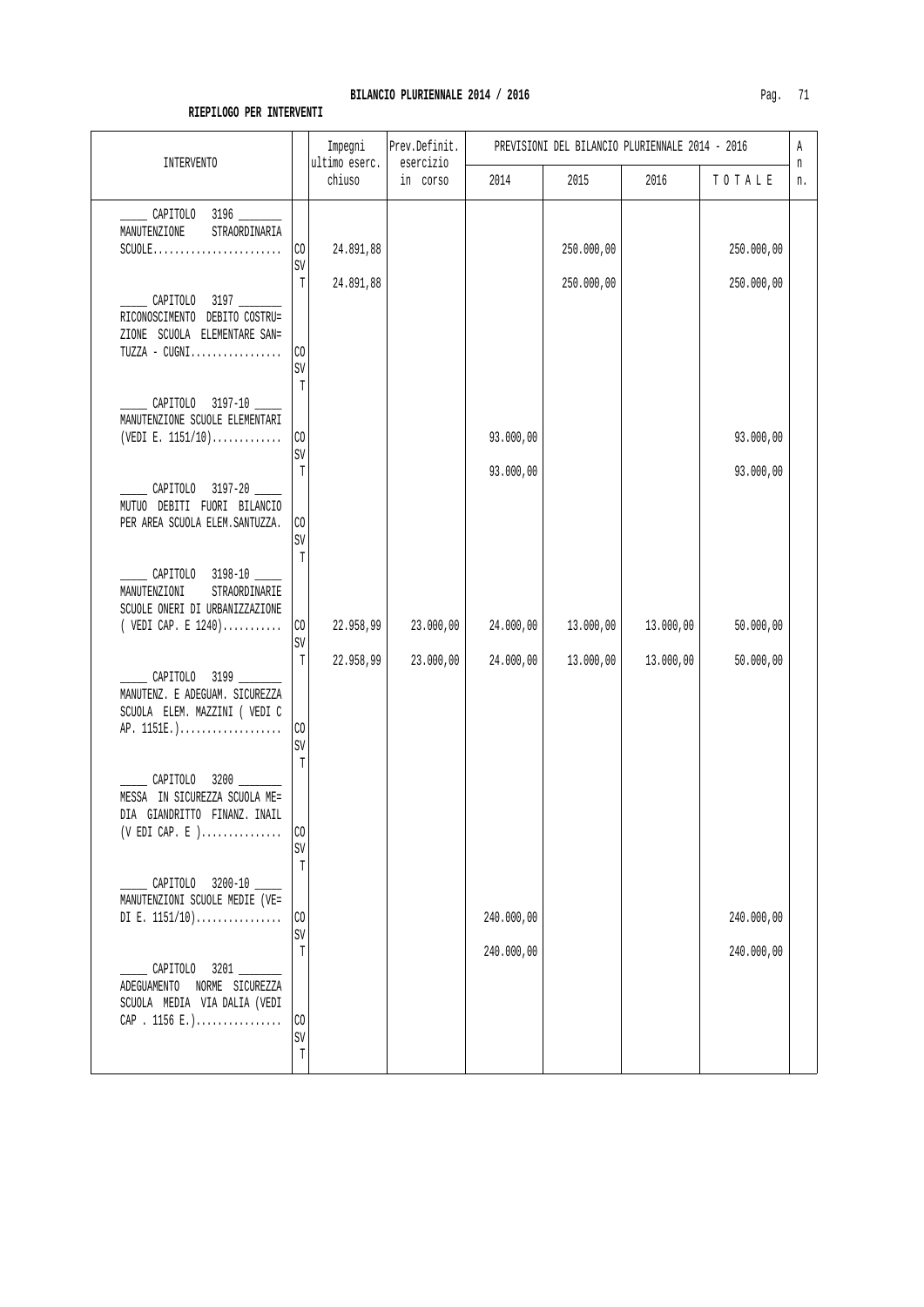## BILANCIO PLURIENNALE 2014 / 2016

**RIEPILOGO PER INTERVENTI**

| INTERVENTO | | Impegni ultimo eserc. chiuso | Prev.Definit. esercizio in corso | PREVISIONI DEL BILANCIO PLURIENNALE 2014 - 2016 | | | | An n. |
|---|---|---|---|---|---|---|---|---|
| | | | | 2014 | 2015 | 2016 | TOTALE | |
| _____ CAPITOLO 3196 _______ MANUTENZIONE STRAORDINARIA SCUOLE........................ | CO | 24.891,88 | | | 250.000,00 | | 250.000,00 | |
| | SV | | | | | | | |
| | T | 24.891,88 | | | 250.000,00 | | 250.000,00 | |
| _____ CAPITOLO 3197 _______ RICONOSCIMENTO DEBITO COSTRU= ZIONE SCUOLA ELEMENTARE SAN= TUZZA - CUGNI................. | CO | | | | | | | |
| | SV | | | | | | | |
| | T | | | | | | | |
| _____ CAPITOLO 3197-10 ____ MANUTENZIONE SCUOLE ELEMENTARI (VEDI E. 1151/10)............. | CO | | | 93.000,00 | | | 93.000,00 | |
| | SV | | | | | | | |
| | T | | | 93.000,00 | | | 93.000,00 | |
| _____ CAPITOLO 3197-20 ____ MUTUO DEBITI FUORI BILANCIO PER AREA SCUOLA ELEM.SANTUZZA. | CO | | | | | | | |
| | SV | | | | | | | |
| | T | | | | | | | |
| _____ CAPITOLO 3198-10 ____ MANUTENZIONI STRAORDINARIE SCUOLE ONERI DI URBANIZZAZIONE ( VEDI CAP. E 1240)........... | CO | 22.958,99 | 23.000,00 | 24.000,00 | 13.000,00 | 13.000,00 | 50.000,00 | |
| | SV | | | | | | | |
| | T | 22.958,99 | 23.000,00 | 24.000,00 | 13.000,00 | 13.000,00 | 50.000,00 | |
| _____ CAPITOLO 3199 _______ MANUTENZ. E ADEGUAM. SICUREZZA SCUOLA ELEM. MAZZINI ( VEDI C AP. 1151E.)................... | CO | | | | | | | |
| | SV | | | | | | | |
| | T | | | | | | | |
| _____ CAPITOLO 3200 _______ MESSA IN SICUREZZA SCUOLA ME= DIA GIANDRITTO FINANZ. INAIL (V EDI CAP. E )............... | CO | | | | | | | |
| | SV | | | | | | | |
| | T | | | | | | | |
| _____ CAPITOLO 3200-10 ____ MANUTENZIONI SCUOLE MEDIE (VE= DI E. 1151/10)................ | CO | | | 240.000,00 | | | 240.000,00 | |
| | SV | | | | | | | |
| | T | | | 240.000,00 | | | 240.000,00 | |
| _____ CAPITOLO 3201 _______ ADEGUAMENTO NORME SICUREZZA SCUOLA MEDIA VIA DALIA (VEDI CAP . 1156 E.)................ | CO | | | | | | | |
| | SV | | | | | | | |
| | T | | | | | | | |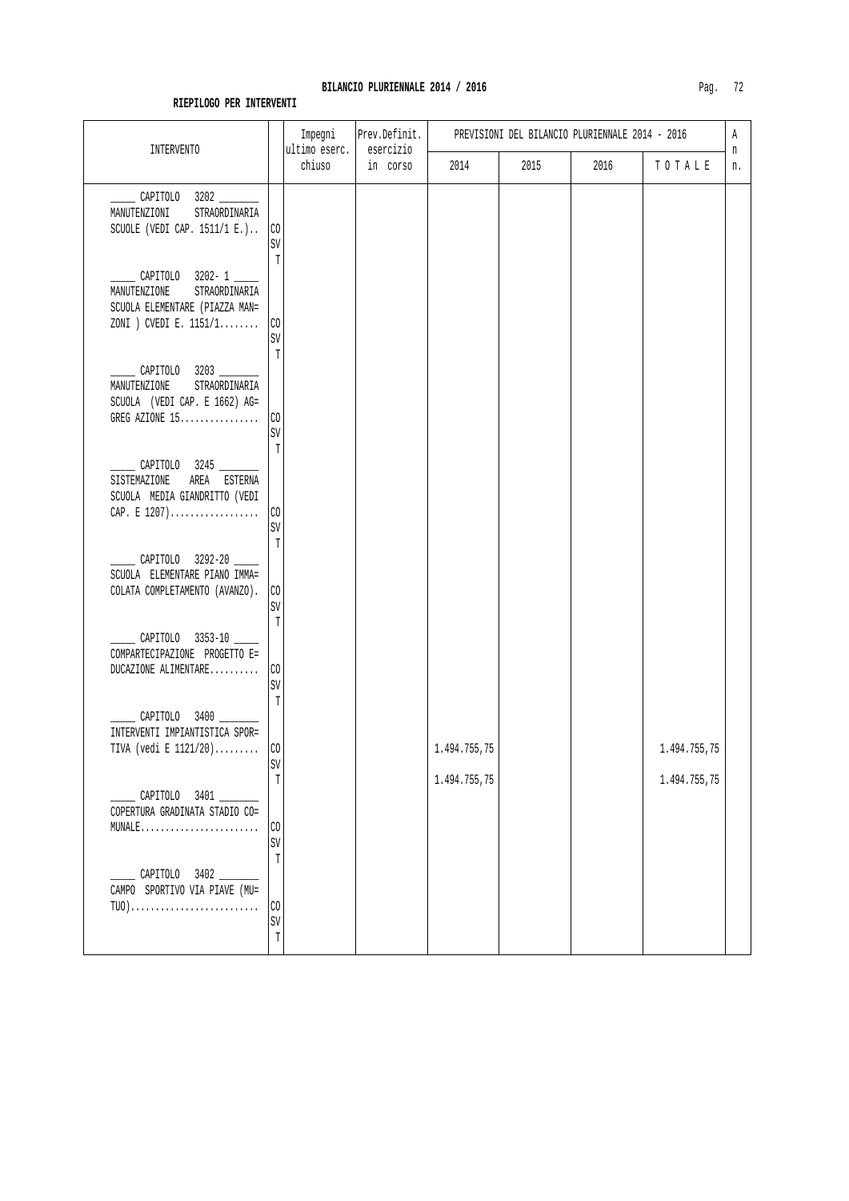**BILANCIO PLURIENNALE 2014 / 2016**

**RIEPILOGO PER INTERVENTI**

| INTERVENTO | | Impegni ultimo eserc. chiuso | Prev.Definit. esercizio in corso | PREVISIONI DEL BILANCIO PLURIENNALE 2014 - 2016 | | | | A n n. |
|---|---|---|---|---|---|---|---|---|
| | | | | 2014 | 2015 | 2016 | T O T A L E | |
| _____ CAPITOLO 3202 _______ MANUTENZIONI STRAORDINARIA SCUOLE (VEDI CAP. 1511/1 E.).. | CO | | | | | | | |
| | SV | | | | | | | |
| | T | | | | | | | |
| _____ CAPITOLO 3202- 1 _____ MANUTENZIONE STRAORDINARIA SCUOLA ELEMENTARE (PIAZZA MAN= ZONI ) CVEDI E. 1151/1........ | CO | | | | | | | |
| | SV | | | | | | | |
| | T | | | | | | | |
| _____ CAPITOLO 3203 _______ MANUTENZIONE STRAORDINARIA SCUOLA (VEDI CAP. E 1662) AG= GREG AZIONE 15................ | CO | | | | | | | |
| | SV | | | | | | | |
| | T | | | | | | | |
| _____ CAPITOLO 3245 _______ SISTEMAZIONE AREA ESTERNA SCUOLA MEDIA GIANDRITTO (VEDI CAP. E 1207).................. | CO | | | | | | | |
| | SV | | | | | | | |
| | T | | | | | | | |
| _____ CAPITOLO 3292-20 _____ SCUOLA ELEMENTARE PIANO IMMA= COLATA COMPLETAMENTO (AVANZO). | CO | | | | | | | |
| | SV | | | | | | | |
| | T | | | | | | | |
| _____ CAPITOLO 3353-10 _____ COMPARTECIPAZIONE PROGETTO E= DUCAZIONE ALIMENTARE.......... | CO | | | | | | | |
| | SV | | | | | | | |
| | T | | | | | | | |
| _____ CAPITOLO 3400 _______ INTERVENTI IMPIANTISTICA SPOR= TIVA (vedi E 1121/20)......... | CO | | | 1.494.755,75 | | | 1.494.755,75 | |
| | SV | | | | | | | |
| | T | | | 1.494.755,75 | | | 1.494.755,75 | |
| _____ CAPITOLO 3401 _______ COPERTURA GRADINATA STADIO CO= MUNALE........................ | CO | | | | | | | |
| | SV | | | | | | | |
| | T | | | | | | | |
| _____ CAPITOLO 3402 _______ CAMPO SPORTIVO VIA PIAVE (MU= TUO).......................... | CO | | | | | | | |
| | SV | | | | | | | |
| | T | | | | | | | |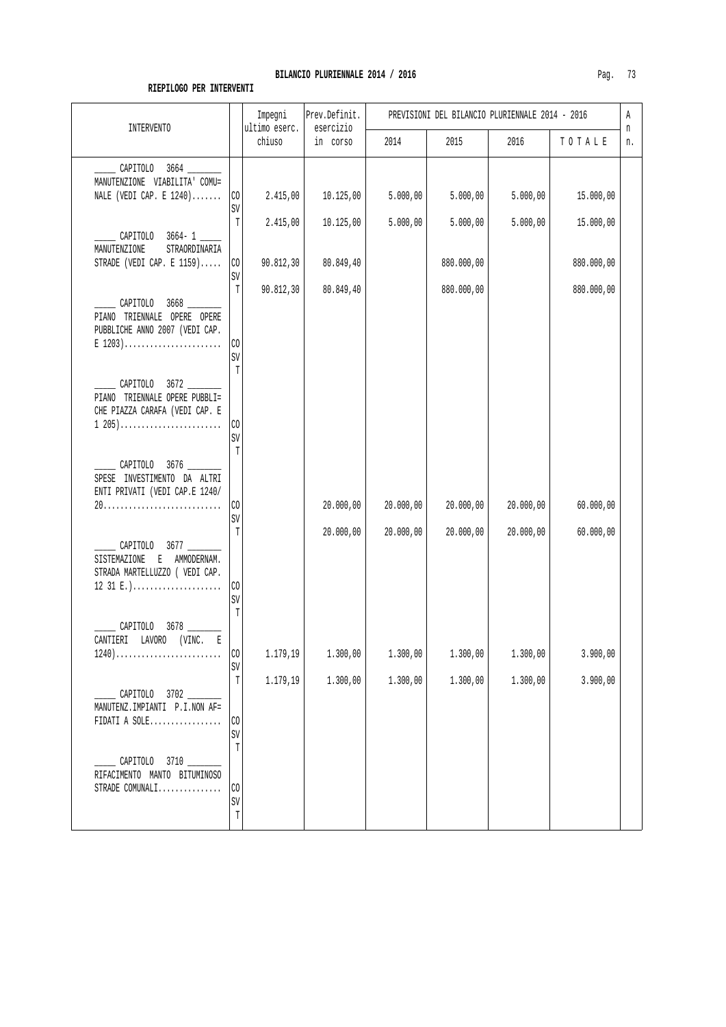**BILANCIO PLURIENNALE 2014 / 2016**

**RIEPILOGO PER INTERVENTI**

| INTERVENTO | | Impegni ultimo eserc. chiuso | Prev.Definit. esercizio in corso | PREVISIONI DEL BILANCIO PLURIENNALE 2014 - 2016 2014 | 2015 | 2016 | TOTALE | An n. |
|---|---|---|---|---|---|---|---|---|
| _____ CAPITOLO 3664 _______ MANUTENZIONE VIABILITA' COMU= NALE (VEDI CAP. E 1240)....... | CO | 2.415,00 | 10.125,00 | 5.000,00 | 5.000,00 | 5.000,00 | 15.000,00 | |
| | SV | | | | | | | |
| | T | 2.415,00 | 10.125,00 | 5.000,00 | 5.000,00 | 5.000,00 | 15.000,00 | |
| _____ CAPITOLO 3664- 1 _____ MANUTENZIONE STRAORDINARIA STRADE (VEDI CAP. E 1159)..... | CO | 90.812,30 | 80.849,40 | | 880.000,00 | | 880.000,00 | |
| | SV | | | | | | | |
| | T | 90.812,30 | 80.849,40 | | 880.000,00 | | 880.000,00 | |
| _____ CAPITOLO 3668 _______ PIANO TRIENNALE OPERE OPERE PUBBLICHE ANNO 2007 (VEDI CAP. E 1203)....................... | CO | | | | | | | |
| | SV | | | | | | | |
| | T | | | | | | | |
| _____ CAPITOLO 3672 _______ PIANO TRIENNALE OPERE PUBBLI= CHE PIAZZA CARAFA (VEDI CAP. E 1 205)........................ | CO | | | | | | | |
| | SV | | | | | | | |
| | T | | | | | | | |
| _____ CAPITOLO 3676 _______ SPESE INVESTIMENTO DA ALTRI ENTI PRIVATI (VEDI CAP.E 1240/ 20............................ | CO | | 20.000,00 | 20.000,00 | 20.000,00 | 20.000,00 | 60.000,00 | |
| | SV | | | | | | | |
| | T | | 20.000,00 | 20.000,00 | 20.000,00 | 20.000,00 | 60.000,00 | |
| _____ CAPITOLO 3677 _______ SISTEMAZIONE E AMMODERNAM. STRADA MARTELLUZZO ( VEDI CAP. 12 31 E.)..................... | CO | | | | | | | |
| | SV | | | | | | | |
| | T | | | | | | | |
| _____ CAPITOLO 3678 _______ CANTIERI LAVORO (VINC. E 1240)......................... | CO | 1.179,19 | 1.300,00 | 1.300,00 | 1.300,00 | 1.300,00 | 3.900,00 | |
| | SV | | | | | | | |
| | T | 1.179,19 | 1.300,00 | 1.300,00 | 1.300,00 | 1.300,00 | 3.900,00 | |
| _____ CAPITOLO 3702 _______ MANUTENZ.IMPIANTI P.I.NON AF= FIDATI A SOLE................. | CO | | | | | | | |
| | SV | | | | | | | |
| | T | | | | | | | |
| _____ CAPITOLO 3710 _______ RIFACIMENTO MANTO BITUMINOSO STRADE COMUNALI............... | CO | | | | | | | |
| | SV | | | | | | | |
| | T | | | | | | | |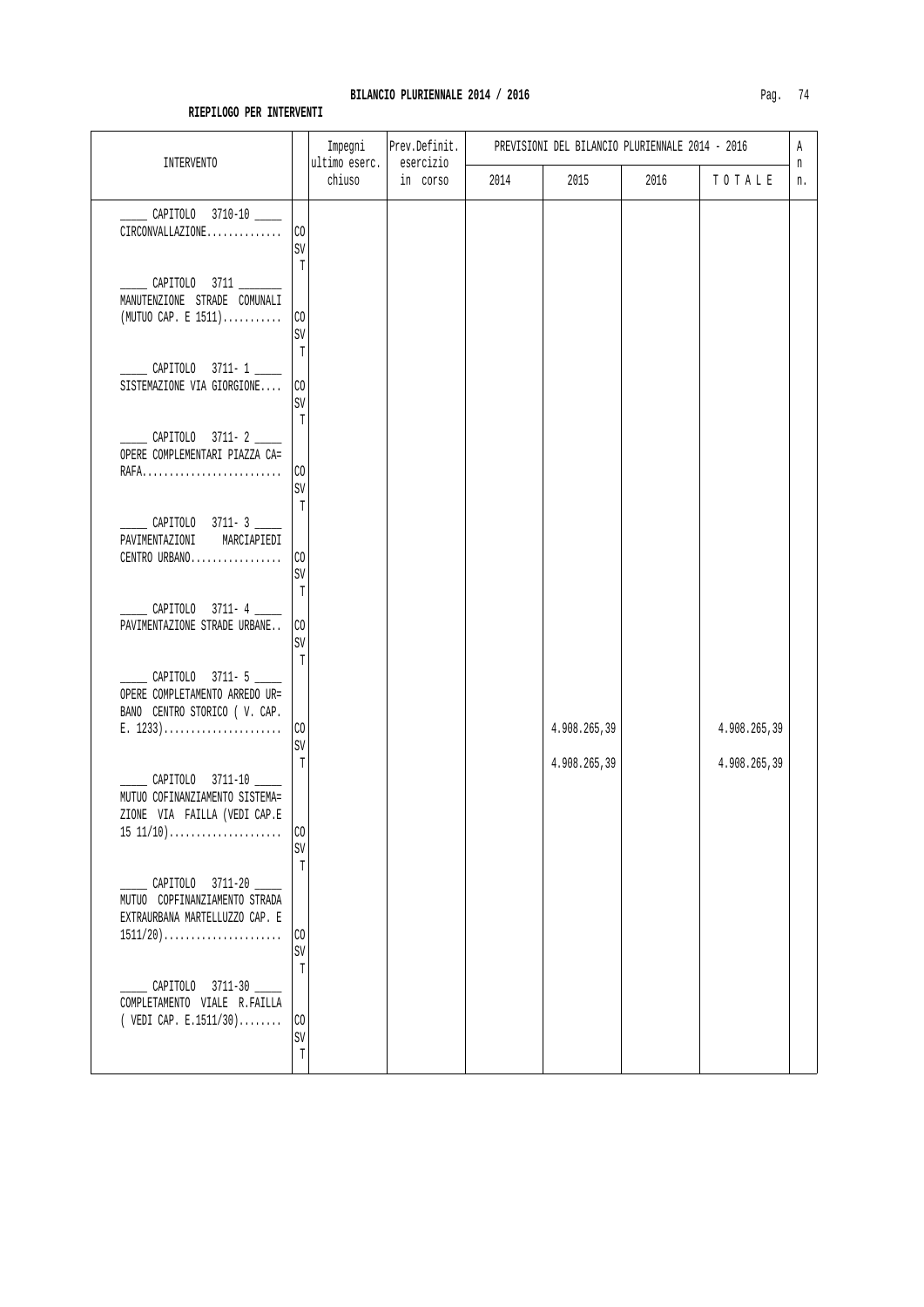**BILANCIO PLURIENNALE 2014 / 2016**

**RIEPILOGO PER INTERVENTI**

| INTERVENTO | | Impegni ultimo eserc. chiuso | Prev.Definit. esercizio in corso | PREVISIONI DEL BILANCIO PLURIENNALE 2014 - 2016 | | | | An n. |
|---|---|---|---|---|---|---|---|---|
| | | | | 2014 | 2015 | 2016 | T O T A L E | |
| _____ CAPITOLO 3710-10 _____ CIRCONVALLAZIONE.............. | CO | | | | | | | |
| | SV | | | | | | | |
| | T | | | | | | | |
| _____ CAPITOLO 3711 _______ MANUTENZIONE STRADE COMUNALI (MUTUO CAP. E 1511)........... | CO | | | | | | | |
| | SV | | | | | | | |
| | T | | | | | | | |
| _____ CAPITOLO 3711- 1 _____ SISTEMAZIONE VIA GIORGIONE.... | CO | | | | | | | |
| | SV | | | | | | | |
| | T | | | | | | | |
| _____ CAPITOLO 3711- 2 _____ OPERE COMPLEMENTARI PIAZZA CA= RAFA.......................... | CO | | | | | | | |
| | SV | | | | | | | |
| | T | | | | | | | |
| _____ CAPITOLO 3711- 3 _____ PAVIMENTAZIONI MARCIAPIEDI CENTRO URBANO................. | CO | | | | | | | |
| | SV | | | | | | | |
| | T | | | | | | | |
| _____ CAPITOLO 3711- 4 _____ PAVIMENTAZIONE STRADE URBANE.. | CO | | | | | | | |
| | SV | | | | | | | |
| | T | | | | | | | |
| _____ CAPITOLO 3711- 5 _____ OPERE COMPLETAMENTO ARREDO UR= BANO CENTRO STORICO ( V. CAP. E. 1233)...................... | CO | | | | 4.908.265,39 | | 4.908.265,39 | |
| | SV | | | | | | | |
| | T | | | | 4.908.265,39 | | 4.908.265,39 | |
| _____ CAPITOLO 3711-10 _____ MUTUO COFINANZIAMENTO SISTEMA= ZIONE VIA FAILLA (VEDI CAP.E 15 11/10)..................... | CO | | | | | | | |
| | SV | | | | | | | |
| | T | | | | | | | |
| _____ CAPITOLO 3711-20 _____ MUTUO COPFINANZIAMENTO STRADA EXTRAURBANA MARTELLUZZO CAP. E 1511/20)...................... | CO | | | | | | | |
| | SV | | | | | | | |
| | T | | | | | | | |
| _____ CAPITOLO 3711-30 _____ COMPLETAMENTO VIALE R.FAILLA ( VEDI CAP. E.1511/30)........ | CO | | | | | | | |
| | SV | | | | | | | |
| | T | | | | | | | |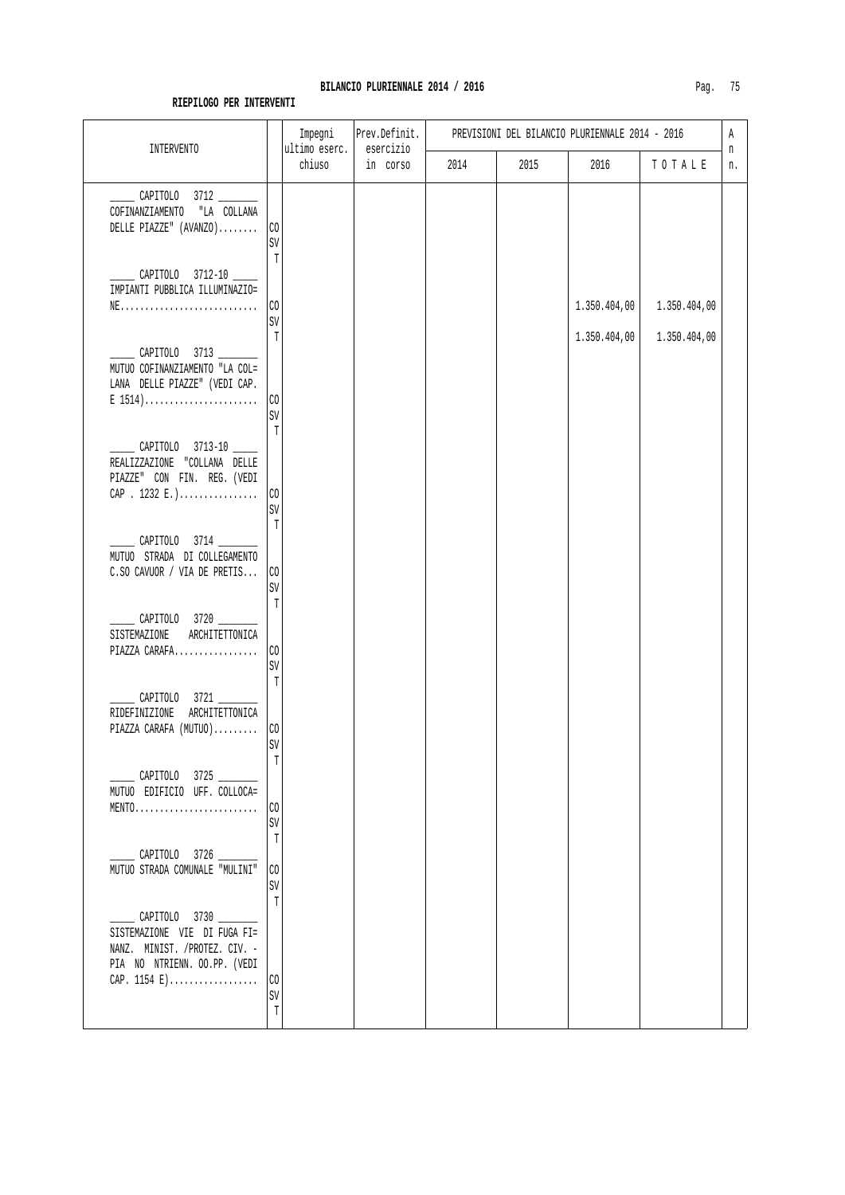**BILANCIO PLURIENNALE 2014 / 2016**

**RIEPILOGO PER INTERVENTI**

| INTERVENTO | | Impegni ultimo eserc. chiuso | Prev.Definit. esercizio in corso | PREVISIONI DEL BILANCIO PLURIENNALE 2014 - 2016 2014 | 2015 | 2016 | TOTALE | An n. |
|---|---|---|---|---|---|---|---|---|
| _____ CAPITOLO 3712 _______ COFINANZIAMENTO "LA COLLANA DELLE PIAZZE" (AVANZO)........ | CO | | | | | | | |
| | SV | | | | | | | |
| | T | | | | | | | |
| _____ CAPITOLO 3712-10 _____ IMPIANTI PUBBLICA ILLUMINAZIO= NE........................... | CO | | | | | 1.350.404,00 | 1.350.404,00 | |
| | SV | | | | | | | |
| | T | | | | | 1.350.404,00 | 1.350.404,00 | |
| _____ CAPITOLO 3713 _______ MUTUO COFINANZIAMENTO "LA COL= LANA DELLE PIAZZE" (VEDI CAP. E 1514)...................... | CO | | | | | | | |
| | SV | | | | | | | |
| | T | | | | | | | |
| _____ CAPITOLO 3713-10 _____ REALIZZAZIONE "COLLANA DELLE PIAZZE" CON FIN. REG. (VEDI CAP . 1232 E.)................ | CO | | | | | | | |
| | SV | | | | | | | |
| | T | | | | | | | |
| _____ CAPITOLO 3714 _______ MUTUO STRADA DI COLLEGAMENTO C.SO CAVUOR / VIA DE PRETIS... | CO | | | | | | | |
| | SV | | | | | | | |
| | T | | | | | | | |
| _____ CAPITOLO 3720 _______ SISTEMAZIONE ARCHITETTONICA PIAZZA CARAFA................. | CO | | | | | | | |
| | SV | | | | | | | |
| | T | | | | | | | |
| _____ CAPITOLO 3721 _______ RIDEFINIZIONE ARCHITETTONICA PIAZZA CARAFA (MUTUO)......... | CO | | | | | | | |
| | SV | | | | | | | |
| | T | | | | | | | |
| _____ CAPITOLO 3725 _______ MUTUO EDIFICIO UFF. COLLOCA= MENTO......................... | CO | | | | | | | |
| | SV | | | | | | | |
| | T | | | | | | | |
| _____ CAPITOLO 3726 _______ MUTUO STRADA COMUNALE "MULINI" | CO | | | | | | | |
| | SV | | | | | | | |
| | T | | | | | | | |
| _____ CAPITOLO 3730 _______ SISTEMAZIONE VIE DI FUGA FI= NANZ. MINIST. /PROTEZ. CIV. - PIA NO NTRIENN. OO.PP. (VEDI CAP. 1154 E).................. | CO | | | | | | | |
| | SV | | | | | | | |
| | T | | | | | | | |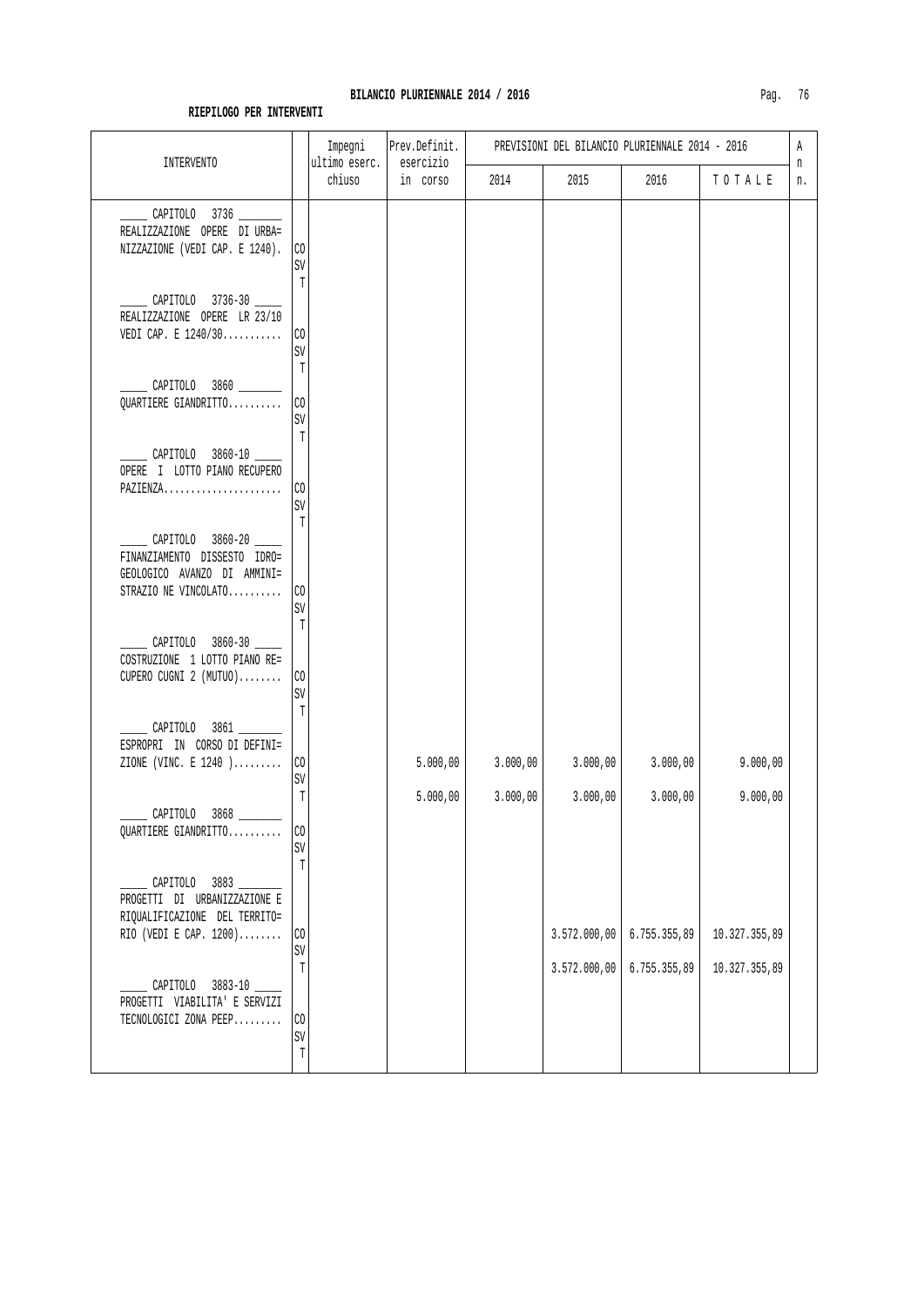**BILANCIO PLURIENNALE 2014 / 2016**

**RIEPILOGO PER INTERVENTI**

| INTERVENTO | | Impegni ultimo eserc. chiuso | Prev.Definit. esercizio in corso | PREVISIONI DEL BILANCIO PLURIENNALE 2014 - 2016 2014 | 2015 | 2016 | TOTALE | An n. |
|---|---|---|---|---|---|---|---|---|
| _____ CAPITOLO 3736 _______ REALIZZAZIONE OPERE DI URBA= NIZZAZIONE (VEDI CAP. E 1240). | CO | | | | | | | |
| | SV | | | | | | | |
| | T | | | | | | | |
| _____ CAPITOLO 3736-30 _____ REALIZZAZIONE OPERE LR 23/10 VEDI CAP. E 1240/30........... | CO | | | | | | | |
| | SV | | | | | | | |
| | T | | | | | | | |
| _____ CAPITOLO 3860 _______ QUARTIERE GIANDRITTO.......... | CO | | | | | | | |
| | SV | | | | | | | |
| | T | | | | | | | |
| _____ CAPITOLO 3860-10 _____ OPERE I LOTTO PIANO RECUPERO PAZIENZA...................... | CO | | | | | | | |
| | SV | | | | | | | |
| | T | | | | | | | |
| _____ CAPITOLO 3860-20 _____ FINANZIAMENTO DISSESTO IDRO= GEOLOGICO AVANZO DI AMMINI= STRAZIO NE VINCOLATO.......... | CO | | | | | | | |
| | SV | | | | | | | |
| | T | | | | | | | |
| _____ CAPITOLO 3860-30 _____ COSTRUZIONE 1 LOTTO PIANO RE= CUPERO CUGNI 2 (MUTUO)........ | CO | | | | | | | |
| | SV | | | | | | | |
| | T | | | | | | | |
| _____ CAPITOLO 3861 _______ ESPROPRI IN CORSO DI DEFINI= ZIONE (VINC. E 1240 )......... | CO | | 5.000,00 | 3.000,00 | 3.000,00 | 3.000,00 | 9.000,00 | |
| | SV | | | | | | | |
| | T | | 5.000,00 | 3.000,00 | 3.000,00 | 3.000,00 | 9.000,00 | |
| _____ CAPITOLO 3868 _______ QUARTIERE GIANDRITTO.......... | CO | | | | | | | |
| | SV | | | | | | | |
| | T | | | | | | | |
| _____ CAPITOLO 3883 _______ PROGETTI DI URBANIZZAZIONE E RIQUALIFICAZIONE DEL TERRITO= RIO (VEDI E CAP. 1200)........ | CO | | | | 3.572.000,00 | 6.755.355,89 | 10.327.355,89 | |
| | SV | | | | | | | |
| | T | | | | 3.572.000,00 | 6.755.355,89 | 10.327.355,89 | |
| _____ CAPITOLO 3883-10 _____ PROGETTI VIABILITA' E SERVIZI TECNOLOGICI ZONA PEEP......... | CO | | | | | | | |
| | SV | | | | | | | |
| | T | | | | | | | |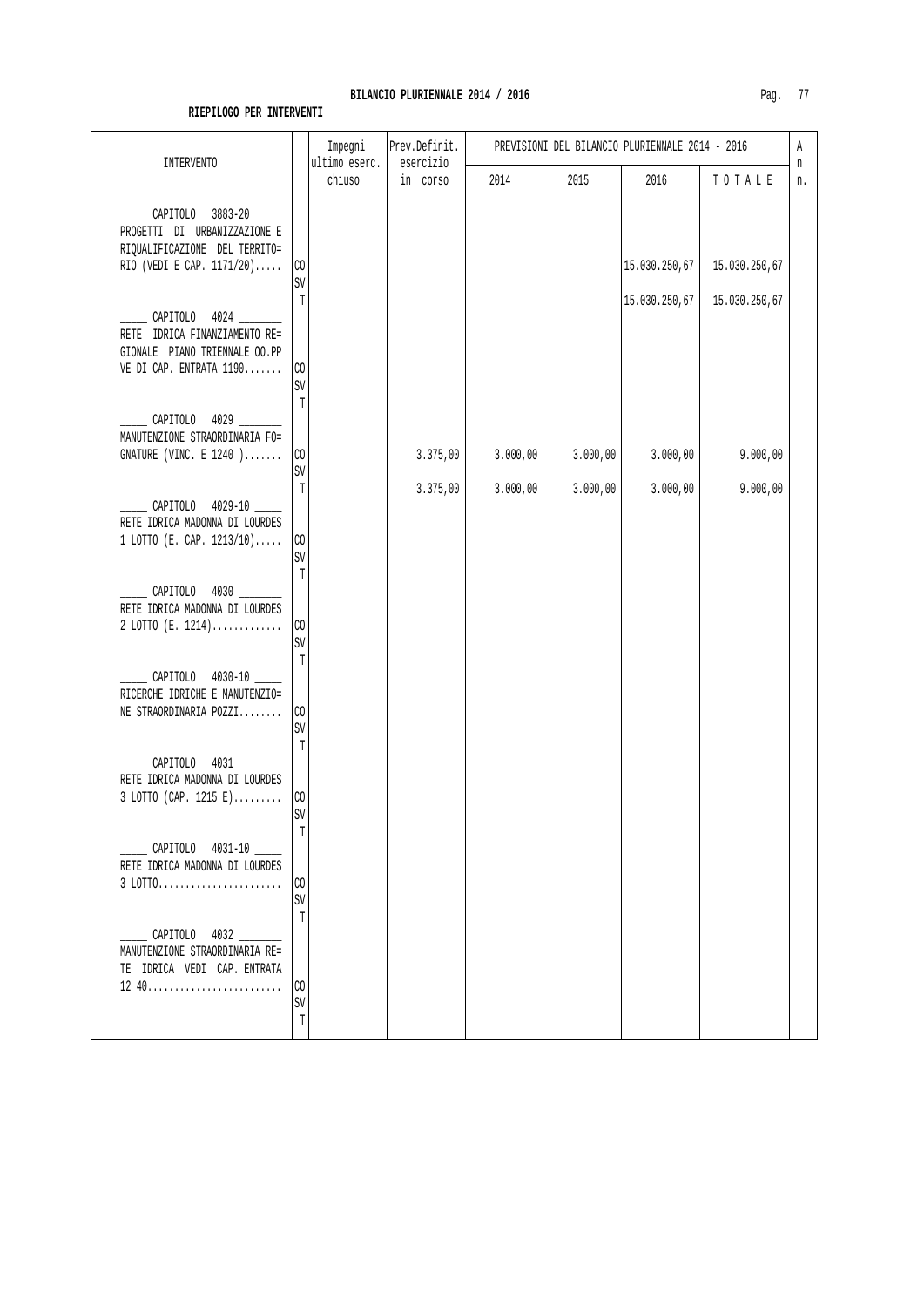**BILANCIO PLURIENNALE 2014 / 2016**

**RIEPILOGO PER INTERVENTI**

| INTERVENTO | | Impegni ultimo eserc. chiuso | Prev.Definit. esercizio in corso | PREVISIONI DEL BILANCIO PLURIENNALE 2014 - 2016 | | | | An n. |
|---|---|---|---|---|---|---|---|---|
| | | | | 2014 | 2015 | 2016 | T O T A L E | |
| _____ CAPITOLO 3883-20 _____ PROGETTI DI URBANIZZAZIONE E RIQUALIFICAZIONE DEL TERRITO= RIO (VEDI E CAP. 1171/20)..... | CO | | | | | 15.030.250,67 | 15.030.250,67 | |
| | SV | | | | | | | |
| | T | | | | | 15.030.250,67 | 15.030.250,67 | |
| _____ CAPITOLO 4024 _______ RETE IDRICA FINANZIAMENTO RE= GIONALE PIANO TRIENNALE OO.PP VE DI CAP. ENTRATA 1190....... | CO | | | | | | | |
| | SV | | | | | | | |
| | T | | | | | | | |
| _____ CAPITOLO 4029 _______ MANUTENZIONE STRAORDINARIA FO= GNATURE (VINC. E 1240 )....... | CO | | 3.375,00 | 3.000,00 | 3.000,00 | 3.000,00 | 9.000,00 | |
| | SV | | | | | | | |
| | T | | 3.375,00 | 3.000,00 | 3.000,00 | 3.000,00 | 9.000,00 | |
| _____ CAPITOLO 4029-10 _____ RETE IDRICA MADONNA DI LOURDES 1 LOTTO (E. CAP. 1213/10)..... | CO | | | | | | | |
| | SV | | | | | | | |
| | T | | | | | | | |
| _____ CAPITOLO 4030 _______ RETE IDRICA MADONNA DI LOURDES 2 LOTTO (E. 1214)............. | CO | | | | | | | |
| | SV | | | | | | | |
| | T | | | | | | | |
| _____ CAPITOLO 4030-10 _____ RICERCHE IDRICHE E MANUTENZIO= NE STRAORDINARIA POZZI........ | CO | | | | | | | |
| | SV | | | | | | | |
| | T | | | | | | | |
| _____ CAPITOLO 4031 _______ RETE IDRICA MADONNA DI LOURDES 3 LOTTO (CAP. 1215 E)......... | CO | | | | | | | |
| | SV | | | | | | | |
| | T | | | | | | | |
| _____ CAPITOLO 4031-10 _____ RETE IDRICA MADONNA DI LOURDES 3 LOTTO....................... | CO | | | | | | | |
| | SV | | | | | | | |
| | T | | | | | | | |
| _____ CAPITOLO 4032 _______ MANUTENZIONE STRAORDINARIA RE= TE IDRICA VEDI CAP. ENTRATA 12 40......................... | CO | | | | | | | |
| | SV | | | | | | | |
| | T | | | | | | | |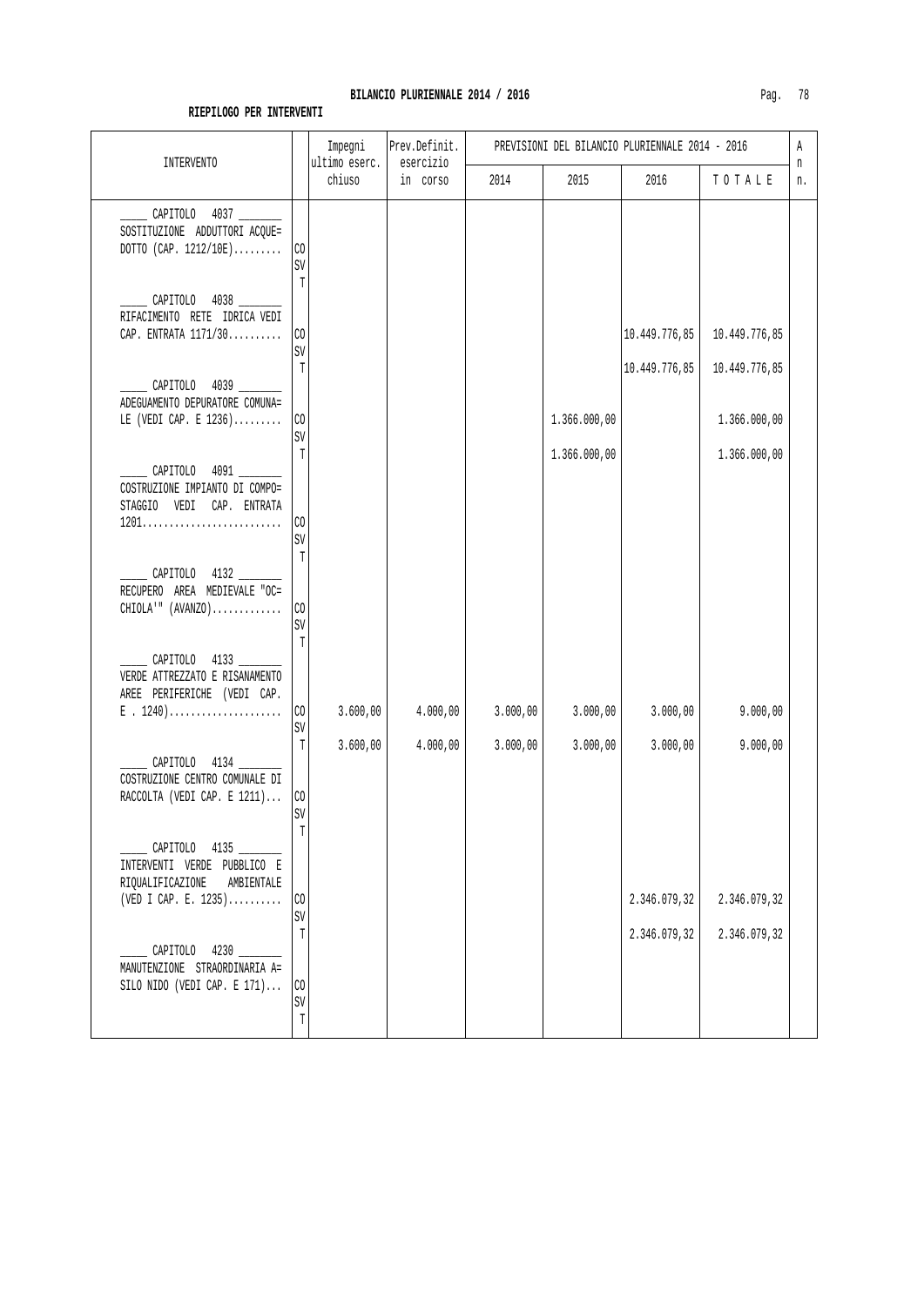## BILANCIO PLURIENNALE 2014 / 2016

**RIEPILOGO PER INTERVENTI**

| INTERVENTO | | Impegni ultimo eserc. chiuso | Prev.Definit. esercizio in corso | PREVISIONI DEL BILANCIO PLURIENNALE 2014 - 2016 | | | | An n. |
|---|---|---|---|---|---|---|---|---|
| | | | | 2014 | 2015 | 2016 | TOTALE | |
| CAPITOLO 4037 SOSTITUZIONE ADDUTTORI ACQUE=DOTTO (CAP. 1212/10E)......... | CO | | | | | | | |
| | SV | | | | | | | |
| | T | | | | | | | |
| CAPITOLO 4038 RIFACIMENTO RETE IDRICA VEDI CAP. ENTRATA 1171/30.......... | CO | | | | | 10.449.776,85 | 10.449.776,85 | |
| | SV | | | | | | | |
| | T | | | | | 10.449.776,85 | 10.449.776,85 | |
| CAPITOLO 4039 ADEGUAMENTO DEPURATORE COMUNA=LE (VEDI CAP. E 1236)......... | CO | | | | 1.366.000,00 | | 1.366.000,00 | |
| | SV | | | | | | | |
| | T | | | | 1.366.000,00 | | 1.366.000,00 | |
| CAPITOLO 4091 COSTRUZIONE IMPIANTO DI COMPO=STAGGIO VEDI CAP. ENTRATA 1201.......................... | CO | | | | | | | |
| | SV | | | | | | | |
| | T | | | | | | | |
| CAPITOLO 4132 RECUPERO AREA MEDIEVALE "OC=CHIOLA'" (AVANZO)............. | CO | | | | | | | |
| | SV | | | | | | | |
| | T | | | | | | | |
| CAPITOLO 4133 VERDE ATTREZZATO E RISANAMENTO AREE PERIFERICHE (VEDI CAP. E . 1240)..................... | CO | 3.600,00 | 4.000,00 | 3.000,00 | 3.000,00 | 3.000,00 | 9.000,00 | |
| | SV | | | | | | | |
| | T | 3.600,00 | 4.000,00 | 3.000,00 | 3.000,00 | 3.000,00 | 9.000,00 | |
| CAPITOLO 4134 COSTRUZIONE CENTRO COMUNALE DI RACCOLTA (VEDI CAP. E 1211)... | CO | | | | | | | |
| | SV | | | | | | | |
| | T | | | | | | | |
| CAPITOLO 4135 INTERVENTI VERDE PUBBLICO E RIQUALIFICAZIONE AMBIENTALE (VED I CAP. E. 1235).......... | CO | | | | | 2.346.079,32 | 2.346.079,32 | |
| | SV | | | | | | | |
| | T | | | | | 2.346.079,32 | 2.346.079,32 | |
| CAPITOLO 4230 MANUTENZIONE STRAORDINARIA A=SILO NIDO (VEDI CAP. E 171)... | CO | | | | | | | |
| | SV | | | | | | | |
| | T | | | | | | | |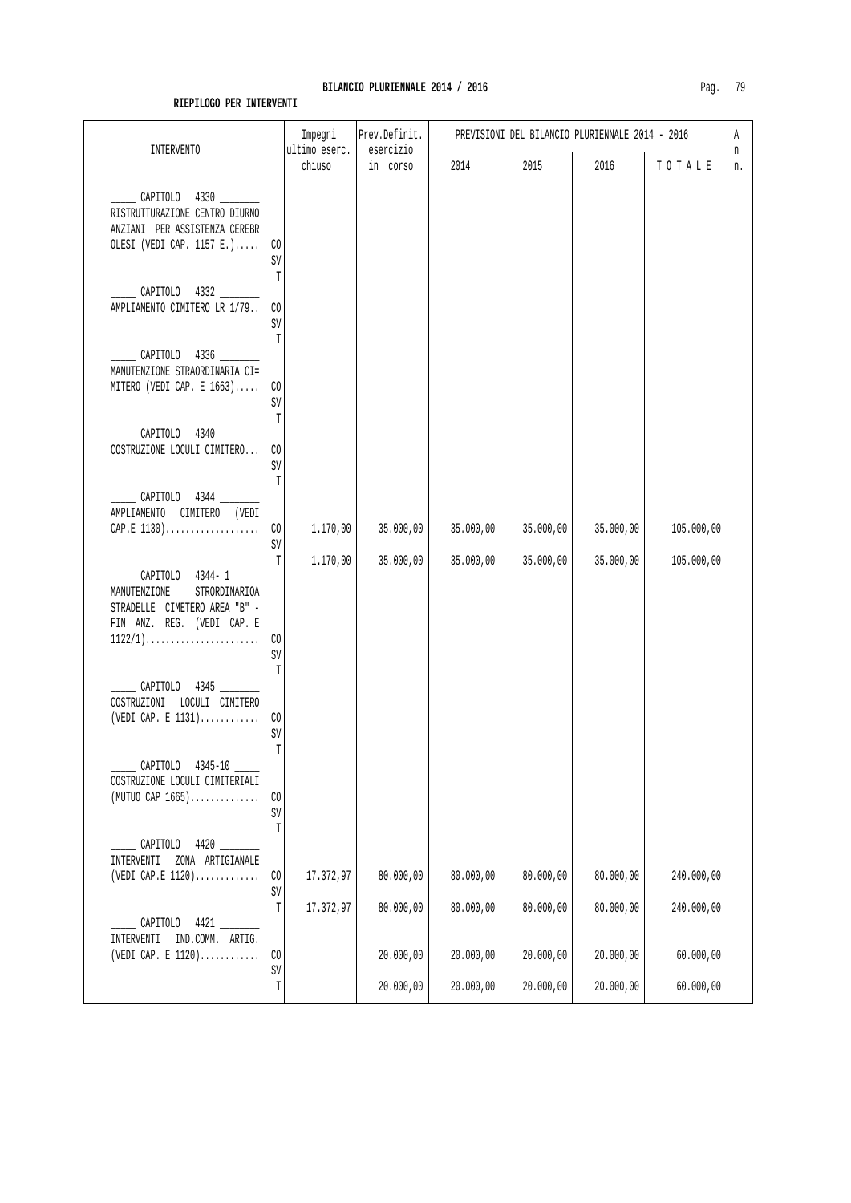**BILANCIO PLURIENNALE 2014 / 2016**

**RIEPILOGO PER INTERVENTI**

| INTERVENTO | | Impegni ultimo eserc. chiuso | Prev.Definit. esercizio in corso | PREVISIONI DEL BILANCIO PLURIENNALE 2014 - 2016 2014 | 2015 | 2016 | TOTALE | An n. |
|---|---|---|---|---|---|---|---|---|
| _____ CAPITOLO 4330 _______ RISTRUTTURAZIONE CENTRO DIURNO ANZIANI PER ASSISTENZA CEREBR OLESI (VEDI CAP. 1157 E.)..... | CO | | | | | | | |
| | SV | | | | | | | |
| | T | | | | | | | |
| _____ CAPITOLO 4332 _______ AMPLIAMENTO CIMITERO LR 1/79.. | CO | | | | | | | |
| | SV | | | | | | | |
| | T | | | | | | | |
| _____ CAPITOLO 4336 _______ MANUTENZIONE STRAORDINARIA CI= MITERO (VEDI CAP. E 1663)..... | CO | | | | | | | |
| | SV | | | | | | | |
| | T | | | | | | | |
| _____ CAPITOLO 4340 _______ COSTRUZIONE LOCULI CIMITERO... | CO | | | | | | | |
| | SV | | | | | | | |
| | T | | | | | | | |
| _____ CAPITOLO 4344 _______ AMPLIAMENTO CIMITERO (VEDI CAP.E 1130)................... | CO | 1.170,00 | 35.000,00 | 35.000,00 | 35.000,00 | 35.000,00 | 105.000,00 | |
| | SV | | | | | | | |
| | T | 1.170,00 | 35.000,00 | 35.000,00 | 35.000,00 | 35.000,00 | 105.000,00 | |
| _____ CAPITOLO 4344- 1 ____ MANUTENZIONE STRORDINARIOA STRADELLE CIMETERO AREA "B" - FIN ANZ. REG. (VEDI CAP. E 1122/1)....................... | CO | | | | | | | |
| | SV | | | | | | | |
| | T | | | | | | | |
| _____ CAPITOLO 4345 _______ COSTRUZIONI LOCULI CIMITERO (VEDI CAP. E 1131)............ | CO | | | | | | | |
| | SV | | | | | | | |
| | T | | | | | | | |
| _____ CAPITOLO 4345-10 ____ COSTRUZIONE LOCULI CIMITERIALI (MUTUO CAP 1665).............. | CO | | | | | | | |
| | SV | | | | | | | |
| | T | | | | | | | |
| _____ CAPITOLO 4420 _______ INTERVENTI ZONA ARTIGIANALE (VEDI CAP.E 1120)............. | CO | 17.372,97 | 80.000,00 | 80.000,00 | 80.000,00 | 80.000,00 | 240.000,00 | |
| | SV | | | | | | | |
| | T | 17.372,97 | 80.000,00 | 80.000,00 | 80.000,00 | 80.000,00 | 240.000,00 | |
| _____ CAPITOLO 4421 _______ INTERVENTI IND.COMM. ARTIG. (VEDI CAP. E 1120)............ | CO | | 20.000,00 | 20.000,00 | 20.000,00 | 20.000,00 | 60.000,00 | |
| | SV | | | | | | | |
| | T | | 20.000,00 | 20.000,00 | 20.000,00 | 20.000,00 | 60.000,00 | |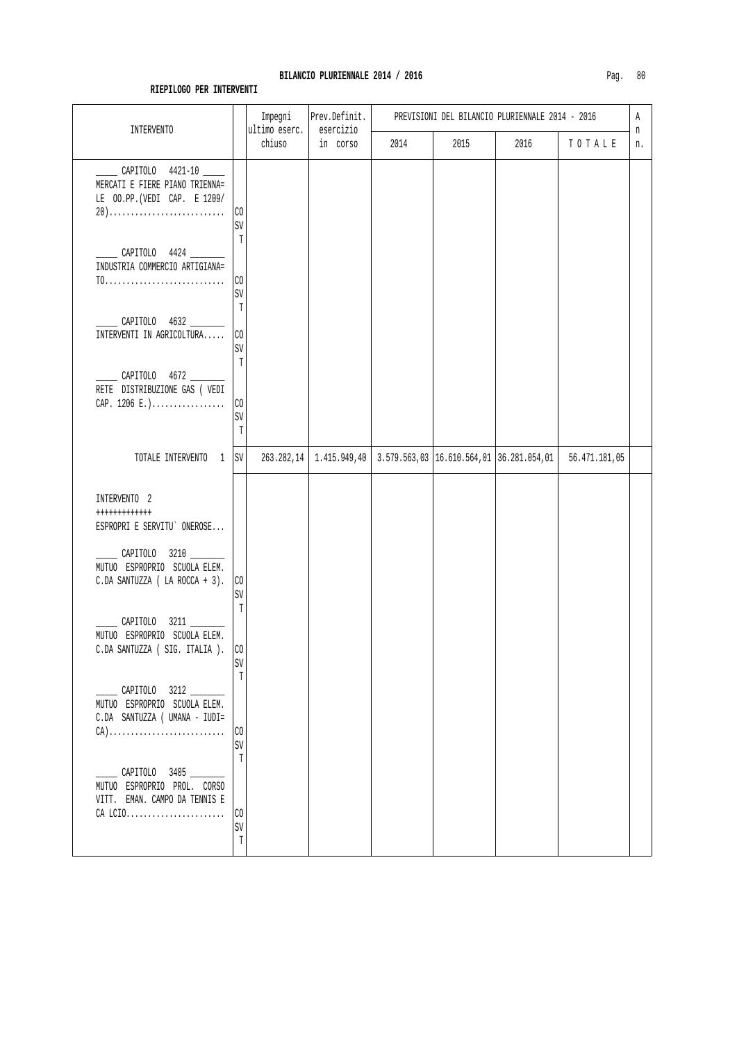## BILANCIO PLURIENNALE 2014 / 2016

**RIEPILOGO PER INTERVENTI**

| INTERVENTO | | Impegni ultimo eserc. chiuso | Prev.Definit. esercizio in corso | PREVISIONI DEL BILANCIO PLURIENNALE 2014 - 2016 | | | | An n. |
|---|---|---|---|---|---|---|---|---|
| | | | | 2014 | 2015 | 2016 | T O T A L E | |
| _____ CAPITOLO 4421-10 _____ MERCATI E FIERE PIANO TRIENNA= LE OO.PP.(VEDI CAP. E 1209/ 20)........................... | CO SV T | | | | | | | |
| _____ CAPITOLO 4424 _______ INDUSTRIA COMMERCIO ARTIGIANA= TO............................ | CO SV T | | | | | | | |
| _____ CAPITOLO 4632 _______ INTERVENTI IN AGRICOLTURA..... | CO SV T | | | | | | | |
| _____ CAPITOLO 4672 _______ RETE DISTRIBUZIONE GAS ( VEDI CAP. 1206 E.)................. | CO SV T | | | | | | | |
| TOTALE INTERVENTO 1 | SV | 263.282,14 | 1.415.949,40 | 3.579.563,03 | 16.610.564,01 | 36.281.054,01 | 56.471.181,05 | |
| INTERVENTO 2 +++++++++++++ ESPROPRI E SERVITU` ONEROSE... | | | | | | | | |
| _____ CAPITOLO 3210 _______ MUTUO ESPROPRIO SCUOLA ELEM. C.DA SANTUZZA ( LA ROCCA + 3). | CO SV T | | | | | | | |
| _____ CAPITOLO 3211 _______ MUTUO ESPROPRIO SCUOLA ELEM. C.DA SANTUZZA ( SIG. ITALIA ). | CO SV T | | | | | | | |
| _____ CAPITOLO 3212 _______ MUTUO ESPROPRIO SCUOLA ELEM. C.DA SANTUZZA ( UMANA - IUDI= CA)........................... | CO SV T | | | | | | | |
| _____ CAPITOLO 3405 _______ MUTUO ESPROPRIO PROL. CORSO VITT. EMAN. CAMPO DA TENNIS E CA LCIO....................... | CO SV T | | | | | | | |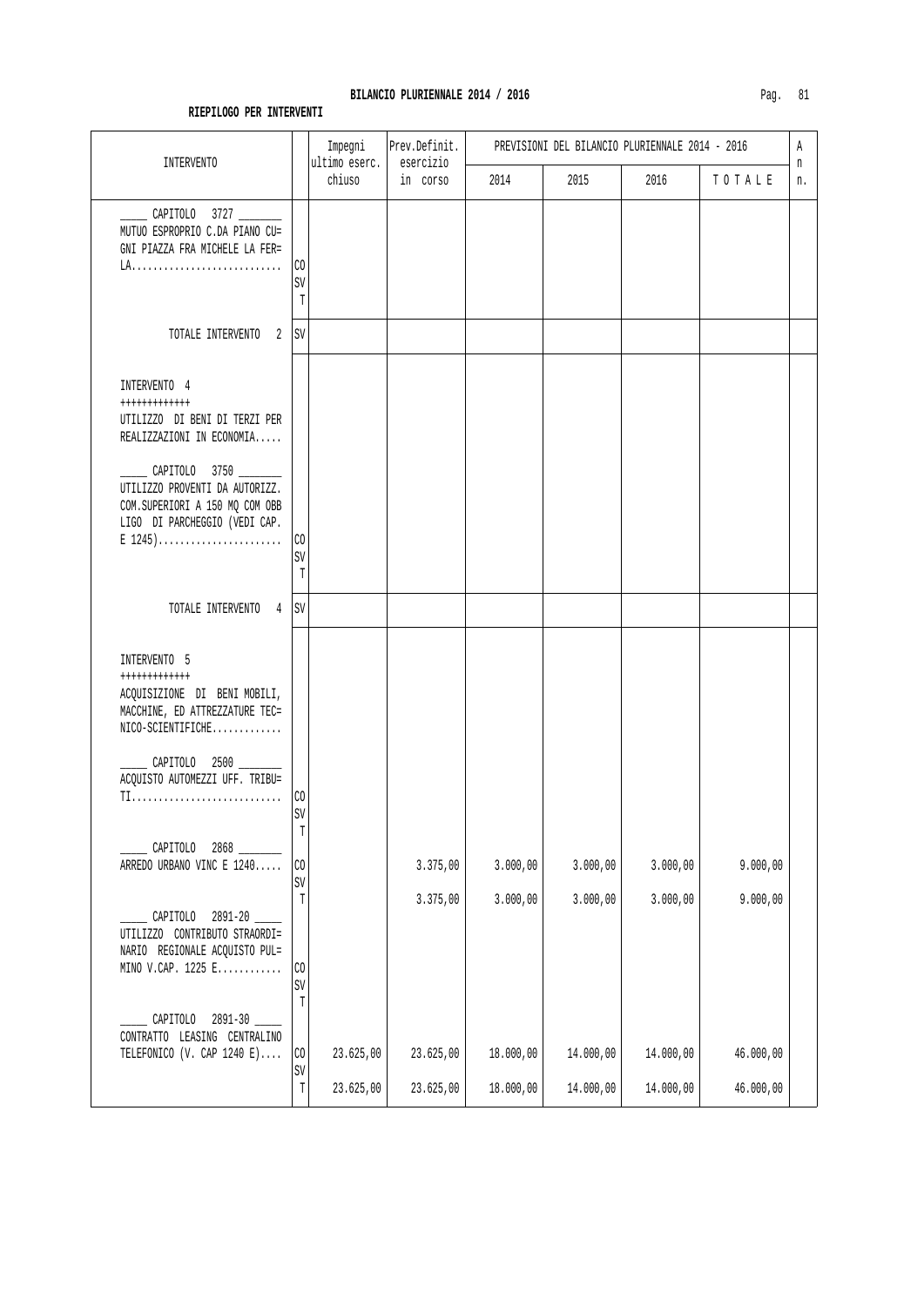**BILANCIO PLURIENNALE 2014 / 2016**

**RIEPILOGO PER INTERVENTI**

| INTERVENTO | | Impegni ultimo eserc. chiuso | Prev.Definit. esercizio in corso | PREVISIONI DEL BILANCIO PLURIENNALE 2014 - 2016 | | | | An n. |
|---|---|---|---|---|---|---|---|---|
| | | | | 2014 | 2015 | 2016 | TOTALE | |
| _____ CAPITOLO 3727 _______ MUTUO ESPROPRIO C.DA PIANO CU= GNI PIAZZA FRA MICHELE LA FER= LA............................ | CO | | | | | | | |
| | SV | | | | | | | |
| | T | | | | | | | |
| TOTALE INTERVENTO 2 | SV | | | | | | | |
| INTERVENTO 4 +++++++++++++ UTILIZZO DI BENI DI TERZI PER REALIZZAZIONI IN ECONOMIA..... | | | | | | | | |
| _____ CAPITOLO 3750 _______ UTILIZZO PROVENTI DA AUTORIZZ. COM.SUPERIORI A 150 MQ COM OBB LIGO DI PARCHEGGIO (VEDI CAP. E 1245)....................... | CO | | | | | | | |
| | SV | | | | | | | |
| | T | | | | | | | |
| TOTALE INTERVENTO 4 | SV | | | | | | | |
| INTERVENTO 5 +++++++++++++ ACQUISIZIONE DI BENI MOBILI, MACCHINE, ED ATTREZZATURE TEC= NICO-SCIENTIFICHE............. | | | | | | | | |
| _____ CAPITOLO 2500 _______ ACQUISTO AUTOMEZZI UFF. TRIBU= TI............................ | CO | | | | | | | |
| | SV | | | | | | | |
| | T | | | | | | | |
| _____ CAPITOLO 2868 _______ ARREDO URBANO VINC E 1240..... | CO | | 3.375,00 | 3.000,00 | 3.000,00 | 3.000,00 | 9.000,00 | |
| | SV | | | | | | | |
| | T | | 3.375,00 | 3.000,00 | 3.000,00 | 3.000,00 | 9.000,00 | |
| _____ CAPITOLO 2891-20 _____ UTILIZZO CONTRIBUTO STRAORDI= NARIO REGIONALE ACQUISTO PUL= MINO V.CAP. 1225 E............ | CO | | | | | | | |
| | SV | | | | | | | |
| | T | | | | | | | |
| _____ CAPITOLO 2891-30 _____ CONTRATTO LEASING CENTRALINO TELEFONICO (V. CAP 1240 E).... | CO | 23.625,00 | 23.625,00 | 18.000,00 | 14.000,00 | 14.000,00 | 46.000,00 | |
| | SV | | | | | | | |
| | T | 23.625,00 | 23.625,00 | 18.000,00 | 14.000,00 | 14.000,00 | 46.000,00 | |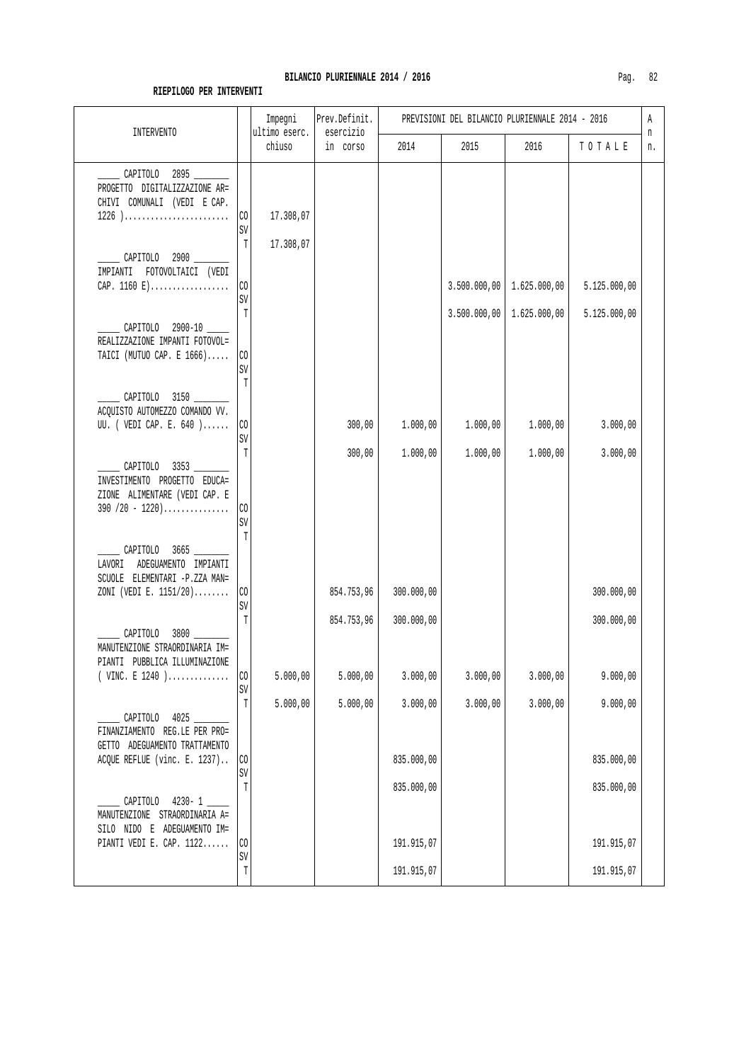**BILANCIO PLURIENNALE 2014 / 2016**

**RIEPILOGO PER INTERVENTI**

| INTERVENTO | | Impegni ultimo eserc. chiuso | Prev.Definit. esercizio in corso | PREVISIONI DEL BILANCIO PLURIENNALE 2014 - 2016 | | | | An n. |
|---|---|---|---|---|---|---|---|---|
| | | | | 2014 | 2015 | 2016 | T O T A L E | |
| _____ CAPITOLO 2895 _______ PROGETTO DIGITALIZZAZIONE AR= CHIVI COMUNALI (VEDI E CAP. 1226 )........................ | CO | 17.308,07 | | | | | | |
| | SV | | | | | | | |
| | T | 17.308,07 | | | | | | |
| _____ CAPITOLO 2900 _______ IMPIANTI FOTOVOLTAICI (VEDI CAP. 1160 E).................. | CO | | | | 3.500.000,00 | 1.625.000,00 | 5.125.000,00 | |
| | SV | | | | | | | |
| | T | | | | 3.500.000,00 | 1.625.000,00 | 5.125.000,00 | |
| _____ CAPITOLO 2900-10 _____ REALIZZAZIONE IMPIANTI FOTOVOL= TAICI (MUTUO CAP. E 1666)..... | CO | | | | | | | |
| | SV | | | | | | | |
| | T | | | | | | | |
| _____ CAPITOLO 3150 _______ ACQUISTO AUTOMEZZO COMANDO VV. UU. ( VEDI CAP. E. 640 )...... | CO | | 300,00 | 1.000,00 | 1.000,00 | 1.000,00 | 3.000,00 | |
| | SV | | | | | | | |
| | T | | 300,00 | 1.000,00 | 1.000,00 | 1.000,00 | 3.000,00 | |
| _____ CAPITOLO 3353 _______ INVESTIMENTO PROGETTO EDUCA= ZIONE ALIMENTARE (VEDI CAP. E 390 /20 - 1220)............... | CO | | | | | | | |
| | SV | | | | | | | |
| | T | | | | | | | |
| _____ CAPITOLO 3665 _______ LAVORI ADEGUAMENTO IMPIANTI SCUOLE ELEMENTARI -P.ZZA MAN= ZONI (VEDI E. 1151/20)........ | CO | | 854.753,96 | 300.000,00 | | | 300.000,00 | |
| | SV | | | | | | | |
| | T | | 854.753,96 | 300.000,00 | | | 300.000,00 | |
| _____ CAPITOLO 3800 _______ MANUTENZIONE STRAORDINARIA IM= PIANTI PUBBLICA ILLUMINAZIONE ( VINC. E 1240 ).............. | CO | 5.000,00 | 5.000,00 | 3.000,00 | 3.000,00 | 3.000,00 | 9.000,00 | |
| | SV | | | | | | | |
| | T | 5.000,00 | 5.000,00 | 3.000,00 | 3.000,00 | 3.000,00 | 9.000,00 | |
| _____ CAPITOLO 4025 _______ FINANZIAMENTO REG.LE PER PRO= GETTO ADEGUAMENTO TRATTAMENTO ACQUE REFLUE (vinc. E. 1237).. | CO | | | 835.000,00 | | | 835.000,00 | |
| | SV | | | | | | | |
| | T | | | 835.000,00 | | | 835.000,00 | |
| _____ CAPITOLO 4230- 1 _____ MANUTENZIONE STRAORDINARIA A= SILO NIDO E ADEGUAMENTO IM= PIANTI VEDI E. CAP. 1122...... | CO | | | 191.915,07 | | | 191.915,07 | |
| | SV | | | | | | | |
| | T | | | 191.915,07 | | | 191.915,07 | |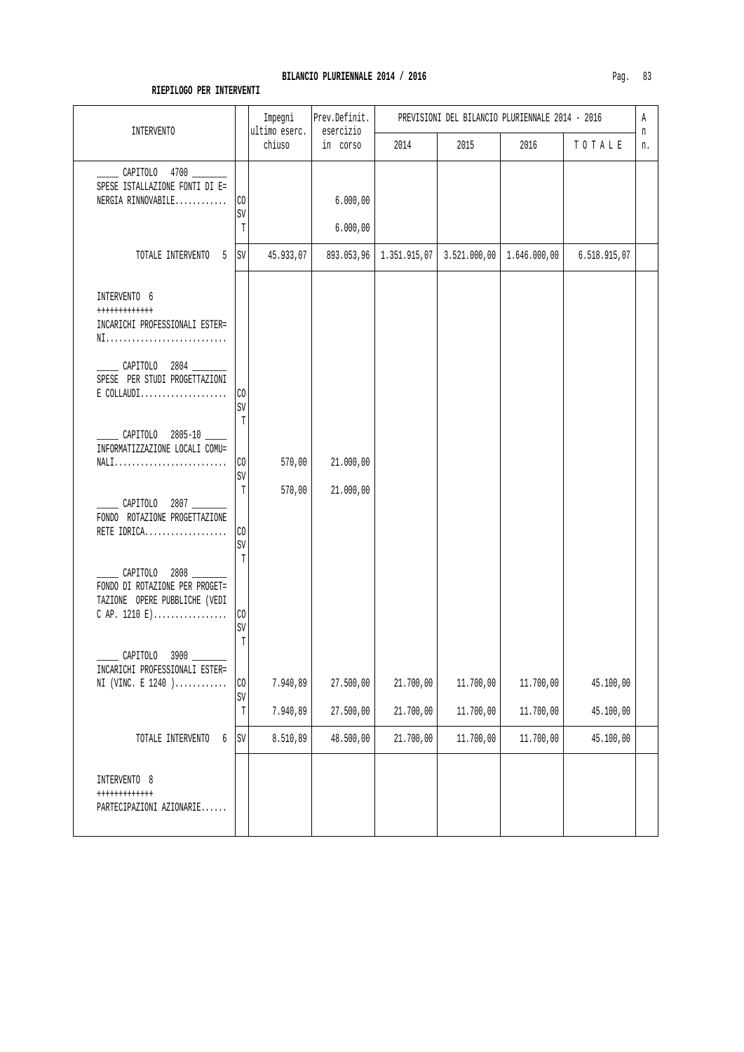**BILANCIO PLURIENNALE 2014 / 2016**

**RIEPILOGO PER INTERVENTI**

| INTERVENTO | | Impegni ultimo eserc. chiuso | Prev.Definit. esercizio in corso | 2014 | 2015 | 2016 | T O T A L E | An n. |
|---|---|---|---|---|---|---|---|---|
| | | | | PREVISIONI DEL BILANCIO PLURIENNALE 2014 - 2016 | | | | |
| _____ CAPITOLO 4700 _______ SPESE ISTALLAZIONE FONTI DI E= NERGIA RINNOVABILE............ | CO | | 6.000,00 | | | | | |
| | SV | | | | | | | |
| | T | | 6.000,00 | | | | | |
| TOTALE INTERVENTO 5 | SV | 45.933,07 | 893.053,96 | 1.351.915,07 | 3.521.000,00 | 1.646.000,00 | 6.518.915,07 | |
| INTERVENTO 6 +++++++++++++ INCARICHI PROFESSIONALI ESTER= NI............................ | | | | | | | | |
| _____ CAPITOLO 2804 _______ SPESE PER STUDI PROGETTAZIONI E COLLAUDI.................... | CO | | | | | | | |
| | SV | | | | | | | |
| | T | | | | | | | |
| _____ CAPITOLO 2805-10 _____ INFORMATIZZAZIONE LOCALI COMU= NALI.......................... | CO | 570,00 | 21.000,00 | | | | | |
| | SV | | | | | | | |
| | T | 570,00 | 21.000,00 | | | | | |
| _____ CAPITOLO 2807 _______ FONDO ROTAZIONE PROGETTAZIONE RETE IDRICA................... | CO | | | | | | | |
| | SV | | | | | | | |
| | T | | | | | | | |
| _____ CAPITOLO 2808 _______ FONDO DI ROTAZIONE PER PROGET= TAZIONE OPERE PUBBLICHE (VEDI C AP. 1210 E)................. | CO | | | | | | | |
| | SV | | | | | | | |
| | T | | | | | | | |
| _____ CAPITOLO 3900 _______ INCARICHI PROFESSIONALI ESTER= NI (VINC. E 1240 )............ | CO | 7.940,89 | 27.500,00 | 21.700,00 | 11.700,00 | 11.700,00 | 45.100,00 | |
| | SV | | | | | | | |
| | T | 7.940,89 | 27.500,00 | 21.700,00 | 11.700,00 | 11.700,00 | 45.100,00 | |
| TOTALE INTERVENTO 6 | SV | 8.510,89 | 48.500,00 | 21.700,00 | 11.700,00 | 11.700,00 | 45.100,00 | |
| INTERVENTO 8 +++++++++++++ PARTECIPAZIONI AZIONARIE...... | | | | | | | | |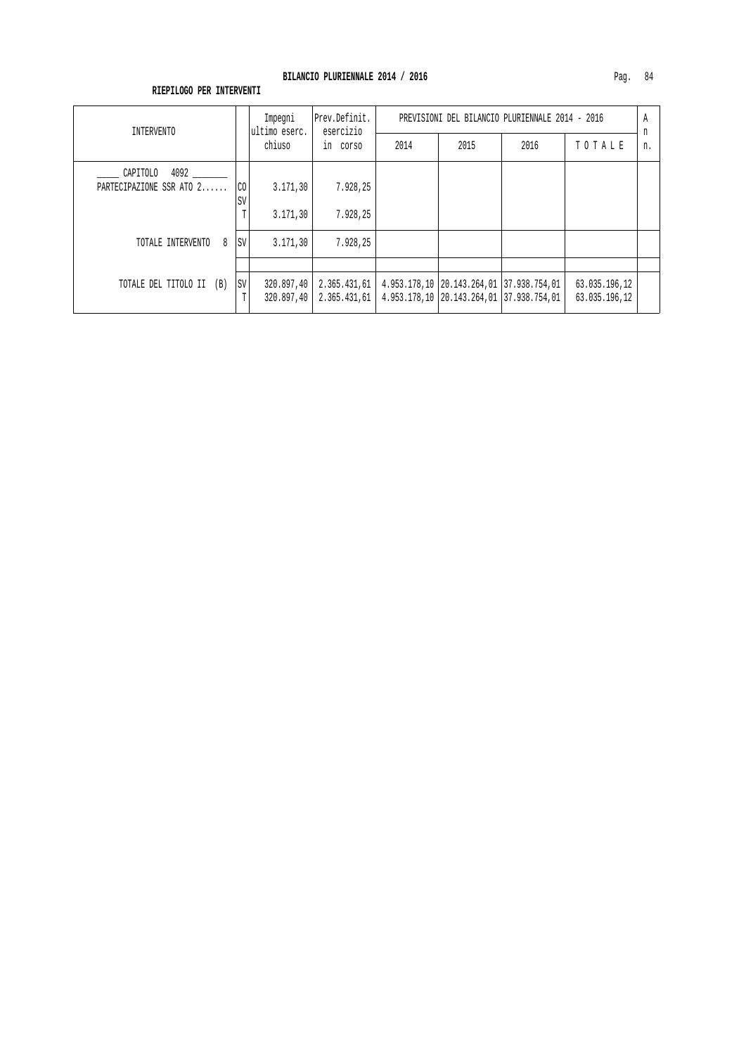**BILANCIO PLURIENNALE 2014 / 2016**

**RIEPILOGO PER INTERVENTI**

| INTERVENTO | | Impegni ultimo eserc. chiuso | Prev.Definit. esercizio in corso | PREVISIONI DEL BILANCIO PLURIENNALE 2014 - 2016 | | | | An n. |
|---|---|---|---|---|---|---|---|---|
| | | | | 2014 | 2015 | 2016 | T O T A L E | |
| _____ CAPITOLO 4092 _______ PARTECIPAZIONE SSR ATO 2...... | CO | 3.171,30 | 7.928,25 | | | | | |
| | SV | | | | | | | |
| | T | 3.171,30 | 7.928,25 | | | | | |
| TOTALE INTERVENTO 8 | SV | 3.171,30 | 7.928,25 | | | | | |
| TOTALE DEL TITOLO II (B) | SV | 320.897,40 | 2.365.431,61 | 4.953.178,10 | 20.143.264,01 | 37.938.754,01 | 63.035.196,12 | |
| | T | 320.897,40 | 2.365.431,61 | 4.953.178,10 | 20.143.264,01 | 37.938.754,01 | 63.035.196,12 | |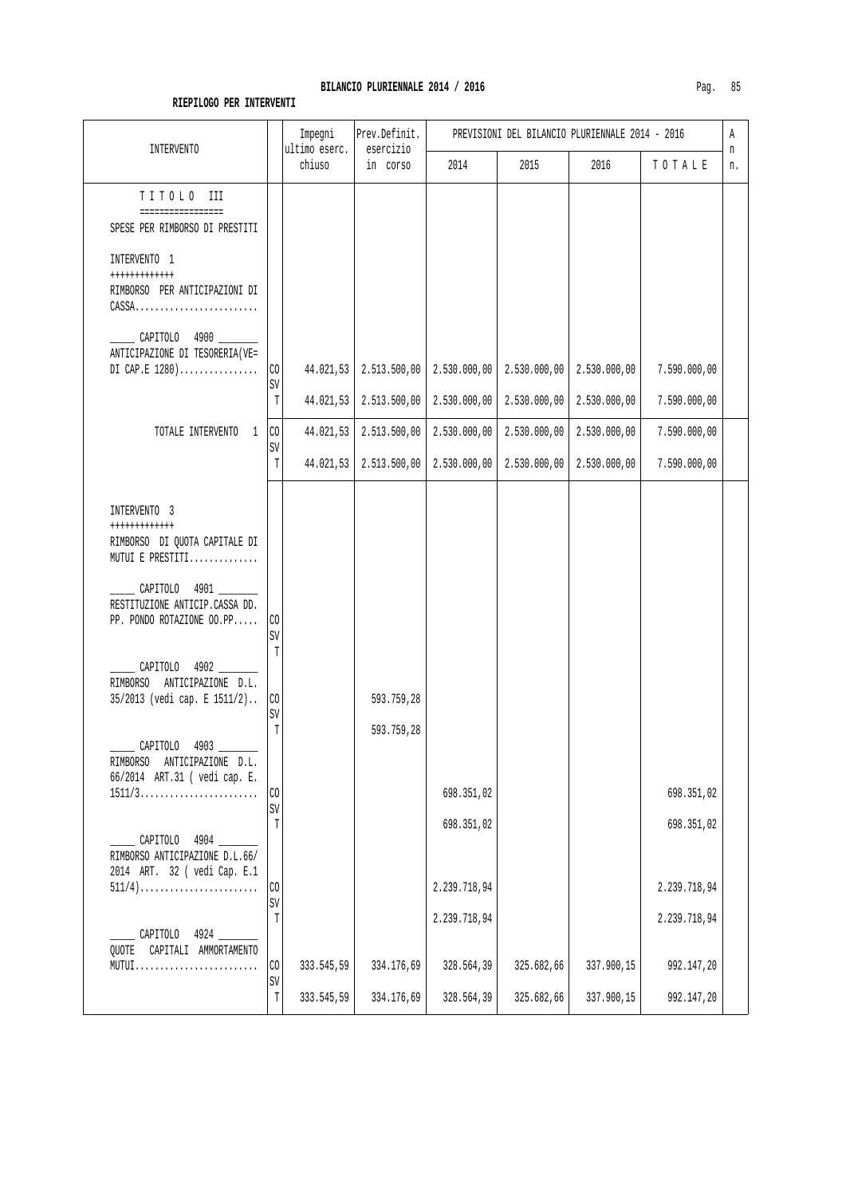## BILANCIO PLURIENNALE 2014 / 2016

### RIEPILOGO PER INTERVENTI

| INTERVENTO | | Impegni ultimo eserc. chiuso | Prev.Definit. esercizio in corso | PREVISIONI DEL BILANCIO PLURIENNALE 2014 - 2016 2014 | 2015 | 2016 | TOTALE | An n. |
|---|---|---|---|---|---|---|---|---|
| TITOLO III<br>=================<br>SPESE PER RIMBORSO DI PRESTITI | | | | | | | | |
| INTERVENTO 1<br>+++++++++++++<br>RIMBORSO PER ANTICIPAZIONI DI CASSA......................... | | | | | | | | |
| _____ CAPITOLO 4900 _______<br>ANTICIPAZIONE DI TESORERIA(VE= DI CAP.E 1280)................ | CO | 44.021,53 | 2.513.500,00 | 2.530.000,00 | 2.530.000,00 | 2.530.000,00 | 7.590.000,00 | |
| | SV | | | | | | | |
| | T | 44.021,53 | 2.513.500,00 | 2.530.000,00 | 2.530.000,00 | 2.530.000,00 | 7.590.000,00 | |
| TOTALE INTERVENTO 1 | CO | 44.021,53 | 2.513.500,00 | 2.530.000,00 | 2.530.000,00 | 2.530.000,00 | 7.590.000,00 | |
| | SV | | | | | | | |
| | T | 44.021,53 | 2.513.500,00 | 2.530.000,00 | 2.530.000,00 | 2.530.000,00 | 7.590.000,00 | |
| INTERVENTO 3<br>+++++++++++++<br>RIMBORSO DI QUOTA CAPITALE DI MUTUI E PRESTITI.............. | | | | | | | | |
| _____ CAPITOLO 4901 _______<br>RESTITUZIONE ANTICIP.CASSA DD. PP. PONDO ROTAZIONE OO.PP..... | CO | | | | | | | |
| | SV | | | | | | | |
| | T | | | | | | | |
| _____ CAPITOLO 4902 _______<br>RIMBORSO ANTICIPAZIONE D.L. 35/2013 (vedi cap. E 1511/2).. | CO | | 593.759,28 | | | | | |
| | SV | | | | | | | |
| | T | | 593.759,28 | | | | | |
| _____ CAPITOLO 4903 _______<br>RIMBORSO ANTICIPAZIONE D.L. 66/2014 ART.31 ( vedi cap. E. 1511/3........................ | CO | | | 698.351,02 | | | 698.351,02 | |
| | SV | | | | | | | |
| | T | | | 698.351,02 | | | 698.351,02 | |
| _____ CAPITOLO 4904 _______<br>RIMBORSO ANTICIPAZIONE D.L.66/ 2014 ART. 32 ( vedi Cap. E.1 511/4)........................ | CO | | | 2.239.718,94 | | | 2.239.718,94 | |
| | SV | | | | | | | |
| | T | | | 2.239.718,94 | | | 2.239.718,94 | |
| _____ CAPITOLO 4924 _______<br>QUOTE CAPITALI AMMORTAMENTO MUTUI......................... | CO | 333.545,59 | 334.176,69 | 328.564,39 | 325.682,66 | 337.900,15 | 992.147,20 | |
| | SV | | | | | | | |
| | T | 333.545,59 | 334.176,69 | 328.564,39 | 325.682,66 | 337.900,15 | 992.147,20 | |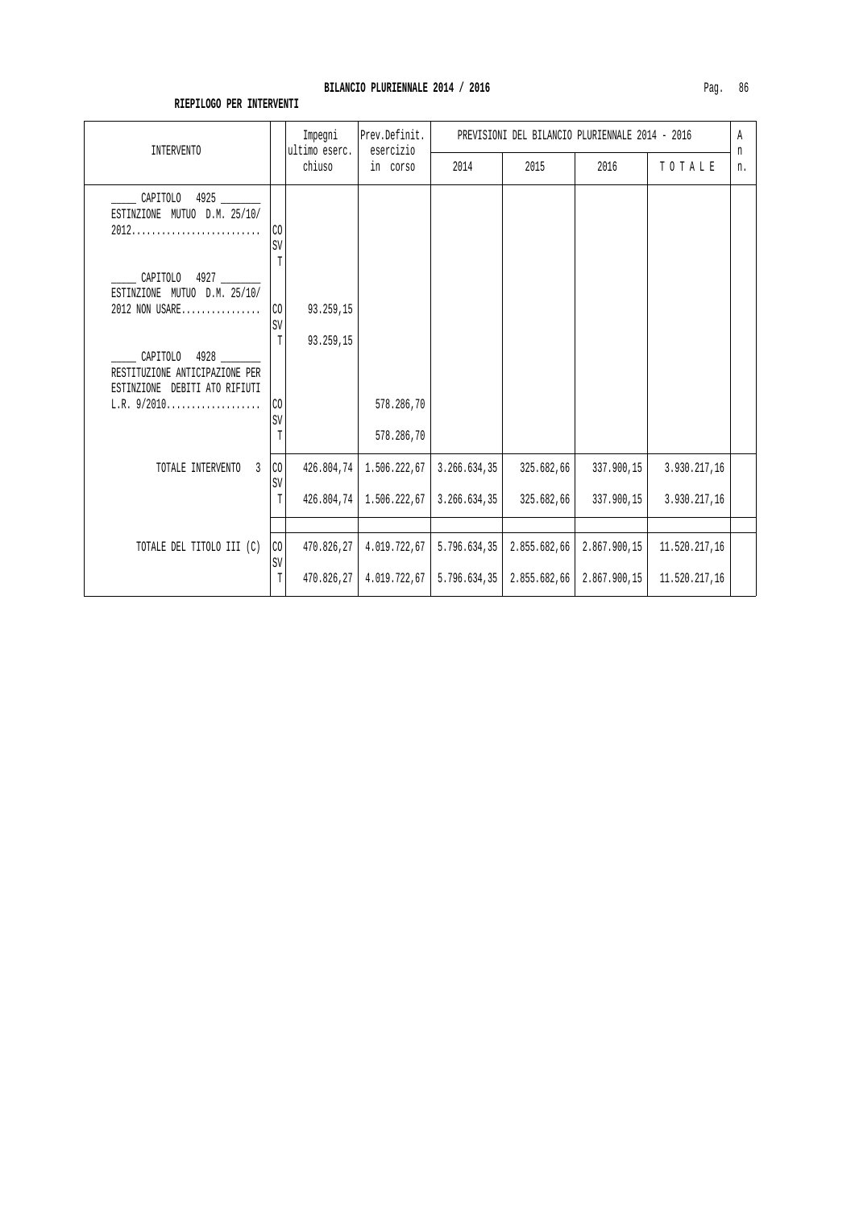**BILANCIO PLURIENNALE 2014 / 2016**

**RIEPILOGO PER INTERVENTI**

| INTERVENTO | | Impegni ultimo eserc. chiuso | Prev.Definit. esercizio in corso | PREVISIONI DEL BILANCIO PLURIENNALE 2014 - 2016 | | | | An n. |
|---|---|---|---|---|---|---|---|---|
| | | | | 2014 | 2015 | 2016 | T O T A L E | |
| _____ CAPITOLO 4925 _______ ESTINZIONE MUTUO D.M. 25/10/ 2012.......................... | CO | | | | | | | |
| | SV | | | | | | | |
| | T | | | | | | | |
| _____ CAPITOLO 4927 _______ ESTINZIONE MUTUO D.M. 25/10/ 2012 NON USARE................ | CO | 93.259,15 | | | | | | |
| | SV | | | | | | | |
| | T | 93.259,15 | | | | | | |
| _____ CAPITOLO 4928 _______ RESTITUZIONE ANTICIPAZIONE PER ESTINZIONE DEBITI ATO RIFIUTI L.R. 9/2010................... | CO | | 578.286,70 | | | | | |
| | SV | | | | | | | |
| | T | | 578.286,70 | | | | | |
| TOTALE INTERVENTO 3 | CO | 426.804,74 | 1.506.222,67 | 3.266.634,35 | 325.682,66 | 337.900,15 | 3.930.217,16 | |
| | SV | | | | | | | |
| | T | 426.804,74 | 1.506.222,67 | 3.266.634,35 | 325.682,66 | 337.900,15 | 3.930.217,16 | |
| TOTALE DEL TITOLO III (C) | CO | 470.826,27 | 4.019.722,67 | 5.796.634,35 | 2.855.682,66 | 2.867.900,15 | 11.520.217,16 | |
| | SV | | | | | | | |
| | T | 470.826,27 | 4.019.722,67 | 5.796.634,35 | 2.855.682,66 | 2.867.900,15 | 11.520.217,16 | |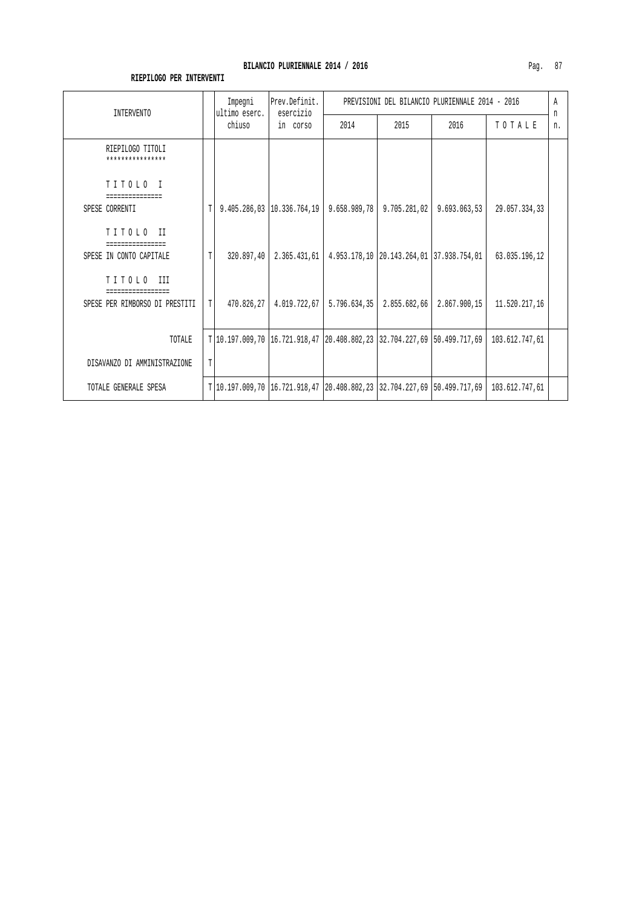**BILANCIO PLURIENNALE 2014 / 2016**

**RIEPILOGO PER INTERVENTI**

| INTERVENTO | | Impegni ultimo eserc. chiuso | Prev.Definit. esercizio in corso | PREVISIONI DEL BILANCIO PLURIENNALE 2014 - 2016 | | | | An n. |
|---|---|---|---|---|---|---|---|---|
| | | | | 2014 | 2015 | 2016 | T O T A L E | |
| RIEPILOGO TITOLI<br>**************** | | | | | | | | |
| T I T O L O I<br>=============== | | | | | | | | |
| SPESE CORRENTI | T | 9.405.286,03 | 10.336.764,19 | 9.658.989,78 | 9.705.281,02 | 9.693.063,53 | 29.057.334,33 | |
| T I T O L O II<br>================ | | | | | | | | |
| SPESE IN CONTO CAPITALE | T | 320.897,40 | 2.365.431,61 | 4.953.178,10 | 20.143.264,01 | 37.938.754,01 | 63.035.196,12 | |
| T I T O L O III<br>================= | | | | | | | | |
| SPESE PER RIMBORSO DI PRESTITI | T | 470.826,27 | 4.019.722,67 | 5.796.634,35 | 2.855.682,66 | 2.867.900,15 | 11.520.217,16 | |
| TOTALE | T | 10.197.009,70 | 16.721.918,47 | 20.408.802,23 | 32.704.227,69 | 50.499.717,69 | 103.612.747,61 | |
| DISAVANZO DI AMMINISTRAZIONE | T | | | | | | | |
| TOTALE GENERALE SPESA | T | 10.197.009,70 | 16.721.918,47 | 20.408.802,23 | 32.704.227,69 | 50.499.717,69 | 103.612.747,61 | |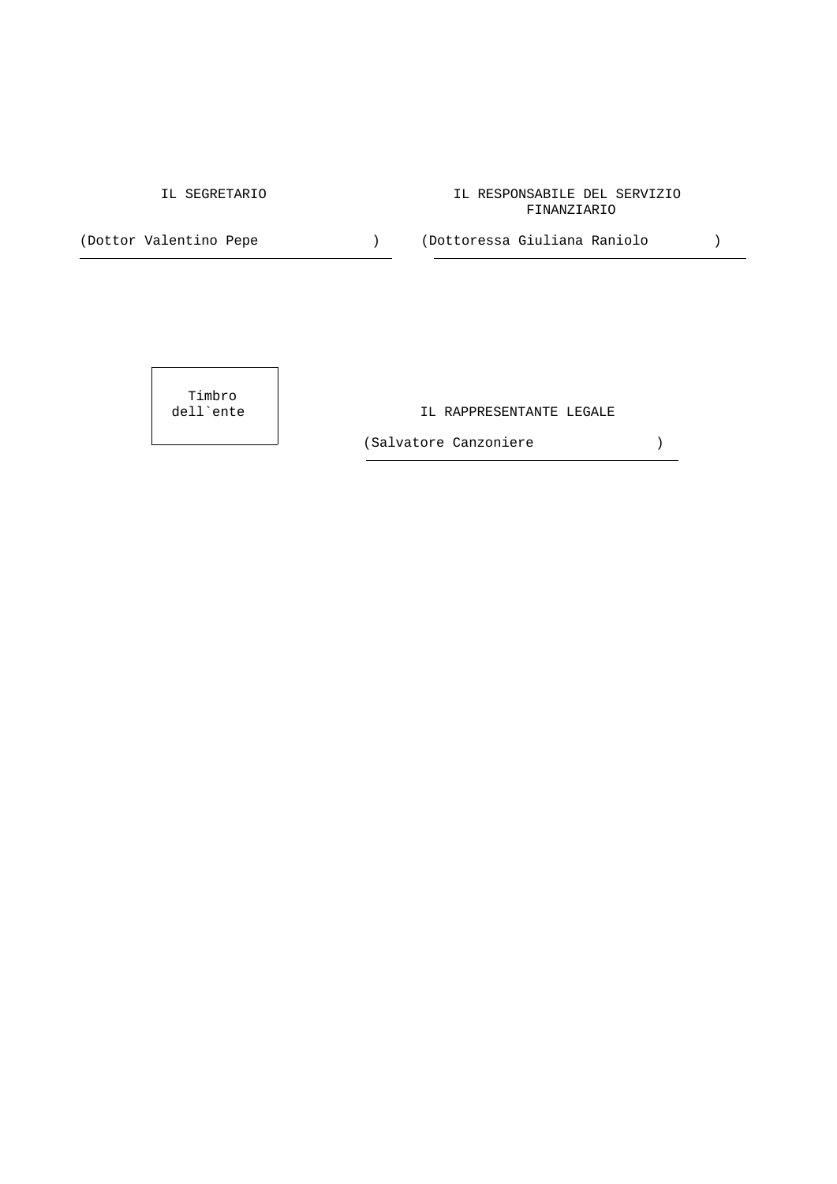IL SEGRETARIO

(Dottor Valentino Pepe )

IL RESPONSABILE DEL SERVIZIO FINANZIARIO

(Dottoressa Giuliana Raniolo )

Timbro dell`ente

IL RAPPRESENTANTE LEGALE

(Salvatore Canzoniere )